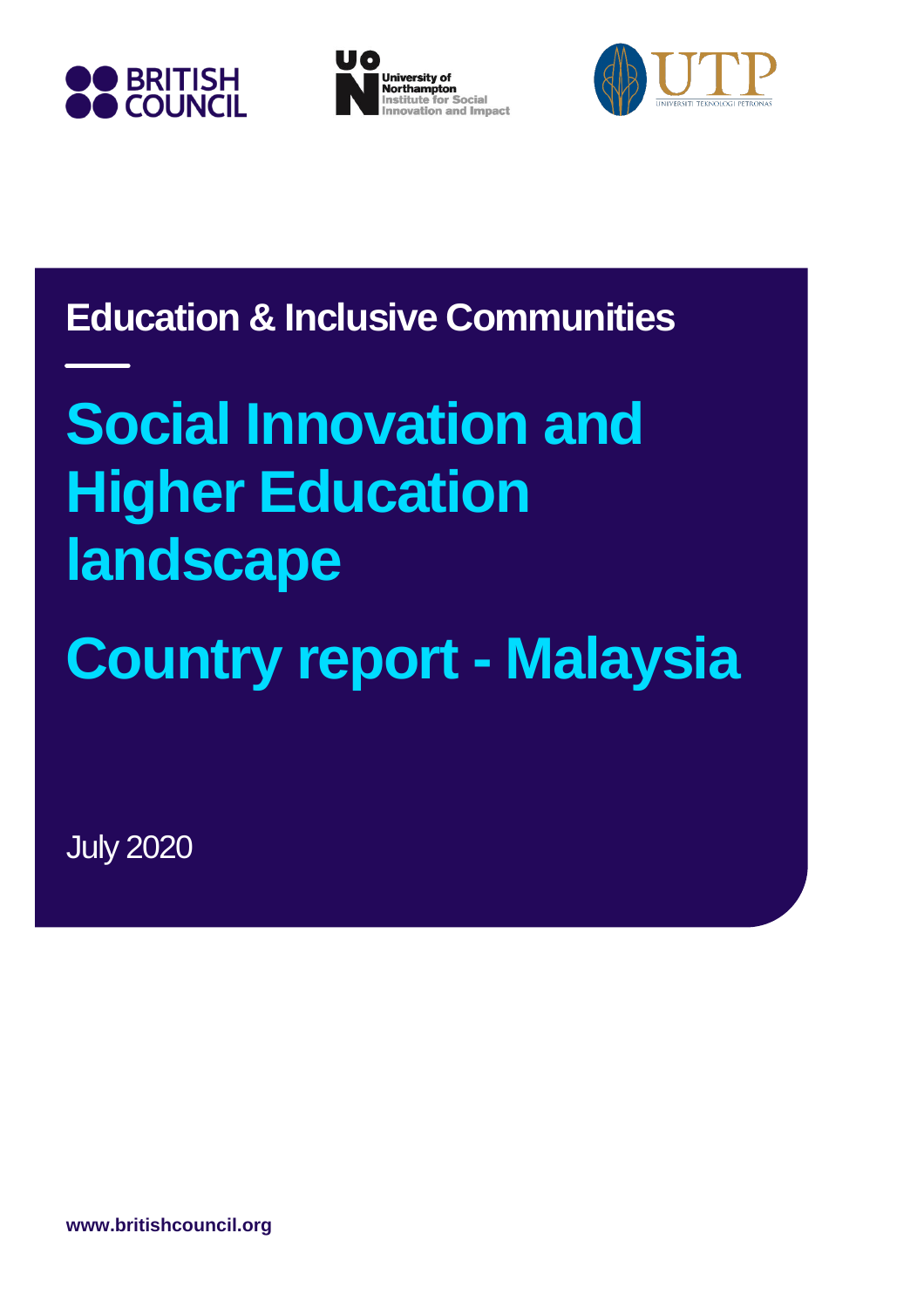BRITISH COUNCIL

University of Northampton Institute for Social Innovation and Impact

UTP Universiti Teknologi Petronas

**Education & Inclusive Communities**

# Social Innovation and Higher Education landscape

# Country report - Malaysia

July 2020

**www.britishcouncil.org**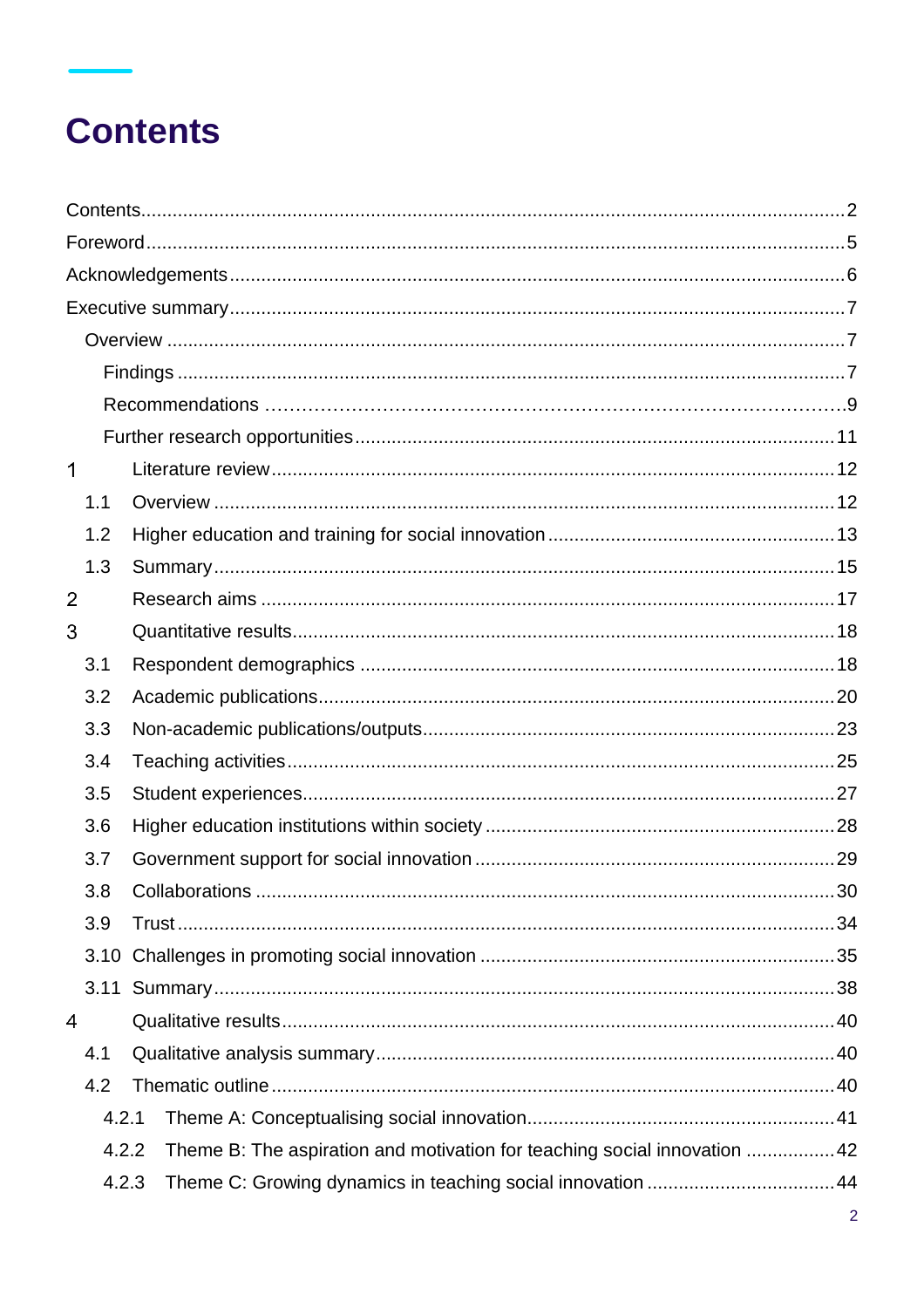# Contents

- Contents ..... 2
- Foreword ..... 5
- Acknowledgements ..... 6
- Executive summary ..... 7
  - Overview ..... 7
    - Findings ..... 7
    - Recommendations ..... 9
    - Further research opportunities ..... 11
- 1 Literature review ..... 12
  - 1.1 Overview ..... 12
  - 1.2 Higher education and training for social innovation ..... 13
  - 1.3 Summary ..... 15
- 2 Research aims ..... 17
- 3 Quantitative results ..... 18
  - 3.1 Respondent demographics ..... 18
  - 3.2 Academic publications ..... 20
  - 3.3 Non-academic publications/outputs ..... 23
  - 3.4 Teaching activities ..... 25
  - 3.5 Student experiences ..... 27
  - 3.6 Higher education institutions within society ..... 28
  - 3.7 Government support for social innovation ..... 29
  - 3.8 Collaborations ..... 30
  - 3.9 Trust ..... 34
  - 3.10 Challenges in promoting social innovation ..... 35
  - 3.11 Summary ..... 38
- 4 Qualitative results ..... 40
  - 4.1 Qualitative analysis summary ..... 40
  - 4.2 Thematic outline ..... 40
    - 4.2.1 Theme A: Conceptualising social innovation ..... 41
    - 4.2.2 Theme B: The aspiration and motivation for teaching social innovation ..... 42
    - 4.2.3 Theme C: Growing dynamics in teaching social innovation ..... 44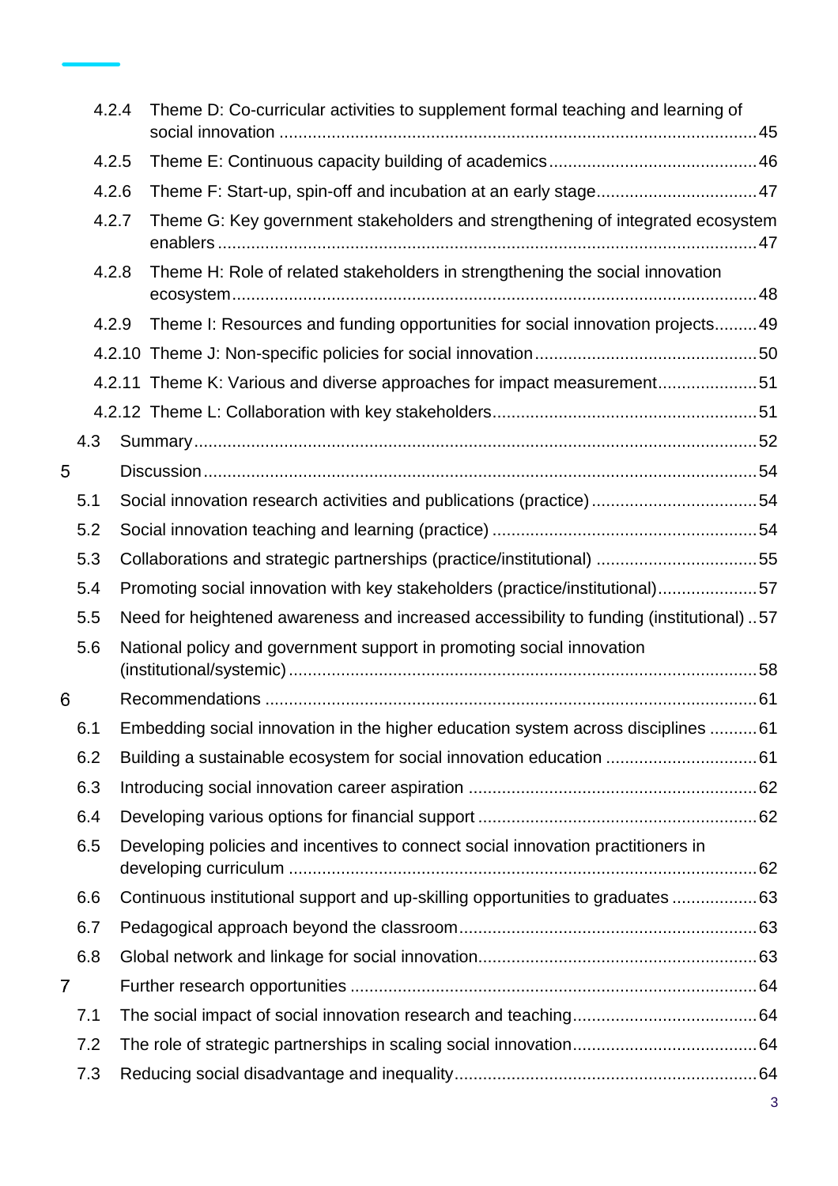- 4.2.4 Theme D: Co-curricular activities to supplement formal teaching and learning of social innovation ..... 45
- 4.2.5 Theme E: Continuous capacity building of academics ..... 46
- 4.2.6 Theme F: Start-up, spin-off and incubation at an early stage ..... 47
- 4.2.7 Theme G: Key government stakeholders and strengthening of integrated ecosystem enablers ..... 47
- 4.2.8 Theme H: Role of related stakeholders in strengthening the social innovation ecosystem ..... 48
- 4.2.9 Theme I: Resources and funding opportunities for social innovation projects ..... 49
- 4.2.10 Theme J: Non-specific policies for social innovation ..... 50
- 4.2.11 Theme K: Various and diverse approaches for impact measurement ..... 51
- 4.2.12 Theme L: Collaboration with key stakeholders ..... 51
- 4.3 Summary ..... 52

5 Discussion ..... 54
- 5.1 Social innovation research activities and publications (practice) ..... 54
- 5.2 Social innovation teaching and learning (practice) ..... 54
- 5.3 Collaborations and strategic partnerships (practice/institutional) ..... 55
- 5.4 Promoting social innovation with key stakeholders (practice/institutional) ..... 57
- 5.5 Need for heightened awareness and increased accessibility to funding (institutional) ..... 57
- 5.6 National policy and government support in promoting social innovation (institutional/systemic) ..... 58

6 Recommendations ..... 61
- 6.1 Embedding social innovation in the higher education system across disciplines ..... 61
- 6.2 Building a sustainable ecosystem for social innovation education ..... 61
- 6.3 Introducing social innovation career aspiration ..... 62
- 6.4 Developing various options for financial support ..... 62
- 6.5 Developing policies and incentives to connect social innovation practitioners in developing curriculum ..... 62
- 6.6 Continuous institutional support and up-skilling opportunities to graduates ..... 63
- 6.7 Pedagogical approach beyond the classroom ..... 63
- 6.8 Global network and linkage for social innovation ..... 63

7 Further research opportunities ..... 64
- 7.1 The social impact of social innovation research and teaching ..... 64
- 7.2 The role of strategic partnerships in scaling social innovation ..... 64
- 7.3 Reducing social disadvantage and inequality ..... 64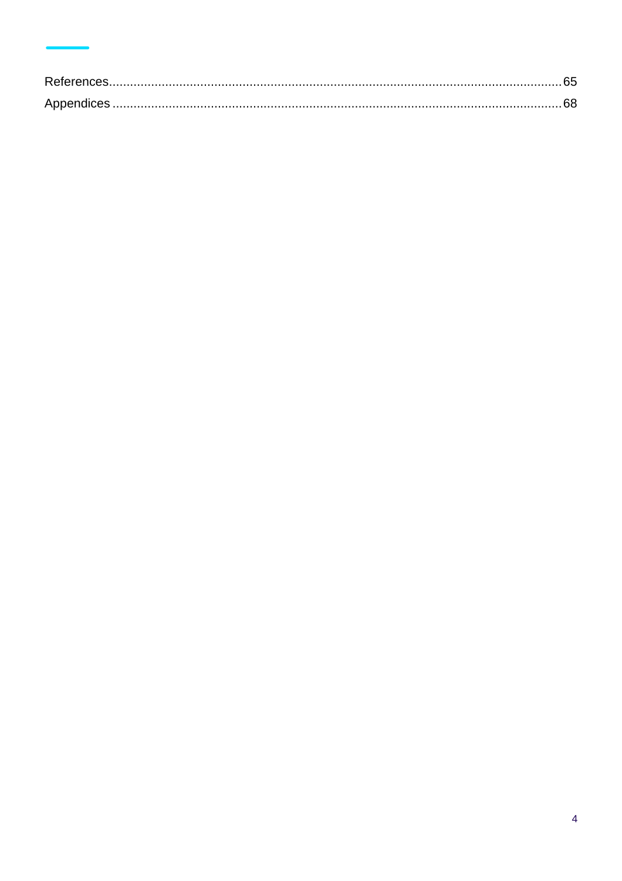References................................................................................................................................65
Appendices ...............................................................................................................................68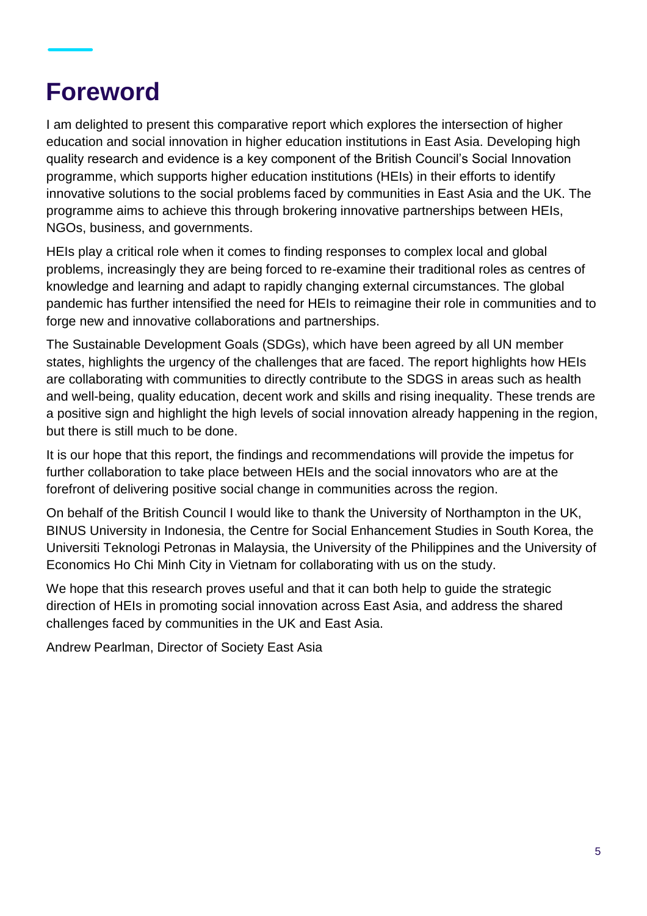# Foreword

I am delighted to present this comparative report which explores the intersection of higher education and social innovation in higher education institutions in East Asia. Developing high quality research and evidence is a key component of the British Council's Social Innovation programme, which supports higher education institutions (HEIs) in their efforts to identify innovative solutions to the social problems faced by communities in East Asia and the UK. The programme aims to achieve this through brokering innovative partnerships between HEIs, NGOs, business, and governments.

HEIs play a critical role when it comes to finding responses to complex local and global problems, increasingly they are being forced to re-examine their traditional roles as centres of knowledge and learning and adapt to rapidly changing external circumstances. The global pandemic has further intensified the need for HEIs to reimagine their role in communities and to forge new and innovative collaborations and partnerships.

The Sustainable Development Goals (SDGs), which have been agreed by all UN member states, highlights the urgency of the challenges that are faced. The report highlights how HEIs are collaborating with communities to directly contribute to the SDGS in areas such as health and well-being, quality education, decent work and skills and rising inequality. These trends are a positive sign and highlight the high levels of social innovation already happening in the region, but there is still much to be done.

It is our hope that this report, the findings and recommendations will provide the impetus for further collaboration to take place between HEIs and the social innovators who are at the forefront of delivering positive social change in communities across the region.

On behalf of the British Council I would like to thank the University of Northampton in the UK, BINUS University in Indonesia, the Centre for Social Enhancement Studies in South Korea, the Universiti Teknologi Petronas in Malaysia, the University of the Philippines and the University of Economics Ho Chi Minh City in Vietnam for collaborating with us on the study.

We hope that this research proves useful and that it can both help to guide the strategic direction of HEIs in promoting social innovation across East Asia, and address the shared challenges faced by communities in the UK and East Asia.

Andrew Pearlman, Director of Society East Asia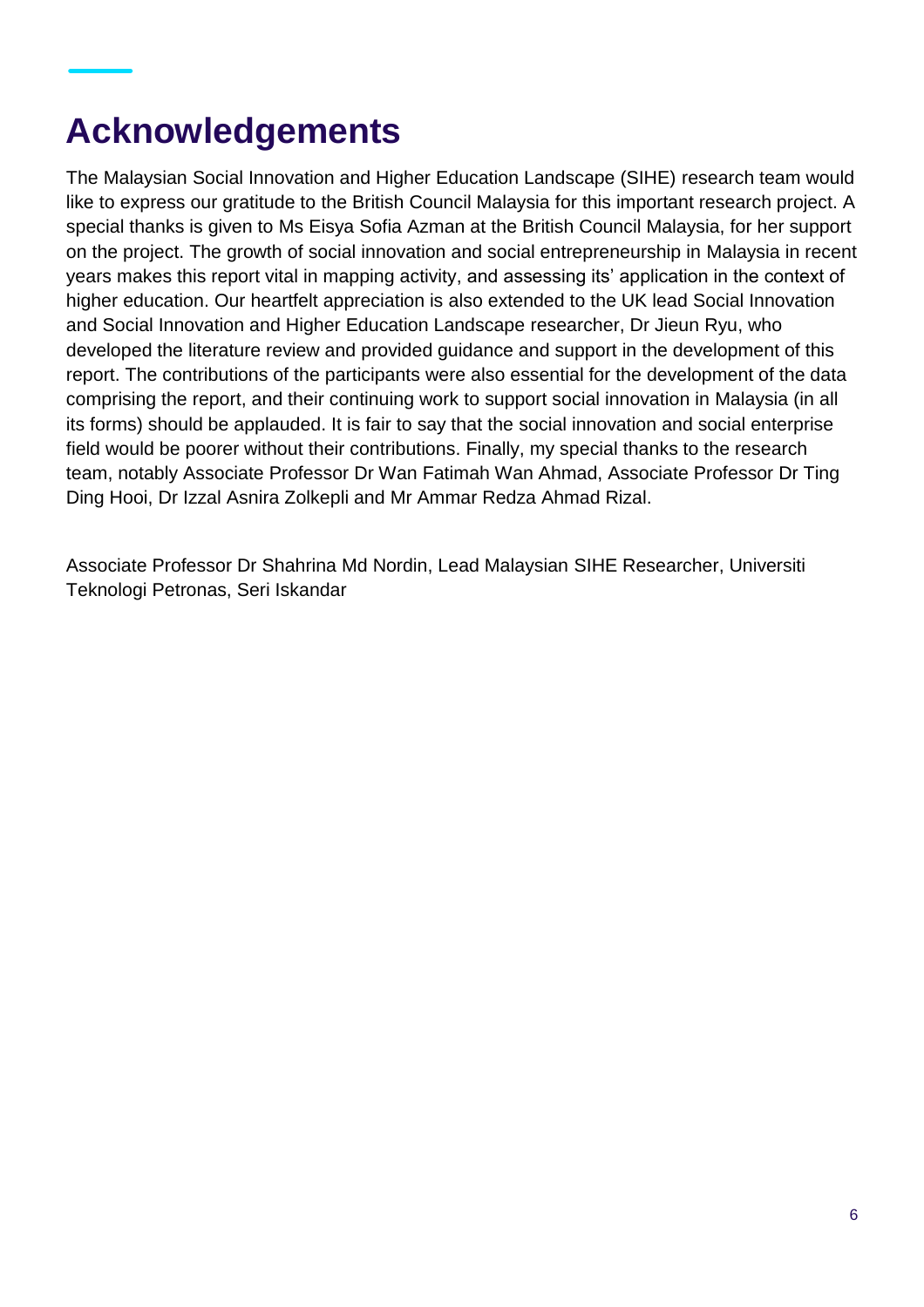# Acknowledgements

The Malaysian Social Innovation and Higher Education Landscape (SIHE) research team would like to express our gratitude to the British Council Malaysia for this important research project. A special thanks is given to Ms Eisya Sofia Azman at the British Council Malaysia, for her support on the project. The growth of social innovation and social entrepreneurship in Malaysia in recent years makes this report vital in mapping activity, and assessing its' application in the context of higher education. Our heartfelt appreciation is also extended to the UK lead Social Innovation and Social Innovation and Higher Education Landscape researcher, Dr Jieun Ryu, who developed the literature review and provided guidance and support in the development of this report. The contributions of the participants were also essential for the development of the data comprising the report, and their continuing work to support social innovation in Malaysia (in all its forms) should be applauded. It is fair to say that the social innovation and social enterprise field would be poorer without their contributions. Finally, my special thanks to the research team, notably Associate Professor Dr Wan Fatimah Wan Ahmad, Associate Professor Dr Ting Ding Hooi, Dr Izzal Asnira Zolkepli and Mr Ammar Redza Ahmad Rizal.

Associate Professor Dr Shahrina Md Nordin, Lead Malaysian SIHE Researcher, Universiti Teknologi Petronas, Seri Iskandar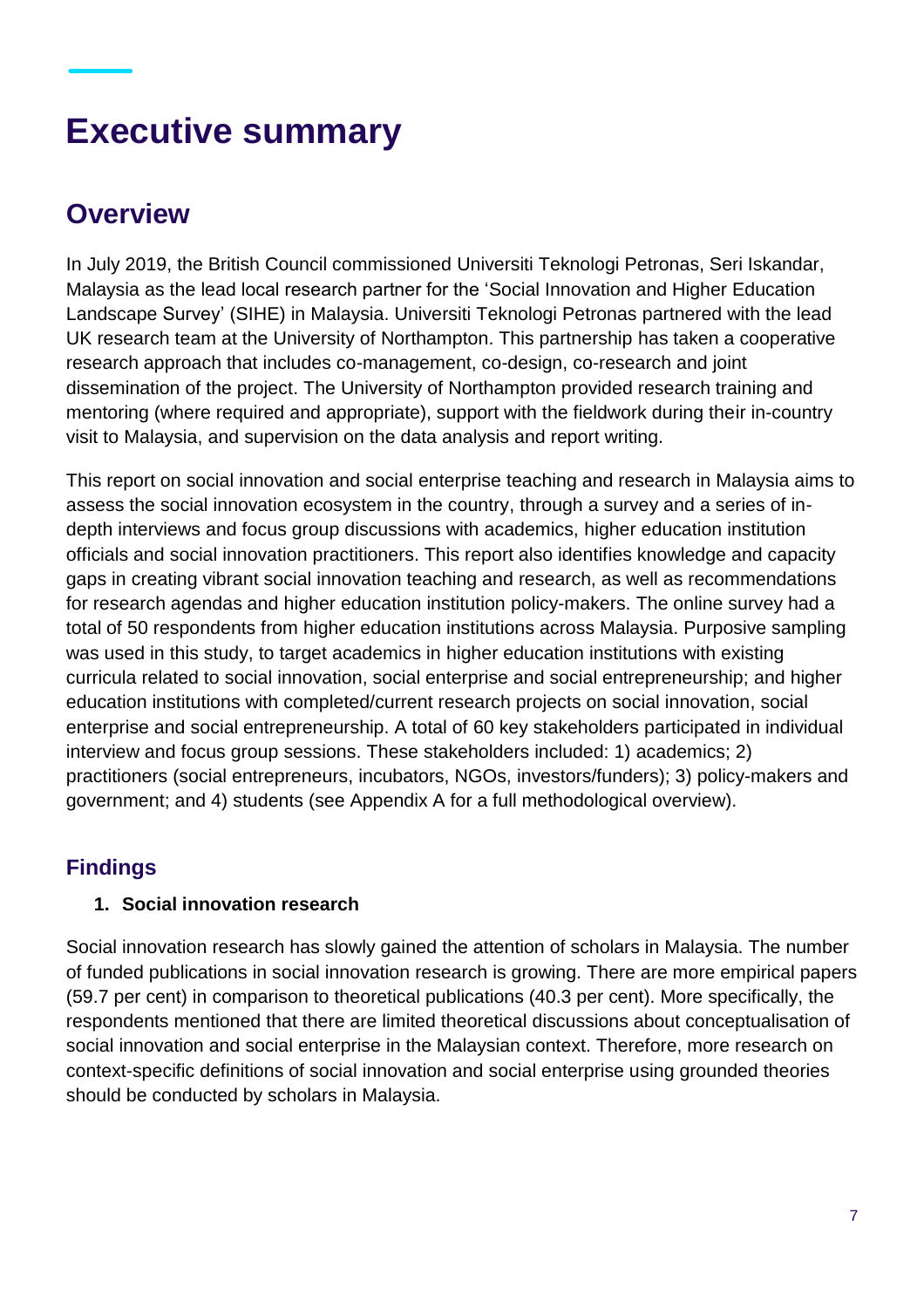# Executive summary

## Overview

In July 2019, the British Council commissioned Universiti Teknologi Petronas, Seri Iskandar, Malaysia as the lead local research partner for the 'Social Innovation and Higher Education Landscape Survey' (SIHE) in Malaysia. Universiti Teknologi Petronas partnered with the lead UK research team at the University of Northampton. This partnership has taken a cooperative research approach that includes co-management, co-design, co-research and joint dissemination of the project. The University of Northampton provided research training and mentoring (where required and appropriate), support with the fieldwork during their in-country visit to Malaysia, and supervision on the data analysis and report writing.

This report on social innovation and social enterprise teaching and research in Malaysia aims to assess the social innovation ecosystem in the country, through a survey and a series of in-depth interviews and focus group discussions with academics, higher education institution officials and social innovation practitioners. This report also identifies knowledge and capacity gaps in creating vibrant social innovation teaching and research, as well as recommendations for research agendas and higher education institution policy-makers. The online survey had a total of 50 respondents from higher education institutions across Malaysia. Purposive sampling was used in this study, to target academics in higher education institutions with existing curricula related to social innovation, social enterprise and social entrepreneurship; and higher education institutions with completed/current research projects on social innovation, social enterprise and social entrepreneurship. A total of 60 key stakeholders participated in individual interview and focus group sessions. These stakeholders included: 1) academics; 2) practitioners (social entrepreneurs, incubators, NGOs, investors/funders); 3) policy-makers and government; and 4) students (see Appendix A for a full methodological overview).

## Findings

1. **Social innovation research**

Social innovation research has slowly gained the attention of scholars in Malaysia. The number of funded publications in social innovation research is growing. There are more empirical papers (59.7 per cent) in comparison to theoretical publications (40.3 per cent). More specifically, the respondents mentioned that there are limited theoretical discussions about conceptualisation of social innovation and social enterprise in the Malaysian context. Therefore, more research on context-specific definitions of social innovation and social enterprise using grounded theories should be conducted by scholars in Malaysia.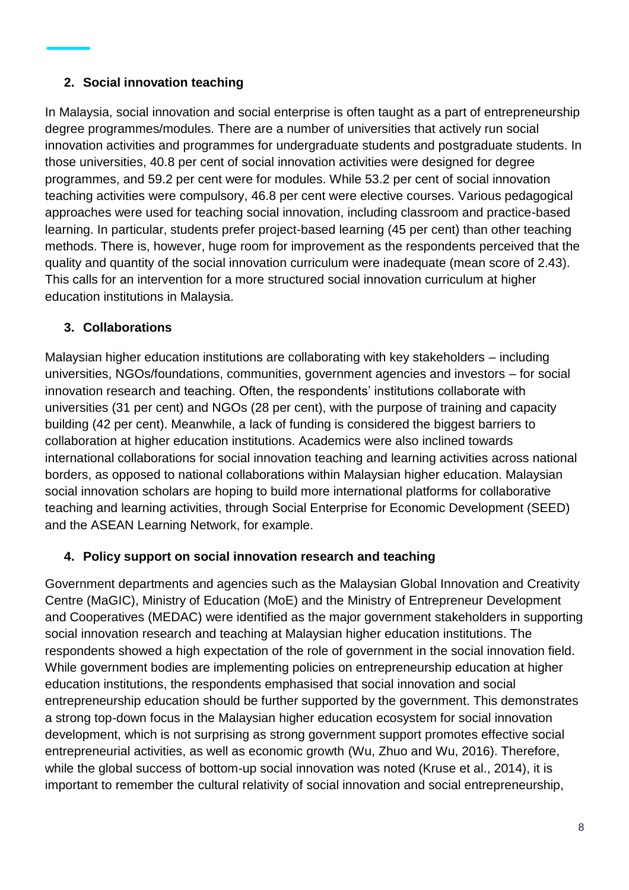## 2. Social innovation teaching

In Malaysia, social innovation and social enterprise is often taught as a part of entrepreneurship degree programmes/modules. There are a number of universities that actively run social innovation activities and programmes for undergraduate students and postgraduate students. In those universities, 40.8 per cent of social innovation activities were designed for degree programmes, and 59.2 per cent were for modules. While 53.2 per cent of social innovation teaching activities were compulsory, 46.8 per cent were elective courses. Various pedagogical approaches were used for teaching social innovation, including classroom and practice-based learning. In particular, students prefer project-based learning (45 per cent) than other teaching methods. There is, however, huge room for improvement as the respondents perceived that the quality and quantity of the social innovation curriculum were inadequate (mean score of 2.43). This calls for an intervention for a more structured social innovation curriculum at higher education institutions in Malaysia.

## 3. Collaborations

Malaysian higher education institutions are collaborating with key stakeholders – including universities, NGOs/foundations, communities, government agencies and investors – for social innovation research and teaching. Often, the respondents' institutions collaborate with universities (31 per cent) and NGOs (28 per cent), with the purpose of training and capacity building (42 per cent). Meanwhile, a lack of funding is considered the biggest barriers to collaboration at higher education institutions. Academics were also inclined towards international collaborations for social innovation teaching and learning activities across national borders, as opposed to national collaborations within Malaysian higher education. Malaysian social innovation scholars are hoping to build more international platforms for collaborative teaching and learning activities, through Social Enterprise for Economic Development (SEED) and the ASEAN Learning Network, for example.

## 4. Policy support on social innovation research and teaching

Government departments and agencies such as the Malaysian Global Innovation and Creativity Centre (MaGIC), Ministry of Education (MoE) and the Ministry of Entrepreneur Development and Cooperatives (MEDAC) were identified as the major government stakeholders in supporting social innovation research and teaching at Malaysian higher education institutions. The respondents showed a high expectation of the role of government in the social innovation field. While government bodies are implementing policies on entrepreneurship education at higher education institutions, the respondents emphasised that social innovation and social entrepreneurship education should be further supported by the government. This demonstrates a strong top-down focus in the Malaysian higher education ecosystem for social innovation development, which is not surprising as strong government support promotes effective social entrepreneurial activities, as well as economic growth (Wu, Zhuo and Wu, 2016). Therefore, while the global success of bottom-up social innovation was noted (Kruse et al., 2014), it is important to remember the cultural relativity of social innovation and social entrepreneurship,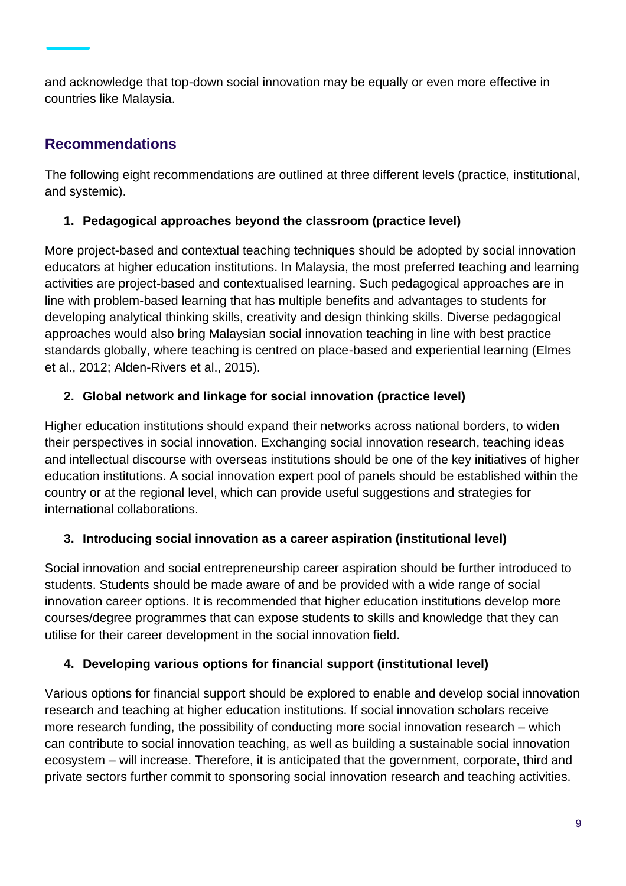and acknowledge that top-down social innovation may be equally or even more effective in countries like Malaysia.

## Recommendations

The following eight recommendations are outlined at three different levels (practice, institutional, and systemic).

### 1. Pedagogical approaches beyond the classroom (practice level)

More project-based and contextual teaching techniques should be adopted by social innovation educators at higher education institutions. In Malaysia, the most preferred teaching and learning activities are project-based and contextualised learning. Such pedagogical approaches are in line with problem-based learning that has multiple benefits and advantages to students for developing analytical thinking skills, creativity and design thinking skills. Diverse pedagogical approaches would also bring Malaysian social innovation teaching in line with best practice standards globally, where teaching is centred on place-based and experiential learning (Elmes et al., 2012; Alden-Rivers et al., 2015).

### 2. Global network and linkage for social innovation (practice level)

Higher education institutions should expand their networks across national borders, to widen their perspectives in social innovation. Exchanging social innovation research, teaching ideas and intellectual discourse with overseas institutions should be one of the key initiatives of higher education institutions. A social innovation expert pool of panels should be established within the country or at the regional level, which can provide useful suggestions and strategies for international collaborations.

### 3. Introducing social innovation as a career aspiration (institutional level)

Social innovation and social entrepreneurship career aspiration should be further introduced to students. Students should be made aware of and be provided with a wide range of social innovation career options. It is recommended that higher education institutions develop more courses/degree programmes that can expose students to skills and knowledge that they can utilise for their career development in the social innovation field.

### 4. Developing various options for financial support (institutional level)

Various options for financial support should be explored to enable and develop social innovation research and teaching at higher education institutions. If social innovation scholars receive more research funding, the possibility of conducting more social innovation research – which can contribute to social innovation teaching, as well as building a sustainable social innovation ecosystem – will increase. Therefore, it is anticipated that the government, corporate, third and private sectors further commit to sponsoring social innovation research and teaching activities.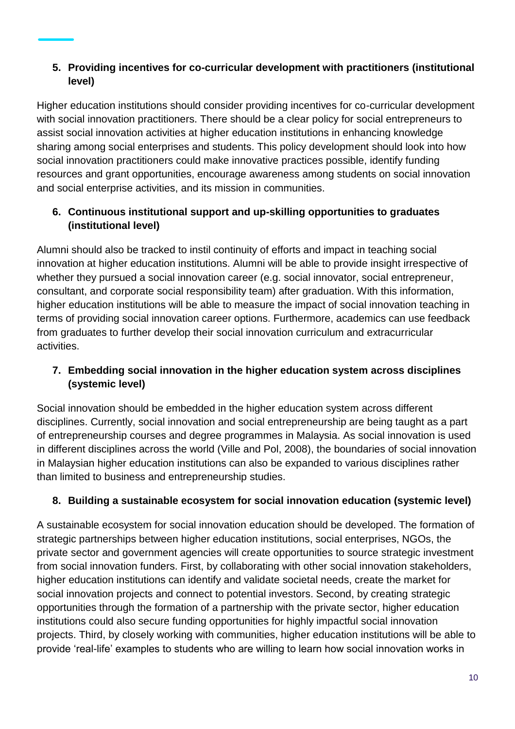5. **Providing incentives for co-curricular development with practitioners (institutional level)**

Higher education institutions should consider providing incentives for co-curricular development with social innovation practitioners. There should be a clear policy for social entrepreneurs to assist social innovation activities at higher education institutions in enhancing knowledge sharing among social enterprises and students. This policy development should look into how social innovation practitioners could make innovative practices possible, identify funding resources and grant opportunities, encourage awareness among students on social innovation and social enterprise activities, and its mission in communities.

6. **Continuous institutional support and up-skilling opportunities to graduates (institutional level)**

Alumni should also be tracked to instil continuity of efforts and impact in teaching social innovation at higher education institutions. Alumni will be able to provide insight irrespective of whether they pursued a social innovation career (e.g. social innovator, social entrepreneur, consultant, and corporate social responsibility team) after graduation. With this information, higher education institutions will be able to measure the impact of social innovation teaching in terms of providing social innovation career options. Furthermore, academics can use feedback from graduates to further develop their social innovation curriculum and extracurricular activities.

7. **Embedding social innovation in the higher education system across disciplines (systemic level)**

Social innovation should be embedded in the higher education system across different disciplines. Currently, social innovation and social entrepreneurship are being taught as a part of entrepreneurship courses and degree programmes in Malaysia. As social innovation is used in different disciplines across the world (Ville and Pol, 2008), the boundaries of social innovation in Malaysian higher education institutions can also be expanded to various disciplines rather than limited to business and entrepreneurship studies.

8. **Building a sustainable ecosystem for social innovation education (systemic level)**

A sustainable ecosystem for social innovation education should be developed. The formation of strategic partnerships between higher education institutions, social enterprises, NGOs, the private sector and government agencies will create opportunities to source strategic investment from social innovation funders. First, by collaborating with other social innovation stakeholders, higher education institutions can identify and validate societal needs, create the market for social innovation projects and connect to potential investors. Second, by creating strategic opportunities through the formation of a partnership with the private sector, higher education institutions could also secure funding opportunities for highly impactful social innovation projects. Third, by closely working with communities, higher education institutions will be able to provide 'real-life' examples to students who are willing to learn how social innovation works in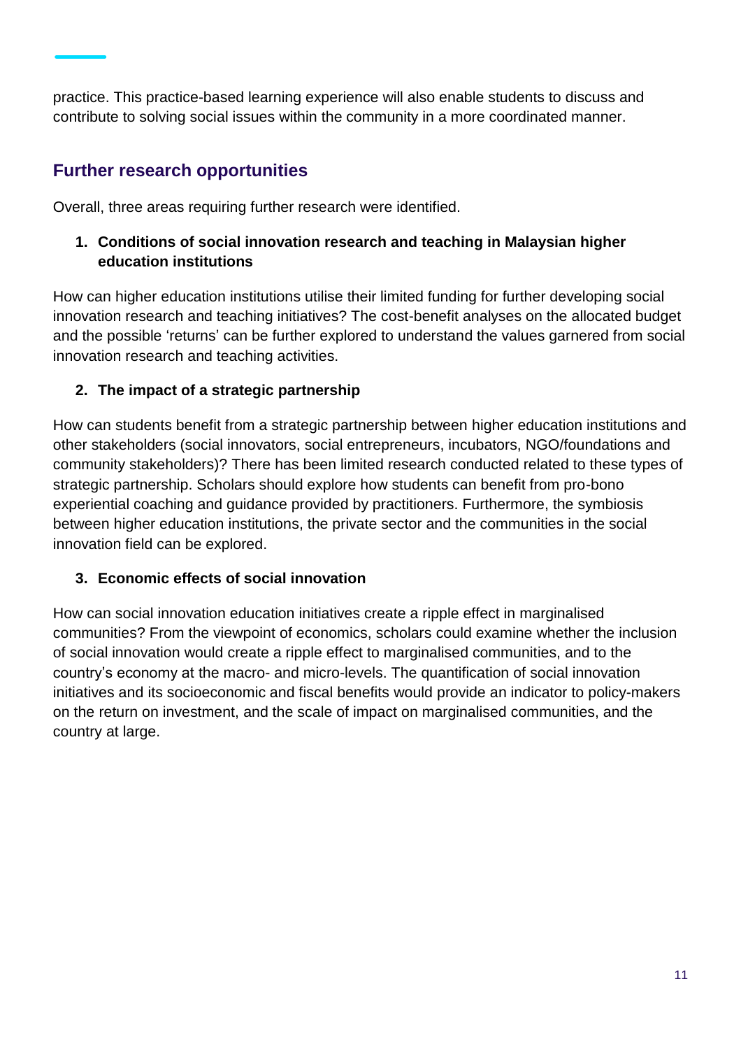practice. This practice-based learning experience will also enable students to discuss and contribute to solving social issues within the community in a more coordinated manner.

## Further research opportunities

Overall, three areas requiring further research were identified.

1. **Conditions of social innovation research and teaching in Malaysian higher education institutions**

How can higher education institutions utilise their limited funding for further developing social innovation research and teaching initiatives? The cost-benefit analyses on the allocated budget and the possible 'returns' can be further explored to understand the values garnered from social innovation research and teaching activities.

2. **The impact of a strategic partnership**

How can students benefit from a strategic partnership between higher education institutions and other stakeholders (social innovators, social entrepreneurs, incubators, NGO/foundations and community stakeholders)? There has been limited research conducted related to these types of strategic partnership. Scholars should explore how students can benefit from pro-bono experiential coaching and guidance provided by practitioners. Furthermore, the symbiosis between higher education institutions, the private sector and the communities in the social innovation field can be explored.

3. **Economic effects of social innovation**

How can social innovation education initiatives create a ripple effect in marginalised communities? From the viewpoint of economics, scholars could examine whether the inclusion of social innovation would create a ripple effect to marginalised communities, and to the country's economy at the macro- and micro-levels. The quantification of social innovation initiatives and its socioeconomic and fiscal benefits would provide an indicator to policy-makers on the return on investment, and the scale of impact on marginalised communities, and the country at large.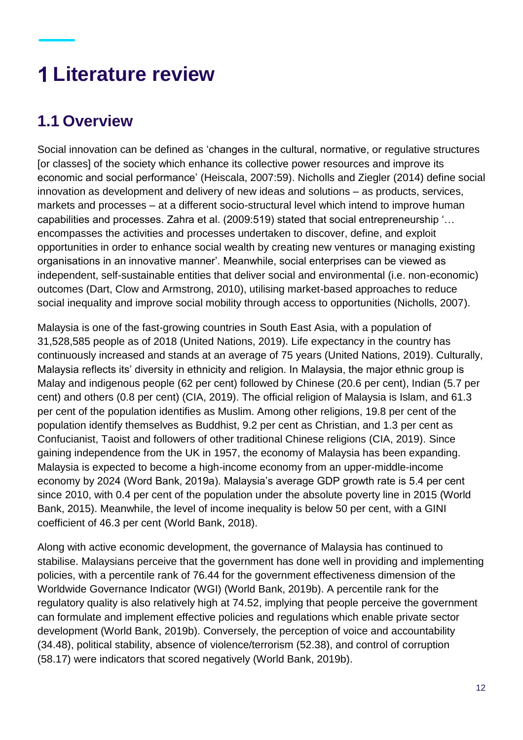# 1 Literature review

## 1.1 Overview

Social innovation can be defined as 'changes in the cultural, normative, or regulative structures [or classes] of the society which enhance its collective power resources and improve its economic and social performance' (Heiscala, 2007:59). Nicholls and Ziegler (2014) define social innovation as development and delivery of new ideas and solutions – as products, services, markets and processes – at a different socio-structural level which intend to improve human capabilities and processes. Zahra et al. (2009:519) stated that social entrepreneurship '… encompasses the activities and processes undertaken to discover, define, and exploit opportunities in order to enhance social wealth by creating new ventures or managing existing organisations in an innovative manner'. Meanwhile, social enterprises can be viewed as independent, self-sustainable entities that deliver social and environmental (i.e. non-economic) outcomes (Dart, Clow and Armstrong, 2010), utilising market-based approaches to reduce social inequality and improve social mobility through access to opportunities (Nicholls, 2007).

Malaysia is one of the fast-growing countries in South East Asia, with a population of 31,528,585 people as of 2018 (United Nations, 2019). Life expectancy in the country has continuously increased and stands at an average of 75 years (United Nations, 2019). Culturally, Malaysia reflects its' diversity in ethnicity and religion. In Malaysia, the major ethnic group is Malay and indigenous people (62 per cent) followed by Chinese (20.6 per cent), Indian (5.7 per cent) and others (0.8 per cent) (CIA, 2019). The official religion of Malaysia is Islam, and 61.3 per cent of the population identifies as Muslim. Among other religions, 19.8 per cent of the population identify themselves as Buddhist, 9.2 per cent as Christian, and 1.3 per cent as Confucianist, Taoist and followers of other traditional Chinese religions (CIA, 2019). Since gaining independence from the UK in 1957, the economy of Malaysia has been expanding. Malaysia is expected to become a high-income economy from an upper-middle-income economy by 2024 (Word Bank, 2019a). Malaysia's average GDP growth rate is 5.4 per cent since 2010, with 0.4 per cent of the population under the absolute poverty line in 2015 (World Bank, 2015). Meanwhile, the level of income inequality is below 50 per cent, with a GINI coefficient of 46.3 per cent (World Bank, 2018).

Along with active economic development, the governance of Malaysia has continued to stabilise. Malaysians perceive that the government has done well in providing and implementing policies, with a percentile rank of 76.44 for the government effectiveness dimension of the Worldwide Governance Indicator (WGI) (World Bank, 2019b). A percentile rank for the regulatory quality is also relatively high at 74.52, implying that people perceive the government can formulate and implement effective policies and regulations which enable private sector development (World Bank, 2019b). Conversely, the perception of voice and accountability (34.48), political stability, absence of violence/terrorism (52.38), and control of corruption (58.17) were indicators that scored negatively (World Bank, 2019b).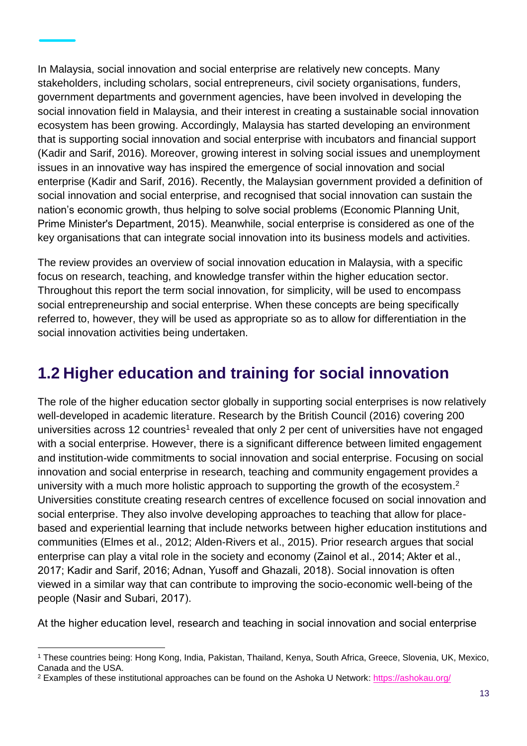In Malaysia, social innovation and social enterprise are relatively new concepts. Many stakeholders, including scholars, social entrepreneurs, civil society organisations, funders, government departments and government agencies, have been involved in developing the social innovation field in Malaysia, and their interest in creating a sustainable social innovation ecosystem has been growing. Accordingly, Malaysia has started developing an environment that is supporting social innovation and social enterprise with incubators and financial support (Kadir and Sarif, 2016). Moreover, growing interest in solving social issues and unemployment issues in an innovative way has inspired the emergence of social innovation and social enterprise (Kadir and Sarif, 2016). Recently, the Malaysian government provided a definition of social innovation and social enterprise, and recognised that social innovation can sustain the nation's economic growth, thus helping to solve social problems (Economic Planning Unit, Prime Minister's Department, 2015). Meanwhile, social enterprise is considered as one of the key organisations that can integrate social innovation into its business models and activities.

The review provides an overview of social innovation education in Malaysia, with a specific focus on research, teaching, and knowledge transfer within the higher education sector. Throughout this report the term social innovation, for simplicity, will be used to encompass social entrepreneurship and social enterprise. When these concepts are being specifically referred to, however, they will be used as appropriate so as to allow for differentiation in the social innovation activities being undertaken.

## 1.2 Higher education and training for social innovation

The role of the higher education sector globally in supporting social enterprises is now relatively well-developed in academic literature. Research by the British Council (2016) covering 200 universities across 12 countries[1] revealed that only 2 per cent of universities have not engaged with a social enterprise. However, there is a significant difference between limited engagement and institution-wide commitments to social innovation and social enterprise. Focusing on social innovation and social enterprise in research, teaching and community engagement provides a university with a much more holistic approach to supporting the growth of the ecosystem.[2] Universities constitute creating research centres of excellence focused on social innovation and social enterprise. They also involve developing approaches to teaching that allow for place-based and experiential learning that include networks between higher education institutions and communities (Elmes et al., 2012; Alden-Rivers et al., 2015). Prior research argues that social enterprise can play a vital role in the society and economy (Zainol et al., 2014; Akter et al., 2017; Kadir and Sarif, 2016; Adnan, Yusoff and Ghazali, 2018). Social innovation is often viewed in a similar way that can contribute to improving the socio-economic well-being of the people (Nasir and Subari, 2017).

At the higher education level, research and teaching in social innovation and social enterprise

---

[1] These countries being: Hong Kong, India, Pakistan, Thailand, Kenya, South Africa, Greece, Slovenia, UK, Mexico, Canada and the USA.

[2] Examples of these institutional approaches can be found on the Ashoka U Network: https://ashokau.org/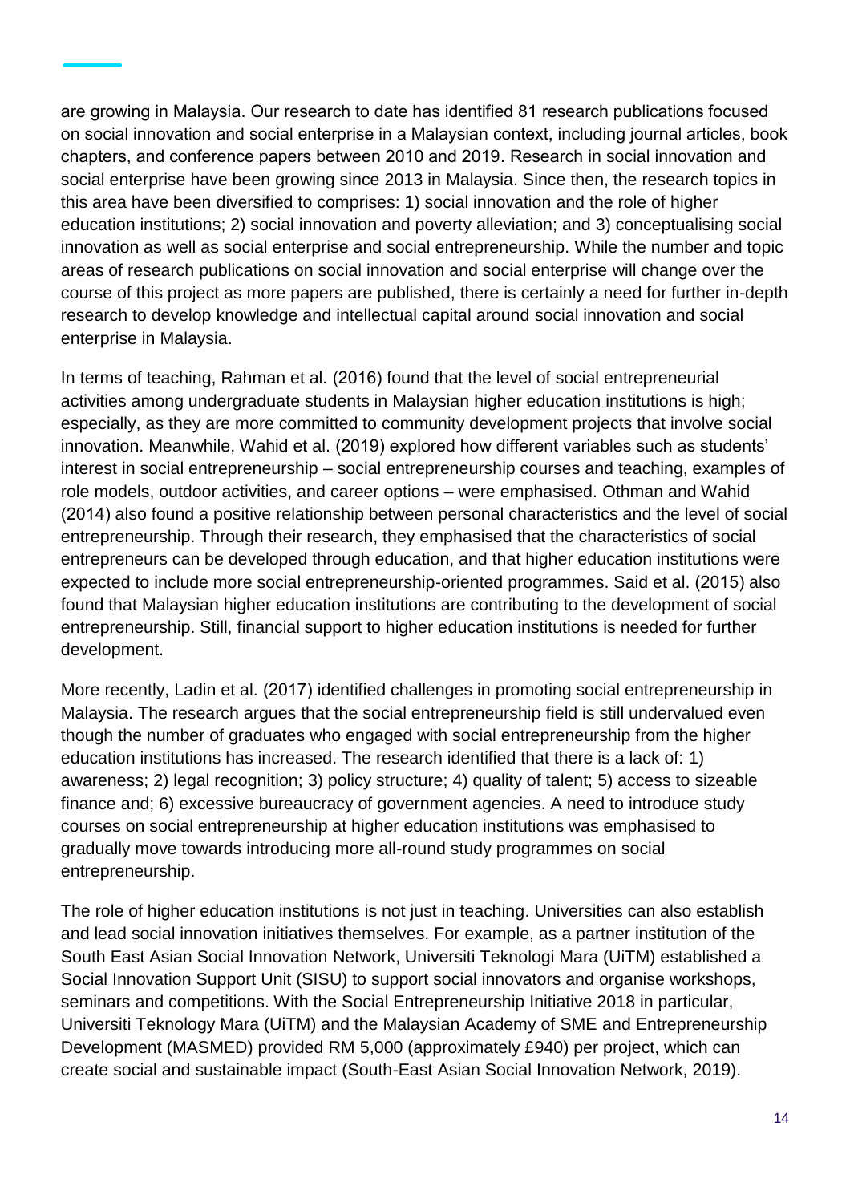are growing in Malaysia. Our research to date has identified 81 research publications focused on social innovation and social enterprise in a Malaysian context, including journal articles, book chapters, and conference papers between 2010 and 2019. Research in social innovation and social enterprise have been growing since 2013 in Malaysia. Since then, the research topics in this area have been diversified to comprises: 1) social innovation and the role of higher education institutions; 2) social innovation and poverty alleviation; and 3) conceptualising social innovation as well as social enterprise and social entrepreneurship. While the number and topic areas of research publications on social innovation and social enterprise will change over the course of this project as more papers are published, there is certainly a need for further in-depth research to develop knowledge and intellectual capital around social innovation and social enterprise in Malaysia.

In terms of teaching, Rahman et al. (2016) found that the level of social entrepreneurial activities among undergraduate students in Malaysian higher education institutions is high; especially, as they are more committed to community development projects that involve social innovation. Meanwhile, Wahid et al. (2019) explored how different variables such as students' interest in social entrepreneurship – social entrepreneurship courses and teaching, examples of role models, outdoor activities, and career options – were emphasised. Othman and Wahid (2014) also found a positive relationship between personal characteristics and the level of social entrepreneurship. Through their research, they emphasised that the characteristics of social entrepreneurs can be developed through education, and that higher education institutions were expected to include more social entrepreneurship-oriented programmes. Said et al. (2015) also found that Malaysian higher education institutions are contributing to the development of social entrepreneurship. Still, financial support to higher education institutions is needed for further development.

More recently, Ladin et al. (2017) identified challenges in promoting social entrepreneurship in Malaysia. The research argues that the social entrepreneurship field is still undervalued even though the number of graduates who engaged with social entrepreneurship from the higher education institutions has increased. The research identified that there is a lack of: 1) awareness; 2) legal recognition; 3) policy structure; 4) quality of talent; 5) access to sizeable finance and; 6) excessive bureaucracy of government agencies. A need to introduce study courses on social entrepreneurship at higher education institutions was emphasised to gradually move towards introducing more all-round study programmes on social entrepreneurship.

The role of higher education institutions is not just in teaching. Universities can also establish and lead social innovation initiatives themselves. For example, as a partner institution of the South East Asian Social Innovation Network, Universiti Teknologi Mara (UiTM) established a Social Innovation Support Unit (SISU) to support social innovators and organise workshops, seminars and competitions. With the Social Entrepreneurship Initiative 2018 in particular, Universiti Teknology Mara (UiTM) and the Malaysian Academy of SME and Entrepreneurship Development (MASMED) provided RM 5,000 (approximately £940) per project, which can create social and sustainable impact (South-East Asian Social Innovation Network, 2019).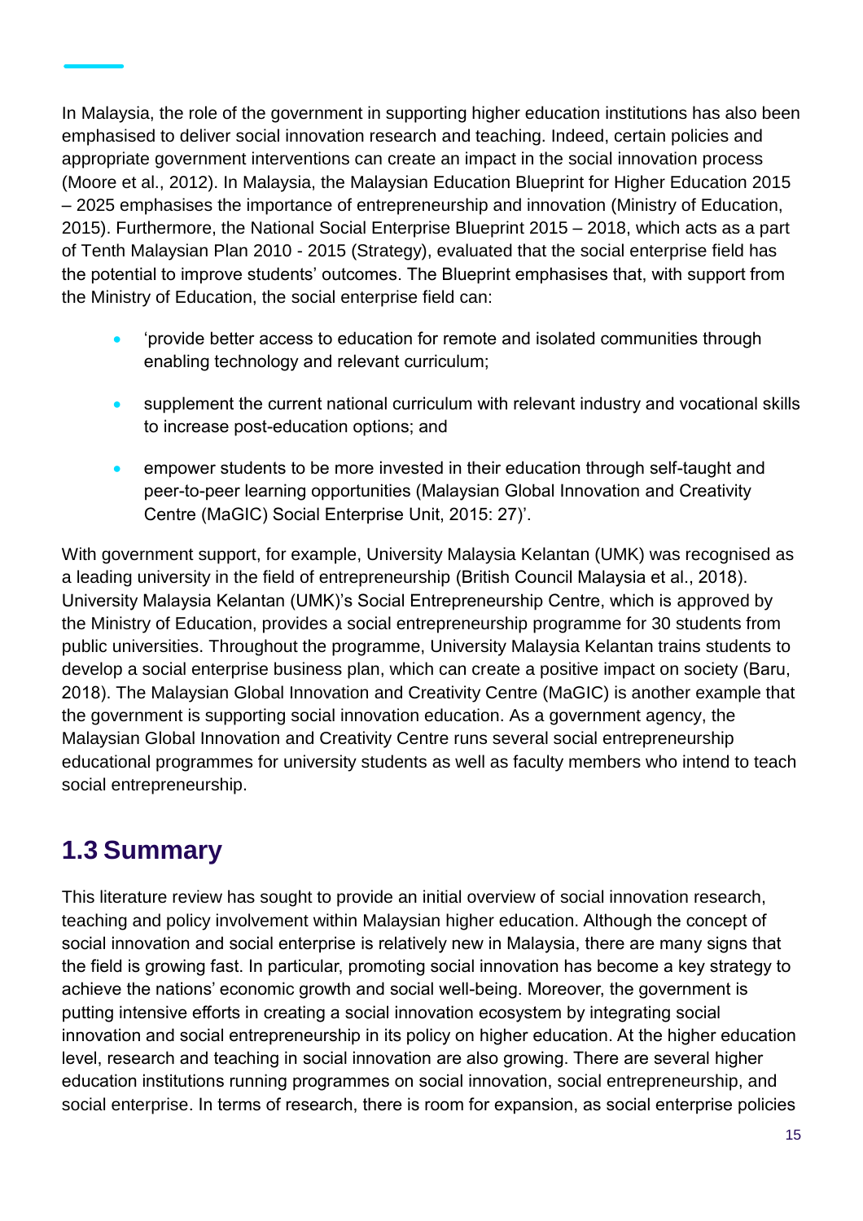In Malaysia, the role of the government in supporting higher education institutions has also been emphasised to deliver social innovation research and teaching. Indeed, certain policies and appropriate government interventions can create an impact in the social innovation process (Moore et al., 2012). In Malaysia, the Malaysian Education Blueprint for Higher Education 2015 – 2025 emphasises the importance of entrepreneurship and innovation (Ministry of Education, 2015). Furthermore, the National Social Enterprise Blueprint 2015 – 2018, which acts as a part of Tenth Malaysian Plan 2010 - 2015 (Strategy), evaluated that the social enterprise field has the potential to improve students' outcomes. The Blueprint emphasises that, with support from the Ministry of Education, the social enterprise field can:

- 'provide better access to education for remote and isolated communities through enabling technology and relevant curriculum;
- supplement the current national curriculum with relevant industry and vocational skills to increase post-education options; and
- empower students to be more invested in their education through self-taught and peer-to-peer learning opportunities (Malaysian Global Innovation and Creativity Centre (MaGIC) Social Enterprise Unit, 2015: 27)'.

With government support, for example, University Malaysia Kelantan (UMK) was recognised as a leading university in the field of entrepreneurship (British Council Malaysia et al., 2018). University Malaysia Kelantan (UMK)'s Social Entrepreneurship Centre, which is approved by the Ministry of Education, provides a social entrepreneurship programme for 30 students from public universities. Throughout the programme, University Malaysia Kelantan trains students to develop a social enterprise business plan, which can create a positive impact on society (Baru, 2018). The Malaysian Global Innovation and Creativity Centre (MaGIC) is another example that the government is supporting social innovation education. As a government agency, the Malaysian Global Innovation and Creativity Centre runs several social entrepreneurship educational programmes for university students as well as faculty members who intend to teach social entrepreneurship.

## 1.3 Summary

This literature review has sought to provide an initial overview of social innovation research, teaching and policy involvement within Malaysian higher education. Although the concept of social innovation and social enterprise is relatively new in Malaysia, there are many signs that the field is growing fast. In particular, promoting social innovation has become a key strategy to achieve the nations' economic growth and social well-being. Moreover, the government is putting intensive efforts in creating a social innovation ecosystem by integrating social innovation and social entrepreneurship in its policy on higher education. At the higher education level, research and teaching in social innovation are also growing. There are several higher education institutions running programmes on social innovation, social entrepreneurship, and social enterprise. In terms of research, there is room for expansion, as social enterprise policies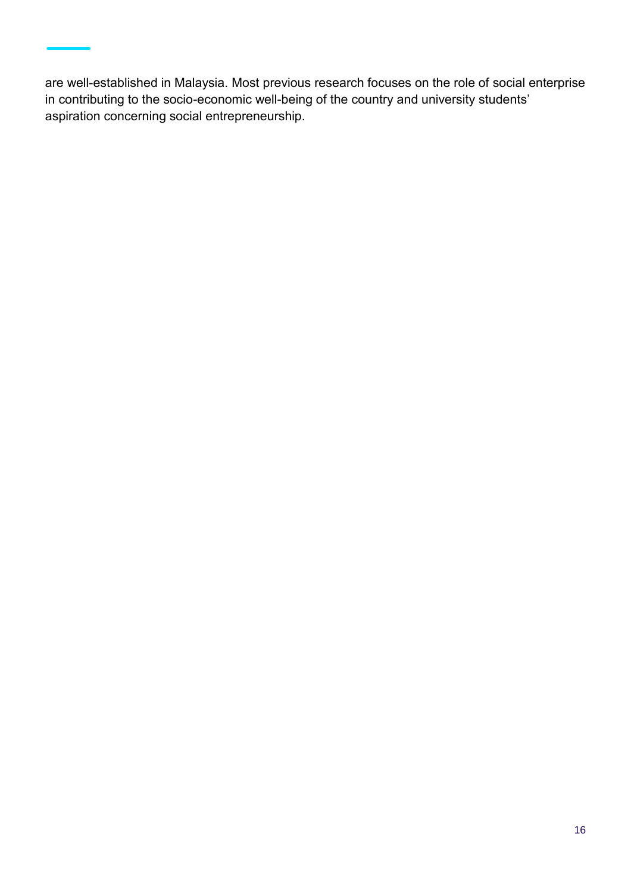are well-established in Malaysia. Most previous research focuses on the role of social enterprise in contributing to the socio-economic well-being of the country and university students' aspiration concerning social entrepreneurship.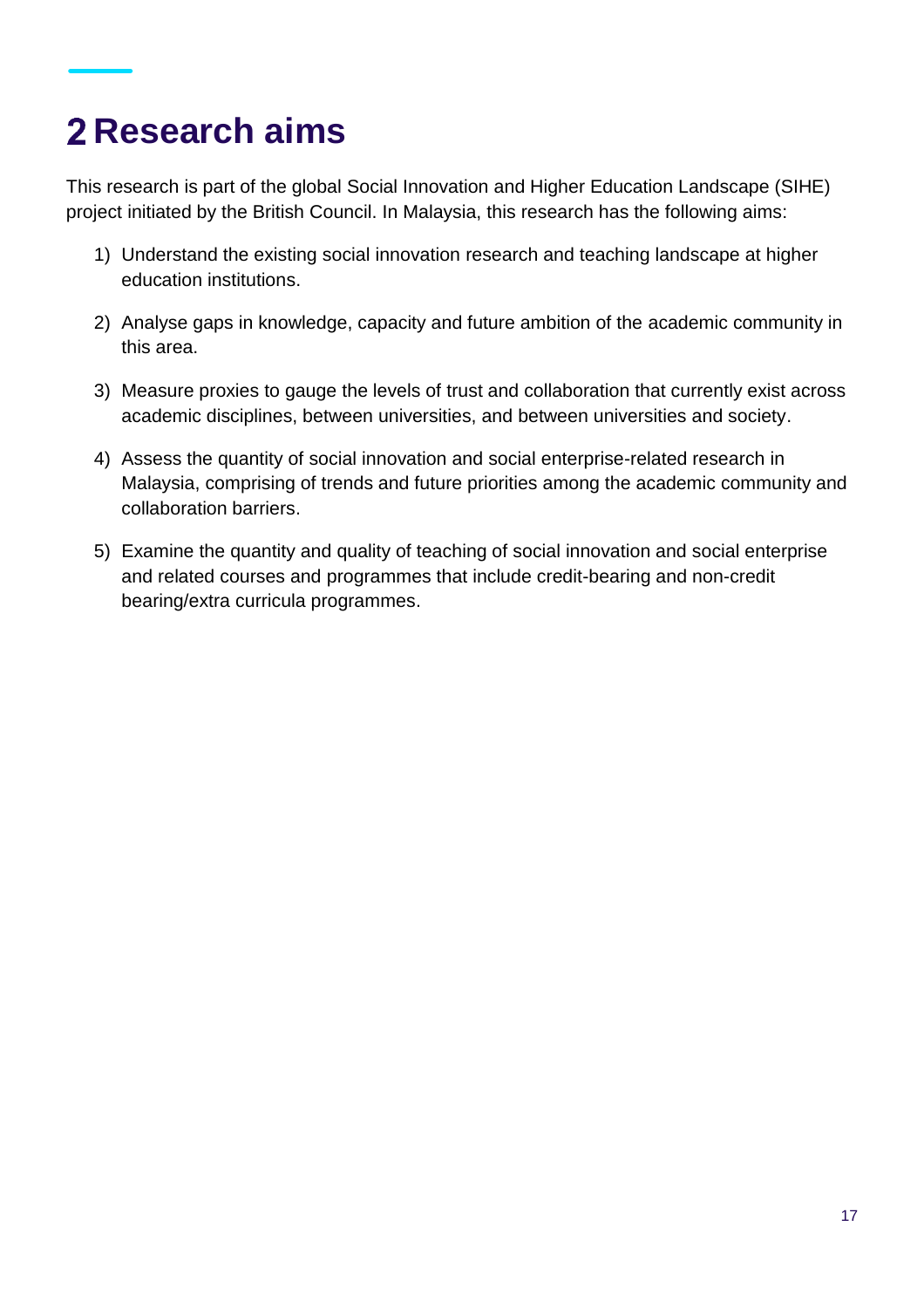# 2 Research aims

This research is part of the global Social Innovation and Higher Education Landscape (SIHE) project initiated by the British Council. In Malaysia, this research has the following aims:

1) Understand the existing social innovation research and teaching landscape at higher education institutions.

2) Analyse gaps in knowledge, capacity and future ambition of the academic community in this area.

3) Measure proxies to gauge the levels of trust and collaboration that currently exist across academic disciplines, between universities, and between universities and society.

4) Assess the quantity of social innovation and social enterprise-related research in Malaysia, comprising of trends and future priorities among the academic community and collaboration barriers.

5) Examine the quantity and quality of teaching of social innovation and social enterprise and related courses and programmes that include credit-bearing and non-credit bearing/extra curricula programmes.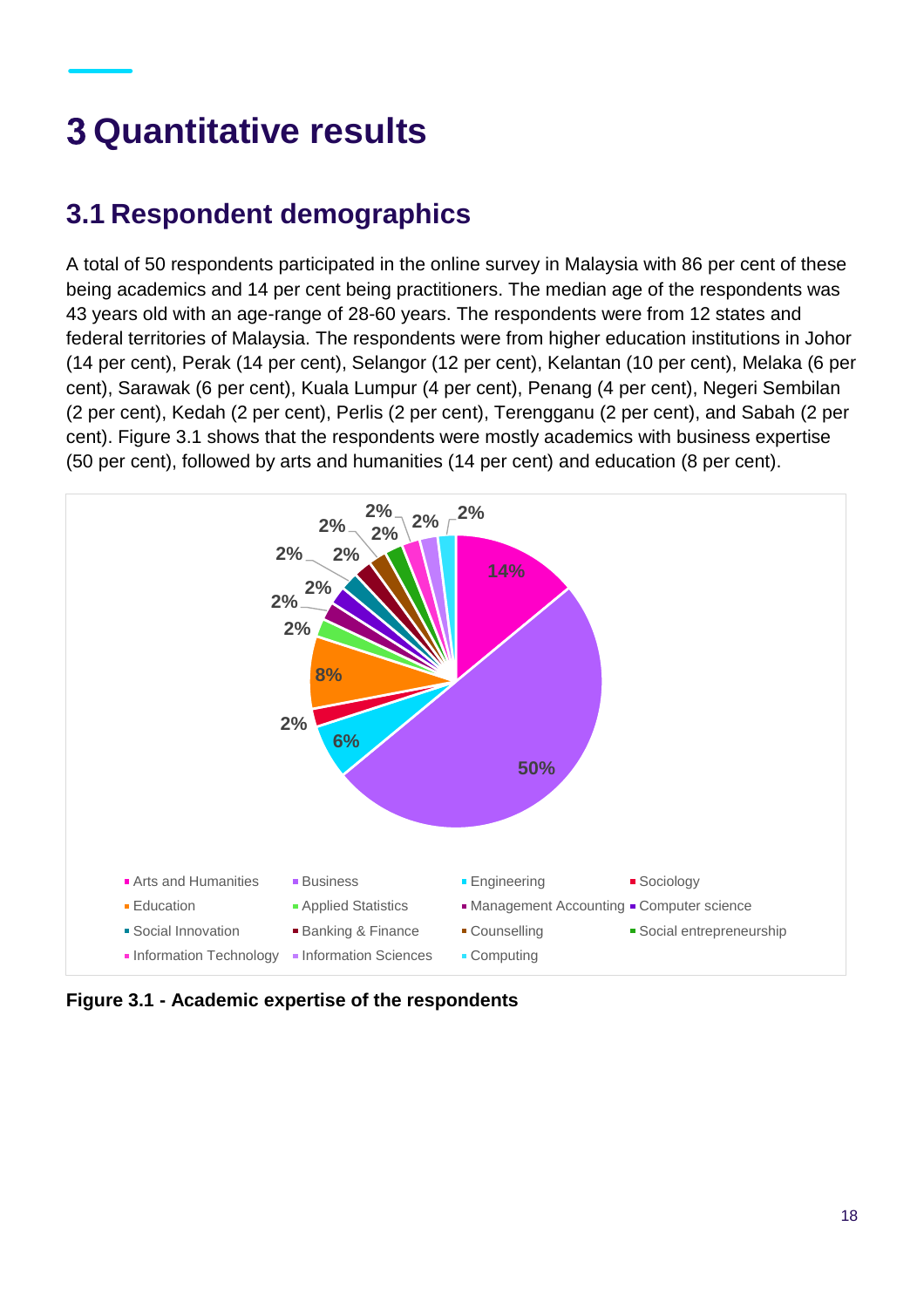# 3 Quantitative results

## 3.1 Respondent demographics

A total of 50 respondents participated in the online survey in Malaysia with 86 per cent of these being academics and 14 per cent being practitioners. The median age of the respondents was 43 years old with an age-range of 28-60 years. The respondents were from 12 states and federal territories of Malaysia. The respondents were from higher education institutions in Johor (14 per cent), Perak (14 per cent), Selangor (12 per cent), Kelantan (10 per cent), Melaka (6 per cent), Sarawak (6 per cent), Kuala Lumpur (4 per cent), Penang (4 per cent), Negeri Sembilan (2 per cent), Kedah (2 per cent), Perlis (2 per cent), Terengganu (2 per cent), and Sabah (2 per cent). Figure 3.1 shows that the respondents were mostly academics with business expertise (50 per cent), followed by arts and humanities (14 per cent) and education (8 per cent).

| Academic expertise | Percentage |
|---|---|
| Arts and Humanities | 14% |
| Business | 50% |
| Engineering | 6% |
| Sociology | 2% |
| Education | 8% |
| Applied Statistics | 2% |
| Management Accounting | 2% |
| Computer science | 2% |
| Social Innovation | 2% |
| Banking & Finance | 2% |
| Counselling | 2% |
| Social entrepreneurship | 2% |
| Information Technology | 2% |
| Information Sciences | 2% |
| Computing | 2% |

**Figure 3.1 - Academic expertise of the respondents**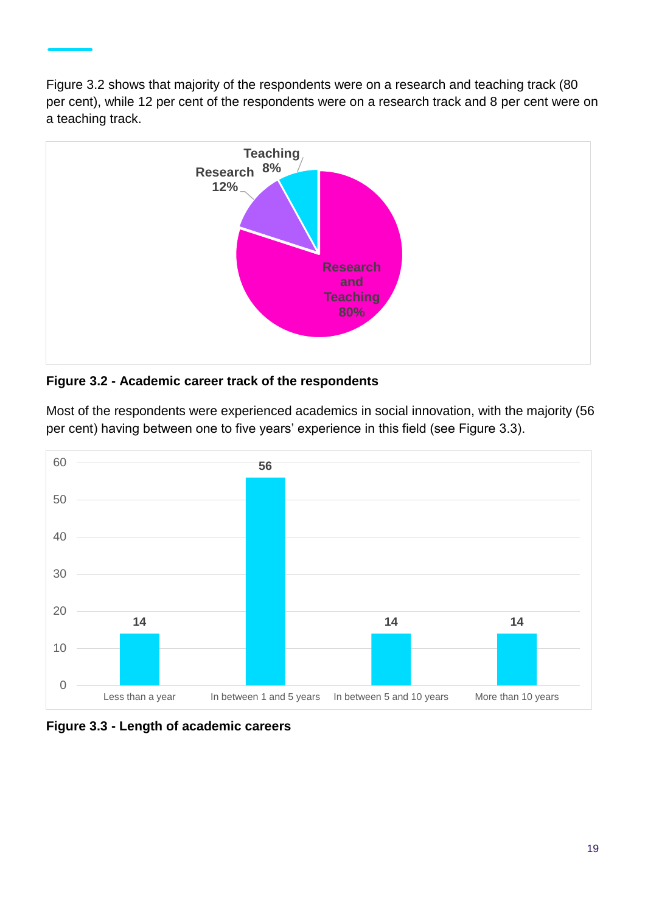Figure 3.2 shows that majority of the respondents were on a research and teaching track (80 per cent), while 12 per cent of the respondents were on a research track and 8 per cent were on a teaching track.

**Figure 3.2 - Academic career track of the respondents**

Most of the respondents were experienced academics in social innovation, with the majority (56 per cent) having between one to five years' experience in this field (see Figure 3.3).

**Figure 3.3 - Length of academic careers**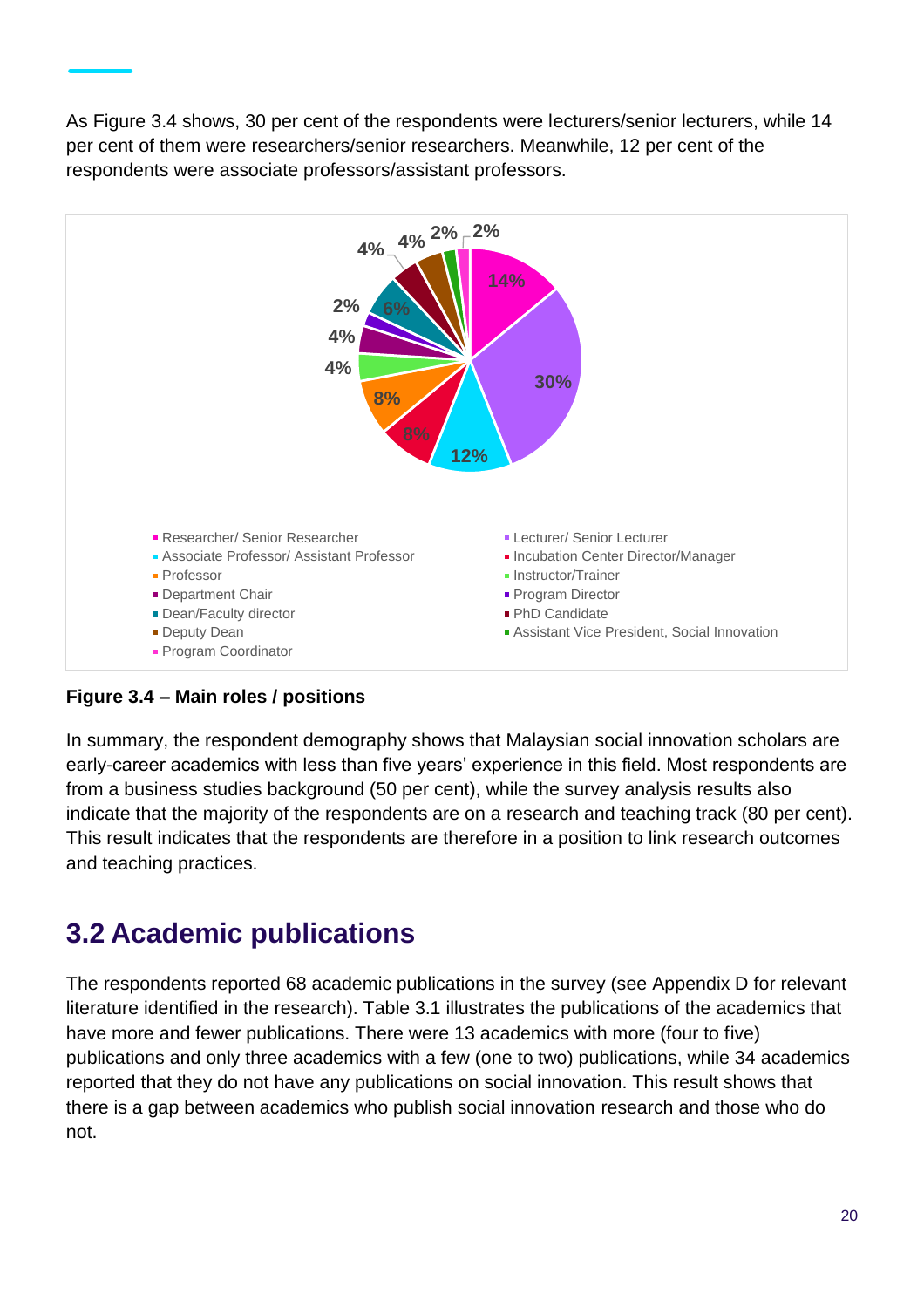As Figure 3.4 shows, 30 per cent of the respondents were lecturers/senior lecturers, while 14 per cent of them were researchers/senior researchers. Meanwhile, 12 per cent of the respondents were associate professors/assistant professors.

| Role / position | Share |
|---|---|
| Researcher/ Senior Researcher | 14% |
| Lecturer/ Senior Lecturer | 30% |
| Associate Professor/ Assistant Professor | 12% |
| Incubation Center Director/Manager | 8% |
| Professor | 8% |
| Instructor/Trainer | 4% |
| Department Chair | 4% |
| Program Director | 2% |
| Dean/Faculty director | 6% |
| PhD Candidate | 4% |
| Deputy Dean | 4% |
| Assistant Vice President, Social Innovation | 2% |
| Program Coordinator | 2% |

**Figure 3.4 – Main roles / positions**

In summary, the respondent demography shows that Malaysian social innovation scholars are early-career academics with less than five years' experience in this field. Most respondents are from a business studies background (50 per cent), while the survey analysis results also indicate that the majority of the respondents are on a research and teaching track (80 per cent). This result indicates that the respondents are therefore in a position to link research outcomes and teaching practices.

## 3.2 Academic publications

The respondents reported 68 academic publications in the survey (see Appendix D for relevant literature identified in the research). Table 3.1 illustrates the publications of the academics that have more and fewer publications. There were 13 academics with more (four to five) publications and only three academics with a few (one to two) publications, while 34 academics reported that they do not have any publications on social innovation. This result shows that there is a gap between academics who publish social innovation research and those who do not.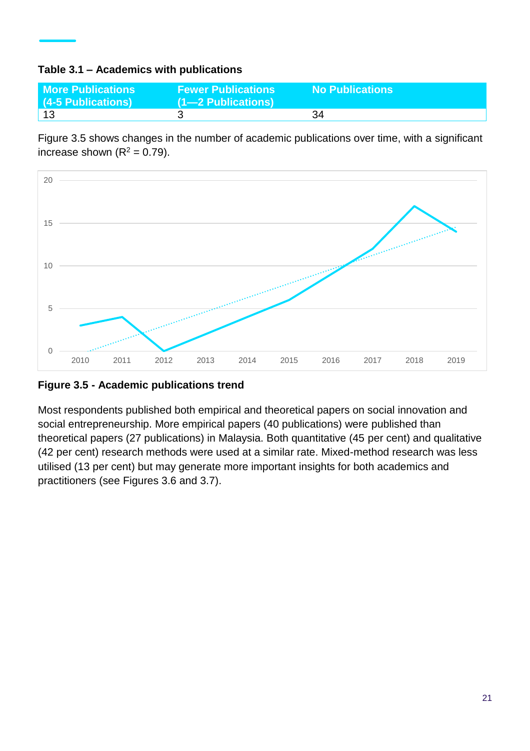**Table 3.1 – Academics with publications**

| More Publications (4-5 Publications) | Fewer Publications (1—2 Publications) | No Publications |
|---|---|---|
| 13 | 3 | 34 |

Figure 3.5 shows changes in the number of academic publications over time, with a significant increase shown ($R^2 = 0.79$).

**Figure 3.5 - Academic publications trend**

Most respondents published both empirical and theoretical papers on social innovation and social entrepreneurship. More empirical papers (40 publications) were published than theoretical papers (27 publications) in Malaysia. Both quantitative (45 per cent) and qualitative (42 per cent) research methods were used at a similar rate. Mixed-method research was less utilised (13 per cent) but may generate more important insights for both academics and practitioners (see Figures 3.6 and 3.7).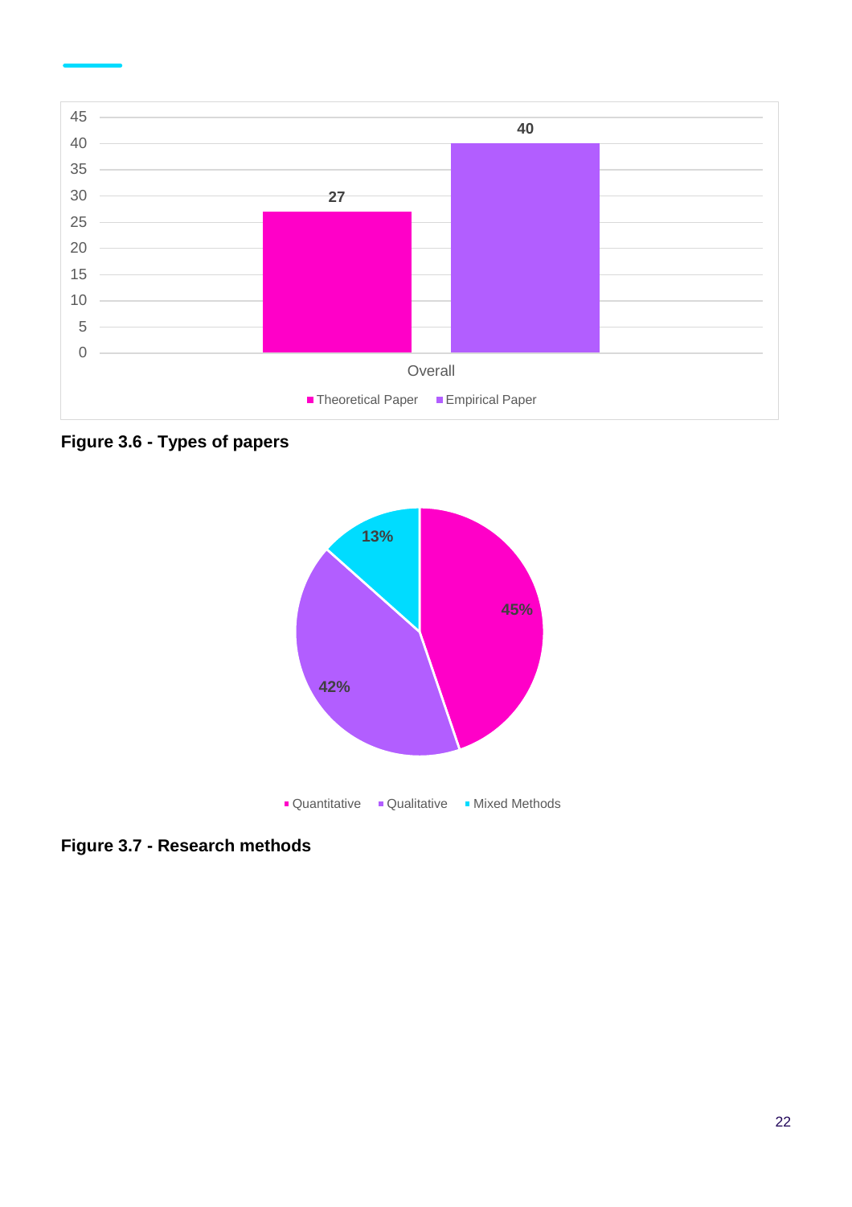| | Theoretical Paper | Empirical Paper |
|---|---|---|
| Overall | 27 | 40 |

**Figure 3.6 - Types of papers**

| Research method | Percentage |
|---|---|
| Quantitative | 45% |
| Qualitative | 42% |
| Mixed Methods | 13% |

**Figure 3.7 - Research methods**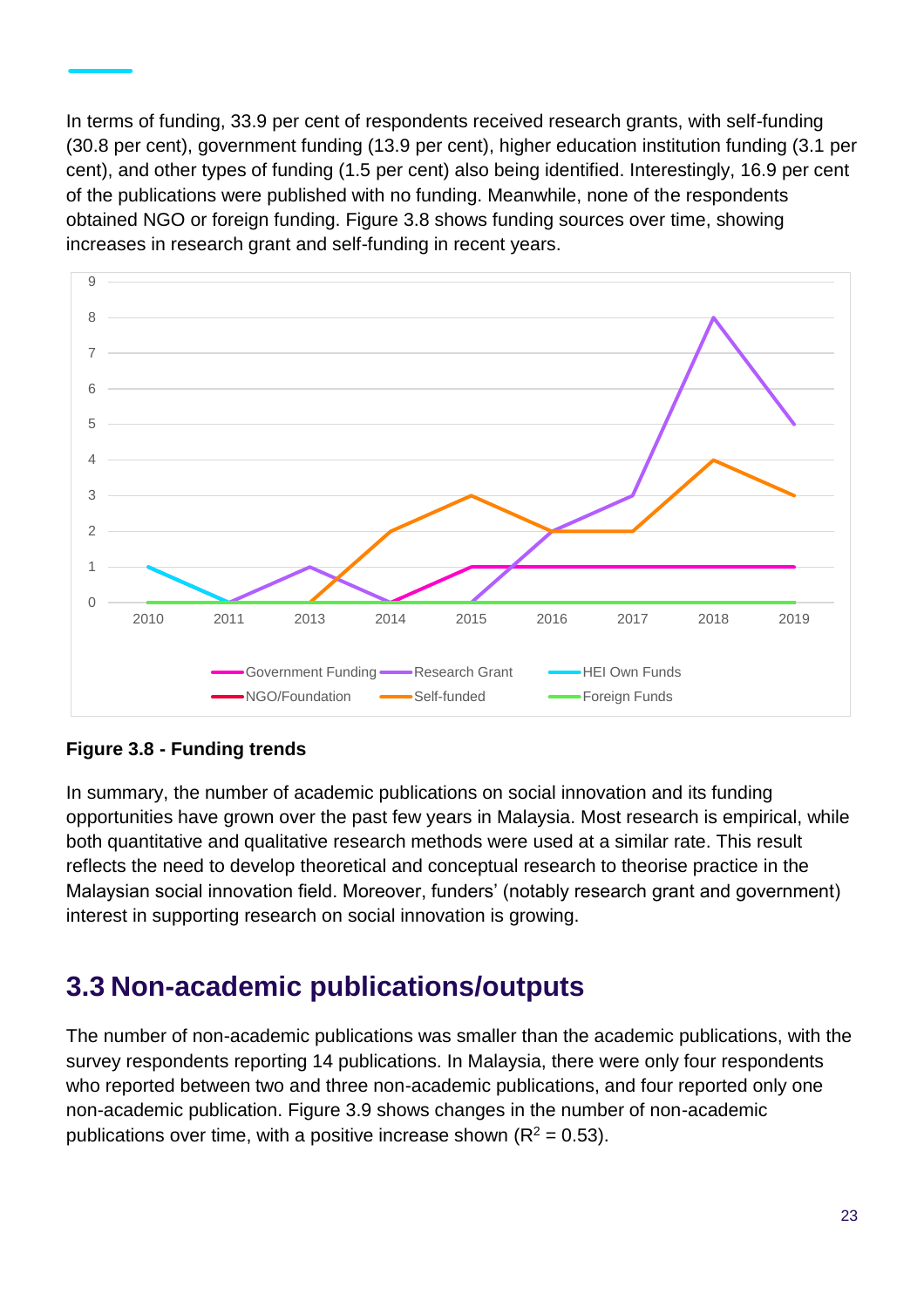In terms of funding, 33.9 per cent of respondents received research grants, with self-funding (30.8 per cent), government funding (13.9 per cent), higher education institution funding (3.1 per cent), and other types of funding (1.5 per cent) also being identified. Interestingly, 16.9 per cent of the publications were published with no funding. Meanwhile, none of the respondents obtained NGO or foreign funding. Figure 3.8 shows funding sources over time, showing increases in research grant and self-funding in recent years.

**Figure 3.8 - Funding trends**

In summary, the number of academic publications on social innovation and its funding opportunities have grown over the past few years in Malaysia. Most research is empirical, while both quantitative and qualitative research methods were used at a similar rate. This result reflects the need to develop theoretical and conceptual research to theorise practice in the Malaysian social innovation field. Moreover, funders' (notably research grant and government) interest in supporting research on social innovation is growing.

## 3.3 Non-academic publications/outputs

The number of non-academic publications was smaller than the academic publications, with the survey respondents reporting 14 publications. In Malaysia, there were only four respondents who reported between two and three non-academic publications, and four reported only one non-academic publication. Figure 3.9 shows changes in the number of non-academic publications over time, with a positive increase shown ($R^2$ = 0.53).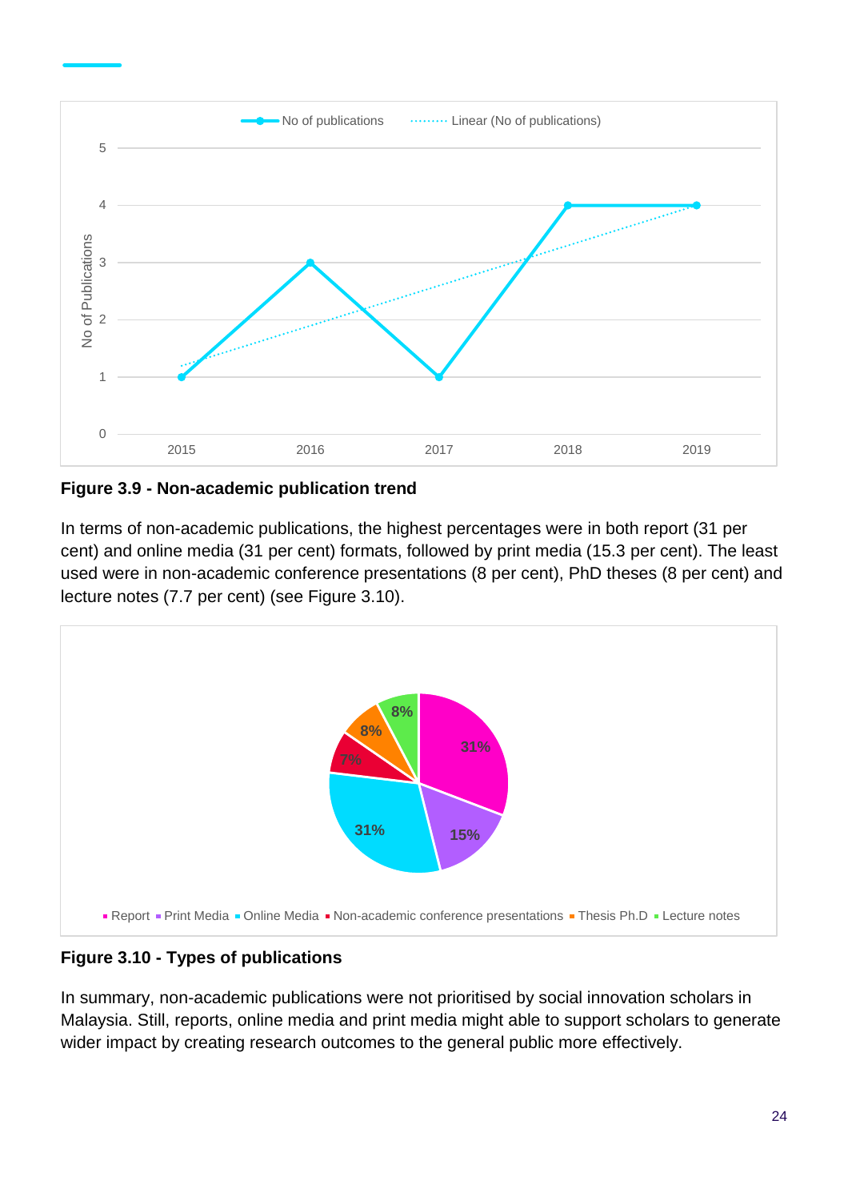**Figure 3.9 - Non-academic publication trend**

In terms of non-academic publications, the highest percentages were in both report (31 per cent) and online media (31 per cent) formats, followed by print media (15.3 per cent). The least used were in non-academic conference presentations (8 per cent), PhD theses (8 per cent) and lecture notes (7.7 per cent) (see Figure 3.10).

**Figure 3.10 - Types of publications**

In summary, non-academic publications were not prioritised by social innovation scholars in Malaysia. Still, reports, online media and print media might able to support scholars to generate wider impact by creating research outcomes to the general public more effectively.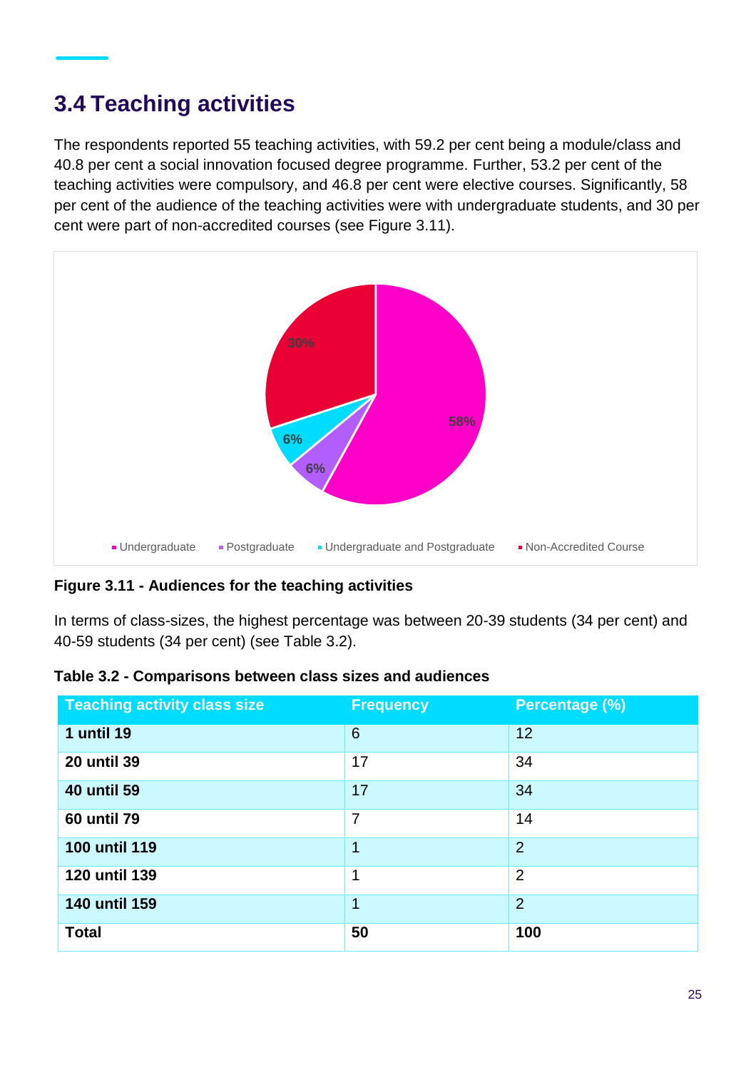## 3.4 Teaching activities

The respondents reported 55 teaching activities, with 59.2 per cent being a module/class and 40.8 per cent a social innovation focused degree programme. Further, 53.2 per cent of the teaching activities were compulsory, and 46.8 per cent were elective courses. Significantly, 58 per cent of the audience of the teaching activities were with undergraduate students, and 30 per cent were part of non-accredited courses (see Figure 3.11).

**Figure 3.11 - Audiences for the teaching activities**

In terms of class-sizes, the highest percentage was between 20-39 students (34 per cent) and 40-59 students (34 per cent) (see Table 3.2).

**Table 3.2 - Comparisons between class sizes and audiences**

| Teaching activity class size | Frequency | Percentage (%) |
|---|---|---|
| **1 until 19** | 6 | 12 |
| **20 until 39** | 17 | 34 |
| **40 until 59** | 17 | 34 |
| **60 until 79** | 7 | 14 |
| **100 until 119** | 1 | 2 |
| **120 until 139** | 1 | 2 |
| **140 until 159** | 1 | 2 |
| **Total** | **50** | **100** |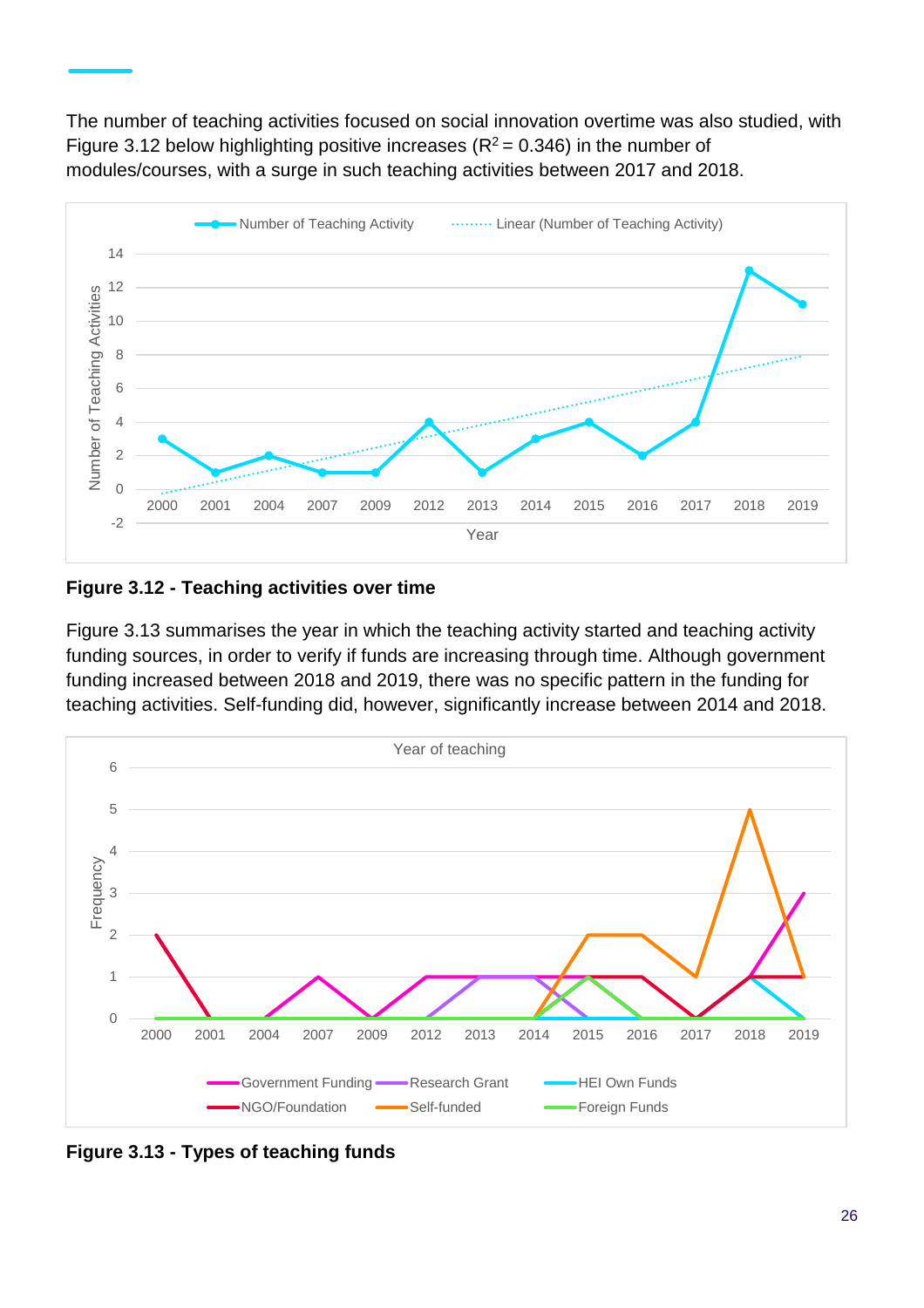The number of teaching activities focused on social innovation overtime was also studied, with Figure 3.12 below highlighting positive increases ($R^2 = 0.346$) in the number of modules/courses, with a surge in such teaching activities between 2017 and 2018.

**Figure 3.12 - Teaching activities over time**

Figure 3.13 summarises the year in which the teaching activity started and teaching activity funding sources, in order to verify if funds are increasing through time. Although government funding increased between 2018 and 2019, there was no specific pattern in the funding for teaching activities. Self-funding did, however, significantly increase between 2014 and 2018.

**Figure 3.13 - Types of teaching funds**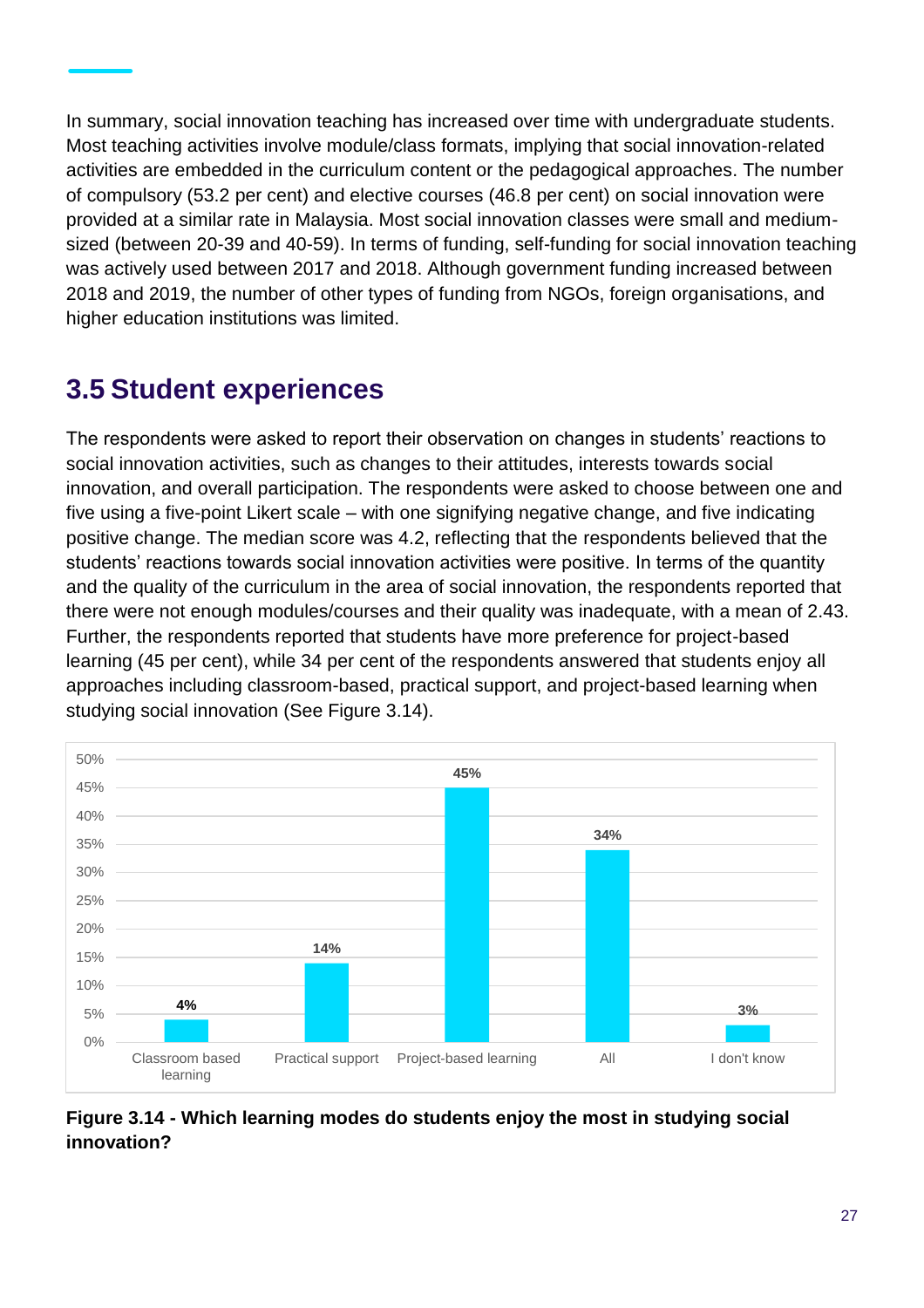In summary, social innovation teaching has increased over time with undergraduate students. Most teaching activities involve module/class formats, implying that social innovation-related activities are embedded in the curriculum content or the pedagogical approaches. The number of compulsory (53.2 per cent) and elective courses (46.8 per cent) on social innovation were provided at a similar rate in Malaysia. Most social innovation classes were small and medium-sized (between 20-39 and 40-59). In terms of funding, self-funding for social innovation teaching was actively used between 2017 and 2018. Although government funding increased between 2018 and 2019, the number of other types of funding from NGOs, foreign organisations, and higher education institutions was limited.

## 3.5 Student experiences

The respondents were asked to report their observation on changes in students' reactions to social innovation activities, such as changes to their attitudes, interests towards social innovation, and overall participation. The respondents were asked to choose between one and five using a five-point Likert scale – with one signifying negative change, and five indicating positive change. The median score was 4.2, reflecting that the respondents believed that the students' reactions towards social innovation activities were positive. In terms of the quantity and the quality of the curriculum in the area of social innovation, the respondents reported that there were not enough modules/courses and their quality was inadequate, with a mean of 2.43. Further, the respondents reported that students have more preference for project-based learning (45 per cent), while 34 per cent of the respondents answered that students enjoy all approaches including classroom-based, practical support, and project-based learning when studying social innovation (See Figure 3.14).

| Learning mode | Percentage |
|---|---|
| Classroom based learning | 4% |
| Practical support | 14% |
| Project-based learning | 45% |
| All | 34% |
| I don't know | 3% |

**Figure 3.14 - Which learning modes do students enjoy the most in studying social innovation?**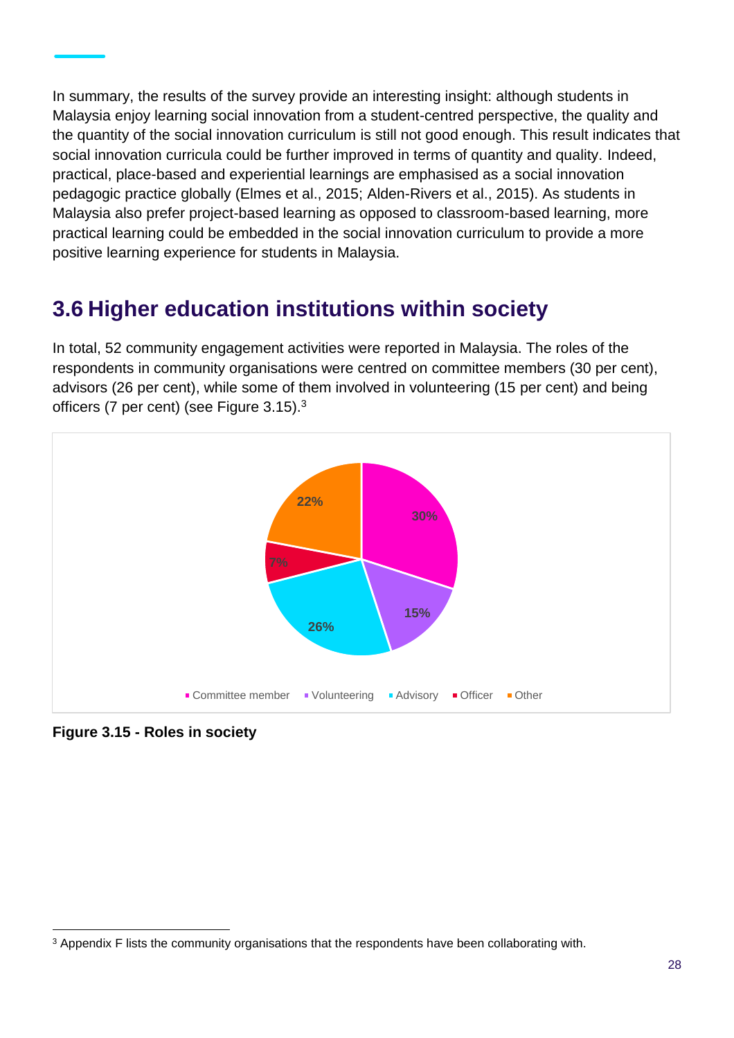In summary, the results of the survey provide an interesting insight: although students in Malaysia enjoy learning social innovation from a student-centred perspective, the quality and the quantity of the social innovation curriculum is still not good enough. This result indicates that social innovation curricula could be further improved in terms of quantity and quality. Indeed, practical, place-based and experiential learnings are emphasised as a social innovation pedagogic practice globally (Elmes et al., 2015; Alden-Rivers et al., 2015). As students in Malaysia also prefer project-based learning as opposed to classroom-based learning, more practical learning could be embedded in the social innovation curriculum to provide a more positive learning experience for students in Malaysia.

## 3.6 Higher education institutions within society

In total, 52 community engagement activities were reported in Malaysia. The roles of the respondents in community organisations were centred on committee members (30 per cent), advisors (26 per cent), while some of them involved in volunteering (15 per cent) and being officers (7 per cent) (see Figure 3.15).[3]

| Role | Percentage |
| --- | --- |
| Committee member | 30% |
| Volunteering | 15% |
| Advisory | 26% |
| Officer | 7% |
| Other | 22% |

**Figure 3.15 - Roles in society**

[3] Appendix F lists the community organisations that the respondents have been collaborating with.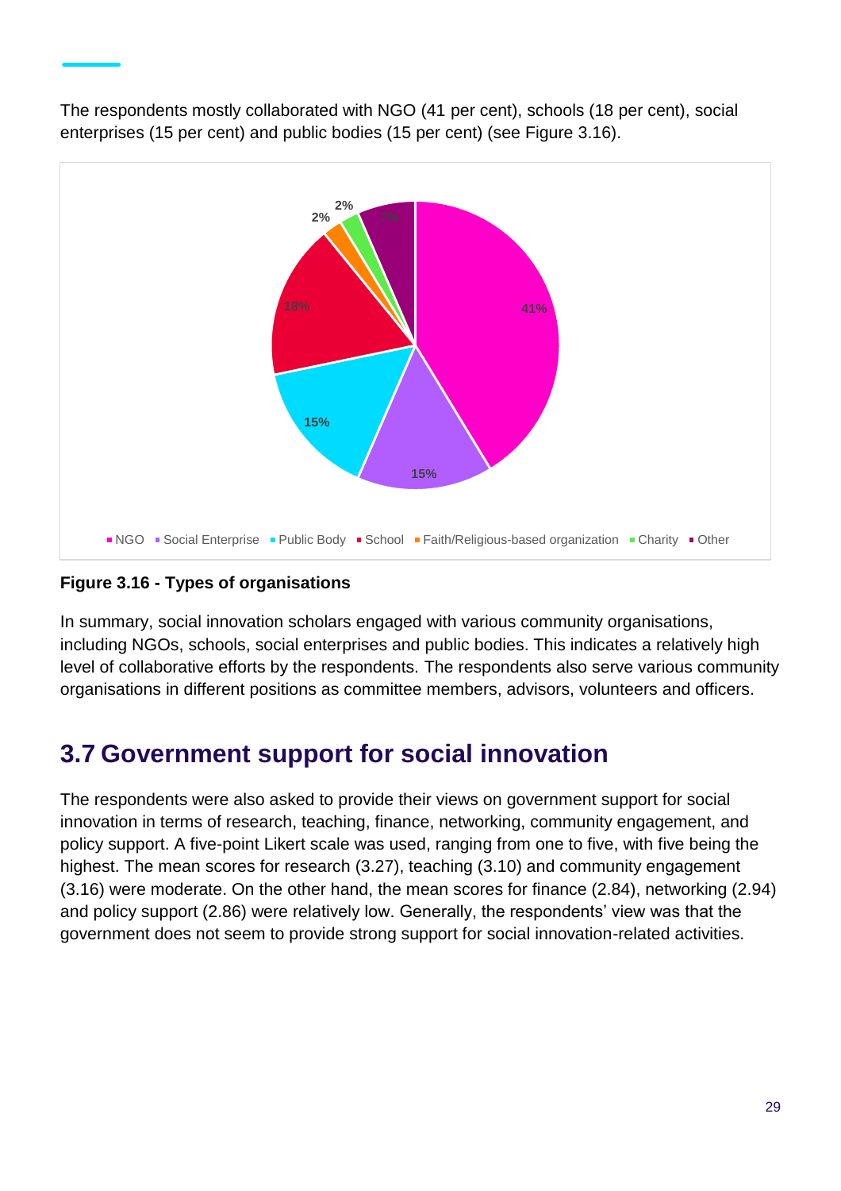The respondents mostly collaborated with NGO (41 per cent), schools (18 per cent), social enterprises (15 per cent) and public bodies (15 per cent) (see Figure 3.16).

**Figure 3.16 - Types of organisations**

In summary, social innovation scholars engaged with various community organisations, including NGOs, schools, social enterprises and public bodies. This indicates a relatively high level of collaborative efforts by the respondents. The respondents also serve various community organisations in different positions as committee members, advisors, volunteers and officers.

## 3.7 Government support for social innovation

The respondents were also asked to provide their views on government support for social innovation in terms of research, teaching, finance, networking, community engagement, and policy support. A five-point Likert scale was used, ranging from one to five, with five being the highest. The mean scores for research (3.27), teaching (3.10) and community engagement (3.16) were moderate. On the other hand, the mean scores for finance (2.84), networking (2.94) and policy support (2.86) were relatively low. Generally, the respondents' view was that the government does not seem to provide strong support for social innovation-related activities.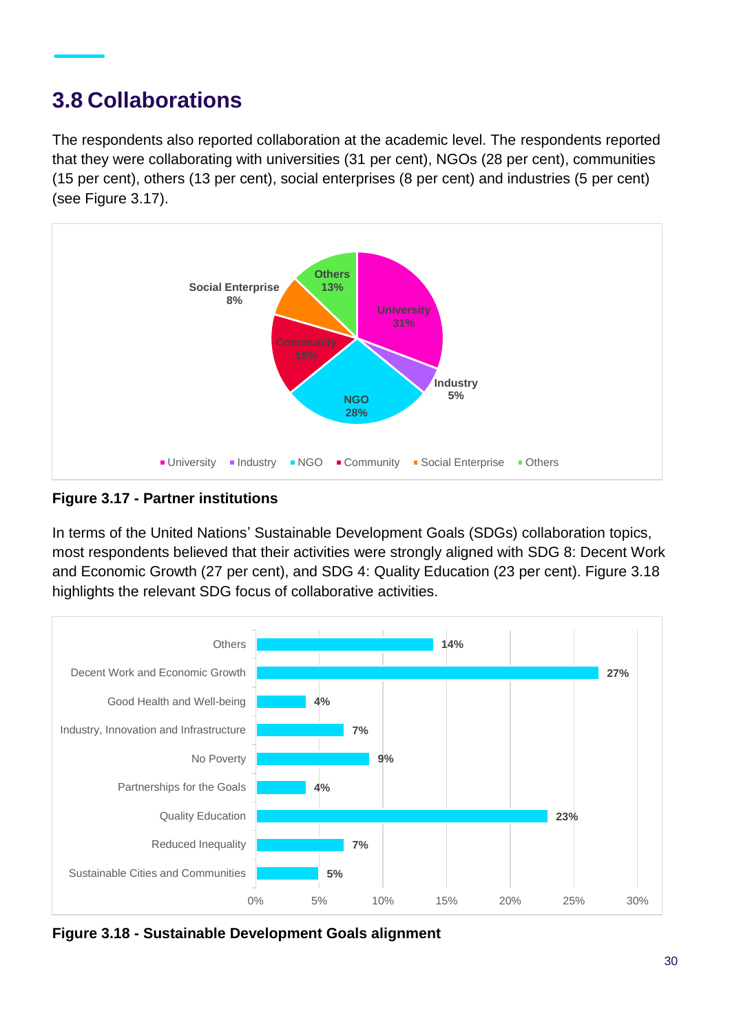## 3.8 Collaborations

The respondents also reported collaboration at the academic level. The respondents reported that they were collaborating with universities (31 per cent), NGOs (28 per cent), communities (15 per cent), others (13 per cent), social enterprises (8 per cent) and industries (5 per cent) (see Figure 3.17).

| Partner institution | Percentage |
|---|---|
| University | 31% |
| Industry | 5% |
| NGO | 28% |
| Community | 15% |
| Social Enterprise | 8% |
| Others | 13% |

**Figure 3.17 - Partner institutions**

In terms of the United Nations' Sustainable Development Goals (SDGs) collaboration topics, most respondents believed that their activities were strongly aligned with SDG 8: Decent Work and Economic Growth (27 per cent), and SDG 4: Quality Education (23 per cent). Figure 3.18 highlights the relevant SDG focus of collaborative activities.

| SDG | Percentage |
|---|---|
| Others | 14% |
| Decent Work and Economic Growth | 27% |
| Good Health and Well-being | 4% |
| Industry, Innovation and Infrastructure | 7% |
| No Poverty | 9% |
| Partnerships for the Goals | 4% |
| Quality Education | 23% |
| Reduced Inequality | 7% |
| Sustainable Cities and Communities | 5% |

**Figure 3.18 - Sustainable Development Goals alignment**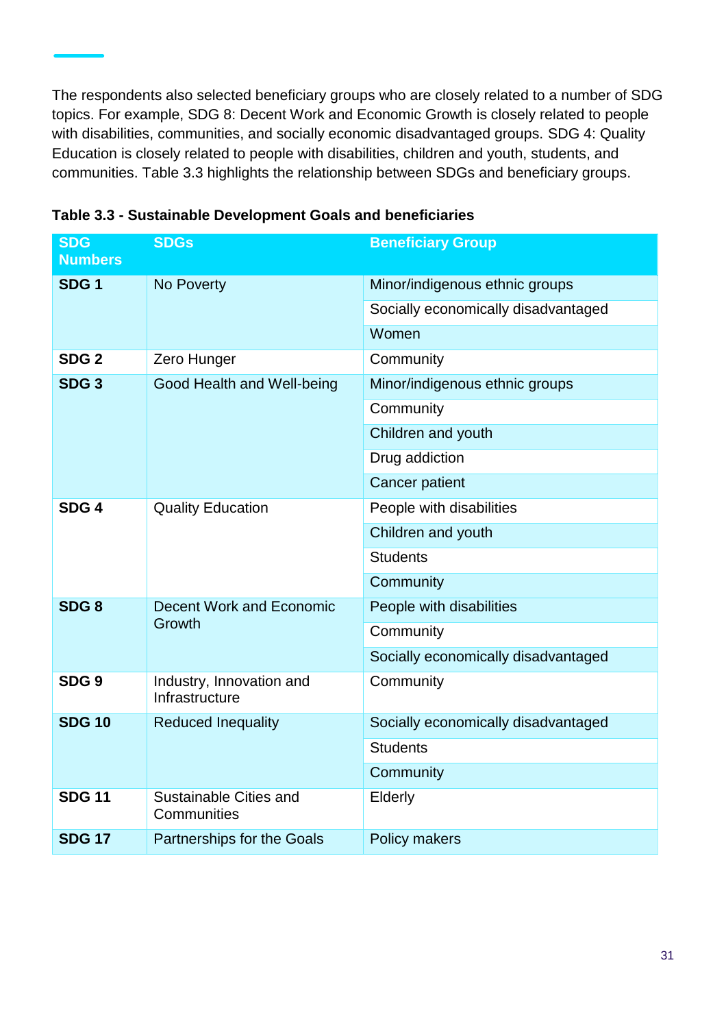The respondents also selected beneficiary groups who are closely related to a number of SDG topics. For example, SDG 8: Decent Work and Economic Growth is closely related to people with disabilities, communities, and socially economic disadvantaged groups. SDG 4: Quality Education is closely related to people with disabilities, children and youth, students, and communities. Table 3.3 highlights the relationship between SDGs and beneficiary groups.

**Table 3.3 - Sustainable Development Goals and beneficiaries**

| SDG Numbers | SDGs | Beneficiary Group |
|---|---|---|
| **SDG 1** | No Poverty | Minor/indigenous ethnic groups |
| | | Socially economically disadvantaged |
| | | Women |
| **SDG 2** | Zero Hunger | Community |
| **SDG 3** | Good Health and Well-being | Minor/indigenous ethnic groups |
| | | Community |
| | | Children and youth |
| | | Drug addiction |
| | | Cancer patient |
| **SDG 4** | Quality Education | People with disabilities |
| | | Children and youth |
| | | Students |
| | | Community |
| **SDG 8** | Decent Work and Economic Growth | People with disabilities |
| | | Community |
| | | Socially economically disadvantaged |
| **SDG 9** | Industry, Innovation and Infrastructure | Community |
| **SDG 10** | Reduced Inequality | Socially economically disadvantaged |
| | | Students |
| | | Community |
| **SDG 11** | Sustainable Cities and Communities | Elderly |
| **SDG 17** | Partnerships for the Goals | Policy makers |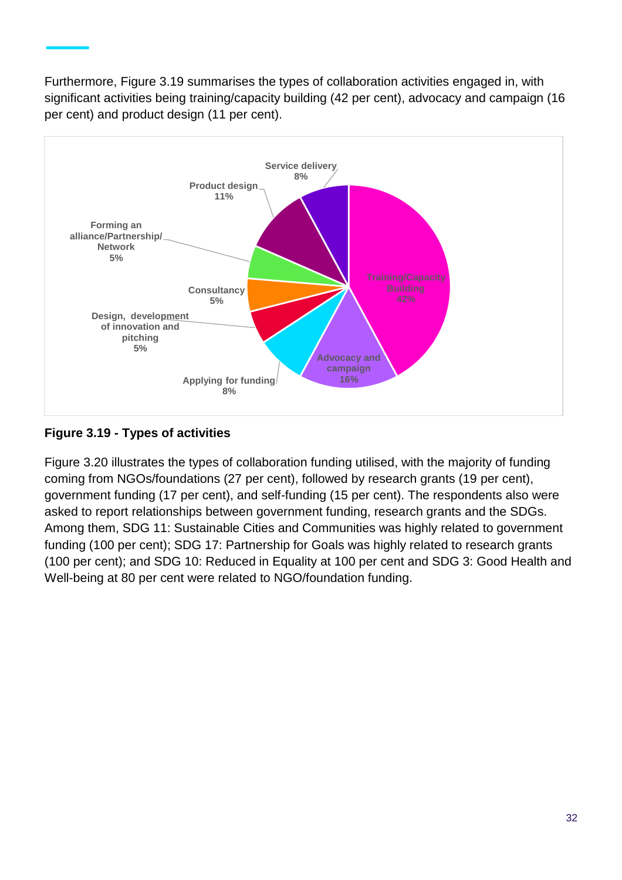Furthermore, Figure 3.19 summarises the types of collaboration activities engaged in, with significant activities being training/capacity building (42 per cent), advocacy and campaign (16 per cent) and product design (11 per cent).

**Figure 3.19 - Types of activities**

Figure 3.20 illustrates the types of collaboration funding utilised, with the majority of funding coming from NGOs/foundations (27 per cent), followed by research grants (19 per cent), government funding (17 per cent), and self-funding (15 per cent). The respondents also were asked to report relationships between government funding, research grants and the SDGs. Among them, SDG 11: Sustainable Cities and Communities was highly related to government funding (100 per cent); SDG 17: Partnership for Goals was highly related to research grants (100 per cent); and SDG 10: Reduced in Equality at 100 per cent and SDG 3: Good Health and Well-being at 80 per cent were related to NGO/foundation funding.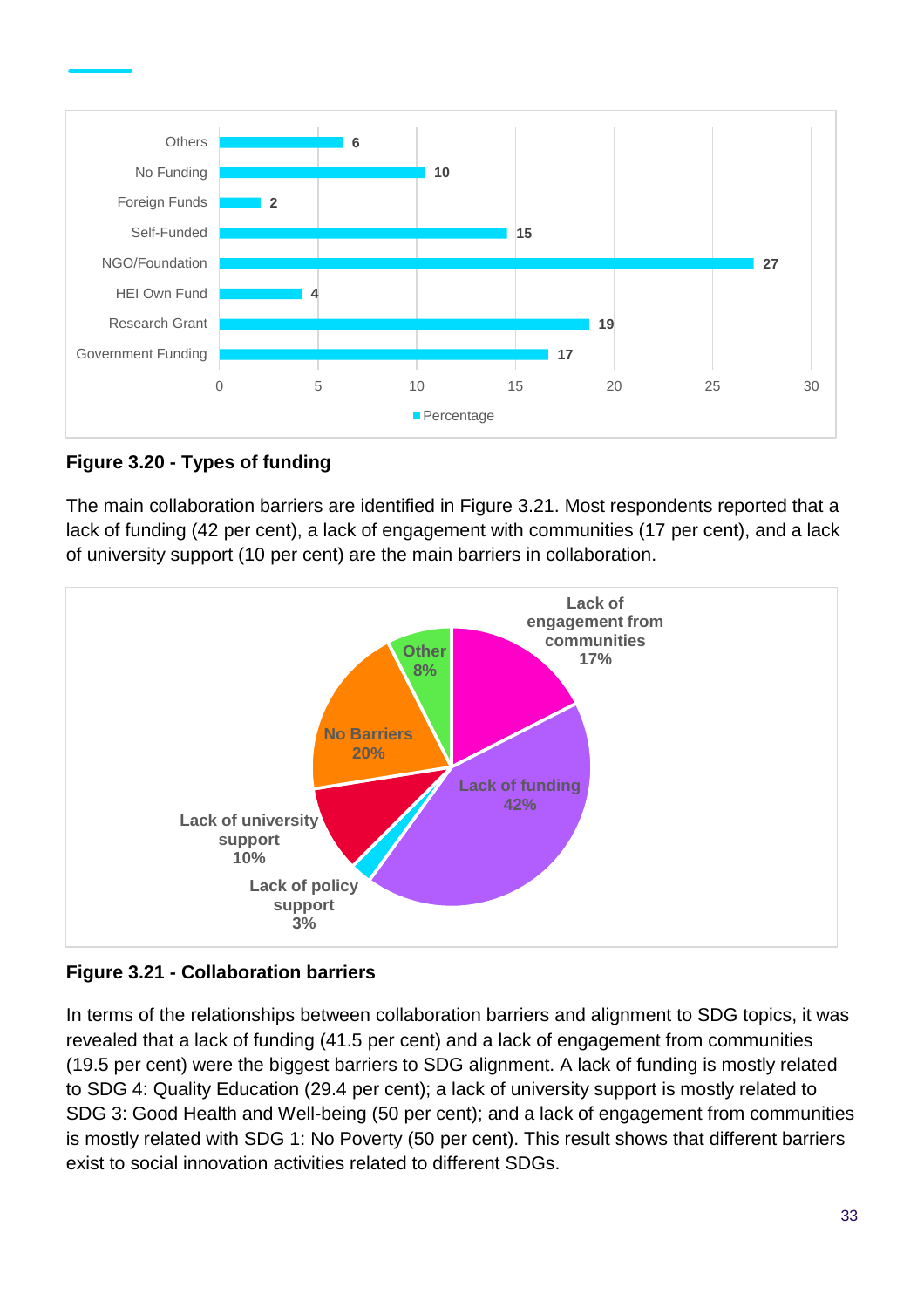**Figure 3.20 - Types of funding**

The main collaboration barriers are identified in Figure 3.21. Most respondents reported that a lack of funding (42 per cent), a lack of engagement with communities (17 per cent), and a lack of university support (10 per cent) are the main barriers in collaboration.

**Figure 3.21 - Collaboration barriers**

In terms of the relationships between collaboration barriers and alignment to SDG topics, it was revealed that a lack of funding (41.5 per cent) and a lack of engagement from communities (19.5 per cent) were the biggest barriers to SDG alignment. A lack of funding is mostly related to SDG 4: Quality Education (29.4 per cent); a lack of university support is mostly related to SDG 3: Good Health and Well-being (50 per cent); and a lack of engagement from communities is mostly related with SDG 1: No Poverty (50 per cent). This result shows that different barriers exist to social innovation activities related to different SDGs.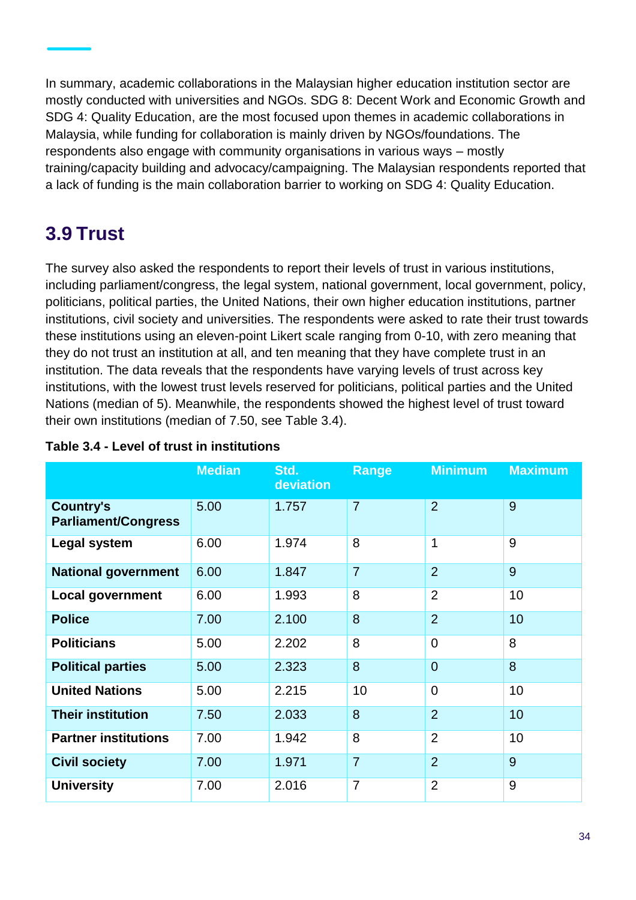In summary, academic collaborations in the Malaysian higher education institution sector are mostly conducted with universities and NGOs. SDG 8: Decent Work and Economic Growth and SDG 4: Quality Education, are the most focused upon themes in academic collaborations in Malaysia, while funding for collaboration is mainly driven by NGOs/foundations. The respondents also engage with community organisations in various ways – mostly training/capacity building and advocacy/campaigning. The Malaysian respondents reported that a lack of funding is the main collaboration barrier to working on SDG 4: Quality Education.

## 3.9 Trust

The survey also asked the respondents to report their levels of trust in various institutions, including parliament/congress, the legal system, national government, local government, policy, politicians, political parties, the United Nations, their own higher education institutions, partner institutions, civil society and universities. The respondents were asked to rate their trust towards these institutions using an eleven-point Likert scale ranging from 0-10, with zero meaning that they do not trust an institution at all, and ten meaning that they have complete trust in an institution. The data reveals that the respondents have varying levels of trust across key institutions, with the lowest trust levels reserved for politicians, political parties and the United Nations (median of 5). Meanwhile, the respondents showed the highest level of trust toward their own institutions (median of 7.50, see Table 3.4).

**Table 3.4 - Level of trust in institutions**

| | Median | Std. deviation | Range | Minimum | Maximum |
|---|---|---|---|---|---|
| **Country's Parliament/Congress** | 5.00 | 1.757 | 7 | 2 | 9 |
| **Legal system** | 6.00 | 1.974 | 8 | 1 | 9 |
| **National government** | 6.00 | 1.847 | 7 | 2 | 9 |
| **Local government** | 6.00 | 1.993 | 8 | 2 | 10 |
| **Police** | 7.00 | 2.100 | 8 | 2 | 10 |
| **Politicians** | 5.00 | 2.202 | 8 | 0 | 8 |
| **Political parties** | 5.00 | 2.323 | 8 | 0 | 8 |
| **United Nations** | 5.00 | 2.215 | 10 | 0 | 10 |
| **Their institution** | 7.50 | 2.033 | 8 | 2 | 10 |
| **Partner institutions** | 7.00 | 1.942 | 8 | 2 | 10 |
| **Civil society** | 7.00 | 1.971 | 7 | 2 | 9 |
| **University** | 7.00 | 2.016 | 7 | 2 | 9 |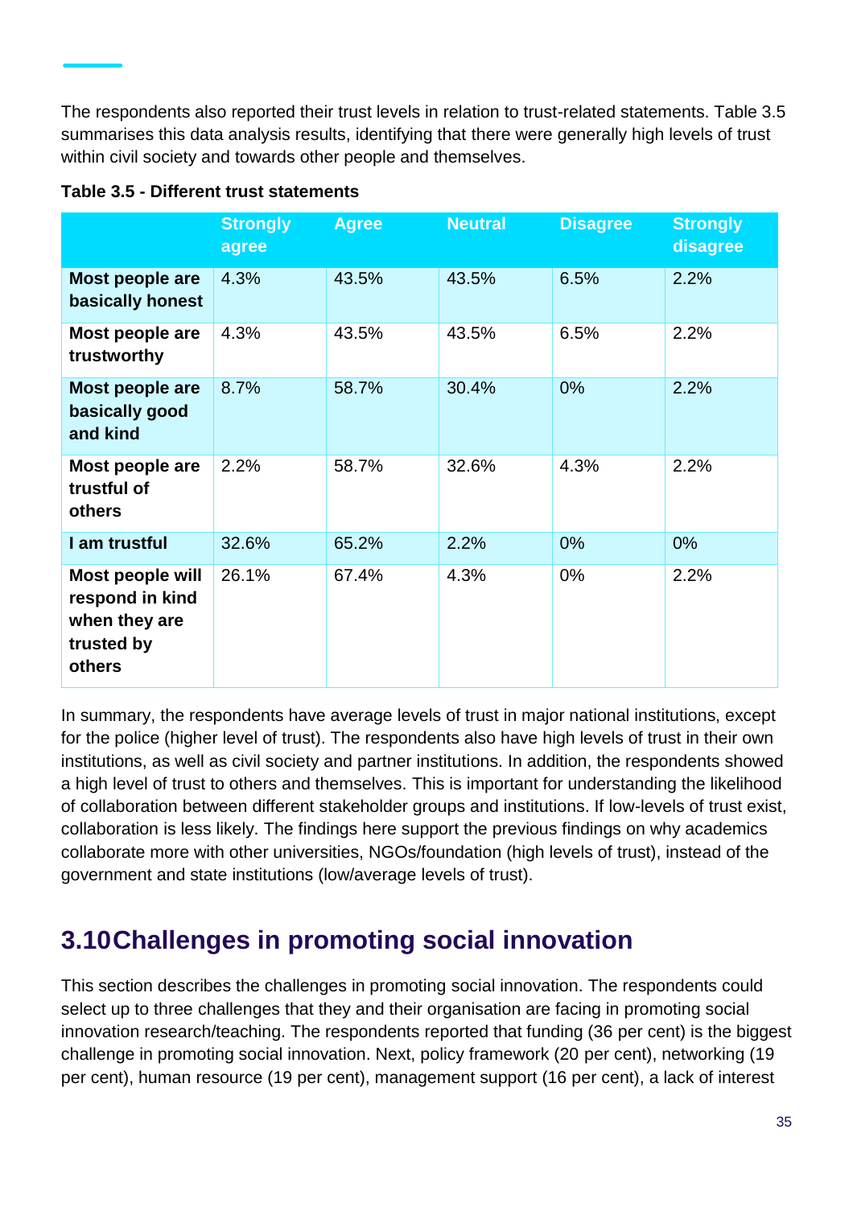The respondents also reported their trust levels in relation to trust-related statements. Table 3.5 summarises this data analysis results, identifying that there were generally high levels of trust within civil society and towards other people and themselves.

**Table 3.5 - Different trust statements**

| | Strongly agree | Agree | Neutral | Disagree | Strongly disagree |
|---|---|---|---|---|---|
| **Most people are basically honest** | 4.3% | 43.5% | 43.5% | 6.5% | 2.2% |
| **Most people are trustworthy** | 4.3% | 43.5% | 43.5% | 6.5% | 2.2% |
| **Most people are basically good and kind** | 8.7% | 58.7% | 30.4% | 0% | 2.2% |
| **Most people are trustful of others** | 2.2% | 58.7% | 32.6% | 4.3% | 2.2% |
| **I am trustful** | 32.6% | 65.2% | 2.2% | 0% | 0% |
| **Most people will respond in kind when they are trusted by others** | 26.1% | 67.4% | 4.3% | 0% | 2.2% |

In summary, the respondents have average levels of trust in major national institutions, except for the police (higher level of trust). The respondents also have high levels of trust in their own institutions, as well as civil society and partner institutions. In addition, the respondents showed a high level of trust to others and themselves. This is important for understanding the likelihood of collaboration between different stakeholder groups and institutions. If low-levels of trust exist, collaboration is less likely. The findings here support the previous findings on why academics collaborate more with other universities, NGOs/foundation (high levels of trust), instead of the government and state institutions (low/average levels of trust).

## 3.10 Challenges in promoting social innovation

This section describes the challenges in promoting social innovation. The respondents could select up to three challenges that they and their organisation are facing in promoting social innovation research/teaching. The respondents reported that funding (36 per cent) is the biggest challenge in promoting social innovation. Next, policy framework (20 per cent), networking (19 per cent), human resource (19 per cent), management support (16 per cent), a lack of interest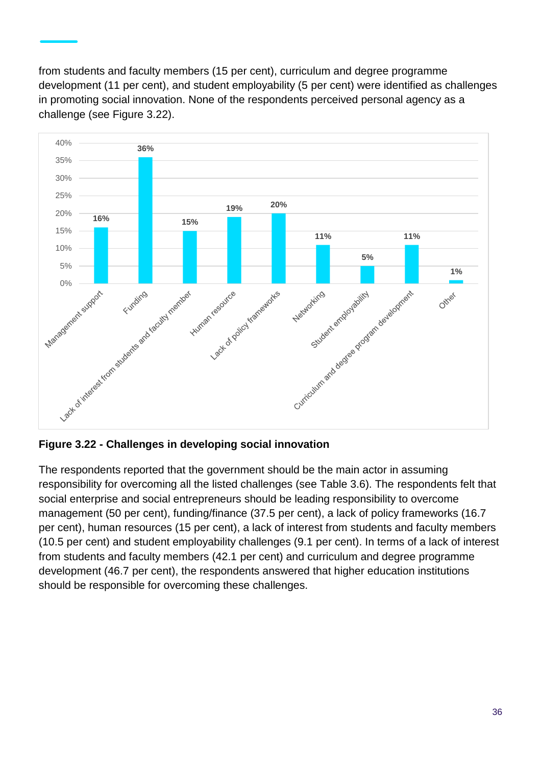from students and faculty members (15 per cent), curriculum and degree programme development (11 per cent), and student employability (5 per cent) were identified as challenges in promoting social innovation. None of the respondents perceived personal agency as a challenge (see Figure 3.22).

| Challenge | Percentage |
|---|---|
| Management support | 16% |
| Funding | 36% |
| Lack of interest from students and faculty member | 15% |
| Human resource | 19% |
| Lack of policy frameworks | 20% |
| Networking | 11% |
| Student employability | 5% |
| Curriculum and degree program development | 11% |
| Other | 1% |

**Figure 3.22 - Challenges in developing social innovation**

The respondents reported that the government should be the main actor in assuming responsibility for overcoming all the listed challenges (see Table 3.6). The respondents felt that social enterprise and social entrepreneurs should be leading responsibility to overcome management (50 per cent), funding/finance (37.5 per cent), a lack of policy frameworks (16.7 per cent), human resources (15 per cent), a lack of interest from students and faculty members (10.5 per cent) and student employability challenges (9.1 per cent). In terms of a lack of interest from students and faculty members (42.1 per cent) and curriculum and degree programme development (46.7 per cent), the respondents answered that higher education institutions should be responsible for overcoming these challenges.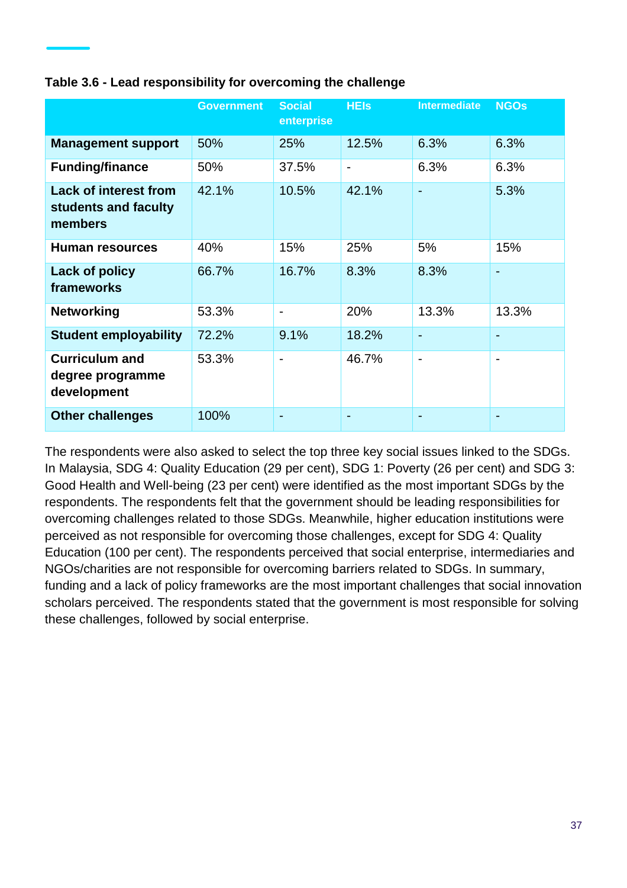**Table 3.6 - Lead responsibility for overcoming the challenge**

| | Government | Social enterprise | HEIs | Intermediate | NGOs |
|---|---|---|---|---|---|
| **Management support** | 50% | 25% | 12.5% | 6.3% | 6.3% |
| **Funding/finance** | 50% | 37.5% | - | 6.3% | 6.3% |
| **Lack of interest from students and faculty members** | 42.1% | 10.5% | 42.1% | - | 5.3% |
| **Human resources** | 40% | 15% | 25% | 5% | 15% |
| **Lack of policy frameworks** | 66.7% | 16.7% | 8.3% | 8.3% | - |
| **Networking** | 53.3% | - | 20% | 13.3% | 13.3% |
| **Student employability** | 72.2% | 9.1% | 18.2% | - | - |
| **Curriculum and degree programme development** | 53.3% | - | 46.7% | - | - |
| **Other challenges** | 100% | - | - | - | - |

The respondents were also asked to select the top three key social issues linked to the SDGs. In Malaysia, SDG 4: Quality Education (29 per cent), SDG 1: Poverty (26 per cent) and SDG 3: Good Health and Well-being (23 per cent) were identified as the most important SDGs by the respondents. The respondents felt that the government should be leading responsibilities for overcoming challenges related to those SDGs. Meanwhile, higher education institutions were perceived as not responsible for overcoming those challenges, except for SDG 4: Quality Education (100 per cent). The respondents perceived that social enterprise, intermediaries and NGOs/charities are not responsible for overcoming barriers related to SDGs. In summary, funding and a lack of policy frameworks are the most important challenges that social innovation scholars perceived. The respondents stated that the government is most responsible for solving these challenges, followed by social enterprise.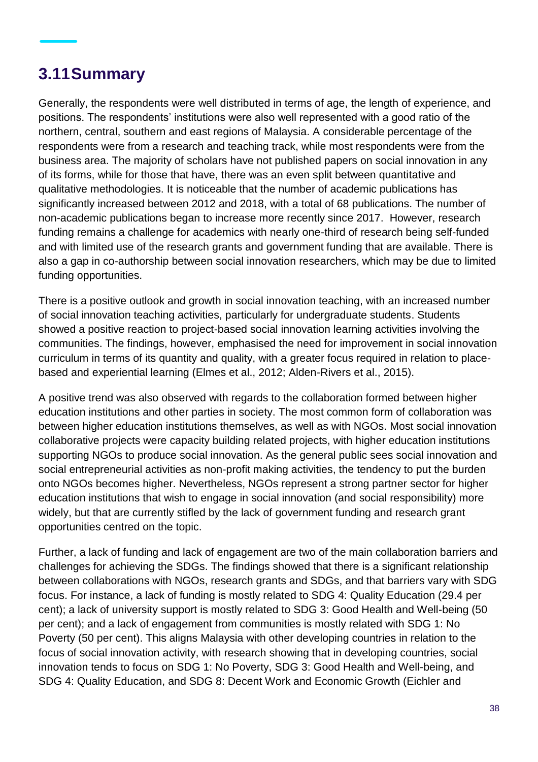## 3.11 Summary

Generally, the respondents were well distributed in terms of age, the length of experience, and positions. The respondents' institutions were also well represented with a good ratio of the northern, central, southern and east regions of Malaysia. A considerable percentage of the respondents were from a research and teaching track, while most respondents were from the business area. The majority of scholars have not published papers on social innovation in any of its forms, while for those that have, there was an even split between quantitative and qualitative methodologies. It is noticeable that the number of academic publications has significantly increased between 2012 and 2018, with a total of 68 publications. The number of non-academic publications began to increase more recently since 2017. However, research funding remains a challenge for academics with nearly one-third of research being self-funded and with limited use of the research grants and government funding that are available. There is also a gap in co-authorship between social innovation researchers, which may be due to limited funding opportunities.

There is a positive outlook and growth in social innovation teaching, with an increased number of social innovation teaching activities, particularly for undergraduate students. Students showed a positive reaction to project-based social innovation learning activities involving the communities. The findings, however, emphasised the need for improvement in social innovation curriculum in terms of its quantity and quality, with a greater focus required in relation to place-based and experiential learning (Elmes et al., 2012; Alden-Rivers et al., 2015).

A positive trend was also observed with regards to the collaboration formed between higher education institutions and other parties in society. The most common form of collaboration was between higher education institutions themselves, as well as with NGOs. Most social innovation collaborative projects were capacity building related projects, with higher education institutions supporting NGOs to produce social innovation. As the general public sees social innovation and social entrepreneurial activities as non-profit making activities, the tendency to put the burden onto NGOs becomes higher. Nevertheless, NGOs represent a strong partner sector for higher education institutions that wish to engage in social innovation (and social responsibility) more widely, but that are currently stifled by the lack of government funding and research grant opportunities centred on the topic.

Further, a lack of funding and lack of engagement are two of the main collaboration barriers and challenges for achieving the SDGs. The findings showed that there is a significant relationship between collaborations with NGOs, research grants and SDGs, and that barriers vary with SDG focus. For instance, a lack of funding is mostly related to SDG 4: Quality Education (29.4 per cent); a lack of university support is mostly related to SDG 3: Good Health and Well-being (50 per cent); and a lack of engagement from communities is mostly related with SDG 1: No Poverty (50 per cent). This aligns Malaysia with other developing countries in relation to the focus of social innovation activity, with research showing that in developing countries, social innovation tends to focus on SDG 1: No Poverty, SDG 3: Good Health and Well-being, and SDG 4: Quality Education, and SDG 8: Decent Work and Economic Growth (Eichler and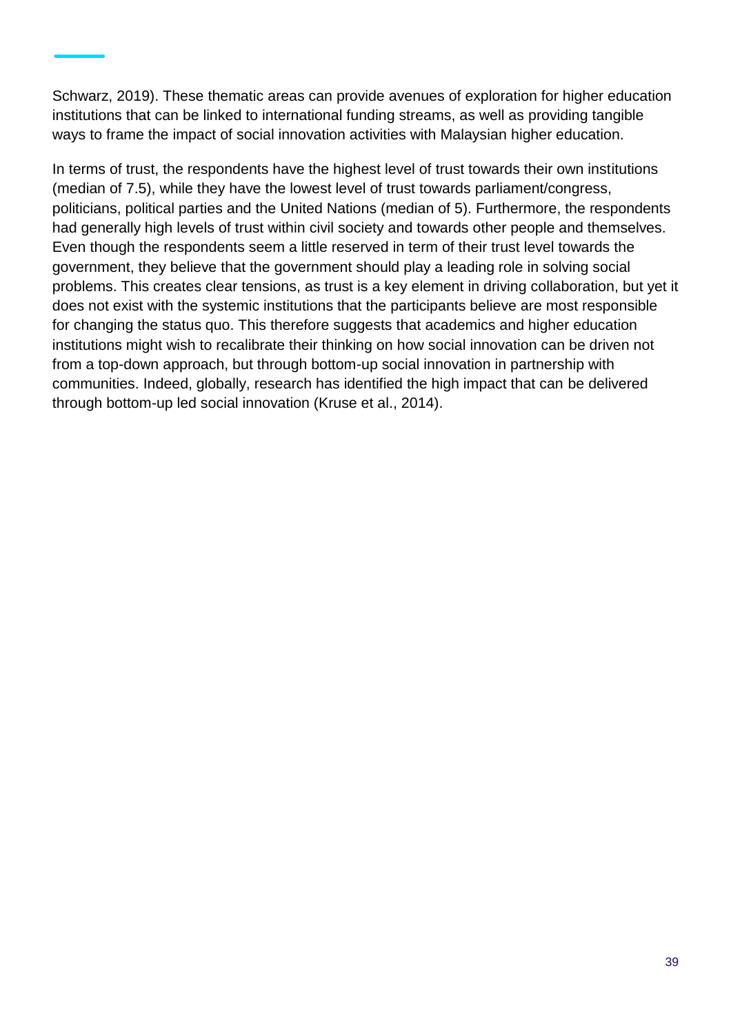Schwarz, 2019). These thematic areas can provide avenues of exploration for higher education institutions that can be linked to international funding streams, as well as providing tangible ways to frame the impact of social innovation activities with Malaysian higher education.

In terms of trust, the respondents have the highest level of trust towards their own institutions (median of 7.5), while they have the lowest level of trust towards parliament/congress, politicians, political parties and the United Nations (median of 5). Furthermore, the respondents had generally high levels of trust within civil society and towards other people and themselves. Even though the respondents seem a little reserved in term of their trust level towards the government, they believe that the government should play a leading role in solving social problems. This creates clear tensions, as trust is a key element in driving collaboration, but yet it does not exist with the systemic institutions that the participants believe are most responsible for changing the status quo. This therefore suggests that academics and higher education institutions might wish to recalibrate their thinking on how social innovation can be driven not from a top-down approach, but through bottom-up social innovation in partnership with communities. Indeed, globally, research has identified the high impact that can be delivered through bottom-up led social innovation (Kruse et al., 2014).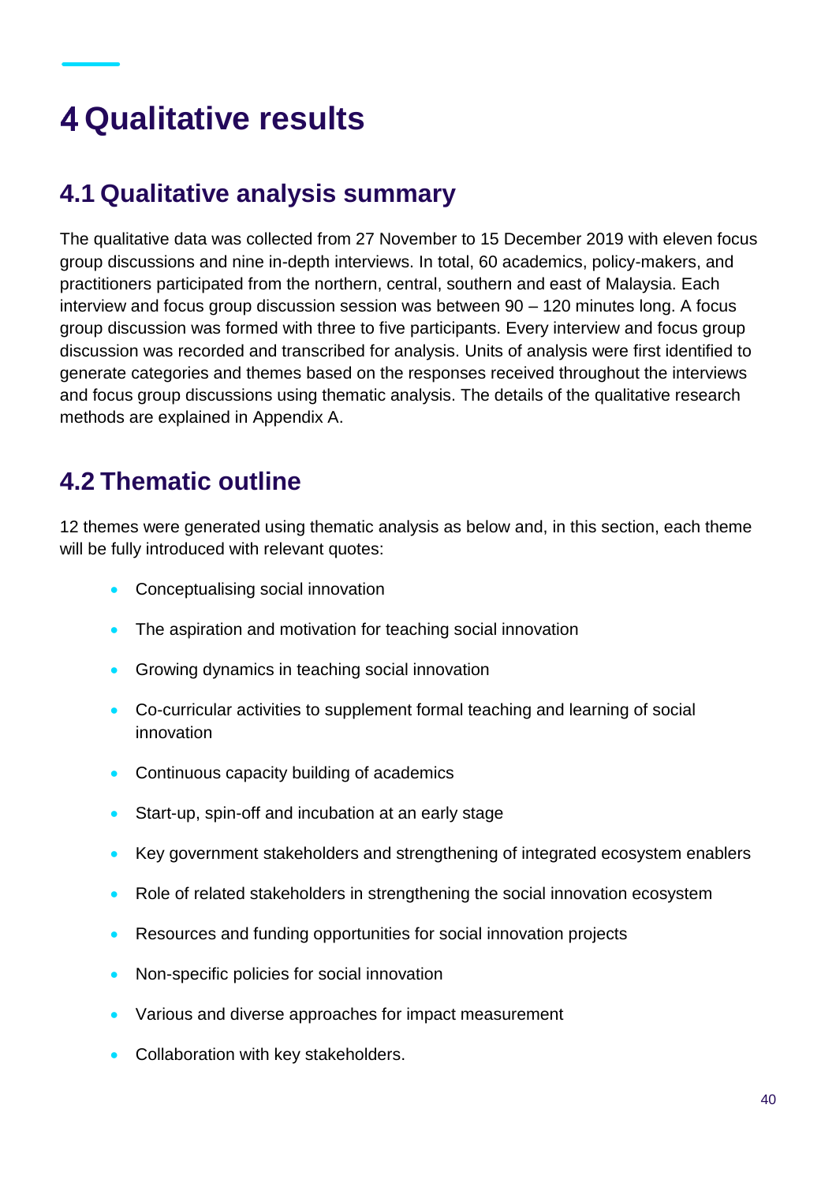# 4 Qualitative results

## 4.1 Qualitative analysis summary

The qualitative data was collected from 27 November to 15 December 2019 with eleven focus group discussions and nine in-depth interviews. In total, 60 academics, policy-makers, and practitioners participated from the northern, central, southern and east of Malaysia. Each interview and focus group discussion session was between 90 – 120 minutes long. A focus group discussion was formed with three to five participants. Every interview and focus group discussion was recorded and transcribed for analysis. Units of analysis were first identified to generate categories and themes based on the responses received throughout the interviews and focus group discussions using thematic analysis. The details of the qualitative research methods are explained in Appendix A.

## 4.2 Thematic outline

12 themes were generated using thematic analysis as below and, in this section, each theme will be fully introduced with relevant quotes:

- Conceptualising social innovation
- The aspiration and motivation for teaching social innovation
- Growing dynamics in teaching social innovation
- Co-curricular activities to supplement formal teaching and learning of social innovation
- Continuous capacity building of academics
- Start-up, spin-off and incubation at an early stage
- Key government stakeholders and strengthening of integrated ecosystem enablers
- Role of related stakeholders in strengthening the social innovation ecosystem
- Resources and funding opportunities for social innovation projects
- Non-specific policies for social innovation
- Various and diverse approaches for impact measurement
- Collaboration with key stakeholders.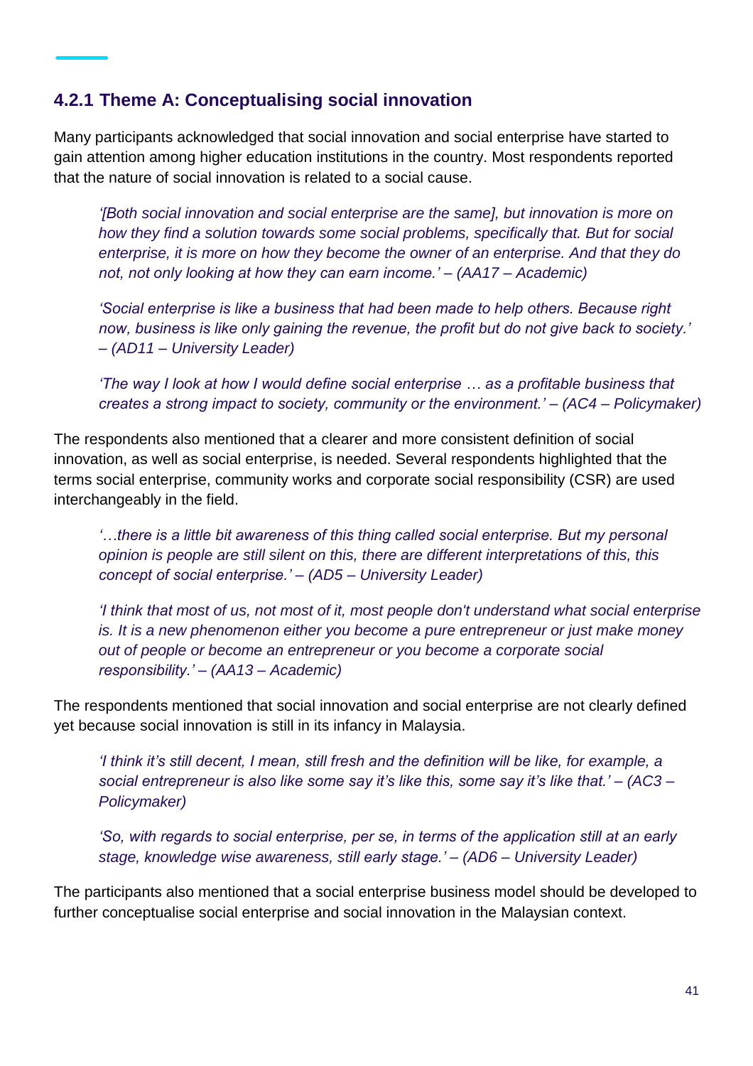### 4.2.1 Theme A: Conceptualising social innovation

Many participants acknowledged that social innovation and social enterprise have started to gain attention among higher education institutions in the country. Most respondents reported that the nature of social innovation is related to a social cause.

> *'[Both social innovation and social enterprise are the same], but innovation is more on how they find a solution towards some social problems, specifically that. But for social enterprise, it is more on how they become the owner of an enterprise. And that they do not, not only looking at how they can earn income.' – (AA17 – Academic)*

> *'Social enterprise is like a business that had been made to help others. Because right now, business is like only gaining the revenue, the profit but do not give back to society.' – (AD11 – University Leader)*

> *'The way I look at how I would define social enterprise … as a profitable business that creates a strong impact to society, community or the environment.' – (AC4 – Policymaker)*

The respondents also mentioned that a clearer and more consistent definition of social innovation, as well as social enterprise, is needed. Several respondents highlighted that the terms social enterprise, community works and corporate social responsibility (CSR) are used interchangeably in the field.

> *'…there is a little bit awareness of this thing called social enterprise. But my personal opinion is people are still silent on this, there are different interpretations of this, this concept of social enterprise.' – (AD5 – University Leader)*

> *'I think that most of us, not most of it, most people don't understand what social enterprise is. It is a new phenomenon either you become a pure entrepreneur or just make money out of people or become an entrepreneur or you become a corporate social responsibility.' – (AA13 – Academic)*

The respondents mentioned that social innovation and social enterprise are not clearly defined yet because social innovation is still in its infancy in Malaysia.

> *'I think it's still decent, I mean, still fresh and the definition will be like, for example, a social entrepreneur is also like some say it's like this, some say it's like that.' – (AC3 – Policymaker)*

> *'So, with regards to social enterprise, per se, in terms of the application still at an early stage, knowledge wise awareness, still early stage.' – (AD6 – University Leader)*

The participants also mentioned that a social enterprise business model should be developed to further conceptualise social enterprise and social innovation in the Malaysian context.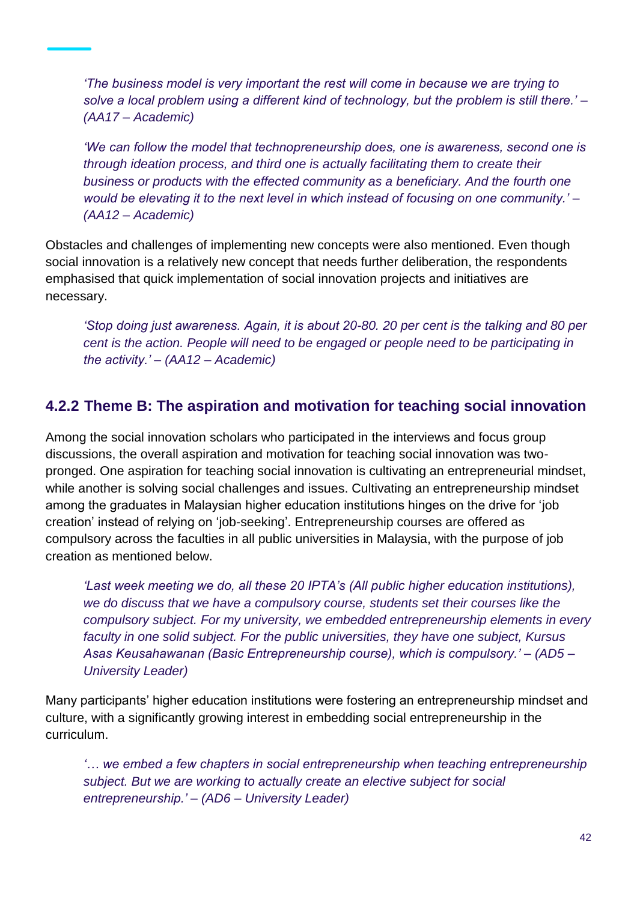*'The business model is very important the rest will come in because we are trying to solve a local problem using a different kind of technology, but the problem is still there.' – (AA17 – Academic)*

*'We can follow the model that technopreneurship does, one is awareness, second one is through ideation process, and third one is actually facilitating them to create their business or products with the effected community as a beneficiary. And the fourth one would be elevating it to the next level in which instead of focusing on one community.' – (AA12 – Academic)*

Obstacles and challenges of implementing new concepts were also mentioned. Even though social innovation is a relatively new concept that needs further deliberation, the respondents emphasised that quick implementation of social innovation projects and initiatives are necessary.

*'Stop doing just awareness. Again, it is about 20-80. 20 per cent is the talking and 80 per cent is the action. People will need to be engaged or people need to be participating in the activity.' – (AA12 – Academic)*

### 4.2.2 Theme B: The aspiration and motivation for teaching social innovation

Among the social innovation scholars who participated in the interviews and focus group discussions, the overall aspiration and motivation for teaching social innovation was two-pronged. One aspiration for teaching social innovation is cultivating an entrepreneurial mindset, while another is solving social challenges and issues. Cultivating an entrepreneurship mindset among the graduates in Malaysian higher education institutions hinges on the drive for 'job creation' instead of relying on 'job-seeking'. Entrepreneurship courses are offered as compulsory across the faculties in all public universities in Malaysia, with the purpose of job creation as mentioned below.

*'Last week meeting we do, all these 20 IPTA's (All public higher education institutions), we do discuss that we have a compulsory course, students set their courses like the compulsory subject. For my university, we embedded entrepreneurship elements in every faculty in one solid subject. For the public universities, they have one subject, Kursus Asas Keusahawanan (Basic Entrepreneurship course), which is compulsory.' – (AD5 – University Leader)*

Many participants' higher education institutions were fostering an entrepreneurship mindset and culture, with a significantly growing interest in embedding social entrepreneurship in the curriculum.

*'… we embed a few chapters in social entrepreneurship when teaching entrepreneurship subject. But we are working to actually create an elective subject for social entrepreneurship.' – (AD6 – University Leader)*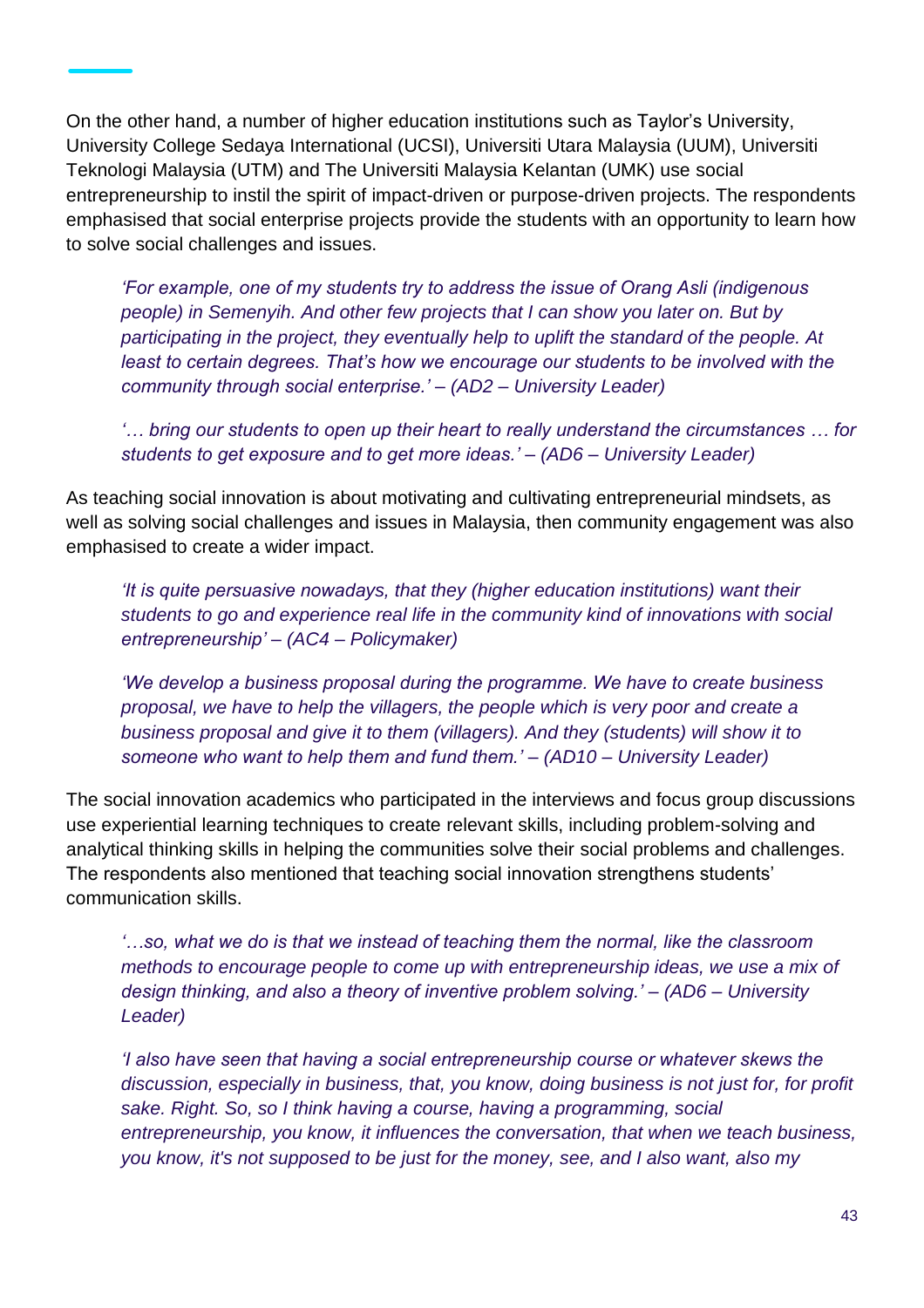On the other hand, a number of higher education institutions such as Taylor's University, University College Sedaya International (UCSI), Universiti Utara Malaysia (UUM), Universiti Teknologi Malaysia (UTM) and The Universiti Malaysia Kelantan (UMK) use social entrepreneurship to instil the spirit of impact-driven or purpose-driven projects. The respondents emphasised that social enterprise projects provide the students with an opportunity to learn how to solve social challenges and issues.

> *'For example, one of my students try to address the issue of Orang Asli (indigenous people) in Semenyih. And other few projects that I can show you later on. But by participating in the project, they eventually help to uplift the standard of the people. At least to certain degrees. That's how we encourage our students to be involved with the community through social enterprise.' – (AD2 – University Leader)*

> *'… bring our students to open up their heart to really understand the circumstances … for students to get exposure and to get more ideas.' – (AD6 – University Leader)*

As teaching social innovation is about motivating and cultivating entrepreneurial mindsets, as well as solving social challenges and issues in Malaysia, then community engagement was also emphasised to create a wider impact.

> *'It is quite persuasive nowadays, that they (higher education institutions) want their students to go and experience real life in the community kind of innovations with social entrepreneurship' – (AC4 – Policymaker)*

> *'We develop a business proposal during the programme. We have to create business proposal, we have to help the villagers, the people which is very poor and create a business proposal and give it to them (villagers). And they (students) will show it to someone who want to help them and fund them.' – (AD10 – University Leader)*

The social innovation academics who participated in the interviews and focus group discussions use experiential learning techniques to create relevant skills, including problem-solving and analytical thinking skills in helping the communities solve their social problems and challenges. The respondents also mentioned that teaching social innovation strengthens students' communication skills.

> *'…so, what we do is that we instead of teaching them the normal, like the classroom methods to encourage people to come up with entrepreneurship ideas, we use a mix of design thinking, and also a theory of inventive problem solving.' – (AD6 – University Leader)*

> *'I also have seen that having a social entrepreneurship course or whatever skews the discussion, especially in business, that, you know, doing business is not just for, for profit sake. Right. So, so I think having a course, having a programming, social entrepreneurship, you know, it influences the conversation, that when we teach business, you know, it's not supposed to be just for the money, see, and I also want, also my*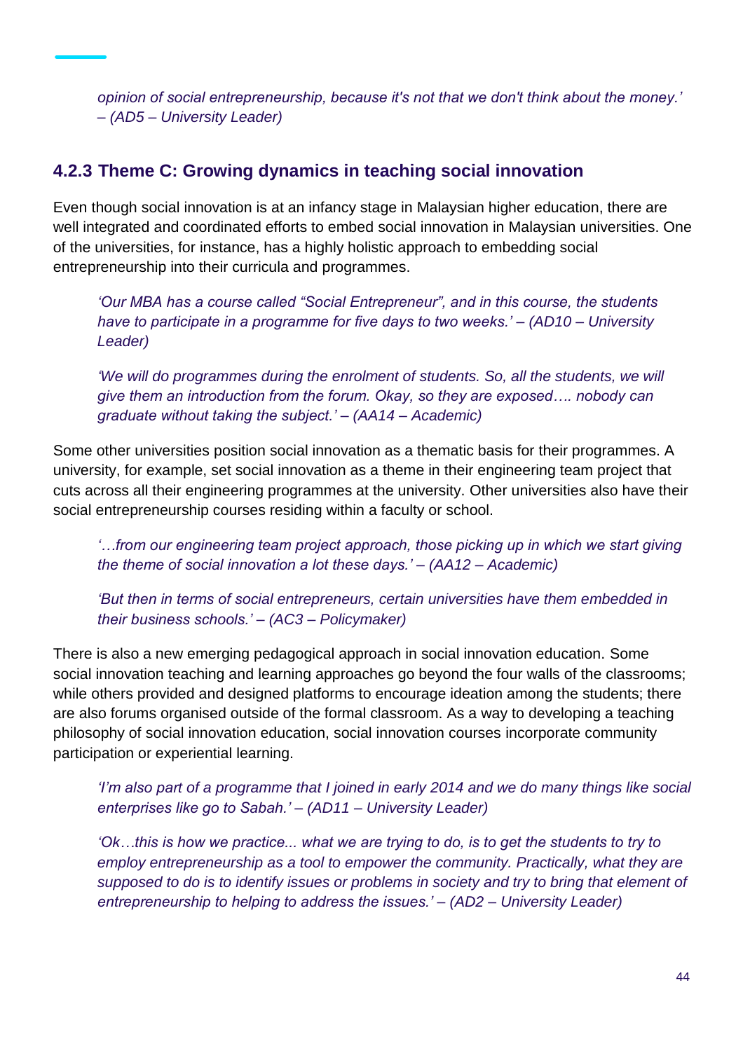*opinion of social entrepreneurship, because it's not that we don't think about the money.' – (AD5 – University Leader)*

### 4.2.3 Theme C: Growing dynamics in teaching social innovation

Even though social innovation is at an infancy stage in Malaysian higher education, there are well integrated and coordinated efforts to embed social innovation in Malaysian universities. One of the universities, for instance, has a highly holistic approach to embedding social entrepreneurship into their curricula and programmes.

> *'Our MBA has a course called "Social Entrepreneur", and in this course, the students have to participate in a programme for five days to two weeks.' – (AD10 – University Leader)*

> *'We will do programmes during the enrolment of students. So, all the students, we will give them an introduction from the forum. Okay, so they are exposed…. nobody can graduate without taking the subject.' – (AA14 – Academic)*

Some other universities position social innovation as a thematic basis for their programmes. A university, for example, set social innovation as a theme in their engineering team project that cuts across all their engineering programmes at the university. Other universities also have their social entrepreneurship courses residing within a faculty or school.

> *'…from our engineering team project approach, those picking up in which we start giving the theme of social innovation a lot these days.' – (AA12 – Academic)*

> *'But then in terms of social entrepreneurs, certain universities have them embedded in their business schools.' – (AC3 – Policymaker)*

There is also a new emerging pedagogical approach in social innovation education. Some social innovation teaching and learning approaches go beyond the four walls of the classrooms; while others provided and designed platforms to encourage ideation among the students; there are also forums organised outside of the formal classroom. As a way to developing a teaching philosophy of social innovation education, social innovation courses incorporate community participation or experiential learning.

> *'I'm also part of a programme that I joined in early 2014 and we do many things like social enterprises like go to Sabah.' – (AD11 – University Leader)*

> *'Ok…this is how we practice... what we are trying to do, is to get the students to try to employ entrepreneurship as a tool to empower the community. Practically, what they are supposed to do is to identify issues or problems in society and try to bring that element of entrepreneurship to helping to address the issues.' – (AD2 – University Leader)*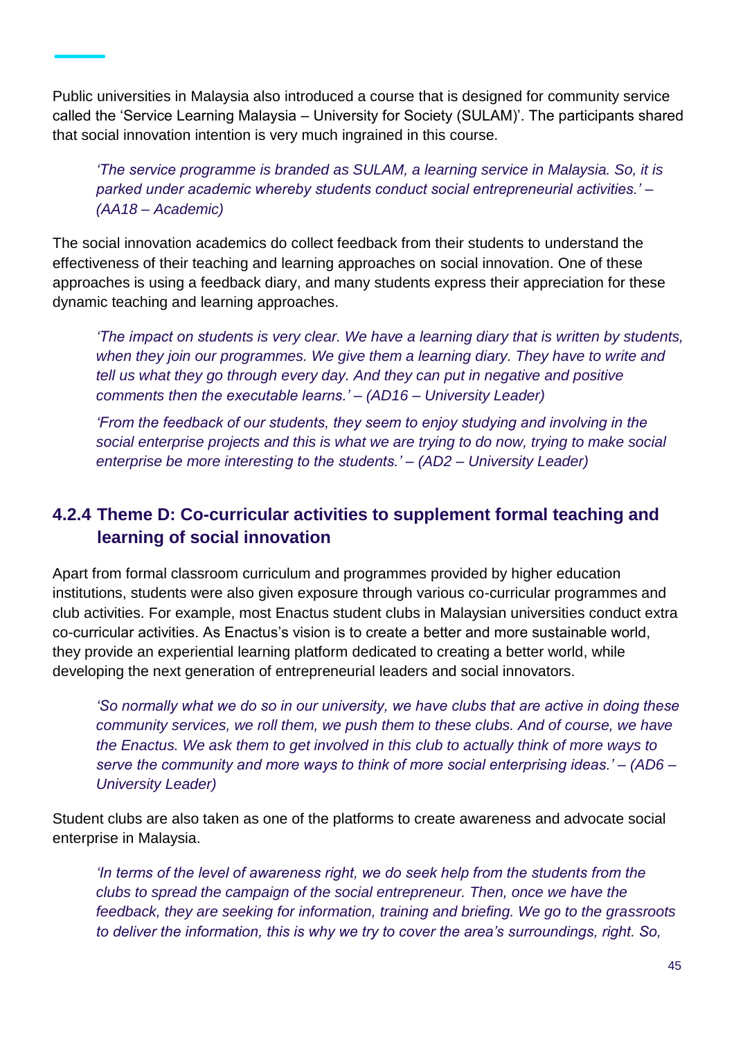Public universities in Malaysia also introduced a course that is designed for community service called the 'Service Learning Malaysia – University for Society (SULAM)'. The participants shared that social innovation intention is very much ingrained in this course.

> *'The service programme is branded as SULAM, a learning service in Malaysia. So, it is parked under academic whereby students conduct social entrepreneurial activities.' – (AA18 – Academic)*

The social innovation academics do collect feedback from their students to understand the effectiveness of their teaching and learning approaches on social innovation. One of these approaches is using a feedback diary, and many students express their appreciation for these dynamic teaching and learning approaches.

> *'The impact on students is very clear. We have a learning diary that is written by students, when they join our programmes. We give them a learning diary. They have to write and tell us what they go through every day. And they can put in negative and positive comments then the executable learns.' – (AD16 – University Leader)*
>
> *'From the feedback of our students, they seem to enjoy studying and involving in the social enterprise projects and this is what we are trying to do now, trying to make social enterprise be more interesting to the students.' – (AD2 – University Leader)*

### 4.2.4 Theme D: Co-curricular activities to supplement formal teaching and learning of social innovation

Apart from formal classroom curriculum and programmes provided by higher education institutions, students were also given exposure through various co-curricular programmes and club activities. For example, most Enactus student clubs in Malaysian universities conduct extra co-curricular activities. As Enactus's vision is to create a better and more sustainable world, they provide an experiential learning platform dedicated to creating a better world, while developing the next generation of entrepreneurial leaders and social innovators.

> *'So normally what we do so in our university, we have clubs that are active in doing these community services, we roll them, we push them to these clubs. And of course, we have the Enactus. We ask them to get involved in this club to actually think of more ways to serve the community and more ways to think of more social enterprising ideas.' – (AD6 – University Leader)*

Student clubs are also taken as one of the platforms to create awareness and advocate social enterprise in Malaysia.

> *'In terms of the level of awareness right, we do seek help from the students from the clubs to spread the campaign of the social entrepreneur. Then, once we have the feedback, they are seeking for information, training and briefing. We go to the grassroots to deliver the information, this is why we try to cover the area's surroundings, right. So,*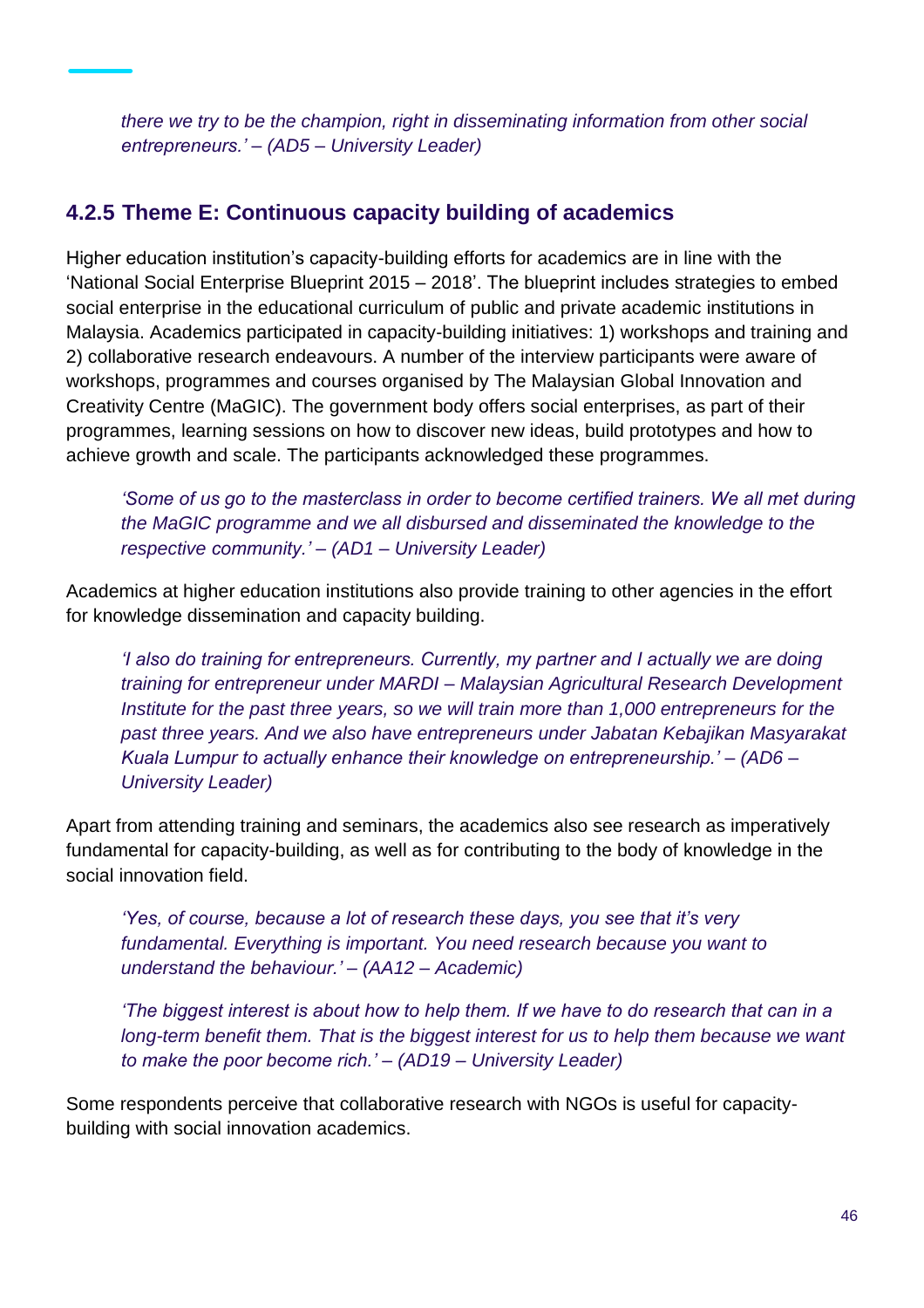*there we try to be the champion, right in disseminating information from other social entrepreneurs.' – (AD5 – University Leader)*

### 4.2.5 Theme E: Continuous capacity building of academics

Higher education institution's capacity-building efforts for academics are in line with the 'National Social Enterprise Blueprint 2015 – 2018'. The blueprint includes strategies to embed social enterprise in the educational curriculum of public and private academic institutions in Malaysia. Academics participated in capacity-building initiatives: 1) workshops and training and 2) collaborative research endeavours. A number of the interview participants were aware of workshops, programmes and courses organised by The Malaysian Global Innovation and Creativity Centre (MaGIC). The government body offers social enterprises, as part of their programmes, learning sessions on how to discover new ideas, build prototypes and how to achieve growth and scale. The participants acknowledged these programmes.

> *'Some of us go to the masterclass in order to become certified trainers. We all met during the MaGIC programme and we all disbursed and disseminated the knowledge to the respective community.' – (AD1 – University Leader)*

Academics at higher education institutions also provide training to other agencies in the effort for knowledge dissemination and capacity building.

> *'I also do training for entrepreneurs. Currently, my partner and I actually we are doing training for entrepreneur under MARDI – Malaysian Agricultural Research Development Institute for the past three years, so we will train more than 1,000 entrepreneurs for the past three years. And we also have entrepreneurs under Jabatan Kebajikan Masyarakat Kuala Lumpur to actually enhance their knowledge on entrepreneurship.' – (AD6 – University Leader)*

Apart from attending training and seminars, the academics also see research as imperatively fundamental for capacity-building, as well as for contributing to the body of knowledge in the social innovation field.

> *'Yes, of course, because a lot of research these days, you see that it's very fundamental. Everything is important. You need research because you want to understand the behaviour.' – (AA12 – Academic)*

> *'The biggest interest is about how to help them. If we have to do research that can in a long-term benefit them. That is the biggest interest for us to help them because we want to make the poor become rich.' – (AD19 – University Leader)*

Some respondents perceive that collaborative research with NGOs is useful for capacity-building with social innovation academics.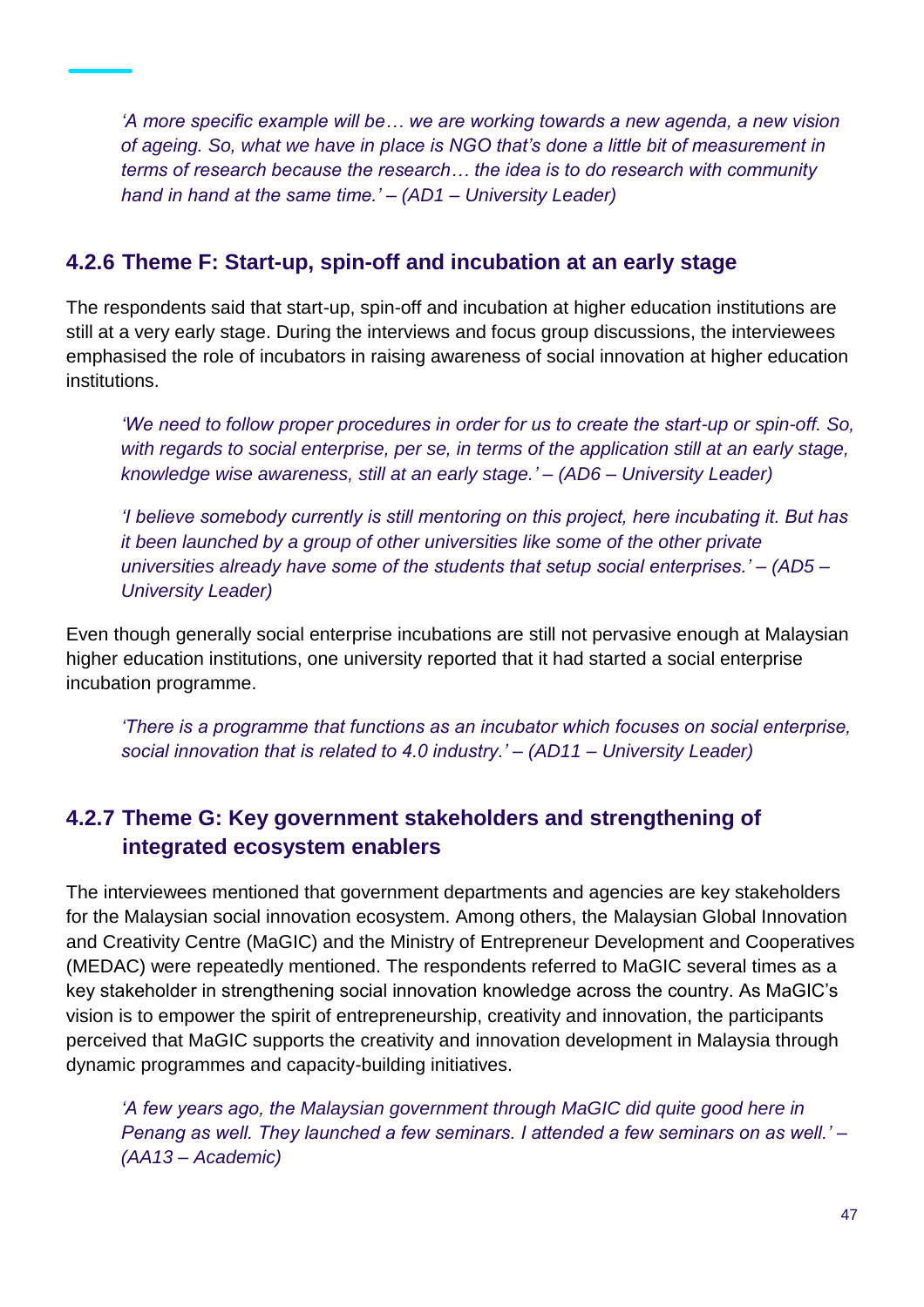*'A more specific example will be… we are working towards a new agenda, a new vision of ageing. So, what we have in place is NGO that's done a little bit of measurement in terms of research because the research… the idea is to do research with community hand in hand at the same time.' – (AD1 – University Leader)*

### 4.2.6 Theme F: Start-up, spin-off and incubation at an early stage

The respondents said that start-up, spin-off and incubation at higher education institutions are still at a very early stage. During the interviews and focus group discussions, the interviewees emphasised the role of incubators in raising awareness of social innovation at higher education institutions.

*'We need to follow proper procedures in order for us to create the start-up or spin-off. So, with regards to social enterprise, per se, in terms of the application still at an early stage, knowledge wise awareness, still at an early stage.' – (AD6 – University Leader)*

*'I believe somebody currently is still mentoring on this project, here incubating it. But has it been launched by a group of other universities like some of the other private universities already have some of the students that setup social enterprises.' – (AD5 – University Leader)*

Even though generally social enterprise incubations are still not pervasive enough at Malaysian higher education institutions, one university reported that it had started a social enterprise incubation programme.

*'There is a programme that functions as an incubator which focuses on social enterprise, social innovation that is related to 4.0 industry.' – (AD11 – University Leader)*

### 4.2.7 Theme G: Key government stakeholders and strengthening of integrated ecosystem enablers

The interviewees mentioned that government departments and agencies are key stakeholders for the Malaysian social innovation ecosystem. Among others, the Malaysian Global Innovation and Creativity Centre (MaGIC) and the Ministry of Entrepreneur Development and Cooperatives (MEDAC) were repeatedly mentioned. The respondents referred to MaGIC several times as a key stakeholder in strengthening social innovation knowledge across the country. As MaGIC's vision is to empower the spirit of entrepreneurship, creativity and innovation, the participants perceived that MaGIC supports the creativity and innovation development in Malaysia through dynamic programmes and capacity-building initiatives.

*'A few years ago, the Malaysian government through MaGIC did quite good here in Penang as well. They launched a few seminars. I attended a few seminars on as well.' – (AA13 – Academic)*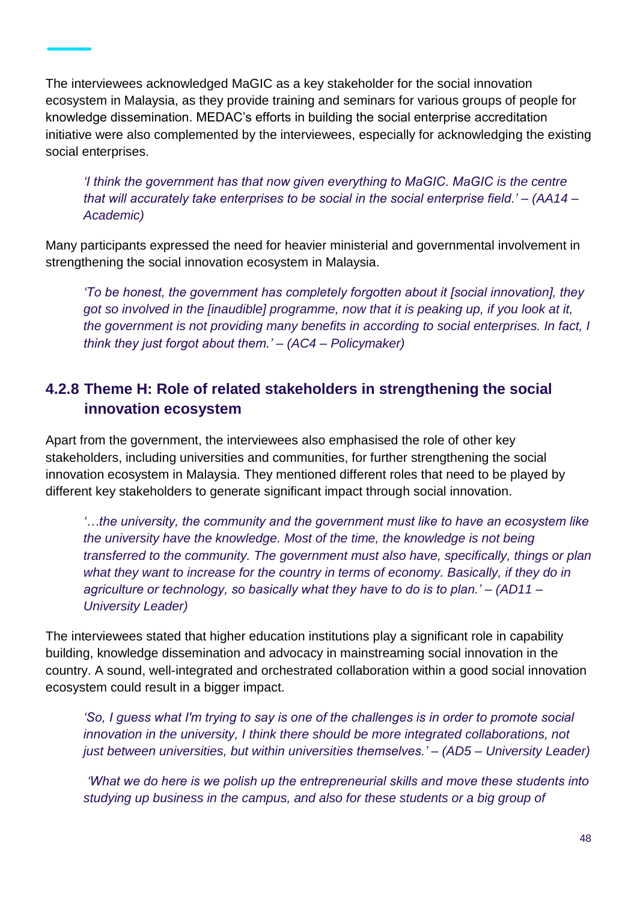The interviewees acknowledged MaGIC as a key stakeholder for the social innovation ecosystem in Malaysia, as they provide training and seminars for various groups of people for knowledge dissemination. MEDAC's efforts in building the social enterprise accreditation initiative were also complemented by the interviewees, especially for acknowledging the existing social enterprises.

> *'I think the government has that now given everything to MaGIC. MaGIC is the centre that will accurately take enterprises to be social in the social enterprise field.' – (AA14 – Academic)*

Many participants expressed the need for heavier ministerial and governmental involvement in strengthening the social innovation ecosystem in Malaysia.

> *'To be honest, the government has completely forgotten about it [social innovation], they got so involved in the [inaudible] programme, now that it is peaking up, if you look at it, the government is not providing many benefits in according to social enterprises. In fact, I think they just forgot about them.' – (AC4 – Policymaker)*

### 4.2.8 Theme H: Role of related stakeholders in strengthening the social innovation ecosystem

Apart from the government, the interviewees also emphasised the role of other key stakeholders, including universities and communities, for further strengthening the social innovation ecosystem in Malaysia. They mentioned different roles that need to be played by different key stakeholders to generate significant impact through social innovation.

> *'…the university, the community and the government must like to have an ecosystem like the university have the knowledge. Most of the time, the knowledge is not being transferred to the community. The government must also have, specifically, things or plan what they want to increase for the country in terms of economy. Basically, if they do in agriculture or technology, so basically what they have to do is to plan.' – (AD11 – University Leader)*

The interviewees stated that higher education institutions play a significant role in capability building, knowledge dissemination and advocacy in mainstreaming social innovation in the country. A sound, well-integrated and orchestrated collaboration within a good social innovation ecosystem could result in a bigger impact.

> *'So, I guess what I'm trying to say is one of the challenges is in order to promote social innovation in the university, I think there should be more integrated collaborations, not just between universities, but within universities themselves.' – (AD5 – University Leader)*

> *'What we do here is we polish up the entrepreneurial skills and move these students into studying up business in the campus, and also for these students or a big group of*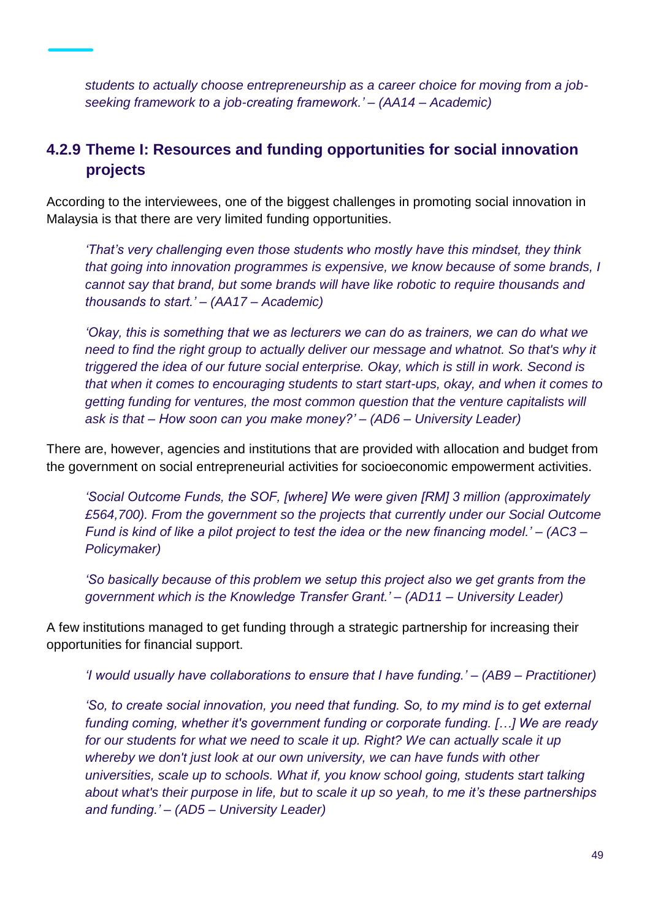*students to actually choose entrepreneurship as a career choice for moving from a job-seeking framework to a job-creating framework.' – (AA14 – Academic)*

### 4.2.9 Theme I: Resources and funding opportunities for social innovation projects

According to the interviewees, one of the biggest challenges in promoting social innovation in Malaysia is that there are very limited funding opportunities.

> *'That's very challenging even those students who mostly have this mindset, they think that going into innovation programmes is expensive, we know because of some brands, I cannot say that brand, but some brands will have like robotic to require thousands and thousands to start.' – (AA17 – Academic)*

> *'Okay, this is something that we as lecturers we can do as trainers, we can do what we need to find the right group to actually deliver our message and whatnot. So that's why it triggered the idea of our future social enterprise. Okay, which is still in work. Second is that when it comes to encouraging students to start start-ups, okay, and when it comes to getting funding for ventures, the most common question that the venture capitalists will ask is that – How soon can you make money?' – (AD6 – University Leader)*

There are, however, agencies and institutions that are provided with allocation and budget from the government on social entrepreneurial activities for socioeconomic empowerment activities.

> *'Social Outcome Funds, the SOF, [where] We were given [RM] 3 million (approximately £564,700). From the government so the projects that currently under our Social Outcome Fund is kind of like a pilot project to test the idea or the new financing model.' – (AC3 – Policymaker)*

> *'So basically because of this problem we setup this project also we get grants from the government which is the Knowledge Transfer Grant.' – (AD11 – University Leader)*

A few institutions managed to get funding through a strategic partnership for increasing their opportunities for financial support.

> *'I would usually have collaborations to ensure that I have funding.' – (AB9 – Practitioner)*

> *'So, to create social innovation, you need that funding. So, to my mind is to get external funding coming, whether it's government funding or corporate funding. […] We are ready for our students for what we need to scale it up. Right? We can actually scale it up whereby we don't just look at our own university, we can have funds with other universities, scale up to schools. What if, you know school going, students start talking about what's their purpose in life, but to scale it up so yeah, to me it's these partnerships and funding.' – (AD5 – University Leader)*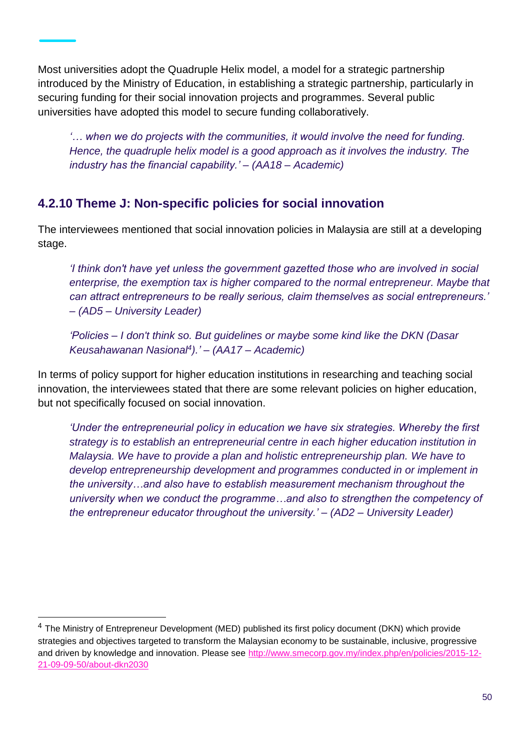Most universities adopt the Quadruple Helix model, a model for a strategic partnership introduced by the Ministry of Education, in establishing a strategic partnership, particularly in securing funding for their social innovation projects and programmes. Several public universities have adopted this model to secure funding collaboratively.

> *'… when we do projects with the communities, it would involve the need for funding. Hence, the quadruple helix model is a good approach as it involves the industry. The industry has the financial capability.' – (AA18 – Academic)*

### 4.2.10 Theme J: Non-specific policies for social innovation

The interviewees mentioned that social innovation policies in Malaysia are still at a developing stage.

> *'I think don't have yet unless the government gazetted those who are involved in social enterprise, the exemption tax is higher compared to the normal entrepreneur. Maybe that can attract entrepreneurs to be really serious, claim themselves as social entrepreneurs.' – (AD5 – University Leader)*

> *'Policies – I don't think so. But guidelines or maybe some kind like the DKN (Dasar Keusahawanan Nasional[4]).' – (AA17 – Academic)*

In terms of policy support for higher education institutions in researching and teaching social innovation, the interviewees stated that there are some relevant policies on higher education, but not specifically focused on social innovation.

> *'Under the entrepreneurial policy in education we have six strategies. Whereby the first strategy is to establish an entrepreneurial centre in each higher education institution in Malaysia. We have to provide a plan and holistic entrepreneurship plan. We have to develop entrepreneurship development and programmes conducted in or implement in the university…and also have to establish measurement mechanism throughout the university when we conduct the programme…and also to strengthen the competency of the entrepreneur educator throughout the university.' – (AD2 – University Leader)*

---

[4] The Ministry of Entrepreneur Development (MED) published its first policy document (DKN) which provide strategies and objectives targeted to transform the Malaysian economy to be sustainable, inclusive, progressive and driven by knowledge and innovation. Please see http://www.smecorp.gov.my/index.php/en/policies/2015-12-21-09-09-50/about-dkn2030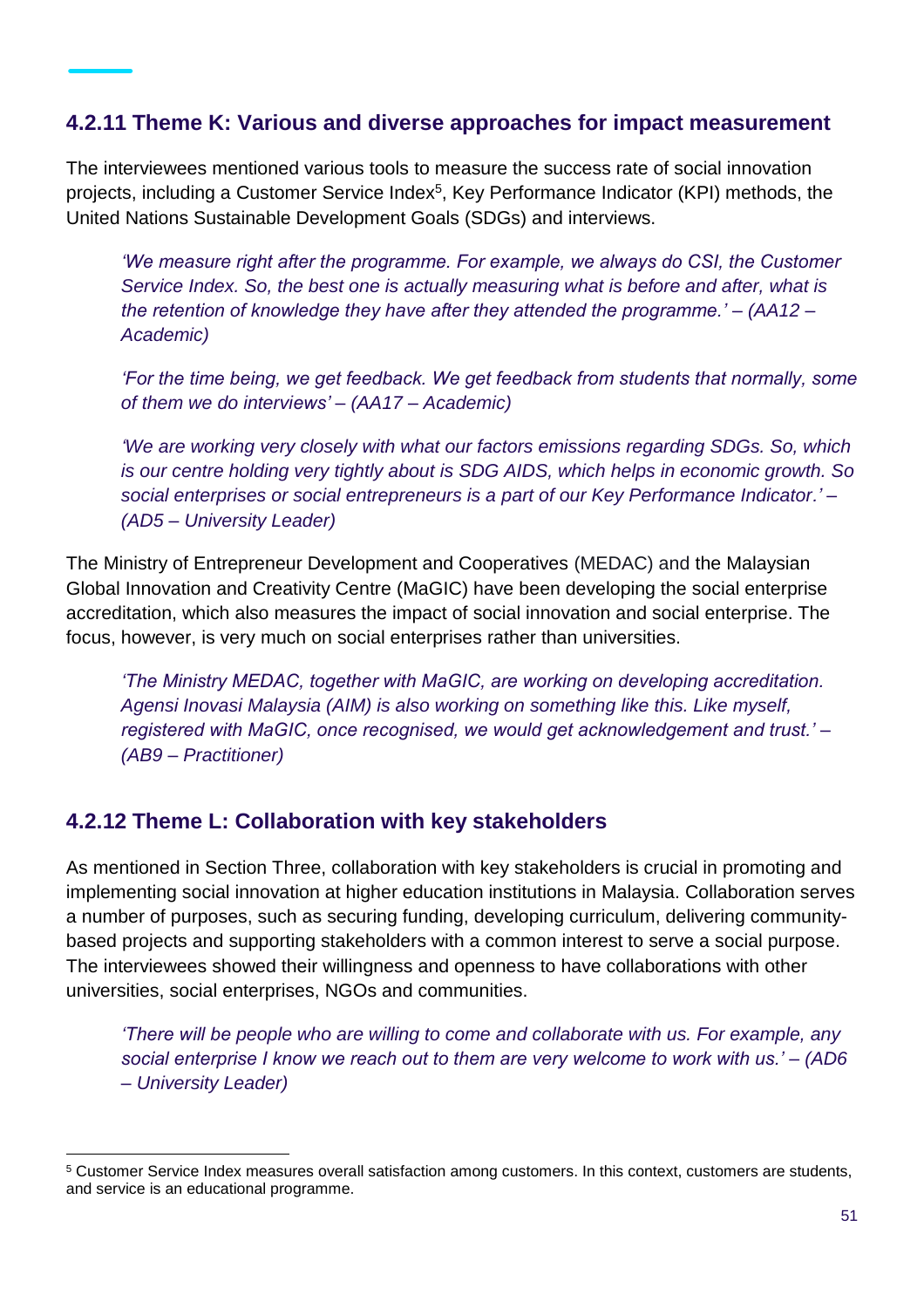### 4.2.11 Theme K: Various and diverse approaches for impact measurement

The interviewees mentioned various tools to measure the success rate of social innovation projects, including a Customer Service Index[5], Key Performance Indicator (KPI) methods, the United Nations Sustainable Development Goals (SDGs) and interviews.

> *'We measure right after the programme. For example, we always do CSI, the Customer Service Index. So, the best one is actually measuring what is before and after, what is the retention of knowledge they have after they attended the programme.' – (AA12 – Academic)*

> *'For the time being, we get feedback. We get feedback from students that normally, some of them we do interviews' – (AA17 – Academic)*

> *'We are working very closely with what our factors emissions regarding SDGs. So, which is our centre holding very tightly about is SDG AIDS, which helps in economic growth. So social enterprises or social entrepreneurs is a part of our Key Performance Indicator.' – (AD5 – University Leader)*

The Ministry of Entrepreneur Development and Cooperatives (MEDAC) and the Malaysian Global Innovation and Creativity Centre (MaGIC) have been developing the social enterprise accreditation, which also measures the impact of social innovation and social enterprise. The focus, however, is very much on social enterprises rather than universities.

> *'The Ministry MEDAC, together with MaGIC, are working on developing accreditation. Agensi Inovasi Malaysia (AIM) is also working on something like this. Like myself, registered with MaGIC, once recognised, we would get acknowledgement and trust.' – (AB9 – Practitioner)*

### 4.2.12 Theme L: Collaboration with key stakeholders

As mentioned in Section Three, collaboration with key stakeholders is crucial in promoting and implementing social innovation at higher education institutions in Malaysia. Collaboration serves a number of purposes, such as securing funding, developing curriculum, delivering community-based projects and supporting stakeholders with a common interest to serve a social purpose. The interviewees showed their willingness and openness to have collaborations with other universities, social enterprises, NGOs and communities.

> *'There will be people who are willing to come and collaborate with us. For example, any social enterprise I know we reach out to them are very welcome to work with us.' – (AD6 – University Leader)*

---

[5] Customer Service Index measures overall satisfaction among customers. In this context, customers are students, and service is an educational programme.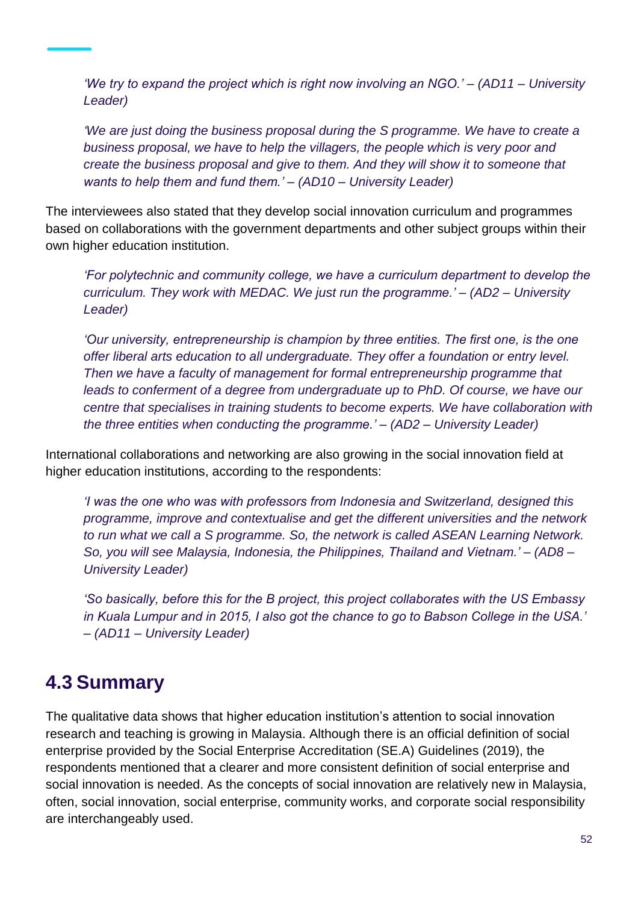*'We try to expand the project which is right now involving an NGO.' – (AD11 – University Leader)*

*'We are just doing the business proposal during the S programme. We have to create a business proposal, we have to help the villagers, the people which is very poor and create the business proposal and give to them. And they will show it to someone that wants to help them and fund them.' – (AD10 – University Leader)*

The interviewees also stated that they develop social innovation curriculum and programmes based on collaborations with the government departments and other subject groups within their own higher education institution.

*'For polytechnic and community college, we have a curriculum department to develop the curriculum. They work with MEDAC. We just run the programme.' – (AD2 – University Leader)*

*'Our university, entrepreneurship is champion by three entities. The first one, is the one offer liberal arts education to all undergraduate. They offer a foundation or entry level. Then we have a faculty of management for formal entrepreneurship programme that leads to conferment of a degree from undergraduate up to PhD. Of course, we have our centre that specialises in training students to become experts. We have collaboration with the three entities when conducting the programme.' – (AD2 – University Leader)*

International collaborations and networking are also growing in the social innovation field at higher education institutions, according to the respondents:

*'I was the one who was with professors from Indonesia and Switzerland, designed this programme, improve and contextualise and get the different universities and the network to run what we call a S programme. So, the network is called ASEAN Learning Network. So, you will see Malaysia, Indonesia, the Philippines, Thailand and Vietnam.' – (AD8 – University Leader)*

*'So basically, before this for the B project, this project collaborates with the US Embassy in Kuala Lumpur and in 2015, I also got the chance to go to Babson College in the USA.' – (AD11 – University Leader)*

## 4.3 Summary

The qualitative data shows that higher education institution's attention to social innovation research and teaching is growing in Malaysia. Although there is an official definition of social enterprise provided by the Social Enterprise Accreditation (SE.A) Guidelines (2019), the respondents mentioned that a clearer and more consistent definition of social enterprise and social innovation is needed. As the concepts of social innovation are relatively new in Malaysia, often, social innovation, social enterprise, community works, and corporate social responsibility are interchangeably used.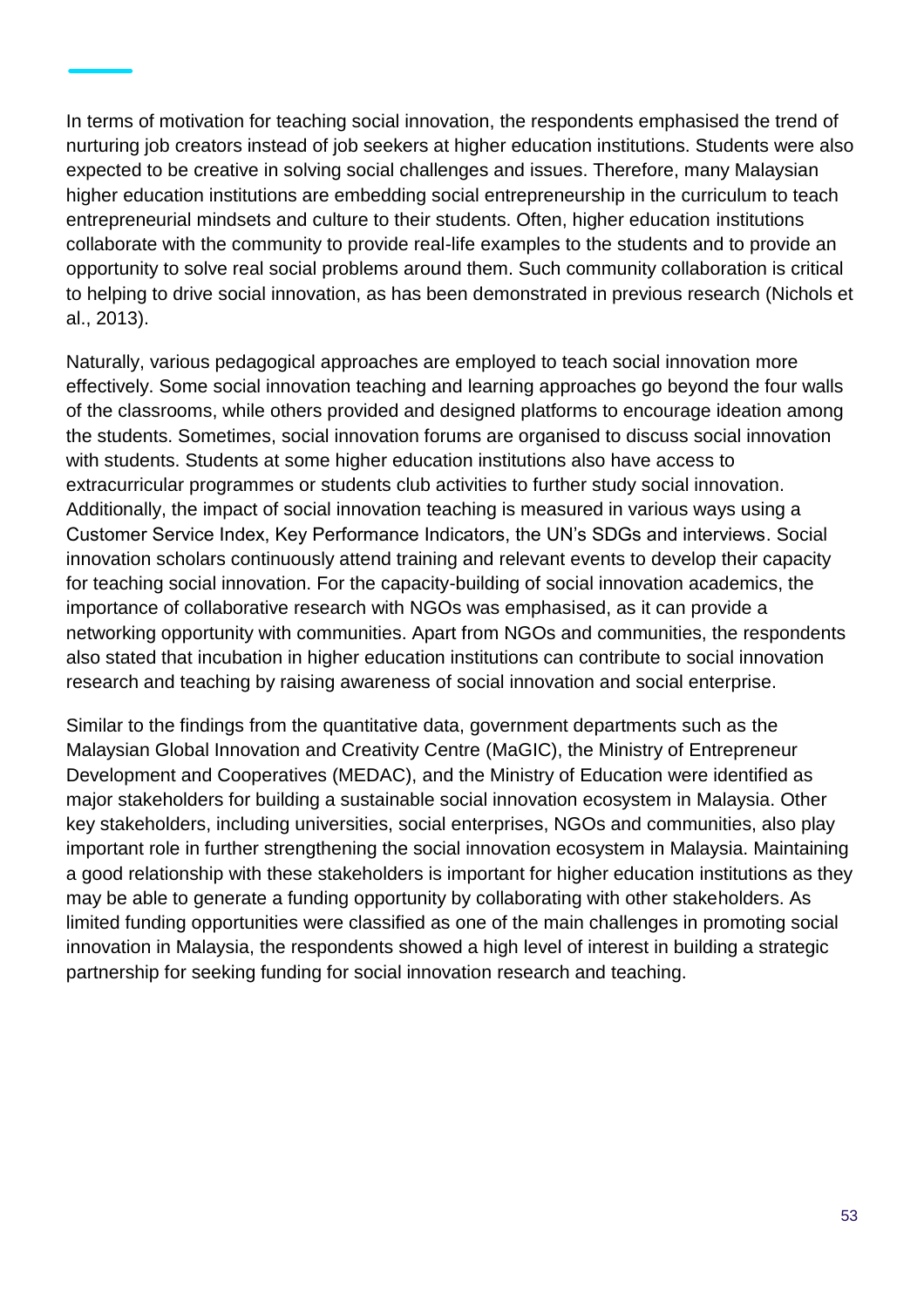In terms of motivation for teaching social innovation, the respondents emphasised the trend of nurturing job creators instead of job seekers at higher education institutions. Students were also expected to be creative in solving social challenges and issues. Therefore, many Malaysian higher education institutions are embedding social entrepreneurship in the curriculum to teach entrepreneurial mindsets and culture to their students. Often, higher education institutions collaborate with the community to provide real-life examples to the students and to provide an opportunity to solve real social problems around them. Such community collaboration is critical to helping to drive social innovation, as has been demonstrated in previous research (Nichols et al., 2013).

Naturally, various pedagogical approaches are employed to teach social innovation more effectively. Some social innovation teaching and learning approaches go beyond the four walls of the classrooms, while others provided and designed platforms to encourage ideation among the students. Sometimes, social innovation forums are organised to discuss social innovation with students. Students at some higher education institutions also have access to extracurricular programmes or students club activities to further study social innovation. Additionally, the impact of social innovation teaching is measured in various ways using a Customer Service Index, Key Performance Indicators, the UN's SDGs and interviews. Social innovation scholars continuously attend training and relevant events to develop their capacity for teaching social innovation. For the capacity-building of social innovation academics, the importance of collaborative research with NGOs was emphasised, as it can provide a networking opportunity with communities. Apart from NGOs and communities, the respondents also stated that incubation in higher education institutions can contribute to social innovation research and teaching by raising awareness of social innovation and social enterprise.

Similar to the findings from the quantitative data, government departments such as the Malaysian Global Innovation and Creativity Centre (MaGIC), the Ministry of Entrepreneur Development and Cooperatives (MEDAC), and the Ministry of Education were identified as major stakeholders for building a sustainable social innovation ecosystem in Malaysia. Other key stakeholders, including universities, social enterprises, NGOs and communities, also play important role in further strengthening the social innovation ecosystem in Malaysia. Maintaining a good relationship with these stakeholders is important for higher education institutions as they may be able to generate a funding opportunity by collaborating with other stakeholders. As limited funding opportunities were classified as one of the main challenges in promoting social innovation in Malaysia, the respondents showed a high level of interest in building a strategic partnership for seeking funding for social innovation research and teaching.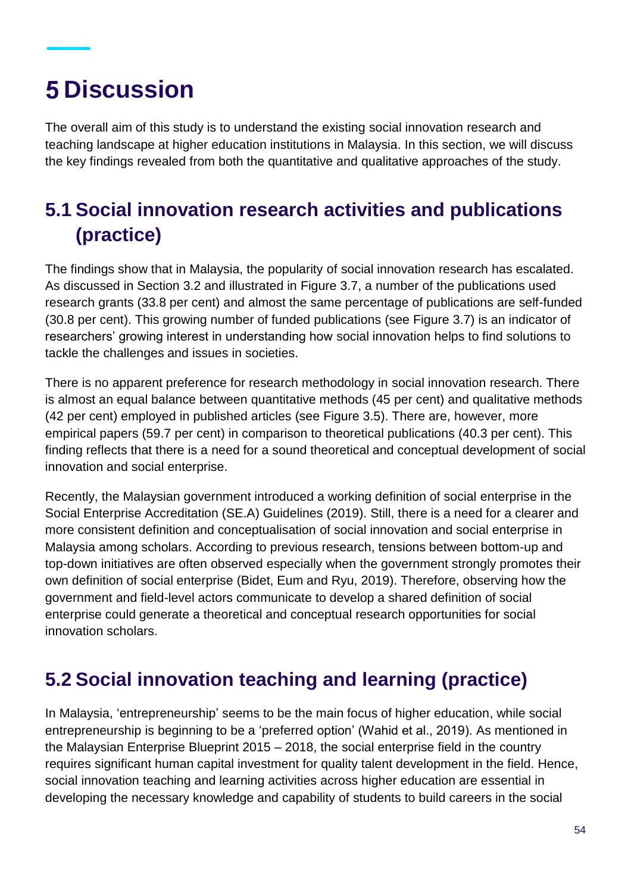# 5 Discussion

The overall aim of this study is to understand the existing social innovation research and teaching landscape at higher education institutions in Malaysia. In this section, we will discuss the key findings revealed from both the quantitative and qualitative approaches of the study.

## 5.1 Social innovation research activities and publications (practice)

The findings show that in Malaysia, the popularity of social innovation research has escalated. As discussed in Section 3.2 and illustrated in Figure 3.7, a number of the publications used research grants (33.8 per cent) and almost the same percentage of publications are self-funded (30.8 per cent). This growing number of funded publications (see Figure 3.7) is an indicator of researchers' growing interest in understanding how social innovation helps to find solutions to tackle the challenges and issues in societies.

There is no apparent preference for research methodology in social innovation research. There is almost an equal balance between quantitative methods (45 per cent) and qualitative methods (42 per cent) employed in published articles (see Figure 3.5). There are, however, more empirical papers (59.7 per cent) in comparison to theoretical publications (40.3 per cent). This finding reflects that there is a need for a sound theoretical and conceptual development of social innovation and social enterprise.

Recently, the Malaysian government introduced a working definition of social enterprise in the Social Enterprise Accreditation (SE.A) Guidelines (2019). Still, there is a need for a clearer and more consistent definition and conceptualisation of social innovation and social enterprise in Malaysia among scholars. According to previous research, tensions between bottom-up and top-down initiatives are often observed especially when the government strongly promotes their own definition of social enterprise (Bidet, Eum and Ryu, 2019). Therefore, observing how the government and field-level actors communicate to develop a shared definition of social enterprise could generate a theoretical and conceptual research opportunities for social innovation scholars.

## 5.2 Social innovation teaching and learning (practice)

In Malaysia, 'entrepreneurship' seems to be the main focus of higher education, while social entrepreneurship is beginning to be a 'preferred option' (Wahid et al., 2019). As mentioned in the Malaysian Enterprise Blueprint 2015 – 2018, the social enterprise field in the country requires significant human capital investment for quality talent development in the field. Hence, social innovation teaching and learning activities across higher education are essential in developing the necessary knowledge and capability of students to build careers in the social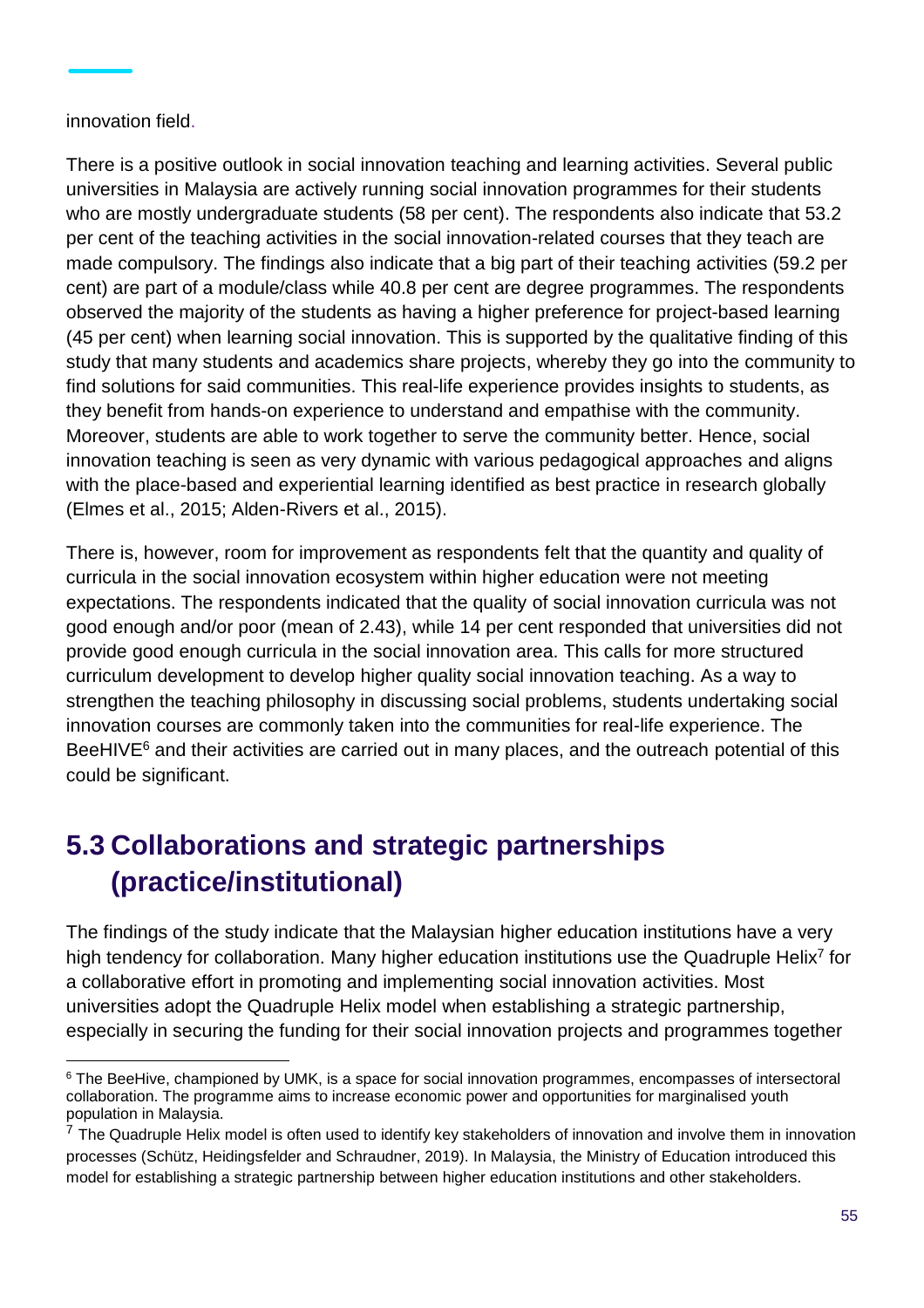innovation field.

There is a positive outlook in social innovation teaching and learning activities. Several public universities in Malaysia are actively running social innovation programmes for their students who are mostly undergraduate students (58 per cent). The respondents also indicate that 53.2 per cent of the teaching activities in the social innovation-related courses that they teach are made compulsory. The findings also indicate that a big part of their teaching activities (59.2 per cent) are part of a module/class while 40.8 per cent are degree programmes. The respondents observed the majority of the students as having a higher preference for project-based learning (45 per cent) when learning social innovation. This is supported by the qualitative finding of this study that many students and academics share projects, whereby they go into the community to find solutions for said communities. This real-life experience provides insights to students, as they benefit from hands-on experience to understand and empathise with the community. Moreover, students are able to work together to serve the community better. Hence, social innovation teaching is seen as very dynamic with various pedagogical approaches and aligns with the place-based and experiential learning identified as best practice in research globally (Elmes et al., 2015; Alden-Rivers et al., 2015).

There is, however, room for improvement as respondents felt that the quantity and quality of curricula in the social innovation ecosystem within higher education were not meeting expectations. The respondents indicated that the quality of social innovation curricula was not good enough and/or poor (mean of 2.43), while 14 per cent responded that universities did not provide good enough curricula in the social innovation area. This calls for more structured curriculum development to develop higher quality social innovation teaching. As a way to strengthen the teaching philosophy in discussing social problems, students undertaking social innovation courses are commonly taken into the communities for real-life experience. The BeeHIVE[6] and their activities are carried out in many places, and the outreach potential of this could be significant.

## 5.3 Collaborations and strategic partnerships (practice/institutional)

The findings of the study indicate that the Malaysian higher education institutions have a very high tendency for collaboration. Many higher education institutions use the Quadruple Helix[7] for a collaborative effort in promoting and implementing social innovation activities. Most universities adopt the Quadruple Helix model when establishing a strategic partnership, especially in securing the funding for their social innovation projects and programmes together

[6] The BeeHive, championed by UMK, is a space for social innovation programmes, encompasses of intersectoral collaboration. The programme aims to increase economic power and opportunities for marginalised youth population in Malaysia.

[7] The Quadruple Helix model is often used to identify key stakeholders of innovation and involve them in innovation processes (Schütz, Heidingsfelder and Schraudner, 2019). In Malaysia, the Ministry of Education introduced this model for establishing a strategic partnership between higher education institutions and other stakeholders.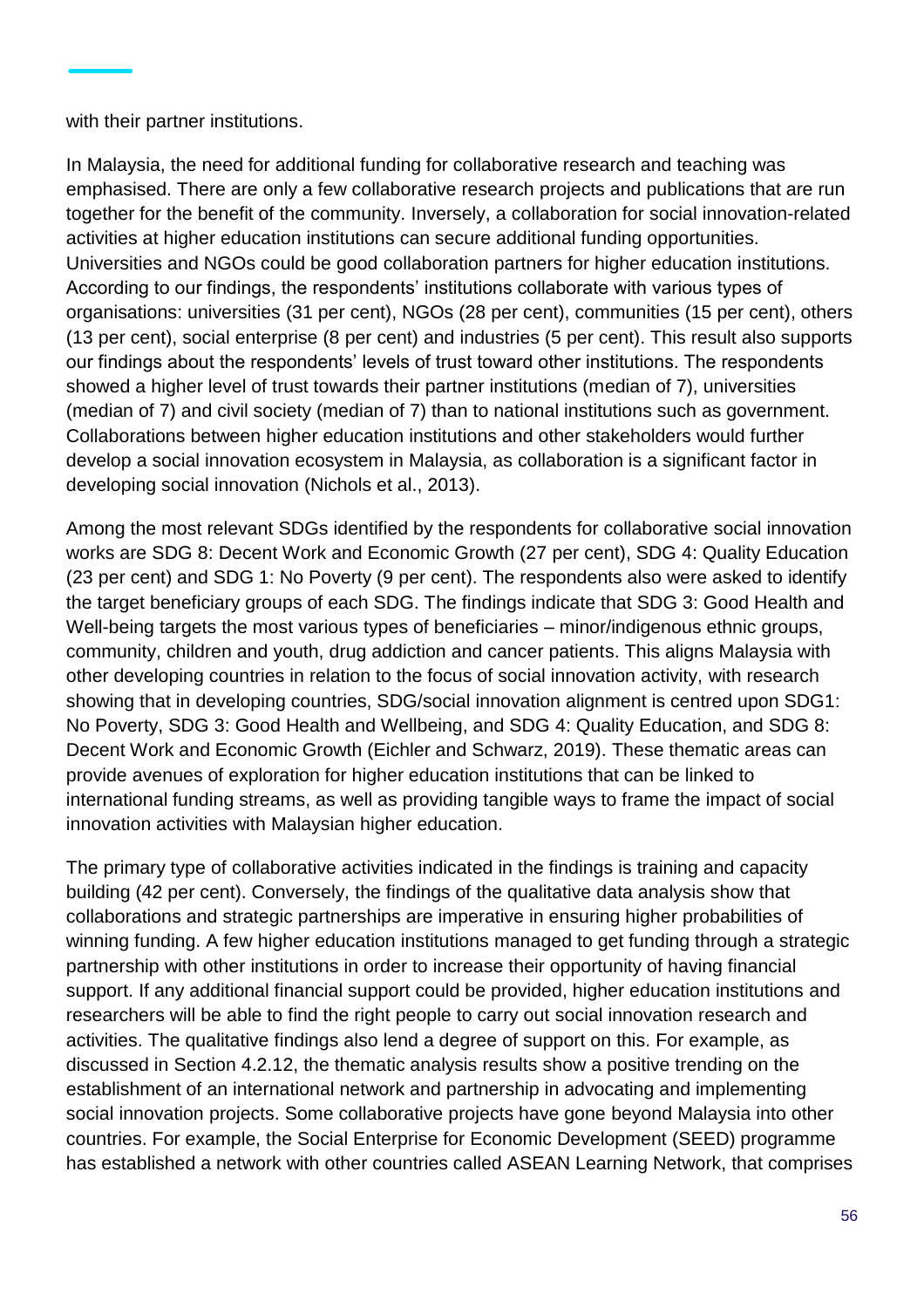with their partner institutions.

In Malaysia, the need for additional funding for collaborative research and teaching was emphasised. There are only a few collaborative research projects and publications that are run together for the benefit of the community. Inversely, a collaboration for social innovation-related activities at higher education institutions can secure additional funding opportunities. Universities and NGOs could be good collaboration partners for higher education institutions. According to our findings, the respondents' institutions collaborate with various types of organisations: universities (31 per cent), NGOs (28 per cent), communities (15 per cent), others (13 per cent), social enterprise (8 per cent) and industries (5 per cent). This result also supports our findings about the respondents' levels of trust toward other institutions. The respondents showed a higher level of trust towards their partner institutions (median of 7), universities (median of 7) and civil society (median of 7) than to national institutions such as government. Collaborations between higher education institutions and other stakeholders would further develop a social innovation ecosystem in Malaysia, as collaboration is a significant factor in developing social innovation (Nichols et al., 2013).

Among the most relevant SDGs identified by the respondents for collaborative social innovation works are SDG 8: Decent Work and Economic Growth (27 per cent), SDG 4: Quality Education (23 per cent) and SDG 1: No Poverty (9 per cent). The respondents also were asked to identify the target beneficiary groups of each SDG. The findings indicate that SDG 3: Good Health and Well-being targets the most various types of beneficiaries – minor/indigenous ethnic groups, community, children and youth, drug addiction and cancer patients. This aligns Malaysia with other developing countries in relation to the focus of social innovation activity, with research showing that in developing countries, SDG/social innovation alignment is centred upon SDG1: No Poverty, SDG 3: Good Health and Wellbeing, and SDG 4: Quality Education, and SDG 8: Decent Work and Economic Growth (Eichler and Schwarz, 2019). These thematic areas can provide avenues of exploration for higher education institutions that can be linked to international funding streams, as well as providing tangible ways to frame the impact of social innovation activities with Malaysian higher education.

The primary type of collaborative activities indicated in the findings is training and capacity building (42 per cent). Conversely, the findings of the qualitative data analysis show that collaborations and strategic partnerships are imperative in ensuring higher probabilities of winning funding. A few higher education institutions managed to get funding through a strategic partnership with other institutions in order to increase their opportunity of having financial support. If any additional financial support could be provided, higher education institutions and researchers will be able to find the right people to carry out social innovation research and activities. The qualitative findings also lend a degree of support on this. For example, as discussed in Section 4.2.12, the thematic analysis results show a positive trending on the establishment of an international network and partnership in advocating and implementing social innovation projects. Some collaborative projects have gone beyond Malaysia into other countries. For example, the Social Enterprise for Economic Development (SEED) programme has established a network with other countries called ASEAN Learning Network, that comprises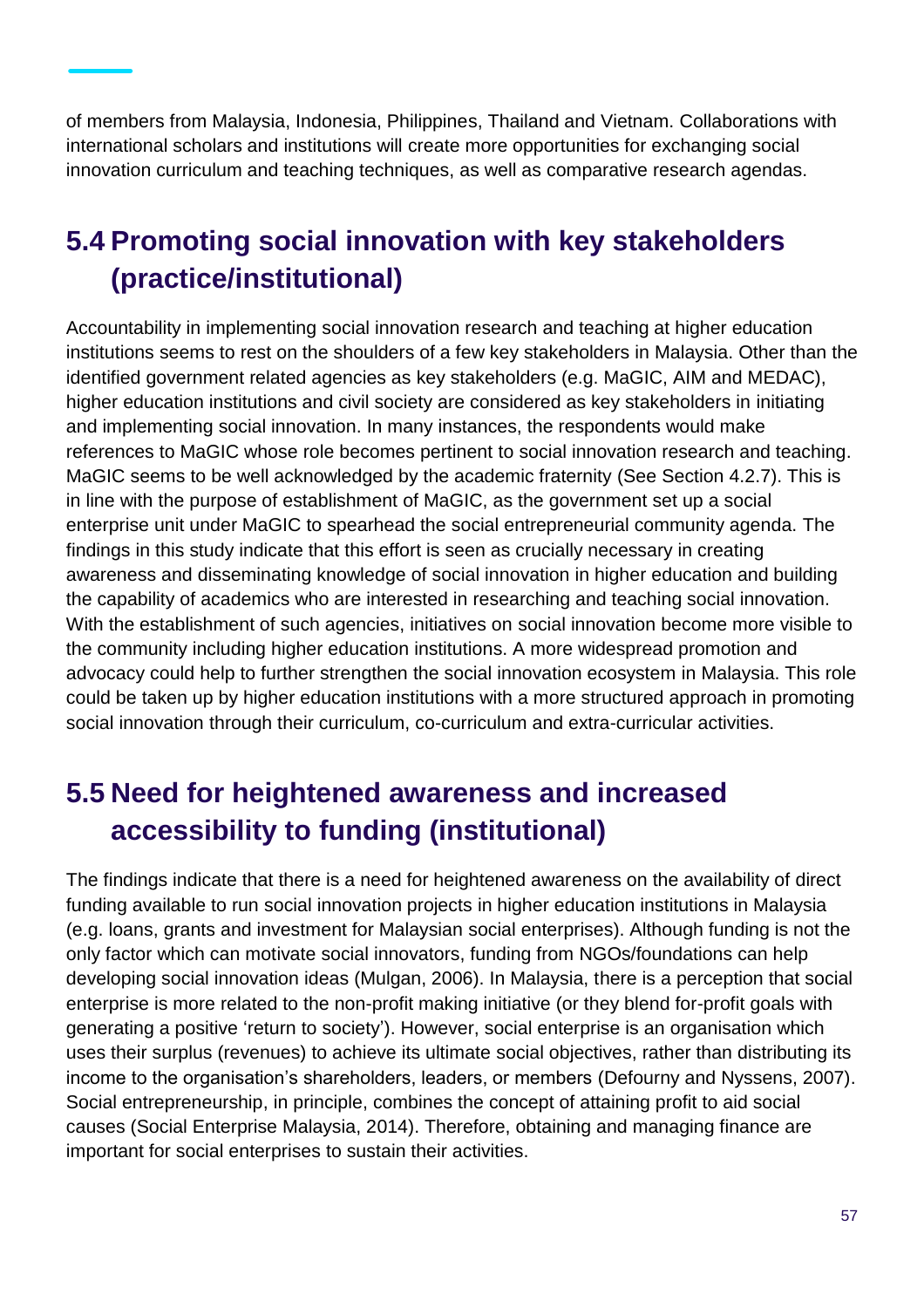of members from Malaysia, Indonesia, Philippines, Thailand and Vietnam. Collaborations with international scholars and institutions will create more opportunities for exchanging social innovation curriculum and teaching techniques, as well as comparative research agendas.

## 5.4 Promoting social innovation with key stakeholders (practice/institutional)

Accountability in implementing social innovation research and teaching at higher education institutions seems to rest on the shoulders of a few key stakeholders in Malaysia. Other than the identified government related agencies as key stakeholders (e.g. MaGIC, AIM and MEDAC), higher education institutions and civil society are considered as key stakeholders in initiating and implementing social innovation. In many instances, the respondents would make references to MaGIC whose role becomes pertinent to social innovation research and teaching. MaGIC seems to be well acknowledged by the academic fraternity (See Section 4.2.7). This is in line with the purpose of establishment of MaGIC, as the government set up a social enterprise unit under MaGIC to spearhead the social entrepreneurial community agenda. The findings in this study indicate that this effort is seen as crucially necessary in creating awareness and disseminating knowledge of social innovation in higher education and building the capability of academics who are interested in researching and teaching social innovation. With the establishment of such agencies, initiatives on social innovation become more visible to the community including higher education institutions. A more widespread promotion and advocacy could help to further strengthen the social innovation ecosystem in Malaysia. This role could be taken up by higher education institutions with a more structured approach in promoting social innovation through their curriculum, co-curriculum and extra-curricular activities.

## 5.5 Need for heightened awareness and increased accessibility to funding (institutional)

The findings indicate that there is a need for heightened awareness on the availability of direct funding available to run social innovation projects in higher education institutions in Malaysia (e.g. loans, grants and investment for Malaysian social enterprises). Although funding is not the only factor which can motivate social innovators, funding from NGOs/foundations can help developing social innovation ideas (Mulgan, 2006). In Malaysia, there is a perception that social enterprise is more related to the non-profit making initiative (or they blend for-profit goals with generating a positive 'return to society'). However, social enterprise is an organisation which uses their surplus (revenues) to achieve its ultimate social objectives, rather than distributing its income to the organisation's shareholders, leaders, or members (Defourny and Nyssens, 2007). Social entrepreneurship, in principle, combines the concept of attaining profit to aid social causes (Social Enterprise Malaysia, 2014). Therefore, obtaining and managing finance are important for social enterprises to sustain their activities.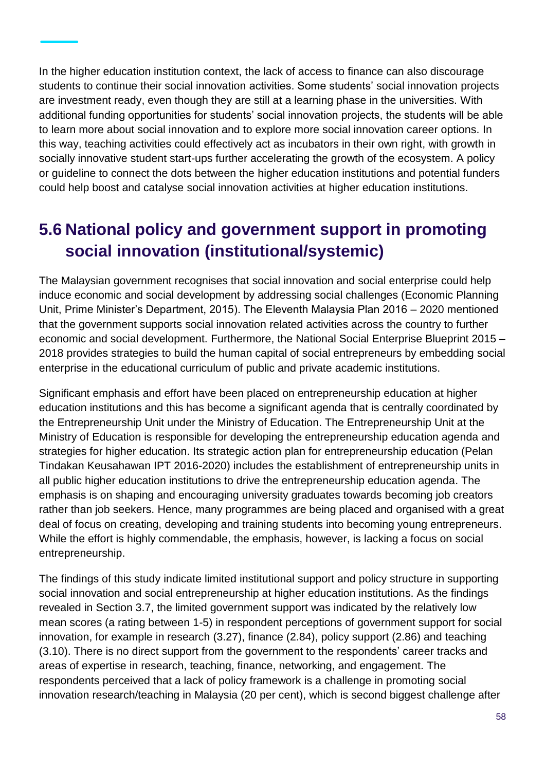In the higher education institution context, the lack of access to finance can also discourage students to continue their social innovation activities. Some students' social innovation projects are investment ready, even though they are still at a learning phase in the universities. With additional funding opportunities for students' social innovation projects, the students will be able to learn more about social innovation and to explore more social innovation career options. In this way, teaching activities could effectively act as incubators in their own right, with growth in socially innovative student start-ups further accelerating the growth of the ecosystem. A policy or guideline to connect the dots between the higher education institutions and potential funders could help boost and catalyse social innovation activities at higher education institutions.

## 5.6 National policy and government support in promoting social innovation (institutional/systemic)

The Malaysian government recognises that social innovation and social enterprise could help induce economic and social development by addressing social challenges (Economic Planning Unit, Prime Minister's Department, 2015). The Eleventh Malaysia Plan 2016 – 2020 mentioned that the government supports social innovation related activities across the country to further economic and social development. Furthermore, the National Social Enterprise Blueprint 2015 – 2018 provides strategies to build the human capital of social entrepreneurs by embedding social enterprise in the educational curriculum of public and private academic institutions.

Significant emphasis and effort have been placed on entrepreneurship education at higher education institutions and this has become a significant agenda that is centrally coordinated by the Entrepreneurship Unit under the Ministry of Education. The Entrepreneurship Unit at the Ministry of Education is responsible for developing the entrepreneurship education agenda and strategies for higher education. Its strategic action plan for entrepreneurship education (Pelan Tindakan Keusahawan IPT 2016-2020) includes the establishment of entrepreneurship units in all public higher education institutions to drive the entrepreneurship education agenda. The emphasis is on shaping and encouraging university graduates towards becoming job creators rather than job seekers. Hence, many programmes are being placed and organised with a great deal of focus on creating, developing and training students into becoming young entrepreneurs. While the effort is highly commendable, the emphasis, however, is lacking a focus on social entrepreneurship.

The findings of this study indicate limited institutional support and policy structure in supporting social innovation and social entrepreneurship at higher education institutions. As the findings revealed in Section 3.7, the limited government support was indicated by the relatively low mean scores (a rating between 1-5) in respondent perceptions of government support for social innovation, for example in research (3.27), finance (2.84), policy support (2.86) and teaching (3.10). There is no direct support from the government to the respondents' career tracks and areas of expertise in research, teaching, finance, networking, and engagement. The respondents perceived that a lack of policy framework is a challenge in promoting social innovation research/teaching in Malaysia (20 per cent), which is second biggest challenge after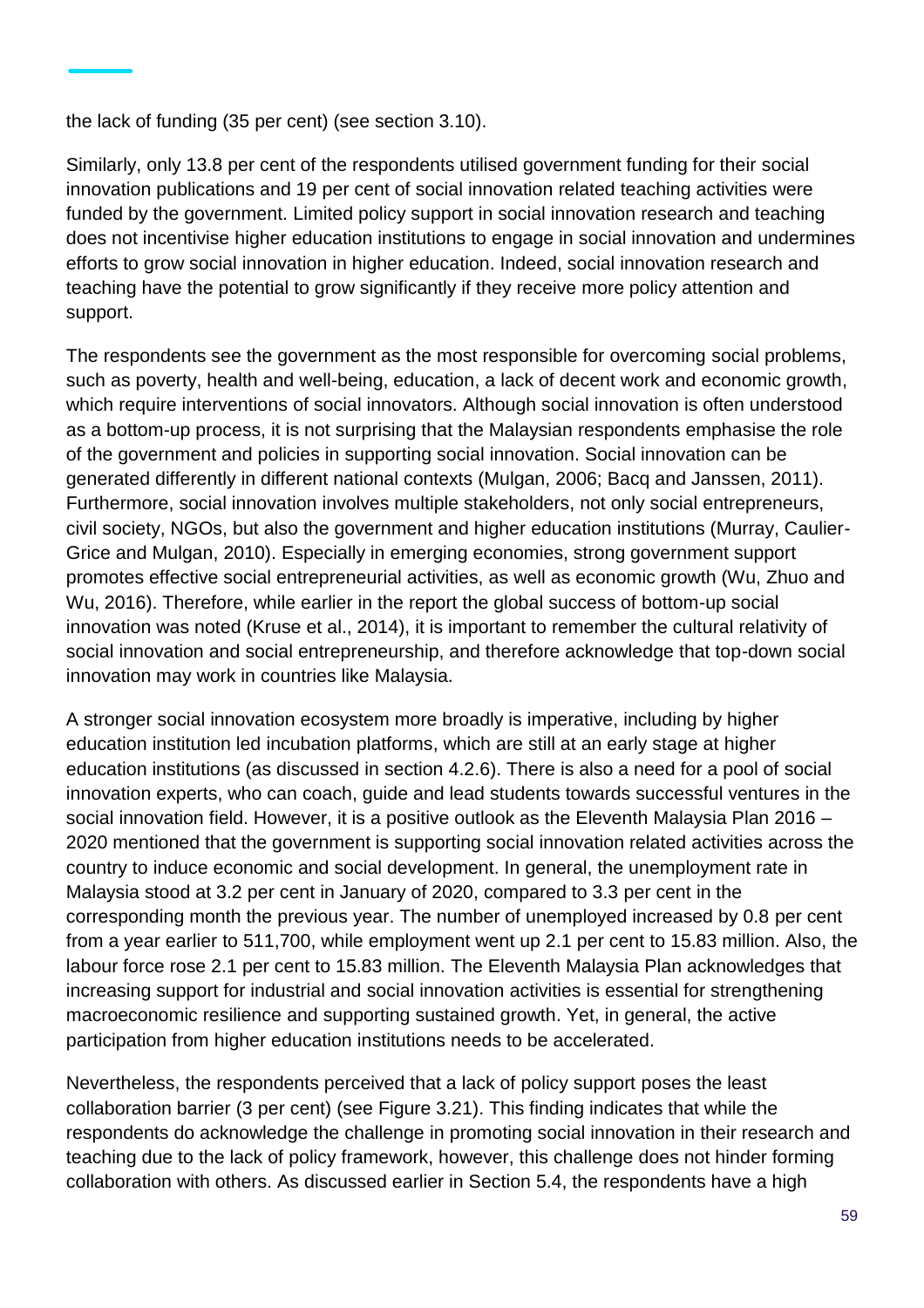the lack of funding (35 per cent) (see section 3.10).

Similarly, only 13.8 per cent of the respondents utilised government funding for their social innovation publications and 19 per cent of social innovation related teaching activities were funded by the government. Limited policy support in social innovation research and teaching does not incentivise higher education institutions to engage in social innovation and undermines efforts to grow social innovation in higher education. Indeed, social innovation research and teaching have the potential to grow significantly if they receive more policy attention and support.

The respondents see the government as the most responsible for overcoming social problems, such as poverty, health and well-being, education, a lack of decent work and economic growth, which require interventions of social innovators. Although social innovation is often understood as a bottom-up process, it is not surprising that the Malaysian respondents emphasise the role of the government and policies in supporting social innovation. Social innovation can be generated differently in different national contexts (Mulgan, 2006; Bacq and Janssen, 2011). Furthermore, social innovation involves multiple stakeholders, not only social entrepreneurs, civil society, NGOs, but also the government and higher education institutions (Murray, Caulier-Grice and Mulgan, 2010). Especially in emerging economies, strong government support promotes effective social entrepreneurial activities, as well as economic growth (Wu, Zhuo and Wu, 2016). Therefore, while earlier in the report the global success of bottom-up social innovation was noted (Kruse et al., 2014), it is important to remember the cultural relativity of social innovation and social entrepreneurship, and therefore acknowledge that top-down social innovation may work in countries like Malaysia.

A stronger social innovation ecosystem more broadly is imperative, including by higher education institution led incubation platforms, which are still at an early stage at higher education institutions (as discussed in section 4.2.6). There is also a need for a pool of social innovation experts, who can coach, guide and lead students towards successful ventures in the social innovation field. However, it is a positive outlook as the Eleventh Malaysia Plan 2016 – 2020 mentioned that the government is supporting social innovation related activities across the country to induce economic and social development. In general, the unemployment rate in Malaysia stood at 3.2 per cent in January of 2020, compared to 3.3 per cent in the corresponding month the previous year. The number of unemployed increased by 0.8 per cent from a year earlier to 511,700, while employment went up 2.1 per cent to 15.83 million. Also, the labour force rose 2.1 per cent to 15.83 million. The Eleventh Malaysia Plan acknowledges that increasing support for industrial and social innovation activities is essential for strengthening macroeconomic resilience and supporting sustained growth. Yet, in general, the active participation from higher education institutions needs to be accelerated.

Nevertheless, the respondents perceived that a lack of policy support poses the least collaboration barrier (3 per cent) (see Figure 3.21). This finding indicates that while the respondents do acknowledge the challenge in promoting social innovation in their research and teaching due to the lack of policy framework, however, this challenge does not hinder forming collaboration with others. As discussed earlier in Section 5.4, the respondents have a high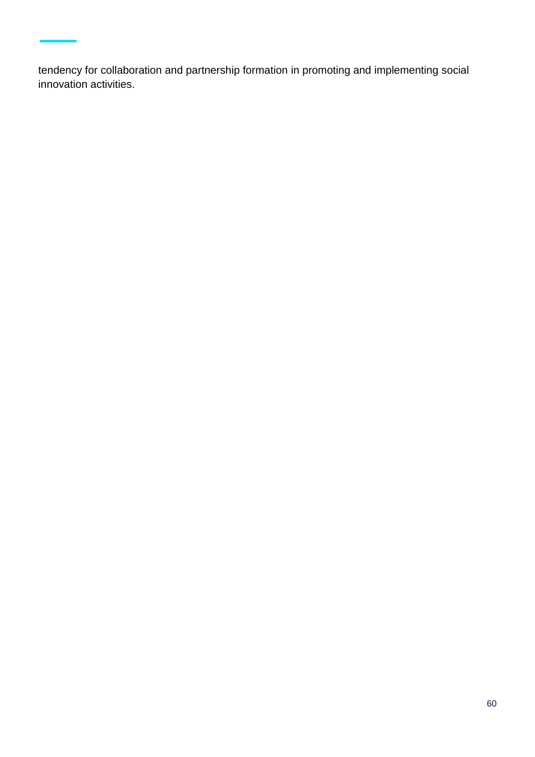tendency for collaboration and partnership formation in promoting and implementing social innovation activities.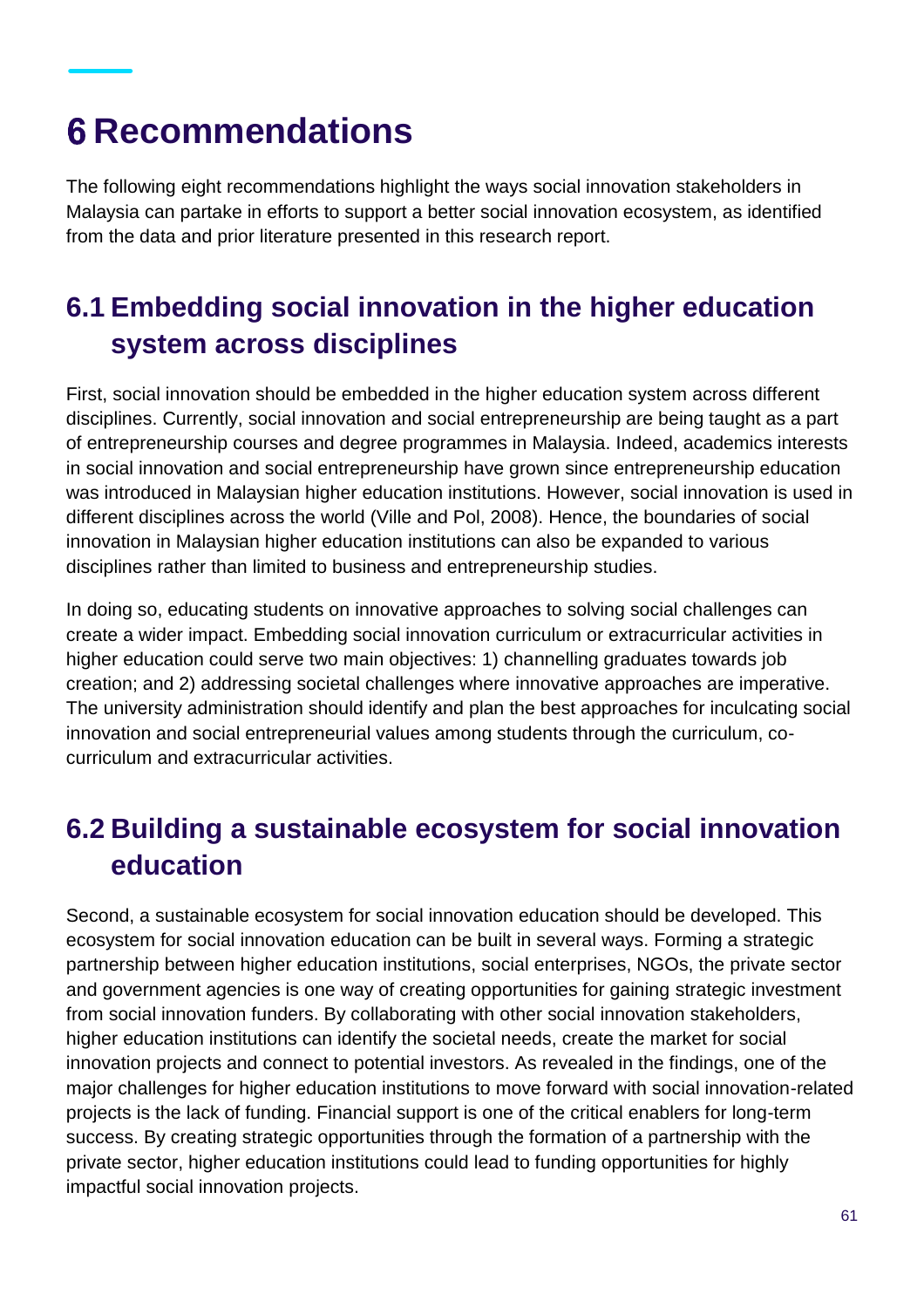# 6 Recommendations

The following eight recommendations highlight the ways social innovation stakeholders in Malaysia can partake in efforts to support a better social innovation ecosystem, as identified from the data and prior literature presented in this research report.

## 6.1 Embedding social innovation in the higher education system across disciplines

First, social innovation should be embedded in the higher education system across different disciplines. Currently, social innovation and social entrepreneurship are being taught as a part of entrepreneurship courses and degree programmes in Malaysia. Indeed, academics interests in social innovation and social entrepreneurship have grown since entrepreneurship education was introduced in Malaysian higher education institutions. However, social innovation is used in different disciplines across the world (Ville and Pol, 2008). Hence, the boundaries of social innovation in Malaysian higher education institutions can also be expanded to various disciplines rather than limited to business and entrepreneurship studies.

In doing so, educating students on innovative approaches to solving social challenges can create a wider impact. Embedding social innovation curriculum or extracurricular activities in higher education could serve two main objectives: 1) channelling graduates towards job creation; and 2) addressing societal challenges where innovative approaches are imperative. The university administration should identify and plan the best approaches for inculcating social innovation and social entrepreneurial values among students through the curriculum, co-curriculum and extracurricular activities.

## 6.2 Building a sustainable ecosystem for social innovation education

Second, a sustainable ecosystem for social innovation education should be developed. This ecosystem for social innovation education can be built in several ways. Forming a strategic partnership between higher education institutions, social enterprises, NGOs, the private sector and government agencies is one way of creating opportunities for gaining strategic investment from social innovation funders. By collaborating with other social innovation stakeholders, higher education institutions can identify the societal needs, create the market for social innovation projects and connect to potential investors. As revealed in the findings, one of the major challenges for higher education institutions to move forward with social innovation-related projects is the lack of funding. Financial support is one of the critical enablers for long-term success. By creating strategic opportunities through the formation of a partnership with the private sector, higher education institutions could lead to funding opportunities for highly impactful social innovation projects.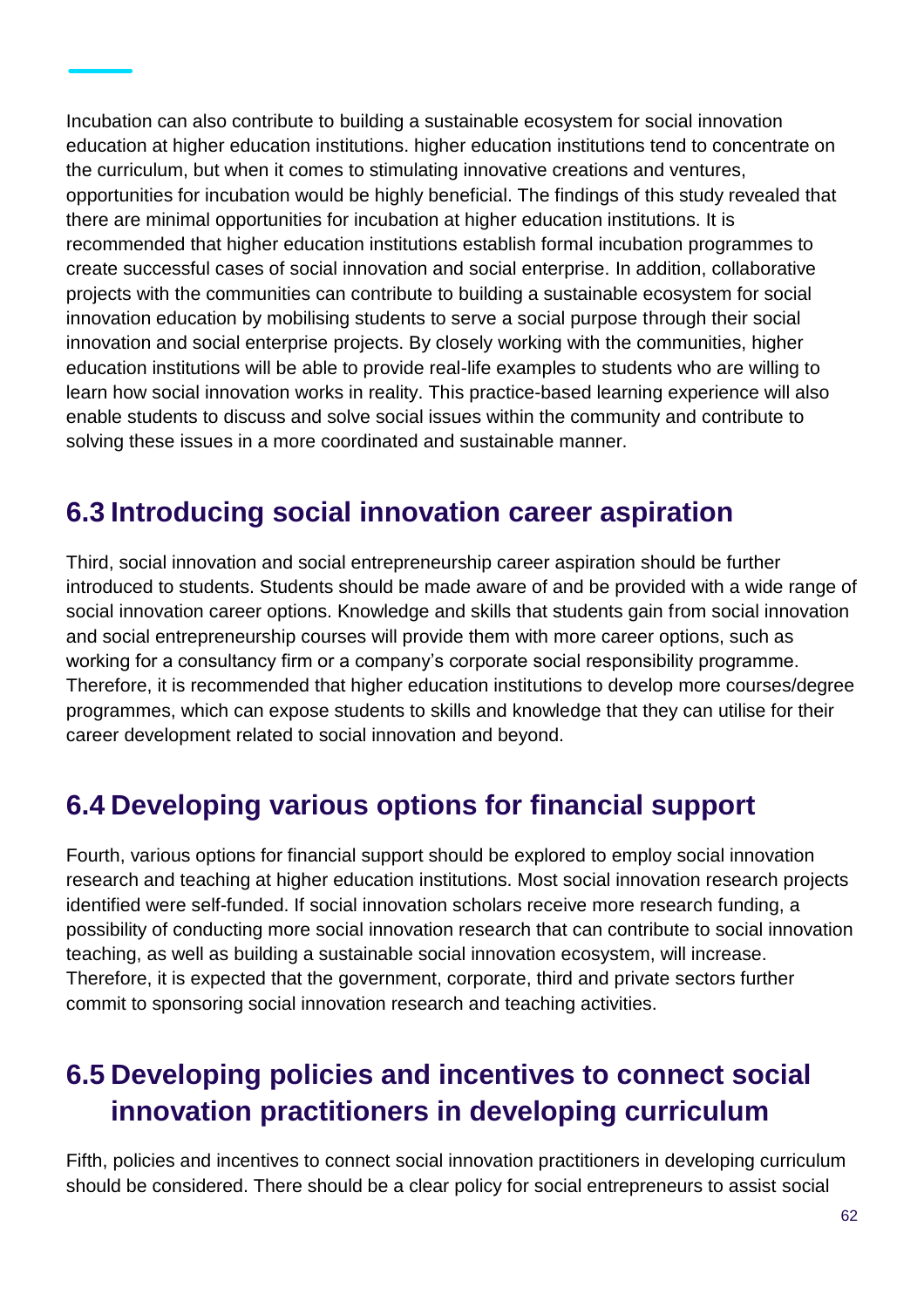Incubation can also contribute to building a sustainable ecosystem for social innovation education at higher education institutions. higher education institutions tend to concentrate on the curriculum, but when it comes to stimulating innovative creations and ventures, opportunities for incubation would be highly beneficial. The findings of this study revealed that there are minimal opportunities for incubation at higher education institutions. It is recommended that higher education institutions establish formal incubation programmes to create successful cases of social innovation and social enterprise. In addition, collaborative projects with the communities can contribute to building a sustainable ecosystem for social innovation education by mobilising students to serve a social purpose through their social innovation and social enterprise projects. By closely working with the communities, higher education institutions will be able to provide real-life examples to students who are willing to learn how social innovation works in reality. This practice-based learning experience will also enable students to discuss and solve social issues within the community and contribute to solving these issues in a more coordinated and sustainable manner.

## 6.3 Introducing social innovation career aspiration

Third, social innovation and social entrepreneurship career aspiration should be further introduced to students. Students should be made aware of and be provided with a wide range of social innovation career options. Knowledge and skills that students gain from social innovation and social entrepreneurship courses will provide them with more career options, such as working for a consultancy firm or a company's corporate social responsibility programme. Therefore, it is recommended that higher education institutions to develop more courses/degree programmes, which can expose students to skills and knowledge that they can utilise for their career development related to social innovation and beyond.

## 6.4 Developing various options for financial support

Fourth, various options for financial support should be explored to employ social innovation research and teaching at higher education institutions. Most social innovation research projects identified were self-funded. If social innovation scholars receive more research funding, a possibility of conducting more social innovation research that can contribute to social innovation teaching, as well as building a sustainable social innovation ecosystem, will increase. Therefore, it is expected that the government, corporate, third and private sectors further commit to sponsoring social innovation research and teaching activities.

## 6.5 Developing policies and incentives to connect social innovation practitioners in developing curriculum

Fifth, policies and incentives to connect social innovation practitioners in developing curriculum should be considered. There should be a clear policy for social entrepreneurs to assist social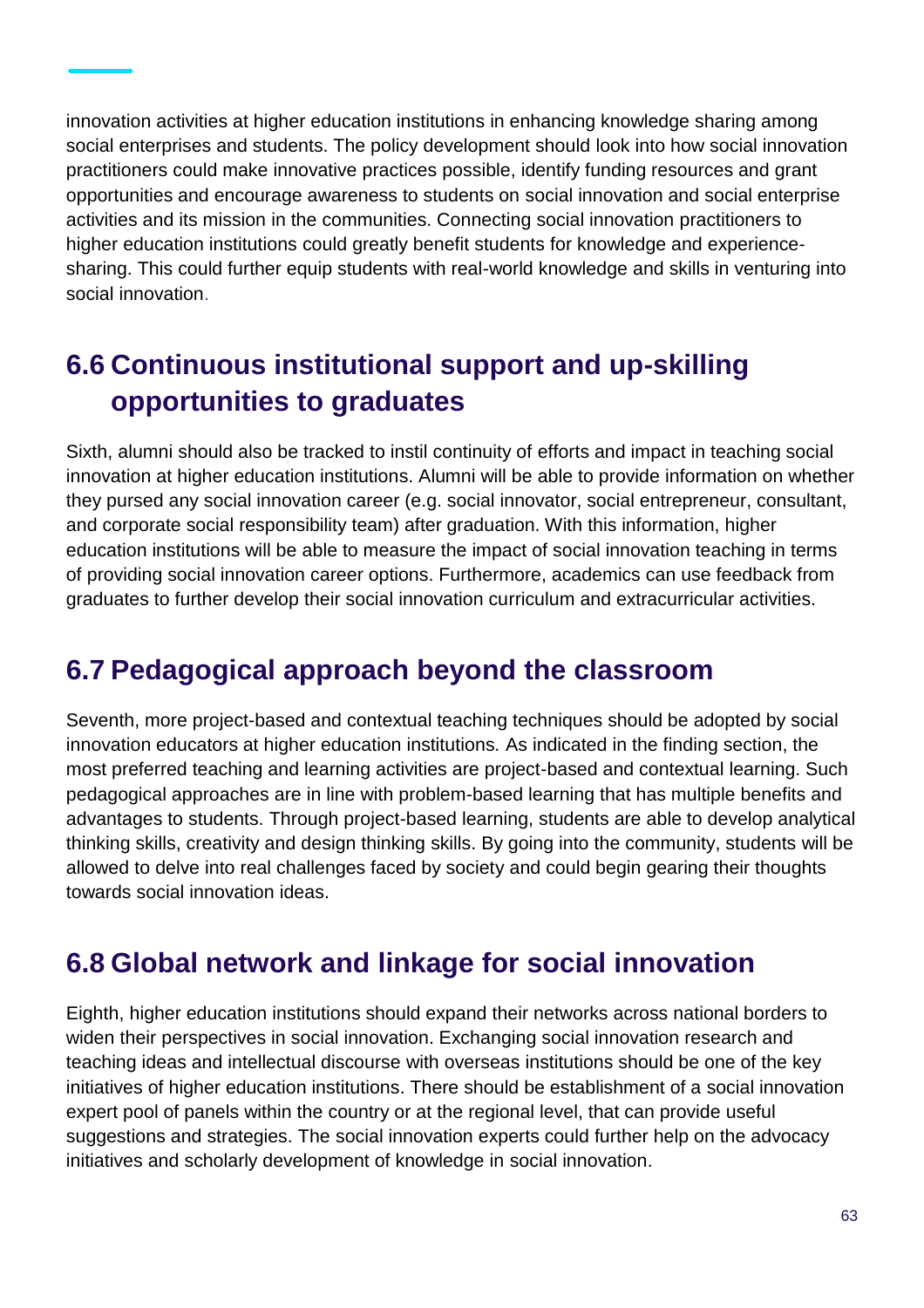innovation activities at higher education institutions in enhancing knowledge sharing among social enterprises and students. The policy development should look into how social innovation practitioners could make innovative practices possible, identify funding resources and grant opportunities and encourage awareness to students on social innovation and social enterprise activities and its mission in the communities. Connecting social innovation practitioners to higher education institutions could greatly benefit students for knowledge and experience-sharing. This could further equip students with real-world knowledge and skills in venturing into social innovation.

## 6.6 Continuous institutional support and up-skilling opportunities to graduates

Sixth, alumni should also be tracked to instil continuity of efforts and impact in teaching social innovation at higher education institutions. Alumni will be able to provide information on whether they pursed any social innovation career (e.g. social innovator, social entrepreneur, consultant, and corporate social responsibility team) after graduation. With this information, higher education institutions will be able to measure the impact of social innovation teaching in terms of providing social innovation career options. Furthermore, academics can use feedback from graduates to further develop their social innovation curriculum and extracurricular activities.

## 6.7 Pedagogical approach beyond the classroom

Seventh, more project-based and contextual teaching techniques should be adopted by social innovation educators at higher education institutions. As indicated in the finding section, the most preferred teaching and learning activities are project-based and contextual learning. Such pedagogical approaches are in line with problem-based learning that has multiple benefits and advantages to students. Through project-based learning, students are able to develop analytical thinking skills, creativity and design thinking skills. By going into the community, students will be allowed to delve into real challenges faced by society and could begin gearing their thoughts towards social innovation ideas.

## 6.8 Global network and linkage for social innovation

Eighth, higher education institutions should expand their networks across national borders to widen their perspectives in social innovation. Exchanging social innovation research and teaching ideas and intellectual discourse with overseas institutions should be one of the key initiatives of higher education institutions. There should be establishment of a social innovation expert pool of panels within the country or at the regional level, that can provide useful suggestions and strategies. The social innovation experts could further help on the advocacy initiatives and scholarly development of knowledge in social innovation.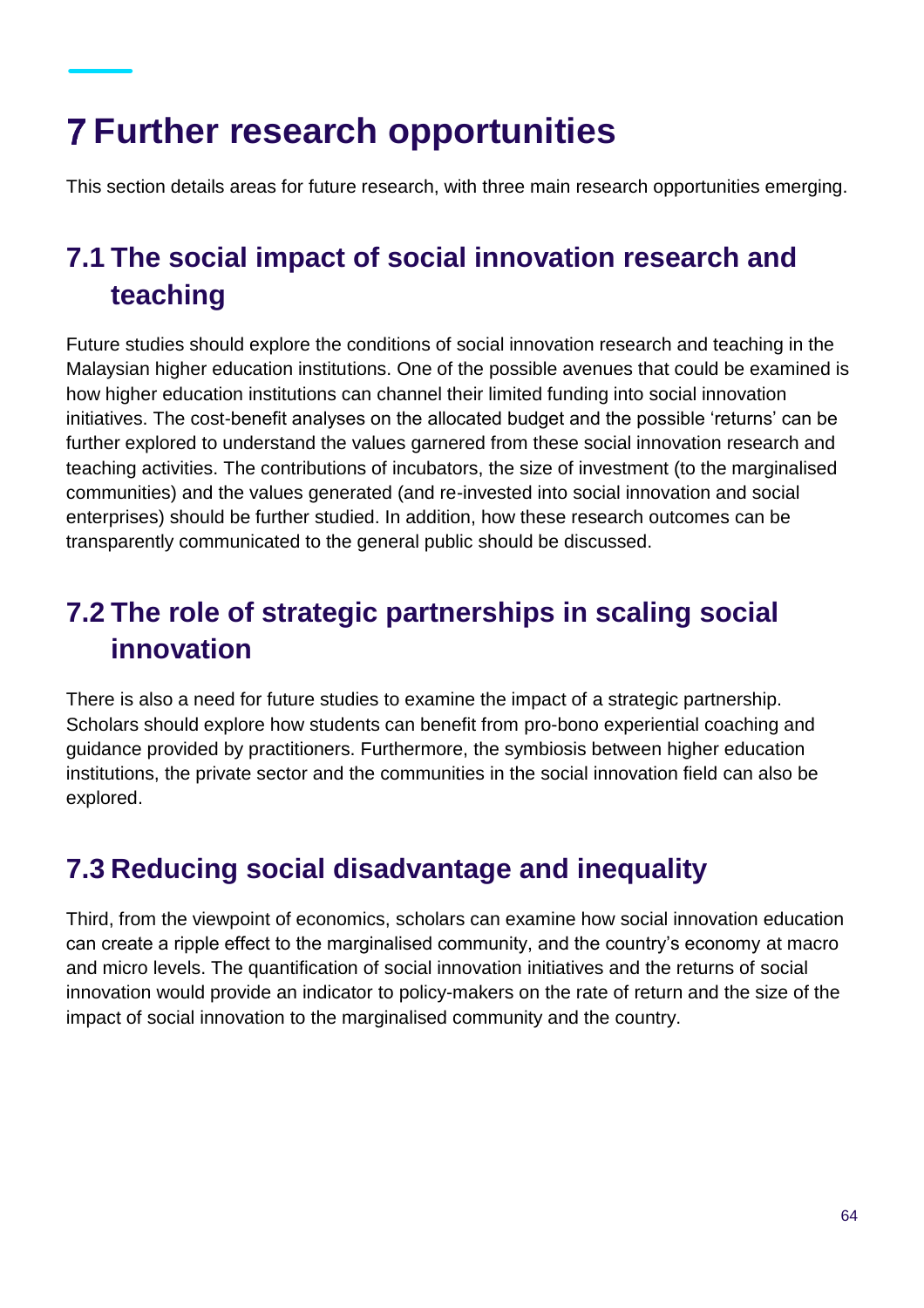# 7 Further research opportunities

This section details areas for future research, with three main research opportunities emerging.

## 7.1 The social impact of social innovation research and teaching

Future studies should explore the conditions of social innovation research and teaching in the Malaysian higher education institutions. One of the possible avenues that could be examined is how higher education institutions can channel their limited funding into social innovation initiatives. The cost-benefit analyses on the allocated budget and the possible 'returns' can be further explored to understand the values garnered from these social innovation research and teaching activities. The contributions of incubators, the size of investment (to the marginalised communities) and the values generated (and re-invested into social innovation and social enterprises) should be further studied. In addition, how these research outcomes can be transparently communicated to the general public should be discussed.

## 7.2 The role of strategic partnerships in scaling social innovation

There is also a need for future studies to examine the impact of a strategic partnership. Scholars should explore how students can benefit from pro-bono experiential coaching and guidance provided by practitioners. Furthermore, the symbiosis between higher education institutions, the private sector and the communities in the social innovation field can also be explored.

## 7.3 Reducing social disadvantage and inequality

Third, from the viewpoint of economics, scholars can examine how social innovation education can create a ripple effect to the marginalised community, and the country's economy at macro and micro levels. The quantification of social innovation initiatives and the returns of social innovation would provide an indicator to policy-makers on the rate of return and the size of the impact of social innovation to the marginalised community and the country.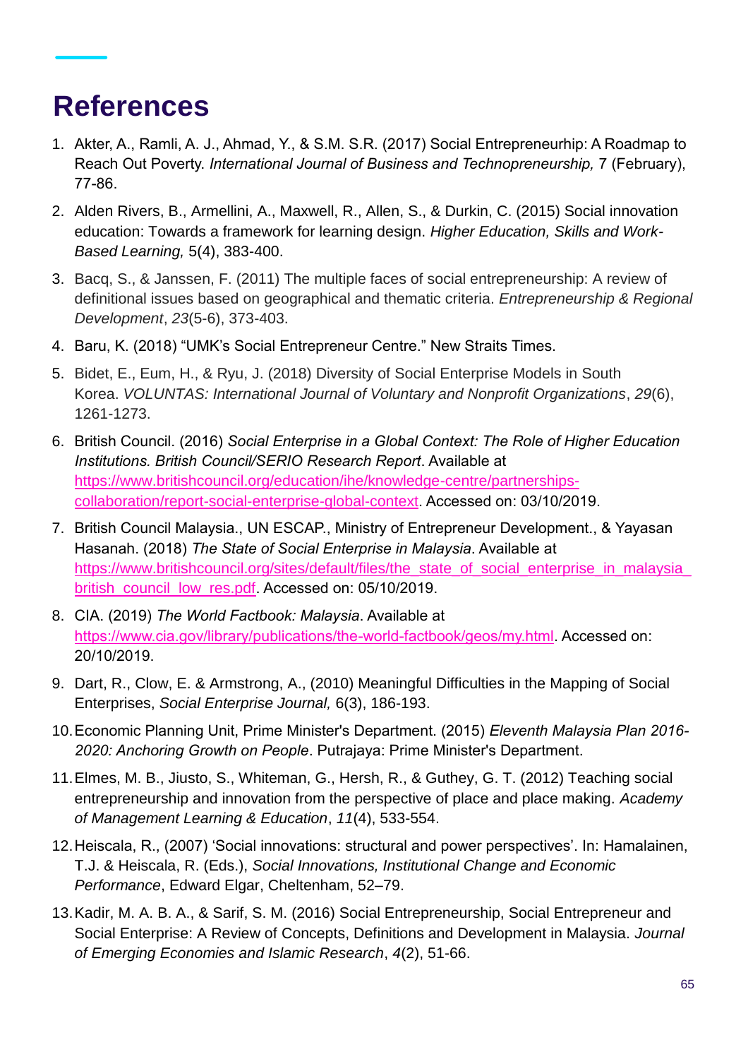# References

1. Akter, A., Ramli, A. J., Ahmad, Y., & S.M. S.R. (2017) Social Entrepreneurhip: A Roadmap to Reach Out Poverty. *International Journal of Business and Technopreneurship,* 7 (February), 77-86.
2. Alden Rivers, B., Armellini, A., Maxwell, R., Allen, S., & Durkin, C. (2015) Social innovation education: Towards a framework for learning design. *Higher Education, Skills and Work-Based Learning,* 5(4), 383-400.
3. Bacq, S., & Janssen, F. (2011) The multiple faces of social entrepreneurship: A review of definitional issues based on geographical and thematic criteria. *Entrepreneurship & Regional Development*, *23*(5-6), 373-403.
4. Baru, K. (2018) "UMK's Social Entrepreneur Centre." New Straits Times.
5. Bidet, E., Eum, H., & Ryu, J. (2018) Diversity of Social Enterprise Models in South Korea. *VOLUNTAS: International Journal of Voluntary and Nonprofit Organizations*, *29*(6), 1261-1273.
6. British Council. (2016) *Social Enterprise in a Global Context: The Role of Higher Education Institutions. British Council/SERIO Research Report*. Available at https://www.britishcouncil.org/education/ihe/knowledge-centre/partnerships-collaboration/report-social-enterprise-global-context. Accessed on: 03/10/2019.
7. British Council Malaysia., UN ESCAP., Ministry of Entrepreneur Development., & Yayasan Hasanah. (2018) *The State of Social Enterprise in Malaysia*. Available at https://www.britishcouncil.org/sites/default/files/the_state_of_social_enterprise_in_malaysia_british_council_low_res.pdf. Accessed on: 05/10/2019.
8. CIA. (2019) *The World Factbook: Malaysia*. Available at https://www.cia.gov/library/publications/the-world-factbook/geos/my.html. Accessed on: 20/10/2019.
9. Dart, R., Clow, E. & Armstrong, A., (2010) Meaningful Difficulties in the Mapping of Social Enterprises, *Social Enterprise Journal,* 6(3), 186-193.
10. Economic Planning Unit, Prime Minister's Department. (2015) *Eleventh Malaysia Plan 2016-2020: Anchoring Growth on People*. Putrajaya: Prime Minister's Department.
11. Elmes, M. B., Jiusto, S., Whiteman, G., Hersh, R., & Guthey, G. T. (2012) Teaching social entrepreneurship and innovation from the perspective of place and place making. *Academy of Management Learning & Education*, *11*(4), 533-554.
12. Heiscala, R., (2007) 'Social innovations: structural and power perspectives'. In: Hamalainen, T.J. & Heiscala, R. (Eds.), *Social Innovations, Institutional Change and Economic Performance*, Edward Elgar, Cheltenham, 52–79.
13. Kadir, M. A. B. A., & Sarif, S. M. (2016) Social Entrepreneurship, Social Entrepreneur and Social Enterprise: A Review of Concepts, Definitions and Development in Malaysia. *Journal of Emerging Economies and Islamic Research*, *4*(2), 51-66.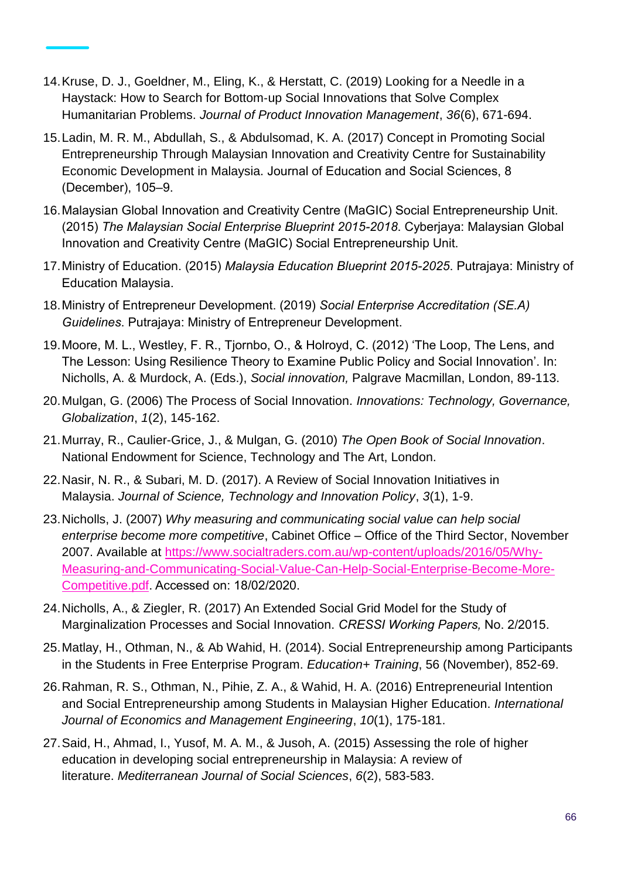14. Kruse, D. J., Goeldner, M., Eling, K., & Herstatt, C. (2019) Looking for a Needle in a Haystack: How to Search for Bottom-up Social Innovations that Solve Complex Humanitarian Problems. *Journal of Product Innovation Management*, *36*(6), 671-694.
15. Ladin, M. R. M., Abdullah, S., & Abdulsomad, K. A. (2017) Concept in Promoting Social Entrepreneurship Through Malaysian Innovation and Creativity Centre for Sustainability Economic Development in Malaysia. Journal of Education and Social Sciences, 8 (December), 105–9.
16. Malaysian Global Innovation and Creativity Centre (MaGIC) Social Entrepreneurship Unit. (2015) *The Malaysian Social Enterprise Blueprint 2015-2018*. Cyberjaya: Malaysian Global Innovation and Creativity Centre (MaGIC) Social Entrepreneurship Unit.
17. Ministry of Education. (2015) *Malaysia Education Blueprint 2015-2025*. Putrajaya: Ministry of Education Malaysia.
18. Ministry of Entrepreneur Development. (2019) *Social Enterprise Accreditation (SE.A) Guidelines*. Putrajaya: Ministry of Entrepreneur Development.
19. Moore, M. L., Westley, F. R., Tjornbo, O., & Holroyd, C. (2012) 'The Loop, The Lens, and The Lesson: Using Resilience Theory to Examine Public Policy and Social Innovation'. In: Nicholls, A. & Murdock, A. (Eds.), *Social innovation,* Palgrave Macmillan, London, 89-113.
20. Mulgan, G. (2006) The Process of Social Innovation. *Innovations: Technology, Governance, Globalization*, *1*(2), 145-162.
21. Murray, R., Caulier-Grice, J., & Mulgan, G. (2010) *The Open Book of Social Innovation*. National Endowment for Science, Technology and The Art, London.
22. Nasir, N. R., & Subari, M. D. (2017). A Review of Social Innovation Initiatives in Malaysia. *Journal of Science, Technology and Innovation Policy*, *3*(1), 1-9.
23. Nicholls, J. (2007) *Why measuring and communicating social value can help social enterprise become more competitive*, Cabinet Office – Office of the Third Sector, November 2007. Available at [https://www.socialtraders.com.au/wp-content/uploads/2016/05/Why-Measuring-and-Communicating-Social-Value-Can-Help-Social-Enterprise-Become-More-Competitive.pdf](https://www.socialtraders.com.au/wp-content/uploads/2016/05/Why-Measuring-and-Communicating-Social-Value-Can-Help-Social-Enterprise-Become-More-Competitive.pdf). Accessed on: 18/02/2020.
24. Nicholls, A., & Ziegler, R. (2017) An Extended Social Grid Model for the Study of Marginalization Processes and Social Innovation. *CRESSI Working Papers,* No. 2/2015.
25. Matlay, H., Othman, N., & Ab Wahid, H. (2014). Social Entrepreneurship among Participants in the Students in Free Enterprise Program. *Education+ Training*, 56 (November), 852-69.
26. Rahman, R. S., Othman, N., Pihie, Z. A., & Wahid, H. A. (2016) Entrepreneurial Intention and Social Entrepreneurship among Students in Malaysian Higher Education. *International Journal of Economics and Management Engineering*, *10*(1), 175-181.
27. Said, H., Ahmad, I., Yusof, M. A. M., & Jusoh, A. (2015) Assessing the role of higher education in developing social entrepreneurship in Malaysia: A review of literature. *Mediterranean Journal of Social Sciences*, *6*(2), 583-583.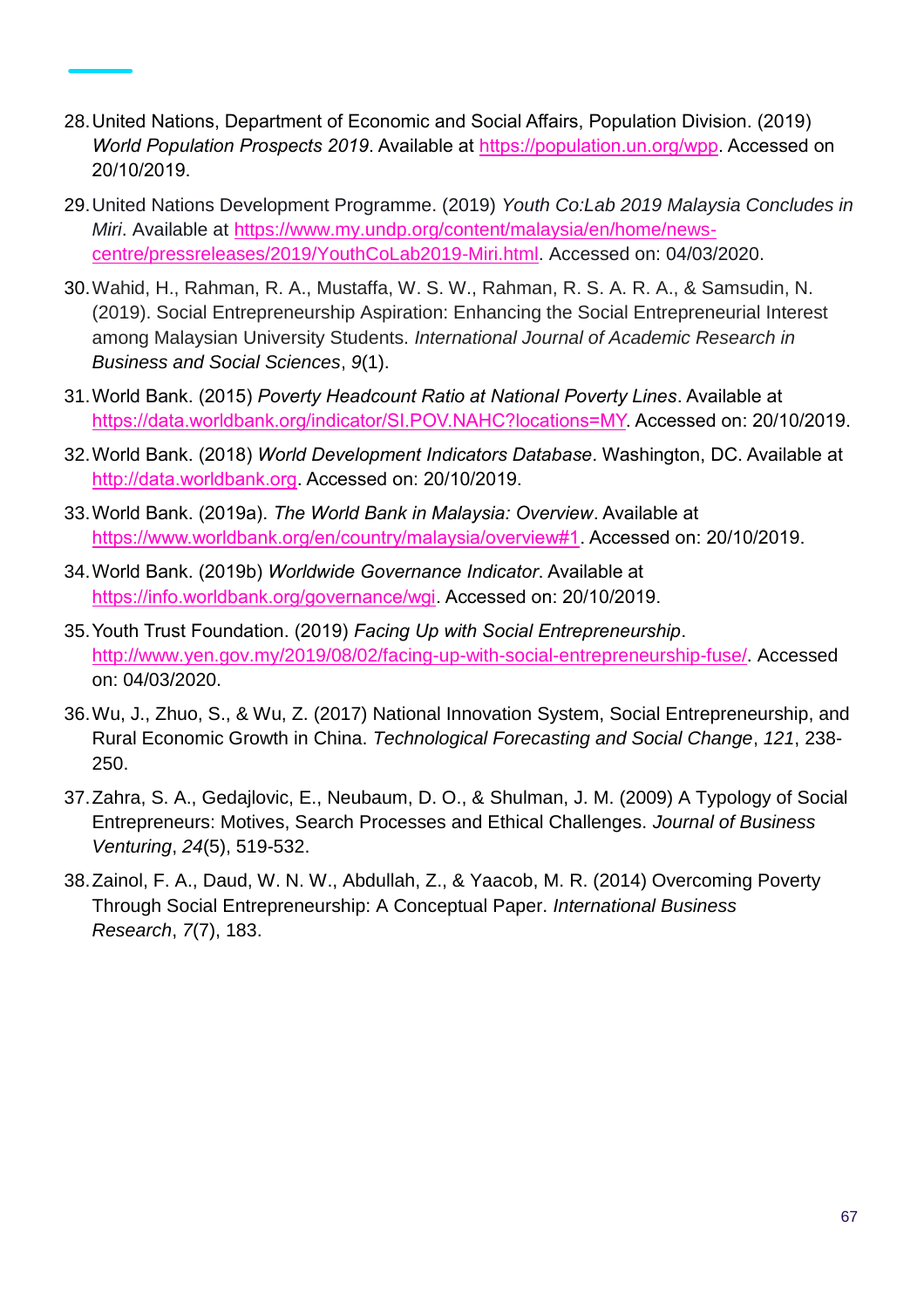28. United Nations, Department of Economic and Social Affairs, Population Division. (2019) *World Population Prospects 2019*. Available at https://population.un.org/wpp. Accessed on 20/10/2019.

29. United Nations Development Programme. (2019) *Youth Co:Lab 2019 Malaysia Concludes in Miri*. Available at https://www.my.undp.org/content/malaysia/en/home/news-centre/pressreleases/2019/YouthCoLab2019-Miri.html. Accessed on: 04/03/2020.

30. Wahid, H., Rahman, R. A., Mustaffa, W. S. W., Rahman, R. S. A. R. A., & Samsudin, N. (2019). Social Entrepreneurship Aspiration: Enhancing the Social Entrepreneurial Interest among Malaysian University Students. *International Journal of Academic Research in Business and Social Sciences*, *9*(1).

31. World Bank. (2015) *Poverty Headcount Ratio at National Poverty Lines*. Available at https://data.worldbank.org/indicator/SI.POV.NAHC?locations=MY. Accessed on: 20/10/2019.

32. World Bank. (2018) *World Development Indicators Database*. Washington, DC. Available at http://data.worldbank.org. Accessed on: 20/10/2019.

33. World Bank. (2019a). *The World Bank in Malaysia: Overview*. Available at https://www.worldbank.org/en/country/malaysia/overview#1. Accessed on: 20/10/2019.

34. World Bank. (2019b) *Worldwide Governance Indicator*. Available at https://info.worldbank.org/governance/wgi. Accessed on: 20/10/2019.

35. Youth Trust Foundation. (2019) *Facing Up with Social Entrepreneurship*. http://www.yen.gov.my/2019/08/02/facing-up-with-social-entrepreneurship-fuse/. Accessed on: 04/03/2020.

36. Wu, J., Zhuo, S., & Wu, Z. (2017) National Innovation System, Social Entrepreneurship, and Rural Economic Growth in China. *Technological Forecasting and Social Change*, *121*, 238-250.

37. Zahra, S. A., Gedajlovic, E., Neubaum, D. O., & Shulman, J. M. (2009) A Typology of Social Entrepreneurs: Motives, Search Processes and Ethical Challenges. *Journal of Business Venturing*, *24*(5), 519-532.

38. Zainol, F. A., Daud, W. N. W., Abdullah, Z., & Yaacob, M. R. (2014) Overcoming Poverty Through Social Entrepreneurship: A Conceptual Paper. *International Business Research*, *7*(7), 183.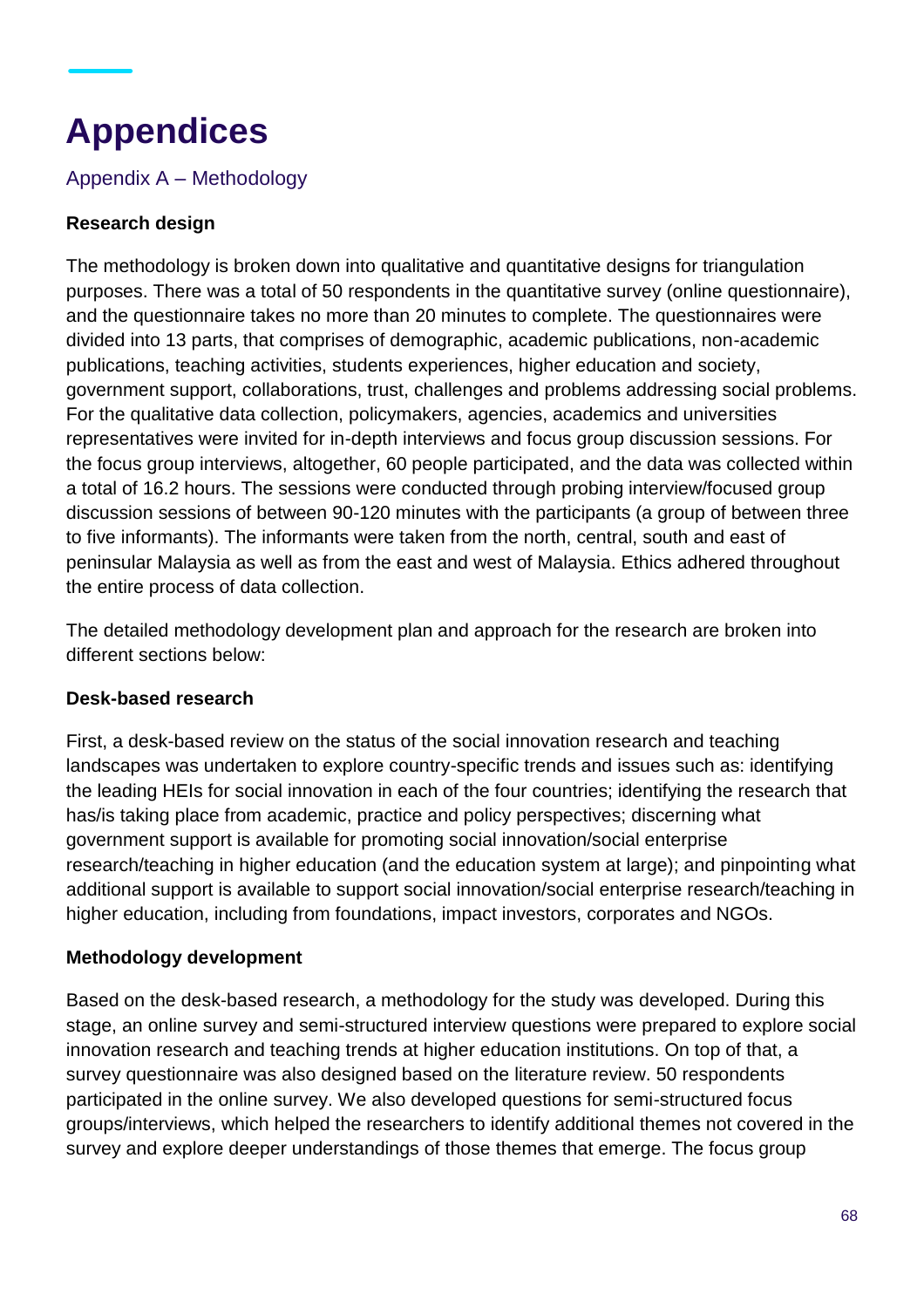# Appendices

## Appendix A – Methodology

**Research design**

The methodology is broken down into qualitative and quantitative designs for triangulation purposes. There was a total of 50 respondents in the quantitative survey (online questionnaire), and the questionnaire takes no more than 20 minutes to complete. The questionnaires were divided into 13 parts, that comprises of demographic, academic publications, non-academic publications, teaching activities, students experiences, higher education and society, government support, collaborations, trust, challenges and problems addressing social problems. For the qualitative data collection, policymakers, agencies, academics and universities representatives were invited for in-depth interviews and focus group discussion sessions. For the focus group interviews, altogether, 60 people participated, and the data was collected within a total of 16.2 hours. The sessions were conducted through probing interview/focused group discussion sessions of between 90-120 minutes with the participants (a group of between three to five informants). The informants were taken from the north, central, south and east of peninsular Malaysia as well as from the east and west of Malaysia. Ethics adhered throughout the entire process of data collection.

The detailed methodology development plan and approach for the research are broken into different sections below:

**Desk-based research**

First, a desk-based review on the status of the social innovation research and teaching landscapes was undertaken to explore country-specific trends and issues such as: identifying the leading HEIs for social innovation in each of the four countries; identifying the research that has/is taking place from academic, practice and policy perspectives; discerning what government support is available for promoting social innovation/social enterprise research/teaching in higher education (and the education system at large); and pinpointing what additional support is available to support social innovation/social enterprise research/teaching in higher education, including from foundations, impact investors, corporates and NGOs.

**Methodology development**

Based on the desk-based research, a methodology for the study was developed. During this stage, an online survey and semi-structured interview questions were prepared to explore social innovation research and teaching trends at higher education institutions. On top of that, a survey questionnaire was also designed based on the literature review. 50 respondents participated in the online survey. We also developed questions for semi-structured focus groups/interviews, which helped the researchers to identify additional themes not covered in the survey and explore deeper understandings of those themes that emerge. The focus group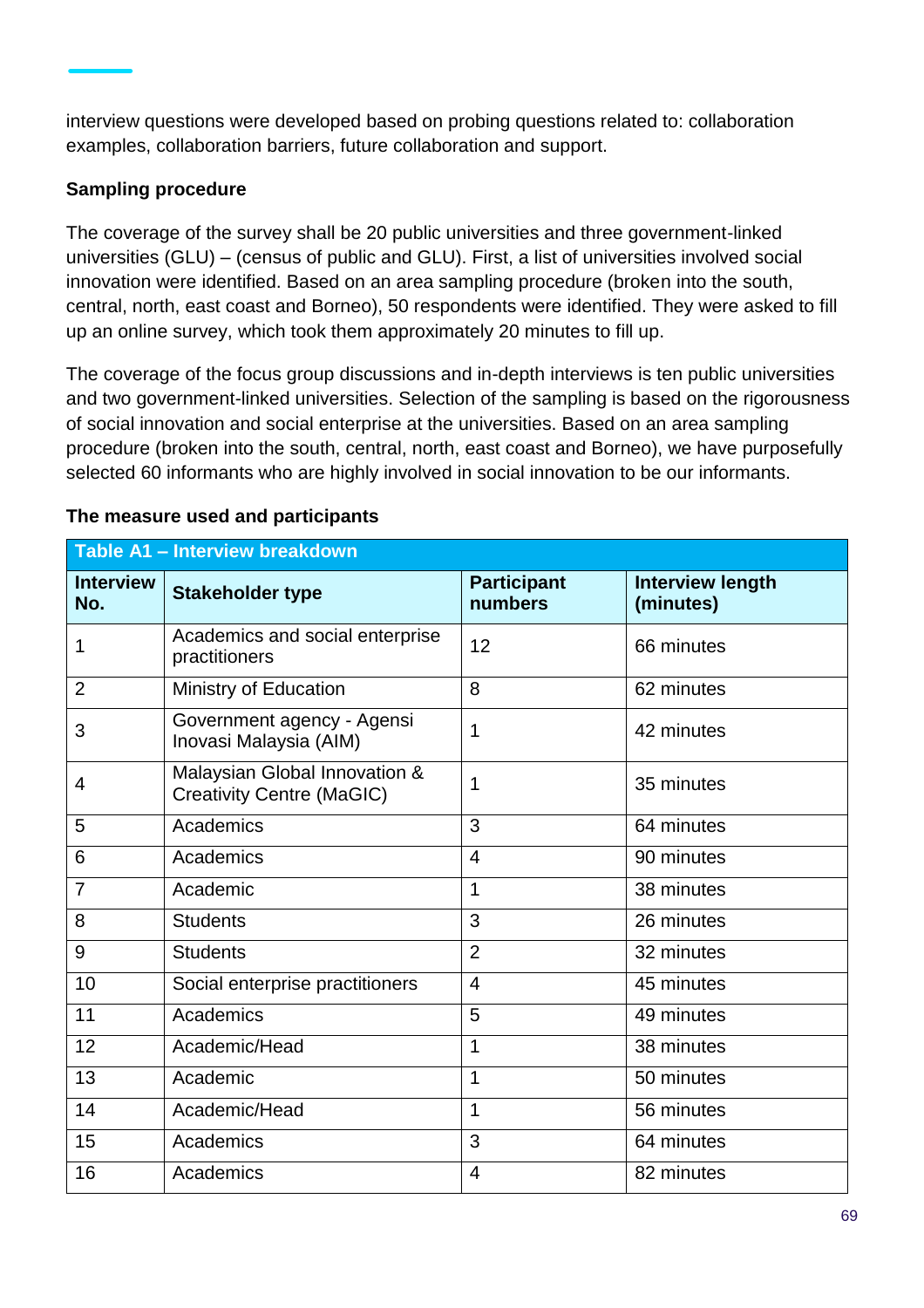interview questions were developed based on probing questions related to: collaboration examples, collaboration barriers, future collaboration and support.

**Sampling procedure**

The coverage of the survey shall be 20 public universities and three government-linked universities (GLU) – (census of public and GLU). First, a list of universities involved social innovation were identified. Based on an area sampling procedure (broken into the south, central, north, east coast and Borneo), 50 respondents were identified. They were asked to fill up an online survey, which took them approximately 20 minutes to fill up.

The coverage of the focus group discussions and in-depth interviews is ten public universities and two government-linked universities. Selection of the sampling is based on the rigorousness of social innovation and social enterprise at the universities. Based on an area sampling procedure (broken into the south, central, north, east coast and Borneo), we have purposefully selected 60 informants who are highly involved in social innovation to be our informants.

**The measure used and participants**

**Table A1 – Interview breakdown**

| Interview No. | Stakeholder type | Participant numbers | Interview length (minutes) |
|---|---|---|---|
| 1 | Academics and social enterprise practitioners | 12 | 66 minutes |
| 2 | Ministry of Education | 8 | 62 minutes |
| 3 | Government agency - Agensi Inovasi Malaysia (AIM) | 1 | 42 minutes |
| 4 | Malaysian Global Innovation & Creativity Centre (MaGIC) | 1 | 35 minutes |
| 5 | Academics | 3 | 64 minutes |
| 6 | Academics | 4 | 90 minutes |
| 7 | Academic | 1 | 38 minutes |
| 8 | Students | 3 | 26 minutes |
| 9 | Students | 2 | 32 minutes |
| 10 | Social enterprise practitioners | 4 | 45 minutes |
| 11 | Academics | 5 | 49 minutes |
| 12 | Academic/Head | 1 | 38 minutes |
| 13 | Academic | 1 | 50 minutes |
| 14 | Academic/Head | 1 | 56 minutes |
| 15 | Academics | 3 | 64 minutes |
| 16 | Academics | 4 | 82 minutes |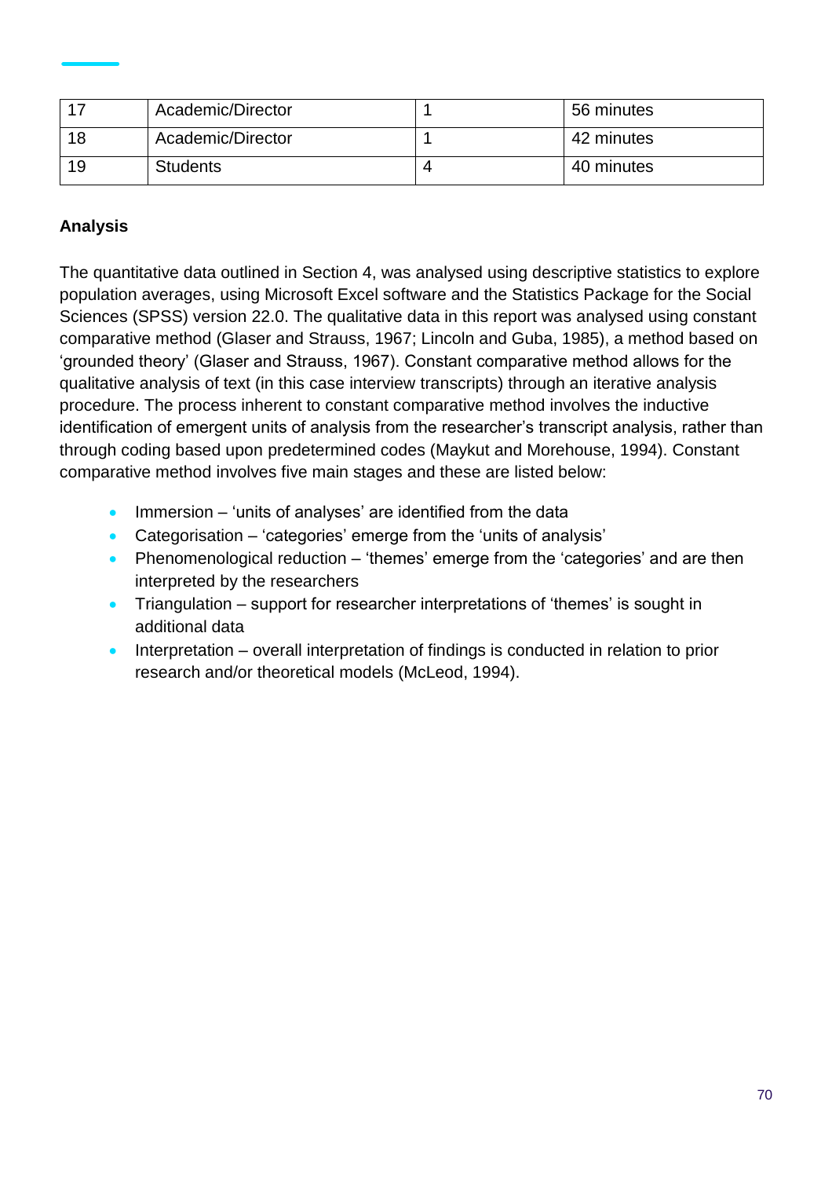| 17 | Academic/Director | 1 | 56 minutes |
|---|---|---|---|
| 18 | Academic/Director | 1 | 42 minutes |
| 19 | Students | 4 | 40 minutes |

**Analysis**

The quantitative data outlined in Section 4, was analysed using descriptive statistics to explore population averages, using Microsoft Excel software and the Statistics Package for the Social Sciences (SPSS) version 22.0. The qualitative data in this report was analysed using constant comparative method (Glaser and Strauss, 1967; Lincoln and Guba, 1985), a method based on 'grounded theory' (Glaser and Strauss, 1967). Constant comparative method allows for the qualitative analysis of text (in this case interview transcripts) through an iterative analysis procedure. The process inherent to constant comparative method involves the inductive identification of emergent units of analysis from the researcher's transcript analysis, rather than through coding based upon predetermined codes (Maykut and Morehouse, 1994). Constant comparative method involves five main stages and these are listed below:

- Immersion – 'units of analyses' are identified from the data
- Categorisation – 'categories' emerge from the 'units of analysis'
- Phenomenological reduction – 'themes' emerge from the 'categories' and are then interpreted by the researchers
- Triangulation – support for researcher interpretations of 'themes' is sought in additional data
- Interpretation – overall interpretation of findings is conducted in relation to prior research and/or theoretical models (McLeod, 1994).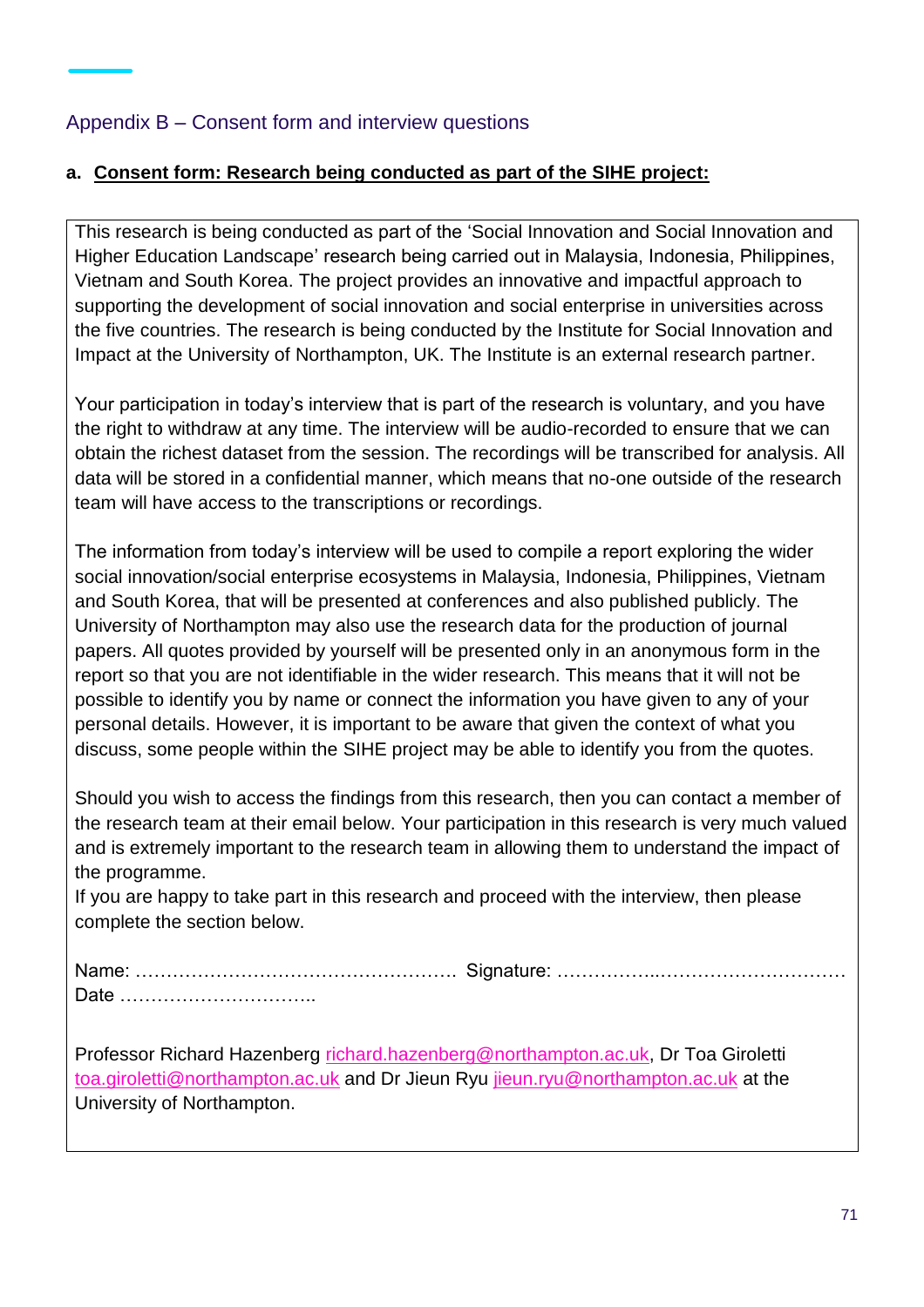## Appendix B – Consent form and interview questions

**a. Consent form: Research being conducted as part of the SIHE project:**

This research is being conducted as part of the 'Social Innovation and Social Innovation and Higher Education Landscape' research being carried out in Malaysia, Indonesia, Philippines, Vietnam and South Korea. The project provides an innovative and impactful approach to supporting the development of social innovation and social enterprise in universities across the five countries. The research is being conducted by the Institute for Social Innovation and Impact at the University of Northampton, UK. The Institute is an external research partner.

Your participation in today's interview that is part of the research is voluntary, and you have the right to withdraw at any time. The interview will be audio-recorded to ensure that we can obtain the richest dataset from the session. The recordings will be transcribed for analysis. All data will be stored in a confidential manner, which means that no-one outside of the research team will have access to the transcriptions or recordings.

The information from today's interview will be used to compile a report exploring the wider social innovation/social enterprise ecosystems in Malaysia, Indonesia, Philippines, Vietnam and South Korea, that will be presented at conferences and also published publicly. The University of Northampton may also use the research data for the production of journal papers. All quotes provided by yourself will be presented only in an anonymous form in the report so that you are not identifiable in the wider research. This means that it will not be possible to identify you by name or connect the information you have given to any of your personal details. However, it is important to be aware that given the context of what you discuss, some people within the SIHE project may be able to identify you from the quotes.

Should you wish to access the findings from this research, then you can contact a member of the research team at their email below. Your participation in this research is very much valued and is extremely important to the research team in allowing them to understand the impact of the programme.

If you are happy to take part in this research and proceed with the interview, then please complete the section below.

Name: ……………………………………………. Signature: …………….…………………………
Date …………………………..

Professor Richard Hazenberg richard.hazenberg@northampton.ac.uk, Dr Toa Giroletti toa.giroletti@northampton.ac.uk and Dr Jieun Ryu jieun.ryu@northampton.ac.uk at the University of Northampton.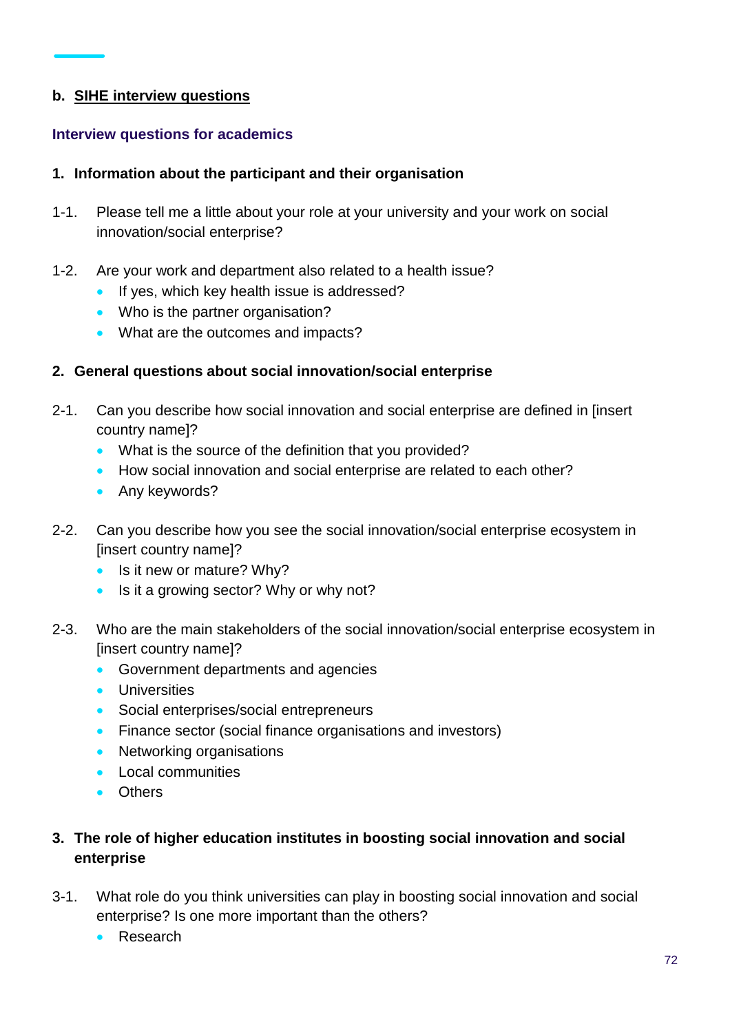### b. SIHE interview questions

#### Interview questions for academics

**1. Information about the participant and their organisation**

1-1. Please tell me a little about your role at your university and your work on social innovation/social enterprise?

1-2. Are your work and department also related to a health issue?

- If yes, which key health issue is addressed?
- Who is the partner organisation?
- What are the outcomes and impacts?

**2. General questions about social innovation/social enterprise**

2-1. Can you describe how social innovation and social enterprise are defined in [insert country name]?

- What is the source of the definition that you provided?
- How social innovation and social enterprise are related to each other?
- Any keywords?

2-2. Can you describe how you see the social innovation/social enterprise ecosystem in [insert country name]?

- Is it new or mature? Why?
- Is it a growing sector? Why or why not?

2-3. Who are the main stakeholders of the social innovation/social enterprise ecosystem in [insert country name]?

- Government departments and agencies
- Universities
- Social enterprises/social entrepreneurs
- Finance sector (social finance organisations and investors)
- Networking organisations
- Local communities
- Others

**3. The role of higher education institutes in boosting social innovation and social enterprise**

3-1. What role do you think universities can play in boosting social innovation and social enterprise? Is one more important than the others?

- Research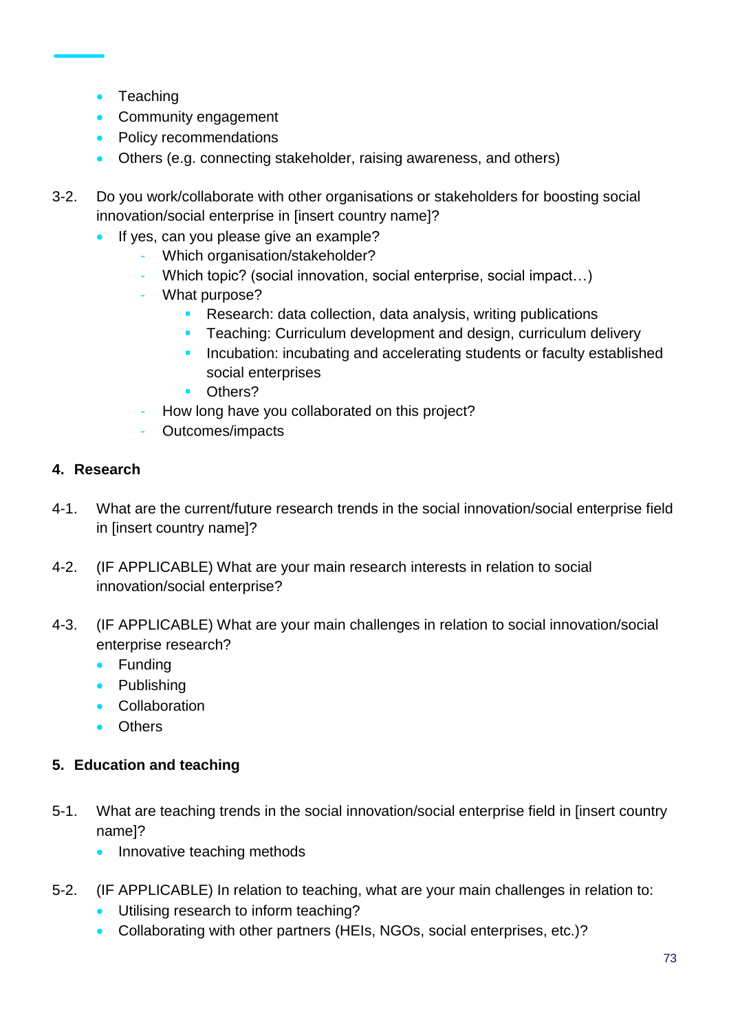- Teaching
- Community engagement
- Policy recommendations
- Others (e.g. connecting stakeholder, raising awareness, and others)

3-2. Do you work/collaborate with other organisations or stakeholders for boosting social innovation/social enterprise in [insert country name]?

- If yes, can you please give an example?
  - Which organisation/stakeholder?
  - Which topic? (social innovation, social enterprise, social impact…)
  - What purpose?
    - Research: data collection, data analysis, writing publications
    - Teaching: Curriculum development and design, curriculum delivery
    - Incubation: incubating and accelerating students or faculty established social enterprises
    - Others?
  - How long have you collaborated on this project?
  - Outcomes/impacts

## 4. Research

4-1. What are the current/future research trends in the social innovation/social enterprise field in [insert country name]?

4-2. (IF APPLICABLE) What are your main research interests in relation to social innovation/social enterprise?

4-3. (IF APPLICABLE) What are your main challenges in relation to social innovation/social enterprise research?

- Funding
- Publishing
- Collaboration
- Others

## 5. Education and teaching

5-1. What are teaching trends in the social innovation/social enterprise field in [insert country name]?

- Innovative teaching methods

5-2. (IF APPLICABLE) In relation to teaching, what are your main challenges in relation to:

- Utilising research to inform teaching?
- Collaborating with other partners (HEIs, NGOs, social enterprises, etc.)?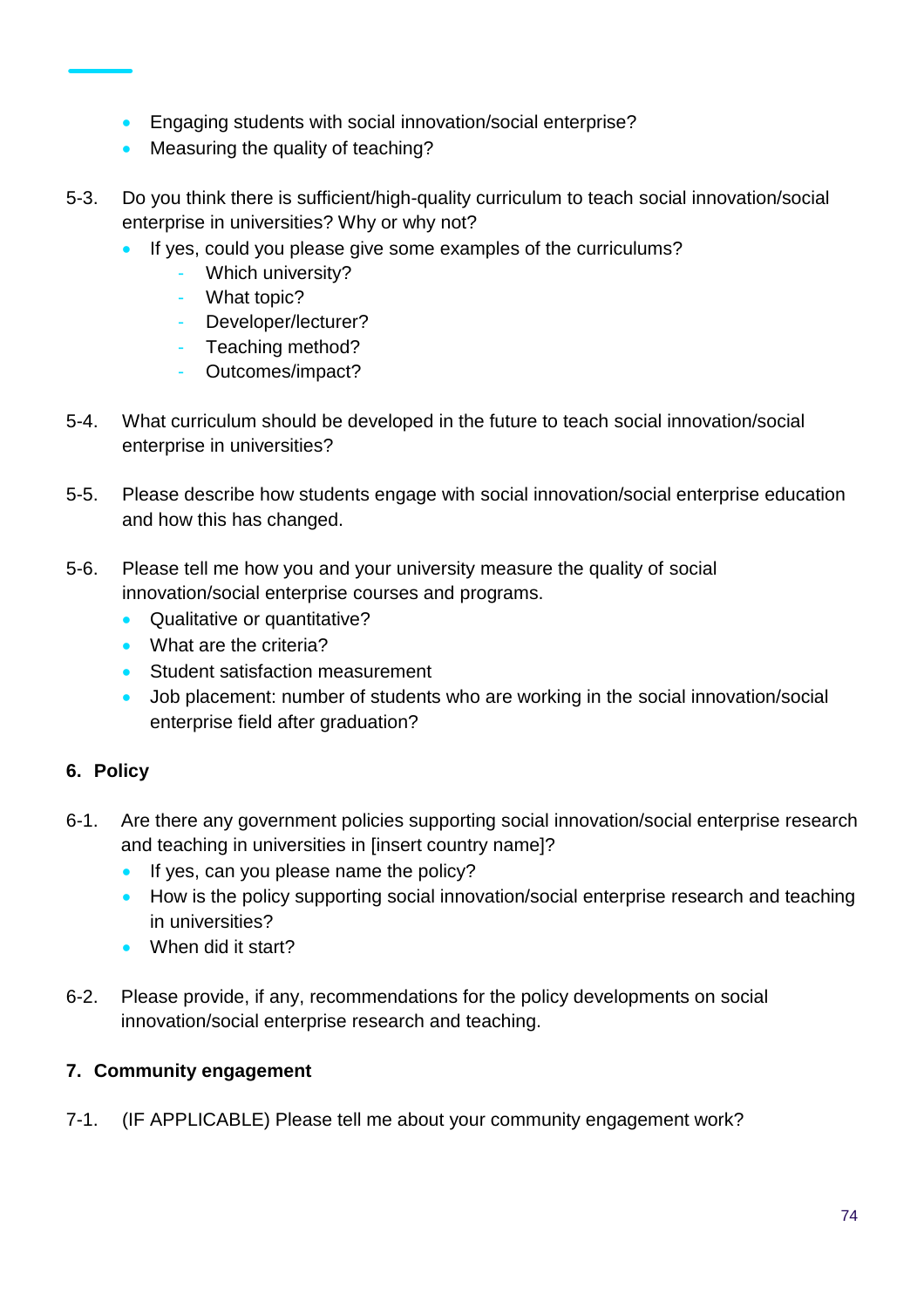- Engaging students with social innovation/social enterprise?
- Measuring the quality of teaching?

5-3. Do you think there is sufficient/high-quality curriculum to teach social innovation/social enterprise in universities? Why or why not?

- If yes, could you please give some examples of the curriculums?
  - Which university?
  - What topic?
  - Developer/lecturer?
  - Teaching method?
  - Outcomes/impact?

5-4. What curriculum should be developed in the future to teach social innovation/social enterprise in universities?

5-5. Please describe how students engage with social innovation/social enterprise education and how this has changed.

5-6. Please tell me how you and your university measure the quality of social innovation/social enterprise courses and programs.

- Qualitative or quantitative?
- What are the criteria?
- Student satisfaction measurement
- Job placement: number of students who are working in the social innovation/social enterprise field after graduation?

## 6. Policy

6-1. Are there any government policies supporting social innovation/social enterprise research and teaching in universities in [insert country name]?

- If yes, can you please name the policy?
- How is the policy supporting social innovation/social enterprise research and teaching in universities?
- When did it start?

6-2. Please provide, if any, recommendations for the policy developments on social innovation/social enterprise research and teaching.

## 7. Community engagement

7-1. (IF APPLICABLE) Please tell me about your community engagement work?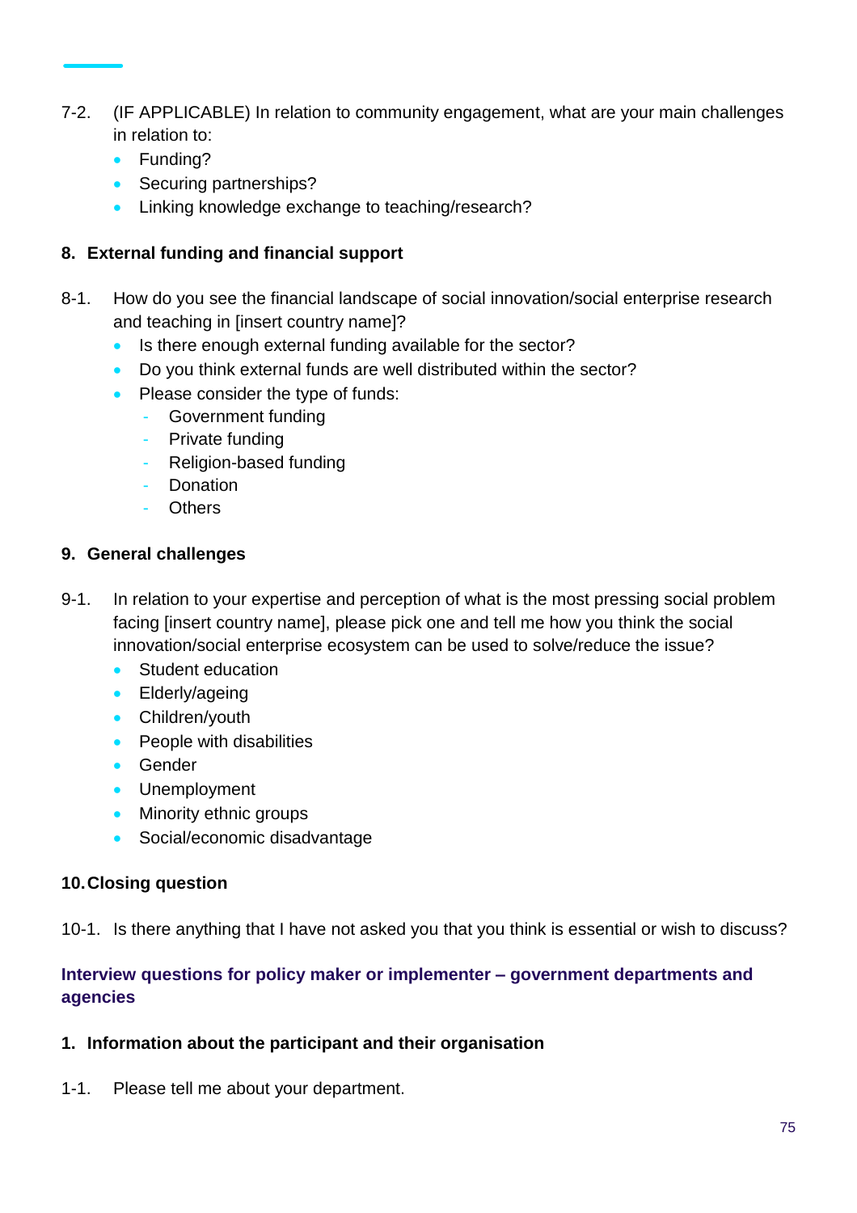7-2. (IF APPLICABLE) In relation to community engagement, what are your main challenges in relation to:

- Funding?
- Securing partnerships?
- Linking knowledge exchange to teaching/research?

**8. External funding and financial support**

8-1. How do you see the financial landscape of social innovation/social enterprise research and teaching in [insert country name]?

- Is there enough external funding available for the sector?
- Do you think external funds are well distributed within the sector?
- Please consider the type of funds:
  - Government funding
  - Private funding
  - Religion-based funding
  - Donation
  - Others

**9. General challenges**

9-1. In relation to your expertise and perception of what is the most pressing social problem facing [insert country name], please pick one and tell me how you think the social innovation/social enterprise ecosystem can be used to solve/reduce the issue?

- Student education
- Elderly/ageing
- Children/youth
- People with disabilities
- Gender
- Unemployment
- Minority ethnic groups
- Social/economic disadvantage

**10. Closing question**

10-1. Is there anything that I have not asked you that you think is essential or wish to discuss?

## Interview questions for policy maker or implementer – government departments and agencies

**1. Information about the participant and their organisation**

1-1. Please tell me about your department.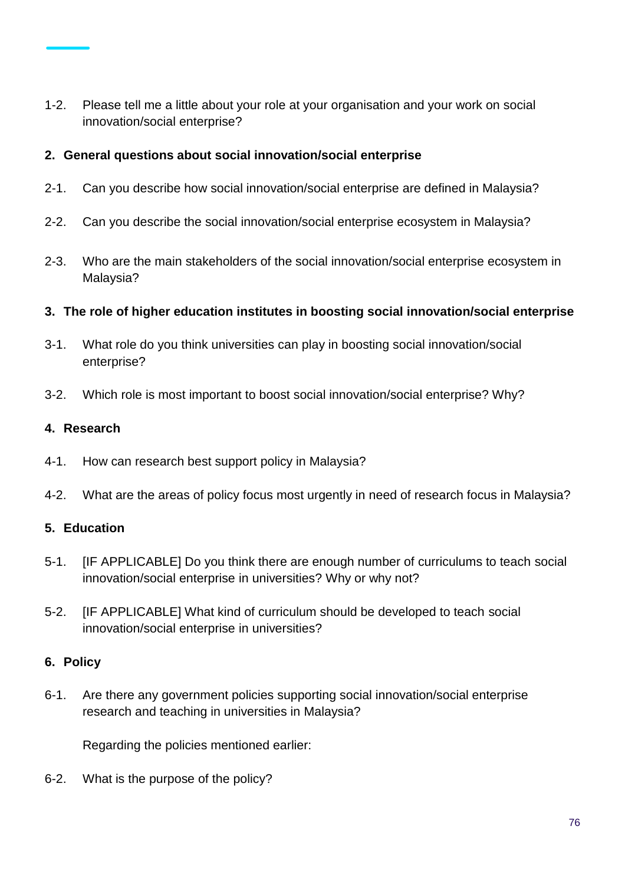1-2. Please tell me a little about your role at your organisation and your work on social innovation/social enterprise?

**2. General questions about social innovation/social enterprise**

2-1. Can you describe how social innovation/social enterprise are defined in Malaysia?

2-2. Can you describe the social innovation/social enterprise ecosystem in Malaysia?

2-3. Who are the main stakeholders of the social innovation/social enterprise ecosystem in Malaysia?

**3. The role of higher education institutes in boosting social innovation/social enterprise**

3-1. What role do you think universities can play in boosting social innovation/social enterprise?

3-2. Which role is most important to boost social innovation/social enterprise? Why?

**4. Research**

4-1. How can research best support policy in Malaysia?

4-2. What are the areas of policy focus most urgently in need of research focus in Malaysia?

**5. Education**

5-1. [IF APPLICABLE] Do you think there are enough number of curriculums to teach social innovation/social enterprise in universities? Why or why not?

5-2. [IF APPLICABLE] What kind of curriculum should be developed to teach social innovation/social enterprise in universities?

**6. Policy**

6-1. Are there any government policies supporting social innovation/social enterprise research and teaching in universities in Malaysia?

Regarding the policies mentioned earlier:

6-2. What is the purpose of the policy?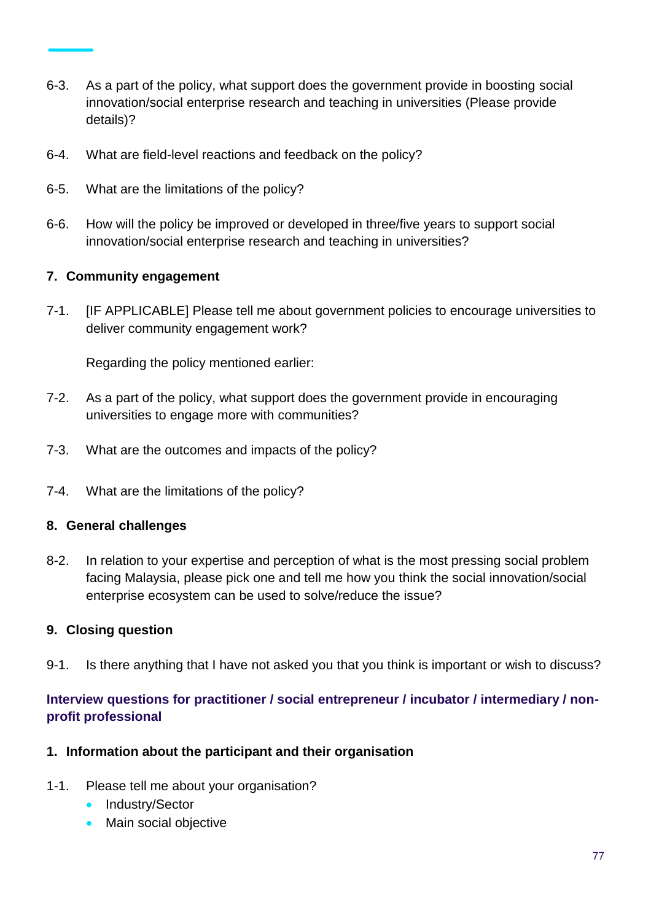6-3. As a part of the policy, what support does the government provide in boosting social innovation/social enterprise research and teaching in universities (Please provide details)?

6-4. What are field-level reactions and feedback on the policy?

6-5. What are the limitations of the policy?

6-6. How will the policy be improved or developed in three/five years to support social innovation/social enterprise research and teaching in universities?

**7. Community engagement**

7-1. [IF APPLICABLE] Please tell me about government policies to encourage universities to deliver community engagement work?

Regarding the policy mentioned earlier:

7-2. As a part of the policy, what support does the government provide in encouraging universities to engage more with communities?

7-3. What are the outcomes and impacts of the policy?

7-4. What are the limitations of the policy?

**8. General challenges**

8-2. In relation to your expertise and perception of what is the most pressing social problem facing Malaysia, please pick one and tell me how you think the social innovation/social enterprise ecosystem can be used to solve/reduce the issue?

**9. Closing question**

9-1. Is there anything that I have not asked you that you think is important or wish to discuss?

## Interview questions for practitioner / social entrepreneur / incubator / intermediary / non-profit professional

**1. Information about the participant and their organisation**

1-1. Please tell me about your organisation?

- Industry/Sector
- Main social objective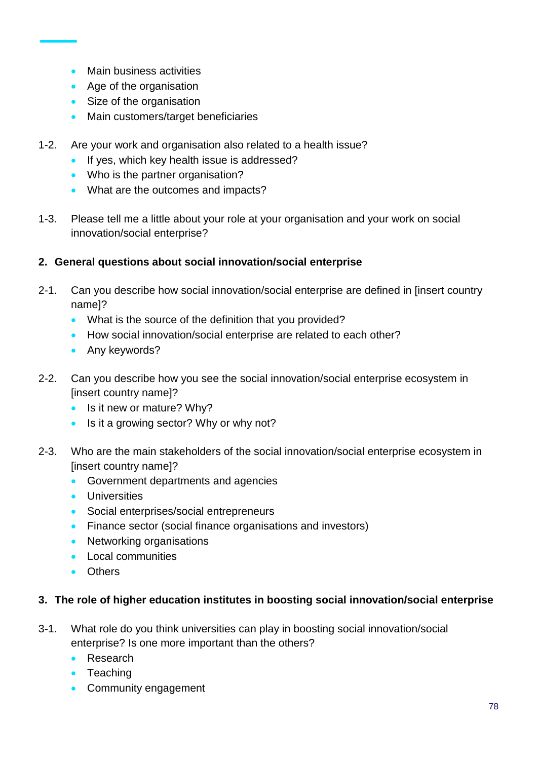- Main business activities
- Age of the organisation
- Size of the organisation
- Main customers/target beneficiaries

1-2. Are your work and organisation also related to a health issue?
  - If yes, which key health issue is addressed?
  - Who is the partner organisation?
  - What are the outcomes and impacts?

1-3. Please tell me a little about your role at your organisation and your work on social innovation/social enterprise?

**2. General questions about social innovation/social enterprise**

2-1. Can you describe how social innovation/social enterprise are defined in [insert country name]?
  - What is the source of the definition that you provided?
  - How social innovation/social enterprise are related to each other?
  - Any keywords?

2-2. Can you describe how you see the social innovation/social enterprise ecosystem in [insert country name]?
  - Is it new or mature? Why?
  - Is it a growing sector? Why or why not?

2-3. Who are the main stakeholders of the social innovation/social enterprise ecosystem in [insert country name]?
  - Government departments and agencies
  - Universities
  - Social enterprises/social entrepreneurs
  - Finance sector (social finance organisations and investors)
  - Networking organisations
  - Local communities
  - Others

**3. The role of higher education institutes in boosting social innovation/social enterprise**

3-1. What role do you think universities can play in boosting social innovation/social enterprise? Is one more important than the others?
  - Research
  - Teaching
  - Community engagement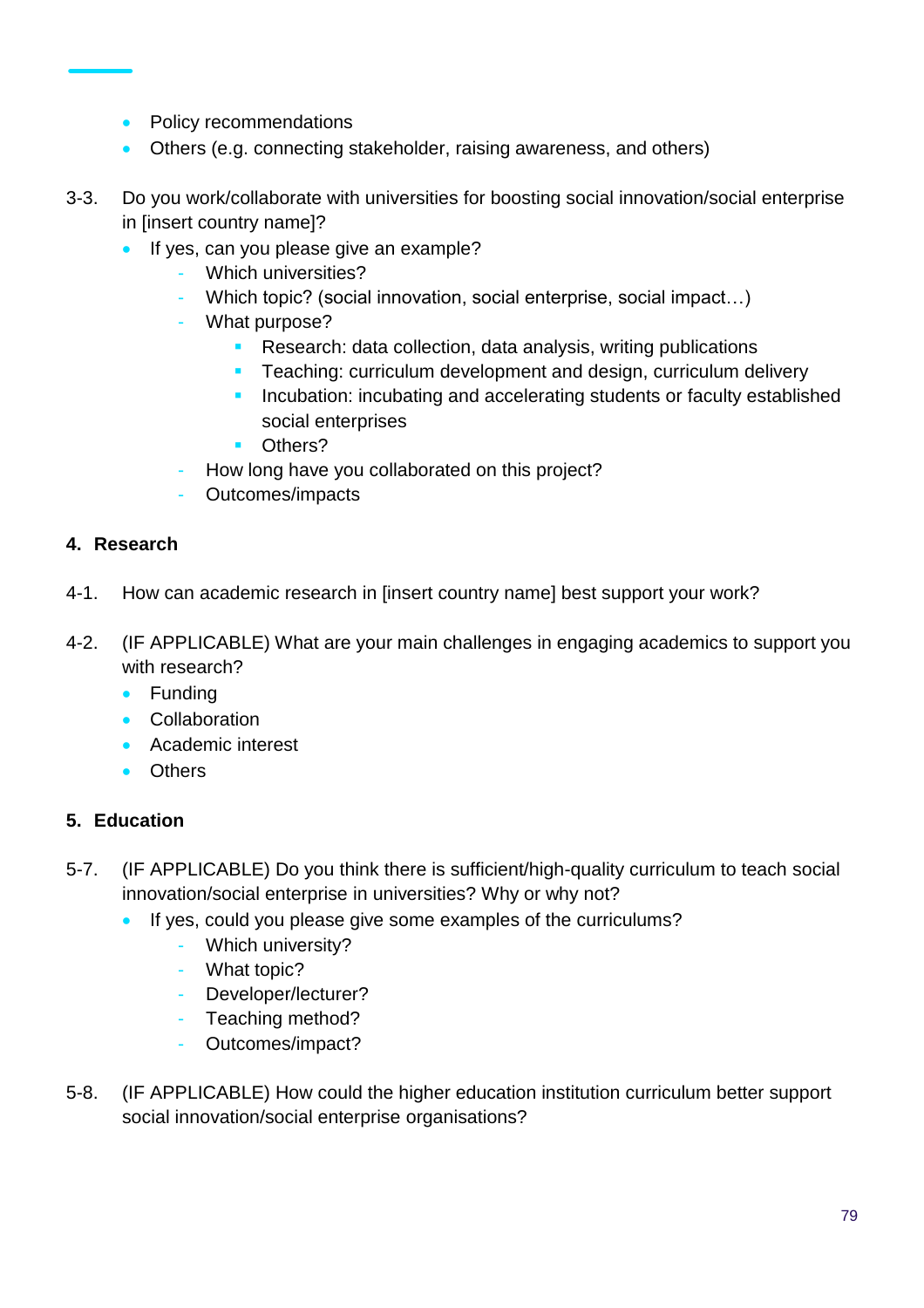- Policy recommendations
- Others (e.g. connecting stakeholder, raising awareness, and others)

3-3. Do you work/collaborate with universities for boosting social innovation/social enterprise in [insert country name]?

- If yes, can you please give an example?
  - Which universities?
  - Which topic? (social innovation, social enterprise, social impact…)
  - What purpose?
    - Research: data collection, data analysis, writing publications
    - Teaching: curriculum development and design, curriculum delivery
    - Incubation: incubating and accelerating students or faculty established social enterprises
    - Others?
  - How long have you collaborated on this project?
  - Outcomes/impacts

## 4. Research

4-1. How can academic research in [insert country name] best support your work?

4-2. (IF APPLICABLE) What are your main challenges in engaging academics to support you with research?

- Funding
- Collaboration
- Academic interest
- Others

## 5. Education

5-7. (IF APPLICABLE) Do you think there is sufficient/high-quality curriculum to teach social innovation/social enterprise in universities? Why or why not?

- If yes, could you please give some examples of the curriculums?
  - Which university?
  - What topic?
  - Developer/lecturer?
  - Teaching method?
  - Outcomes/impact?

5-8. (IF APPLICABLE) How could the higher education institution curriculum better support social innovation/social enterprise organisations?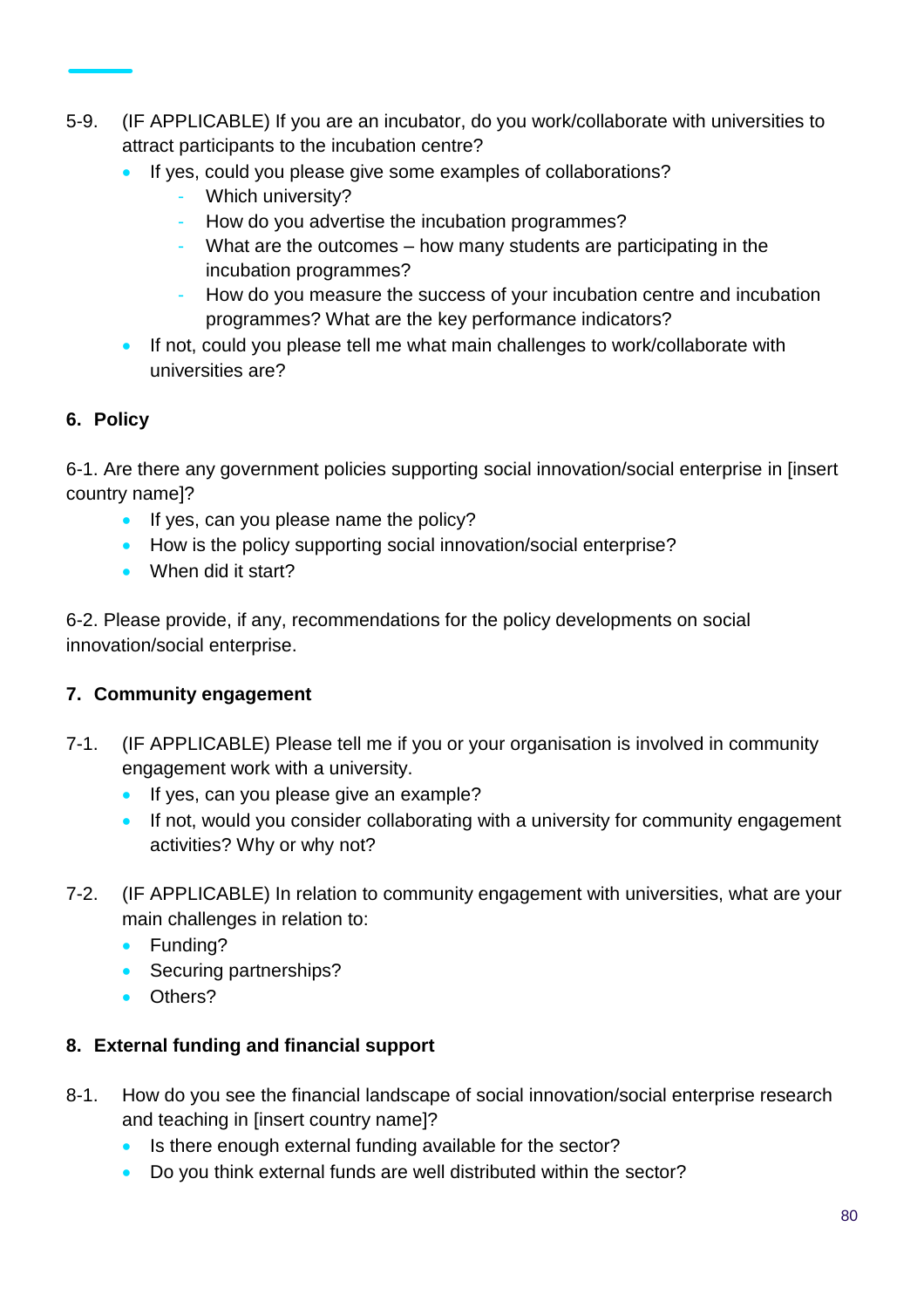5-9. (IF APPLICABLE) If you are an incubator, do you work/collaborate with universities to attract participants to the incubation centre?

- If yes, could you please give some examples of collaborations?
  - Which university?
  - How do you advertise the incubation programmes?
  - What are the outcomes – how many students are participating in the incubation programmes?
  - How do you measure the success of your incubation centre and incubation programmes? What are the key performance indicators?
- If not, could you please tell me what main challenges to work/collaborate with universities are?

## 6. Policy

6-1. Are there any government policies supporting social innovation/social enterprise in [insert country name]?

- If yes, can you please name the policy?
- How is the policy supporting social innovation/social enterprise?
- When did it start?

6-2. Please provide, if any, recommendations for the policy developments on social innovation/social enterprise.

## 7. Community engagement

7-1. (IF APPLICABLE) Please tell me if you or your organisation is involved in community engagement work with a university.

- If yes, can you please give an example?
- If not, would you consider collaborating with a university for community engagement activities? Why or why not?

7-2. (IF APPLICABLE) In relation to community engagement with universities, what are your main challenges in relation to:

- Funding?
- Securing partnerships?
- Others?

## 8. External funding and financial support

8-1. How do you see the financial landscape of social innovation/social enterprise research and teaching in [insert country name]?

- Is there enough external funding available for the sector?
- Do you think external funds are well distributed within the sector?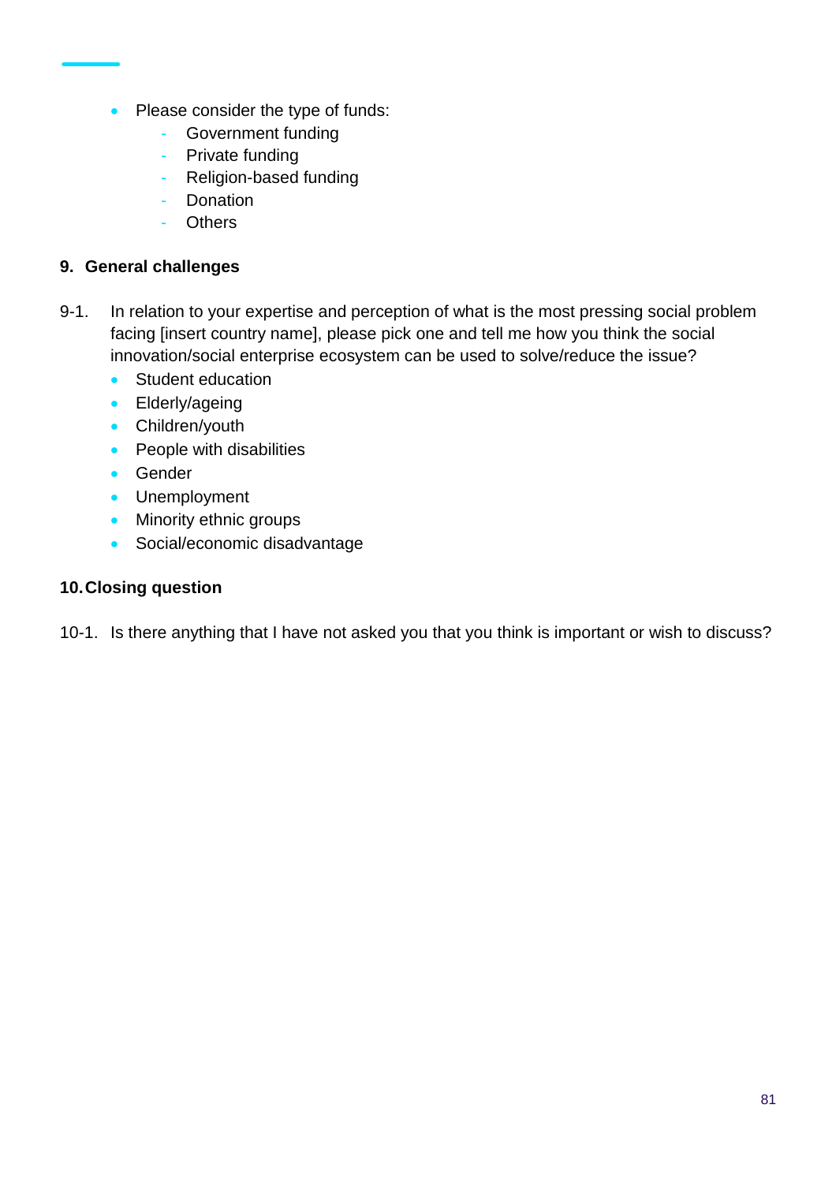- Please consider the type of funds:
    - Government funding
    - Private funding
    - Religion-based funding
    - Donation
    - Others

### 9. General challenges

9-1. In relation to your expertise and perception of what is the most pressing social problem facing [insert country name], please pick one and tell me how you think the social innovation/social enterprise ecosystem can be used to solve/reduce the issue?

- Student education
- Elderly/ageing
- Children/youth
- People with disabilities
- Gender
- Unemployment
- Minority ethnic groups
- Social/economic disadvantage

### 10. Closing question

10-1. Is there anything that I have not asked you that you think is important or wish to discuss?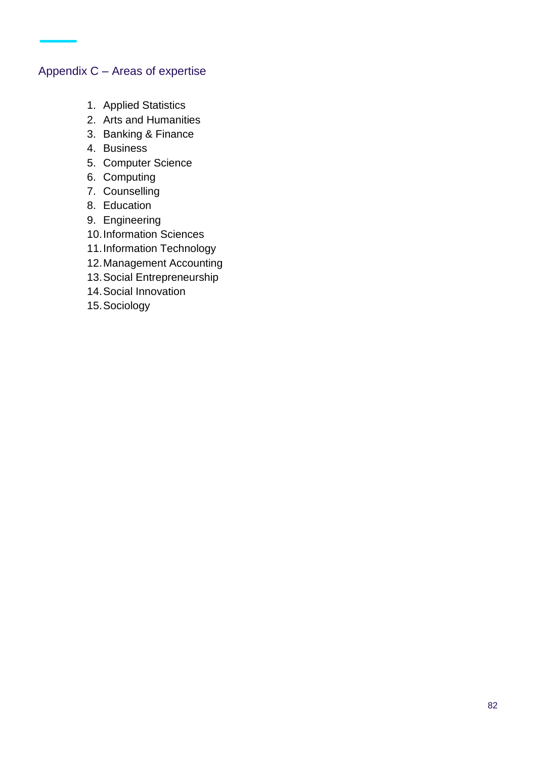## Appendix C – Areas of expertise

1. Applied Statistics
2. Arts and Humanities
3. Banking & Finance
4. Business
5. Computer Science
6. Computing
7. Counselling
8. Education
9. Engineering
10. Information Sciences
11. Information Technology
12. Management Accounting
13. Social Entrepreneurship
14. Social Innovation
15. Sociology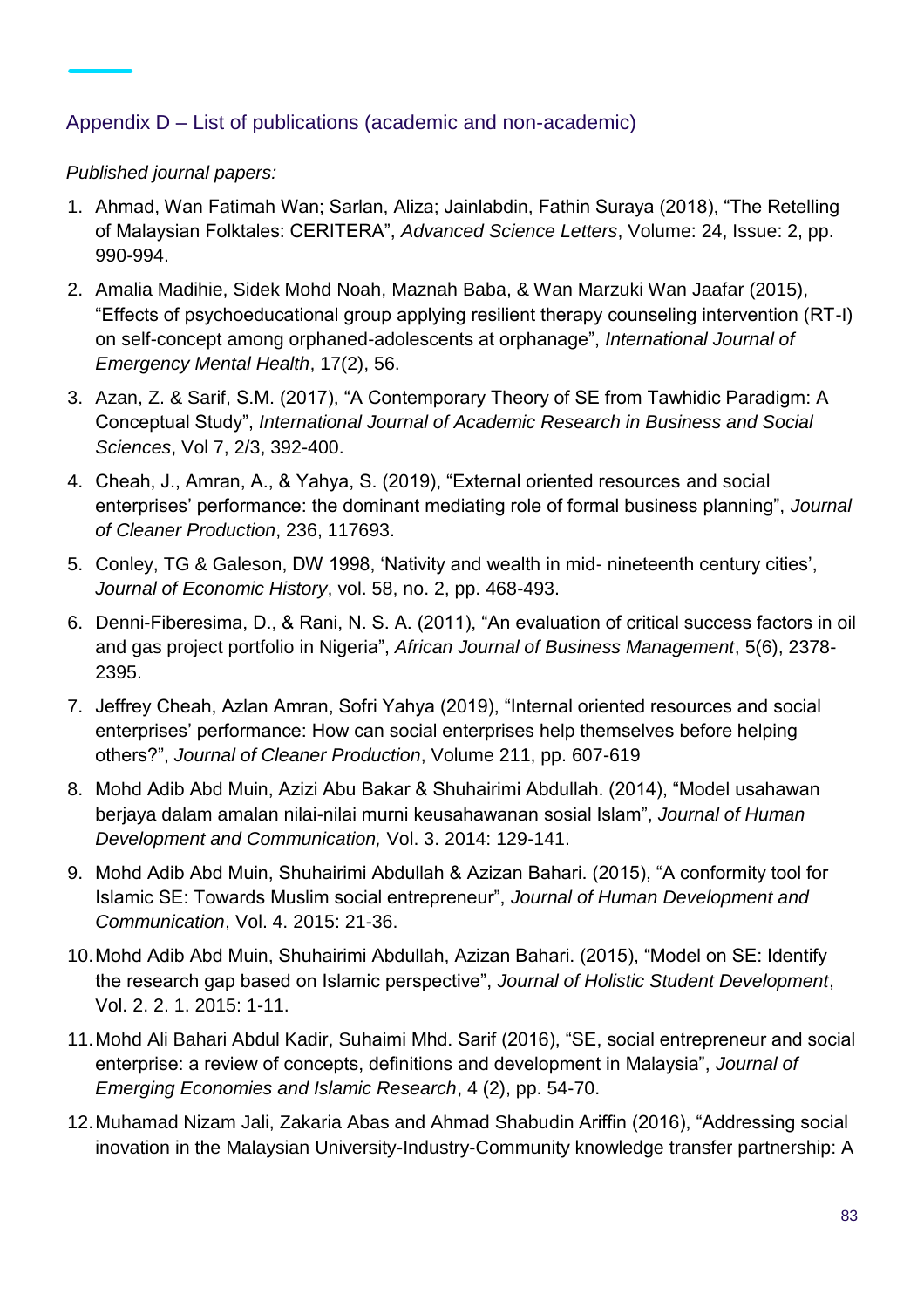## Appendix D – List of publications (academic and non-academic)

*Published journal papers:*

1. Ahmad, Wan Fatimah Wan; Sarlan, Aliza; Jainlabdin, Fathin Suraya (2018), "The Retelling of Malaysian Folktales: CERITERA", *Advanced Science Letters*, Volume: 24, Issue: 2, pp. 990-994.
2. Amalia Madihie, Sidek Mohd Noah, Maznah Baba, & Wan Marzuki Wan Jaafar (2015), "Effects of psychoeducational group applying resilient therapy counseling intervention (RT-I) on self-concept among orphaned-adolescents at orphanage", *International Journal of Emergency Mental Health*, 17(2), 56.
3. Azan, Z. & Sarif, S.M. (2017), "A Contemporary Theory of SE from Tawhidic Paradigm: A Conceptual Study", *International Journal of Academic Research in Business and Social Sciences*, Vol 7, 2/3, 392-400.
4. Cheah, J., Amran, A., & Yahya, S. (2019), "External oriented resources and social enterprises' performance: the dominant mediating role of formal business planning", *Journal of Cleaner Production*, 236, 117693.
5. Conley, TG & Galeson, DW 1998, 'Nativity and wealth in mid- nineteenth century cities', *Journal of Economic History*, vol. 58, no. 2, pp. 468-493.
6. Denni-Fiberesima, D., & Rani, N. S. A. (2011), "An evaluation of critical success factors in oil and gas project portfolio in Nigeria", *African Journal of Business Management*, 5(6), 2378-2395.
7. Jeffrey Cheah, Azlan Amran, Sofri Yahya (2019), "Internal oriented resources and social enterprises' performance: How can social enterprises help themselves before helping others?", *Journal of Cleaner Production*, Volume 211, pp. 607-619
8. Mohd Adib Abd Muin, Azizi Abu Bakar & Shuhairimi Abdullah. (2014), "Model usahawan berjaya dalam amalan nilai-nilai murni keusahawanan sosial Islam", *Journal of Human Development and Communication,* Vol. 3. 2014: 129-141.
9. Mohd Adib Abd Muin, Shuhairimi Abdullah & Azizan Bahari. (2015), "A conformity tool for Islamic SE: Towards Muslim social entrepreneur", *Journal of Human Development and Communication*, Vol. 4. 2015: 21-36.
10. Mohd Adib Abd Muin, Shuhairimi Abdullah, Azizan Bahari. (2015), "Model on SE: Identify the research gap based on Islamic perspective", *Journal of Holistic Student Development*, Vol. 2. 2. 1. 2015: 1-11.
11. Mohd Ali Bahari Abdul Kadir, Suhaimi Mhd. Sarif (2016), "SE, social entrepreneur and social enterprise: a review of concepts, definitions and development in Malaysia", *Journal of Emerging Economies and Islamic Research*, 4 (2), pp. 54-70.
12. Muhamad Nizam Jali, Zakaria Abas and Ahmad Shabudin Ariffin (2016), "Addressing social inovation in the Malaysian University-Industry-Community knowledge transfer partnership: A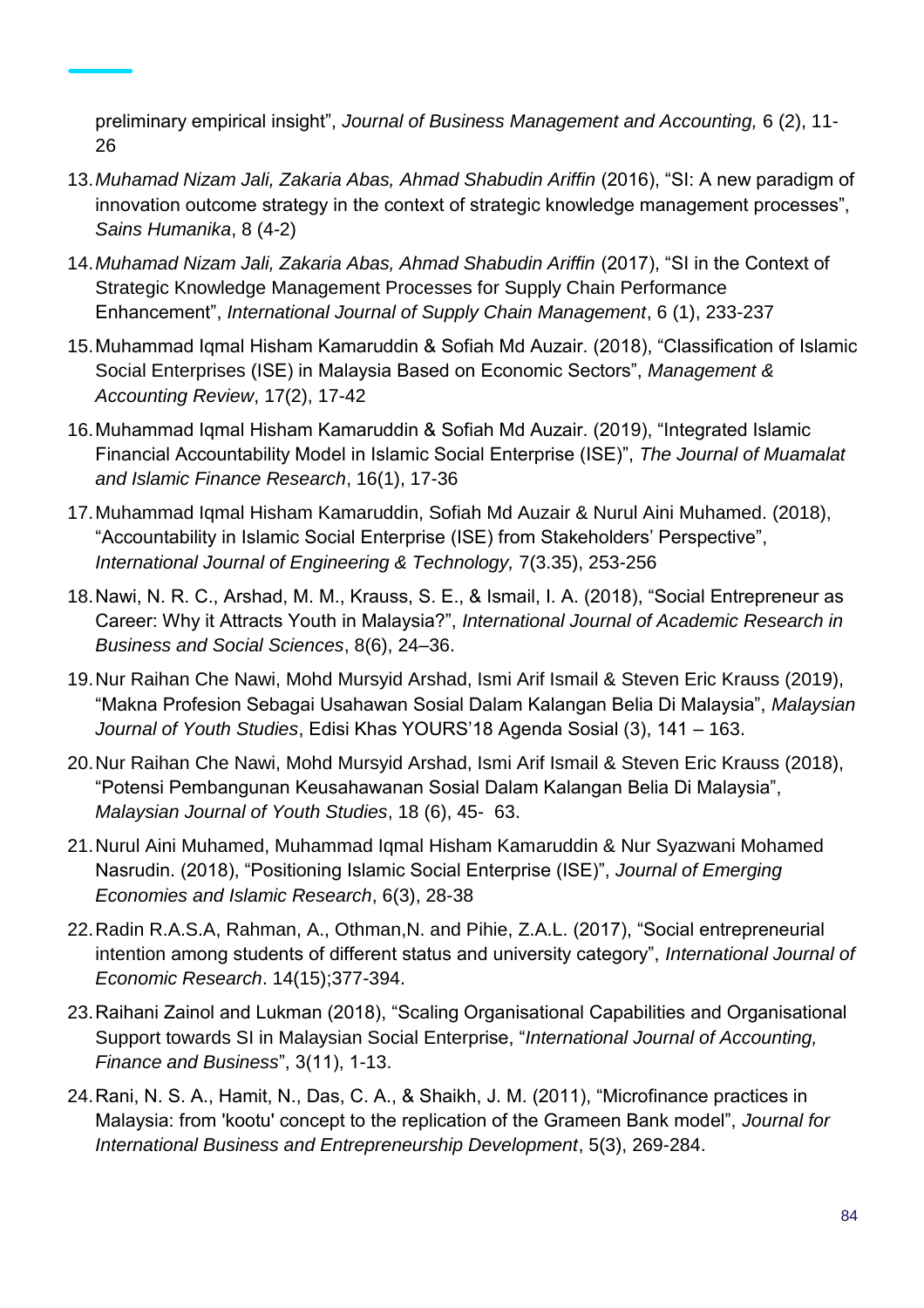preliminary empirical insight", *Journal of Business Management and Accounting,* 6 (2), 11-26

13. *Muhamad Nizam Jali, Zakaria Abas, Ahmad Shabudin Ariffin* (2016), "SI: A new paradigm of innovation outcome strategy in the context of strategic knowledge management processes", *Sains Humanika*, 8 (4-2)
14. *Muhamad Nizam Jali, Zakaria Abas, Ahmad Shabudin Ariffin* (2017), "SI in the Context of Strategic Knowledge Management Processes for Supply Chain Performance Enhancement", *International Journal of Supply Chain Management*, 6 (1), 233-237
15. Muhammad Iqmal Hisham Kamaruddin & Sofiah Md Auzair. (2018), "Classification of Islamic Social Enterprises (ISE) in Malaysia Based on Economic Sectors", *Management & Accounting Review*, 17(2), 17-42
16. Muhammad Iqmal Hisham Kamaruddin & Sofiah Md Auzair. (2019), "Integrated Islamic Financial Accountability Model in Islamic Social Enterprise (ISE)", *The Journal of Muamalat and Islamic Finance Research*, 16(1), 17-36
17. Muhammad Iqmal Hisham Kamaruddin, Sofiah Md Auzair & Nurul Aini Muhamed. (2018), "Accountability in Islamic Social Enterprise (ISE) from Stakeholders' Perspective", *International Journal of Engineering & Technology,* 7(3.35), 253-256
18. Nawi, N. R. C., Arshad, M. M., Krauss, S. E., & Ismail, I. A. (2018), "Social Entrepreneur as Career: Why it Attracts Youth in Malaysia?", *International Journal of Academic Research in Business and Social Sciences*, 8(6), 24–36.
19. Nur Raihan Che Nawi, Mohd Mursyid Arshad, Ismi Arif Ismail & Steven Eric Krauss (2019), "Makna Profesion Sebagai Usahawan Sosial Dalam Kalangan Belia Di Malaysia", *Malaysian Journal of Youth Studies*, Edisi Khas YOURS'18 Agenda Sosial (3), 141 – 163.
20. Nur Raihan Che Nawi, Mohd Mursyid Arshad, Ismi Arif Ismail & Steven Eric Krauss (2018), "Potensi Pembangunan Keusahawanan Sosial Dalam Kalangan Belia Di Malaysia", *Malaysian Journal of Youth Studies*, 18 (6), 45- 63.
21. Nurul Aini Muhamed, Muhammad Iqmal Hisham Kamaruddin & Nur Syazwani Mohamed Nasrudin. (2018), "Positioning Islamic Social Enterprise (ISE)", *Journal of Emerging Economies and Islamic Research*, 6(3), 28-38
22. Radin R.A.S.A, Rahman, A., Othman,N. and Pihie, Z.A.L. (2017), "Social entrepreneurial intention among students of different status and university category", *International Journal of Economic Research*. 14(15);377-394.
23. Raihani Zainol and Lukman (2018), "Scaling Organisational Capabilities and Organisational Support towards SI in Malaysian Social Enterprise, "*International Journal of Accounting, Finance and Business*", 3(11), 1-13.
24. Rani, N. S. A., Hamit, N., Das, C. A., & Shaikh, J. M. (2011), "Microfinance practices in Malaysia: from 'kootu' concept to the replication of the Grameen Bank model", *Journal for International Business and Entrepreneurship Development*, 5(3), 269-284.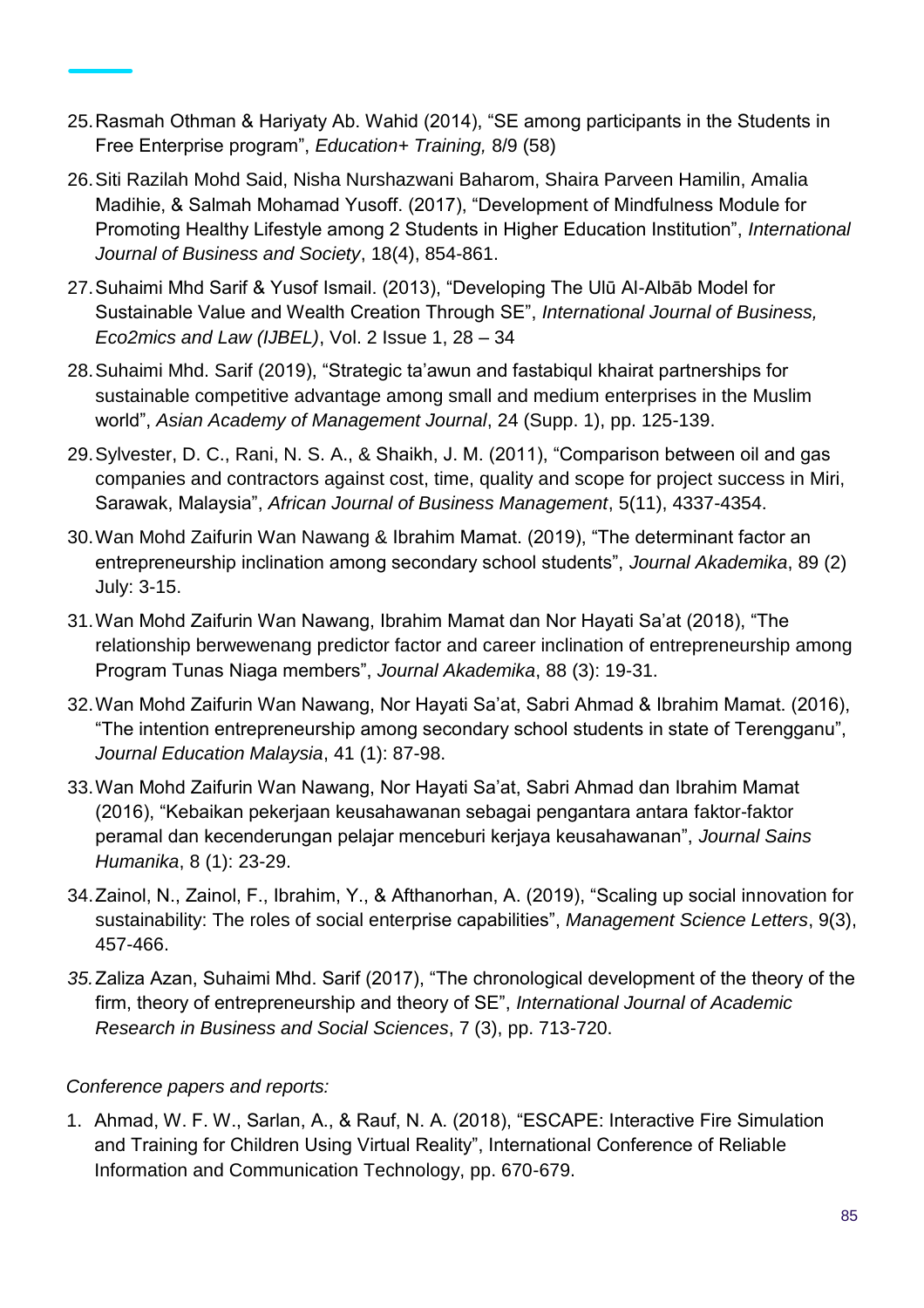25. Rasmah Othman & Hariyaty Ab. Wahid (2014), "SE among participants in the Students in Free Enterprise program", *Education+ Training,* 8/9 (58)

26. Siti Razilah Mohd Said, Nisha Nurshazwani Baharom, Shaira Parveen Hamilin, Amalia Madihie, & Salmah Mohamad Yusoff. (2017), "Development of Mindfulness Module for Promoting Healthy Lifestyle among 2 Students in Higher Education Institution", *International Journal of Business and Society*, 18(4), 854-861.

27. Suhaimi Mhd Sarif & Yusof Ismail. (2013), "Developing The Ulū Al-Albāb Model for Sustainable Value and Wealth Creation Through SE", *International Journal of Business, Eco2mics and Law (IJBEL)*, Vol. 2 Issue 1, 28 – 34

28. Suhaimi Mhd. Sarif (2019), "Strategic ta'awun and fastabiqul khairat partnerships for sustainable competitive advantage among small and medium enterprises in the Muslim world", *Asian Academy of Management Journal*, 24 (Supp. 1), pp. 125-139.

29. Sylvester, D. C., Rani, N. S. A., & Shaikh, J. M. (2011), "Comparison between oil and gas companies and contractors against cost, time, quality and scope for project success in Miri, Sarawak, Malaysia", *African Journal of Business Management*, 5(11), 4337-4354.

30. Wan Mohd Zaifurin Wan Nawang & Ibrahim Mamat. (2019), "The determinant factor an entrepreneurship inclination among secondary school students", *Journal Akademika*, 89 (2) July: 3-15.

31. Wan Mohd Zaifurin Wan Nawang, Ibrahim Mamat dan Nor Hayati Sa'at (2018), "The relationship berwewenang predictor factor and career inclination of entrepreneurship among Program Tunas Niaga members", *Journal Akademika*, 88 (3): 19-31.

32. Wan Mohd Zaifurin Wan Nawang, Nor Hayati Sa'at, Sabri Ahmad & Ibrahim Mamat. (2016), "The intention entrepreneurship among secondary school students in state of Terengganu", *Journal Education Malaysia*, 41 (1): 87-98.

33. Wan Mohd Zaifurin Wan Nawang, Nor Hayati Sa'at, Sabri Ahmad dan Ibrahim Mamat (2016), "Kebaikan pekerjaan keusahawanan sebagai pengantara antara faktor-faktor peramal dan kecenderungan pelajar menceburi kerjaya keusahawanan", *Journal Sains Humanika*, 8 (1): 23-29.

34. Zainol, N., Zainol, F., Ibrahim, Y., & Afthanorhan, A. (2019), "Scaling up social innovation for sustainability: The roles of social enterprise capabilities", *Management Science Letters*, 9(3), 457-466.

35. Zaliza Azan, Suhaimi Mhd. Sarif (2017), "The chronological development of the theory of the firm, theory of entrepreneurship and theory of SE", *International Journal of Academic Research in Business and Social Sciences*, 7 (3), pp. 713-720.

*Conference papers and reports:*

1. Ahmad, W. F. W., Sarlan, A., & Rauf, N. A. (2018), "ESCAPE: Interactive Fire Simulation and Training for Children Using Virtual Reality", International Conference of Reliable Information and Communication Technology, pp. 670-679.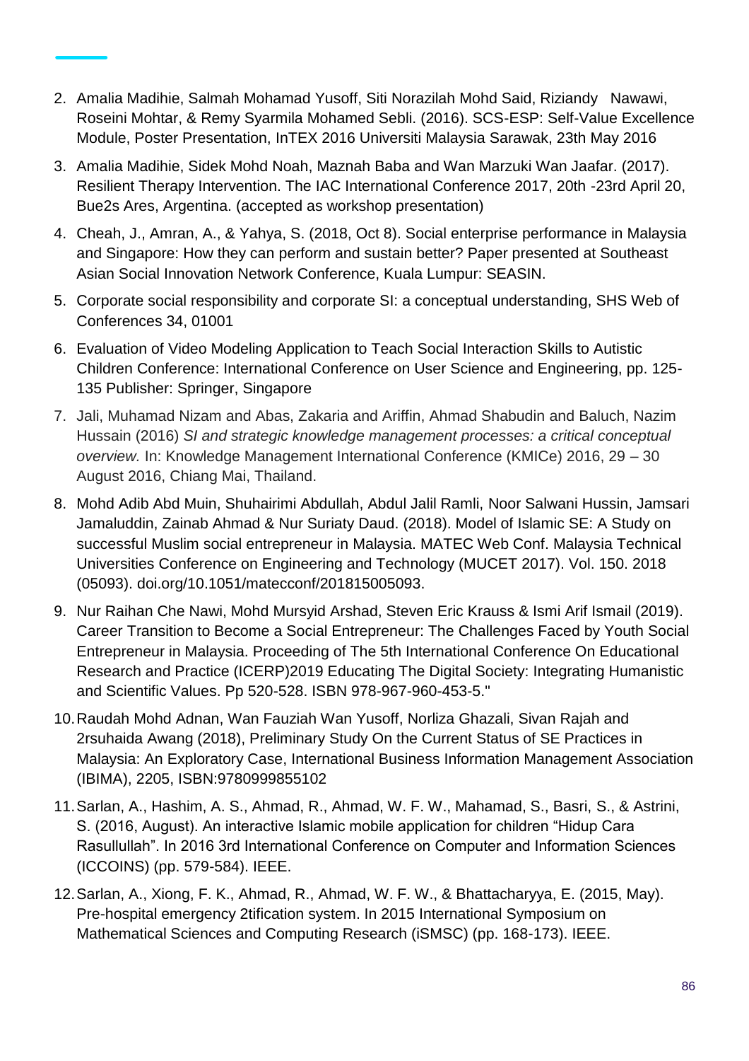2. Amalia Madihie, Salmah Mohamad Yusoff, Siti Norazilah Mohd Said, Riziandy Nawawi, Roseini Mohtar, & Remy Syarmila Mohamed Sebli. (2016). SCS-ESP: Self-Value Excellence Module, Poster Presentation, InTEX 2016 Universiti Malaysia Sarawak, 23th May 2016
3. Amalia Madihie, Sidek Mohd Noah, Maznah Baba and Wan Marzuki Wan Jaafar. (2017). Resilient Therapy Intervention. The IAC International Conference 2017, 20th -23rd April 20, Bue2s Ares, Argentina. (accepted as workshop presentation)
4. Cheah, J., Amran, A., & Yahya, S. (2018, Oct 8). Social enterprise performance in Malaysia and Singapore: How they can perform and sustain better? Paper presented at Southeast Asian Social Innovation Network Conference, Kuala Lumpur: SEASIN.
5. Corporate social responsibility and corporate SI: a conceptual understanding, SHS Web of Conferences 34, 01001
6. Evaluation of Video Modeling Application to Teach Social Interaction Skills to Autistic Children Conference: International Conference on User Science and Engineering, pp. 125-135 Publisher: Springer, Singapore
7. Jali, Muhamad Nizam and Abas, Zakaria and Ariffin, Ahmad Shabudin and Baluch, Nazim Hussain (2016) *SI and strategic knowledge management processes: a critical conceptual overview.* In: Knowledge Management International Conference (KMICe) 2016, 29 – 30 August 2016, Chiang Mai, Thailand.
8. Mohd Adib Abd Muin, Shuhairimi Abdullah, Abdul Jalil Ramli, Noor Salwani Hussin, Jamsari Jamaluddin, Zainab Ahmad & Nur Suriaty Daud. (2018). Model of Islamic SE: A Study on successful Muslim social entrepreneur in Malaysia. MATEC Web Conf. Malaysia Technical Universities Conference on Engineering and Technology (MUCET 2017). Vol. 150. 2018 (05093). doi.org/10.1051/matecconf/201815005093.
9. Nur Raihan Che Nawi, Mohd Mursyid Arshad, Steven Eric Krauss & Ismi Arif Ismail (2019). Career Transition to Become a Social Entrepreneur: The Challenges Faced by Youth Social Entrepreneur in Malaysia. Proceeding of The 5th International Conference On Educational Research and Practice (ICERP)2019 Educating The Digital Society: Integrating Humanistic and Scientific Values. Pp 520-528. ISBN 978-967-960-453-5."
10. Raudah Mohd Adnan, Wan Fauziah Wan Yusoff, Norliza Ghazali, Sivan Rajah and 2rsuhaida Awang (2018), Preliminary Study On the Current Status of SE Practices in Malaysia: An Exploratory Case, International Business Information Management Association (IBIMA), 2205, ISBN:9780999855102
11. Sarlan, A., Hashim, A. S., Ahmad, R., Ahmad, W. F. W., Mahamad, S., Basri, S., & Astrini, S. (2016, August). An interactive Islamic mobile application for children "Hidup Cara Rasullullah". In 2016 3rd International Conference on Computer and Information Sciences (ICCOINS) (pp. 579-584). IEEE.
12. Sarlan, A., Xiong, F. K., Ahmad, R., Ahmad, W. F. W., & Bhattacharyya, E. (2015, May). Pre-hospital emergency 2tification system. In 2015 International Symposium on Mathematical Sciences and Computing Research (iSMSC) (pp. 168-173). IEEE.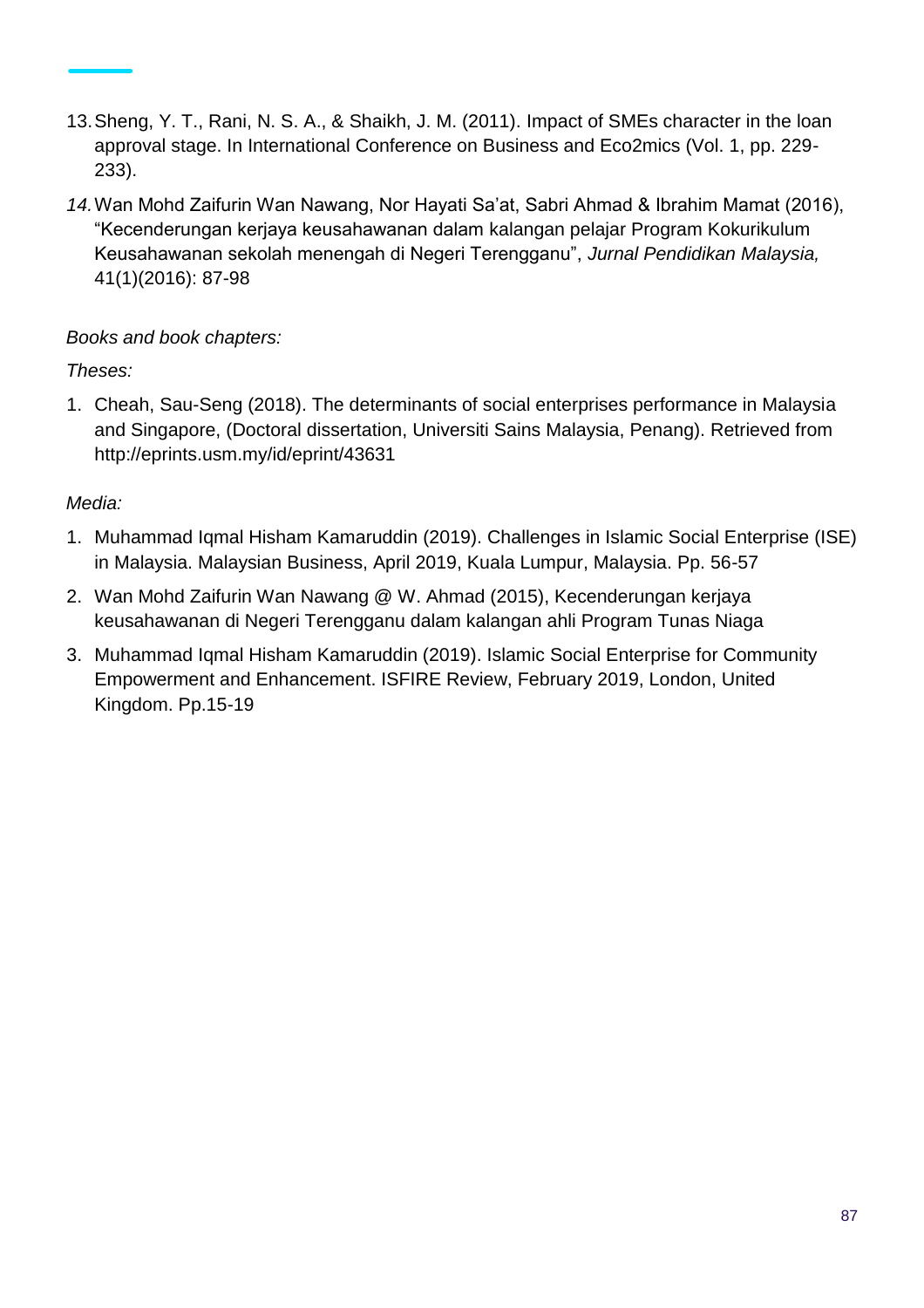13. Sheng, Y. T., Rani, N. S. A., & Shaikh, J. M. (2011). Impact of SMEs character in the loan approval stage. In International Conference on Business and Eco2mics (Vol. 1, pp. 229-233).

14. Wan Mohd Zaifurin Wan Nawang, Nor Hayati Sa'at, Sabri Ahmad & Ibrahim Mamat (2016), "Kecenderungan kerjaya keusahawanan dalam kalangan pelajar Program Kokurikulum Keusahawanan sekolah menengah di Negeri Terengganu", *Jurnal Pendidikan Malaysia,* 41(1)(2016): 87-98

*Books and book chapters:*

*Theses:*

1. Cheah, Sau-Seng (2018). The determinants of social enterprises performance in Malaysia and Singapore, (Doctoral dissertation, Universiti Sains Malaysia, Penang). Retrieved from http://eprints.usm.my/id/eprint/43631

*Media:*

1. Muhammad Iqmal Hisham Kamaruddin (2019). Challenges in Islamic Social Enterprise (ISE) in Malaysia. Malaysian Business, April 2019, Kuala Lumpur, Malaysia. Pp. 56-57
2. Wan Mohd Zaifurin Wan Nawang @ W. Ahmad (2015), Kecenderungan kerjaya keusahawanan di Negeri Terengganu dalam kalangan ahli Program Tunas Niaga
3. Muhammad Iqmal Hisham Kamaruddin (2019). Islamic Social Enterprise for Community Empowerment and Enhancement. ISFIRE Review, February 2019, London, United Kingdom. Pp.15-19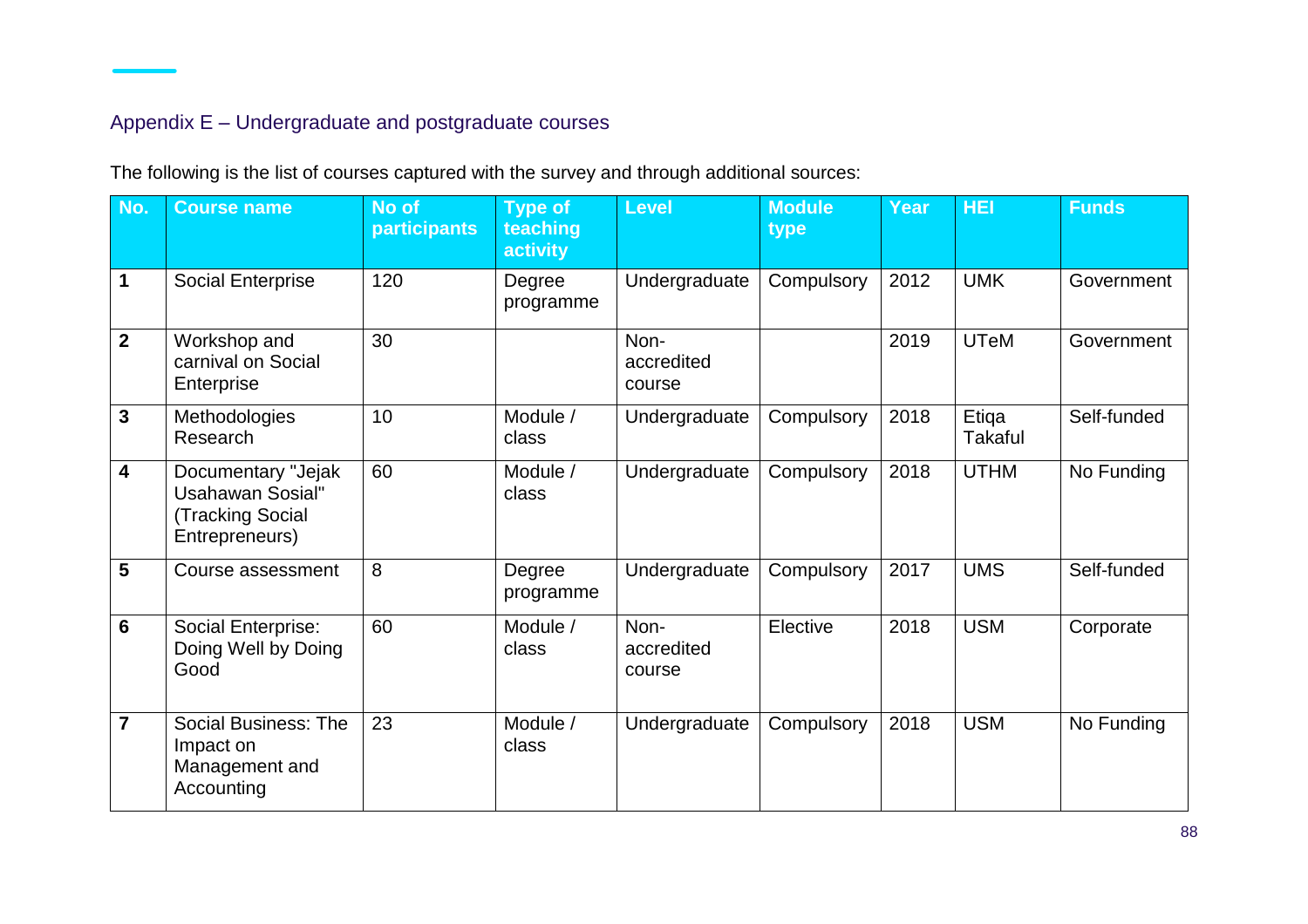## Appendix E – Undergraduate and postgraduate courses

The following is the list of courses captured with the survey and through additional sources:

| No. | Course name | No of participants | Type of teaching activity | Level | Module type | Year | HEI | Funds |
|---|---|---|---|---|---|---|---|---|
| 1 | Social Enterprise | 120 | Degree programme | Undergraduate | Compulsory | 2012 | UMK | Government |
| 2 | Workshop and carnival on Social Enterprise | 30 | | Non-accredited course | | 2019 | UTeM | Government |
| 3 | Methodologies Research | 10 | Module / class | Undergraduate | Compulsory | 2018 | Etiqa Takaful | Self-funded |
| 4 | Documentary "Jejak Usahawan Sosial" (Tracking Social Entrepreneurs) | 60 | Module / class | Undergraduate | Compulsory | 2018 | UTHM | No Funding |
| 5 | Course assessment | 8 | Degree programme | Undergraduate | Compulsory | 2017 | UMS | Self-funded |
| 6 | Social Enterprise: Doing Well by Doing Good | 60 | Module / class | Non-accredited course | Elective | 2018 | USM | Corporate |
| 7 | Social Business: The Impact on Management and Accounting | 23 | Module / class | Undergraduate | Compulsory | 2018 | USM | No Funding |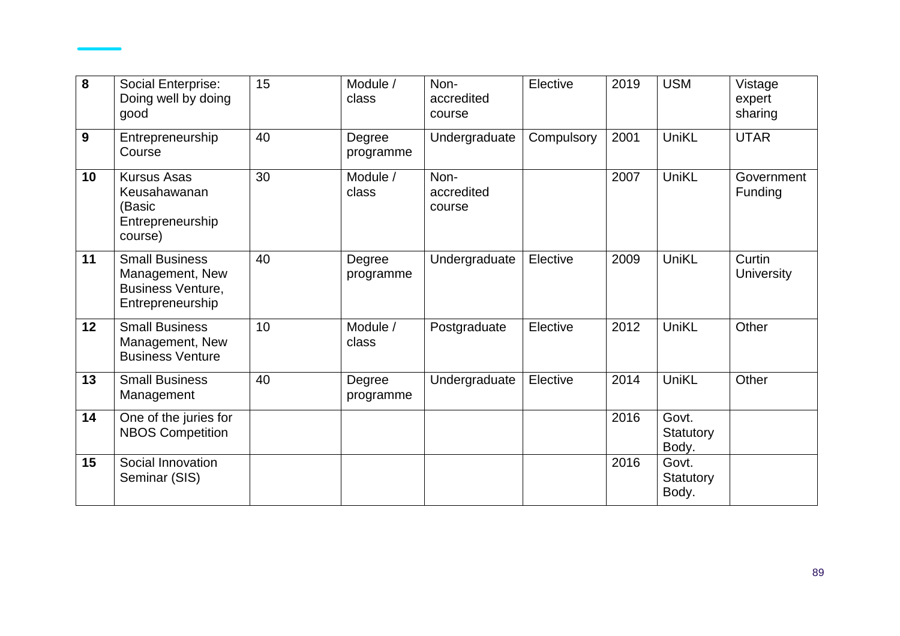| 8 | Social Enterprise: Doing well by doing good | 15 | Module / class | Non-accredited course | Elective | 2019 | USM | Vistage expert sharing |
|---|---|---|---|---|---|---|---|---|
| 9 | Entrepreneurship Course | 40 | Degree programme | Undergraduate | Compulsory | 2001 | UniKL | UTAR |
| 10 | Kursus Asas Keusahawanan (Basic Entrepreneurship course) | 30 | Module / class | Non-accredited course | | 2007 | UniKL | Government Funding |
| 11 | Small Business Management, New Business Venture, Entrepreneurship | 40 | Degree programme | Undergraduate | Elective | 2009 | UniKL | Curtin University |
| 12 | Small Business Management, New Business Venture | 10 | Module / class | Postgraduate | Elective | 2012 | UniKL | Other |
| 13 | Small Business Management | 40 | Degree programme | Undergraduate | Elective | 2014 | UniKL | Other |
| 14 | One of the juries for NBOS Competition | | | | | 2016 | Govt. Statutory Body. | |
| 15 | Social Innovation Seminar (SIS) | | | | | 2016 | Govt. Statutory Body. | |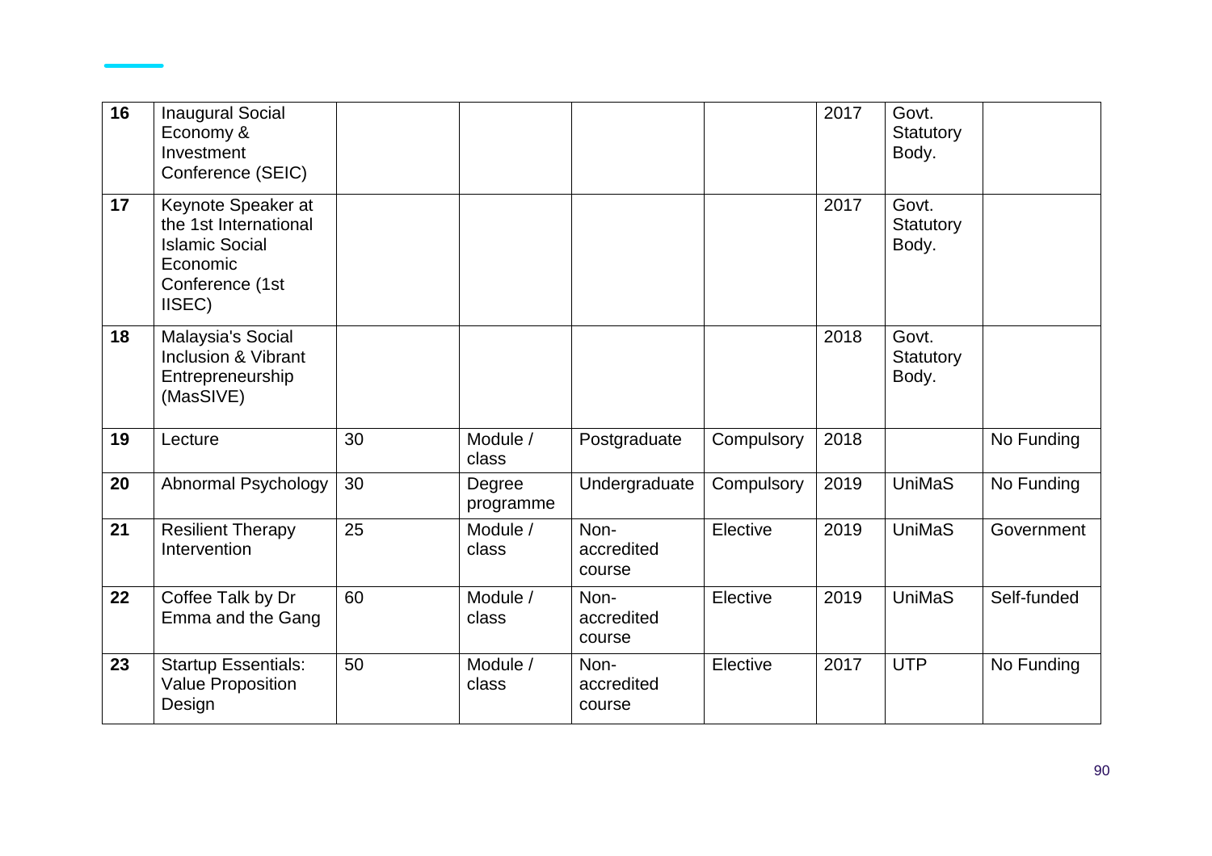| 16 | Inaugural Social Economy & Investment Conference (SEIC) | | | | | 2017 | Govt. Statutory Body. | |
|---|---|---|---|---|---|---|---|---|
| 17 | Keynote Speaker at the 1st International Islamic Social Economic Conference (1st IISEC) | | | | | 2017 | Govt. Statutory Body. | |
| 18 | Malaysia's Social Inclusion & Vibrant Entrepreneurship (MasSIVE) | | | | | 2018 | Govt. Statutory Body. | |
| 19 | Lecture | 30 | Module / class | Postgraduate | Compulsory | 2018 | | No Funding |
| 20 | Abnormal Psychology | 30 | Degree programme | Undergraduate | Compulsory | 2019 | UniMaS | No Funding |
| 21 | Resilient Therapy Intervention | 25 | Module / class | Non-accredited course | Elective | 2019 | UniMaS | Government |
| 22 | Coffee Talk by Dr Emma and the Gang | 60 | Module / class | Non-accredited course | Elective | 2019 | UniMaS | Self-funded |
| 23 | Startup Essentials: Value Proposition Design | 50 | Module / class | Non-accredited course | Elective | 2017 | UTP | No Funding |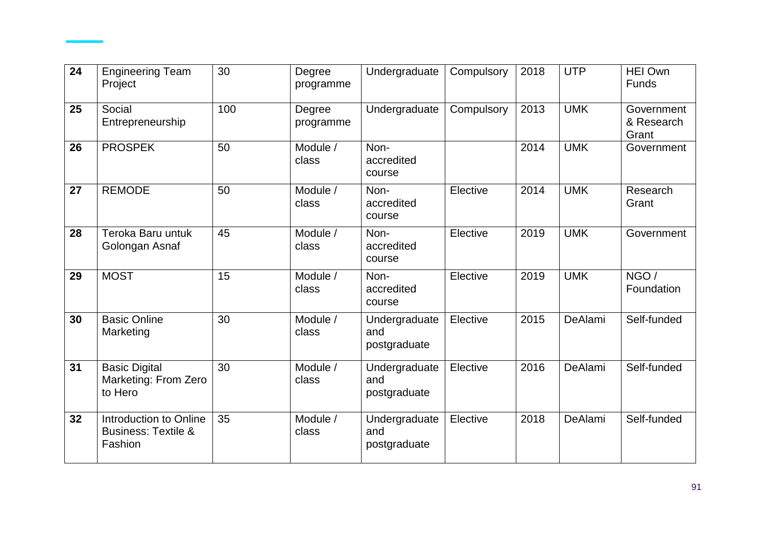| 24 | Engineering Team Project | 30 | Degree programme | Undergraduate | Compulsory | 2018 | UTP | HEI Own Funds |
|---|---|---|---|---|---|---|---|---|
| 25 | Social Entrepreneurship | 100 | Degree programme | Undergraduate | Compulsory | 2013 | UMK | Government & Research Grant |
| 26 | PROSPEK | 50 | Module / class | Non-accredited course | | 2014 | UMK | Government |
| 27 | REMODE | 50 | Module / class | Non-accredited course | Elective | 2014 | UMK | Research Grant |
| 28 | Teroka Baru untuk Golongan Asnaf | 45 | Module / class | Non-accredited course | Elective | 2019 | UMK | Government |
| 29 | MOST | 15 | Module / class | Non-accredited course | Elective | 2019 | UMK | NGO / Foundation |
| 30 | Basic Online Marketing | 30 | Module / class | Undergraduate and postgraduate | Elective | 2015 | DeAlami | Self-funded |
| 31 | Basic Digital Marketing: From Zero to Hero | 30 | Module / class | Undergraduate and postgraduate | Elective | 2016 | DeAlami | Self-funded |
| 32 | Introduction to Online Business: Textile & Fashion | 35 | Module / class | Undergraduate and postgraduate | Elective | 2018 | DeAlami | Self-funded |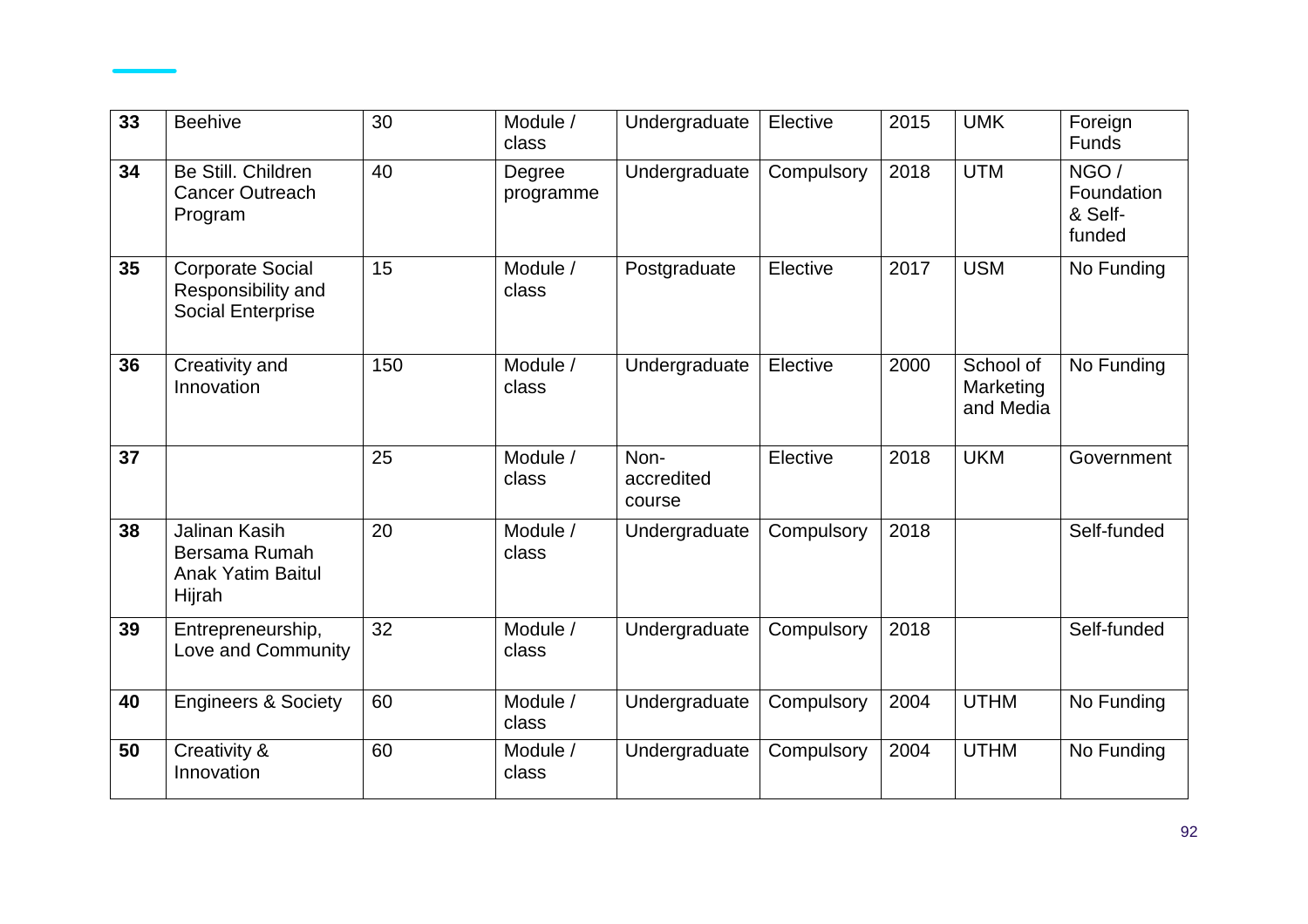| 33 | Beehive | 30 | Module / class | Undergraduate | Elective | 2015 | UMK | Foreign Funds |
|---|---|---|---|---|---|---|---|---|
| 34 | Be Still. Children Cancer Outreach Program | 40 | Degree programme | Undergraduate | Compulsory | 2018 | UTM | NGO / Foundation & Self-funded |
| 35 | Corporate Social Responsibility and Social Enterprise | 15 | Module / class | Postgraduate | Elective | 2017 | USM | No Funding |
| 36 | Creativity and Innovation | 150 | Module / class | Undergraduate | Elective | 2000 | School of Marketing and Media | No Funding |
| 37 | | 25 | Module / class | Non-accredited course | Elective | 2018 | UKM | Government |
| 38 | Jalinan Kasih Bersama Rumah Anak Yatim Baitul Hijrah | 20 | Module / class | Undergraduate | Compulsory | 2018 | | Self-funded |
| 39 | Entrepreneurship, Love and Community | 32 | Module / class | Undergraduate | Compulsory | 2018 | | Self-funded |
| 40 | Engineers & Society | 60 | Module / class | Undergraduate | Compulsory | 2004 | UTHM | No Funding |
| 50 | Creativity & Innovation | 60 | Module / class | Undergraduate | Compulsory | 2004 | UTHM | No Funding |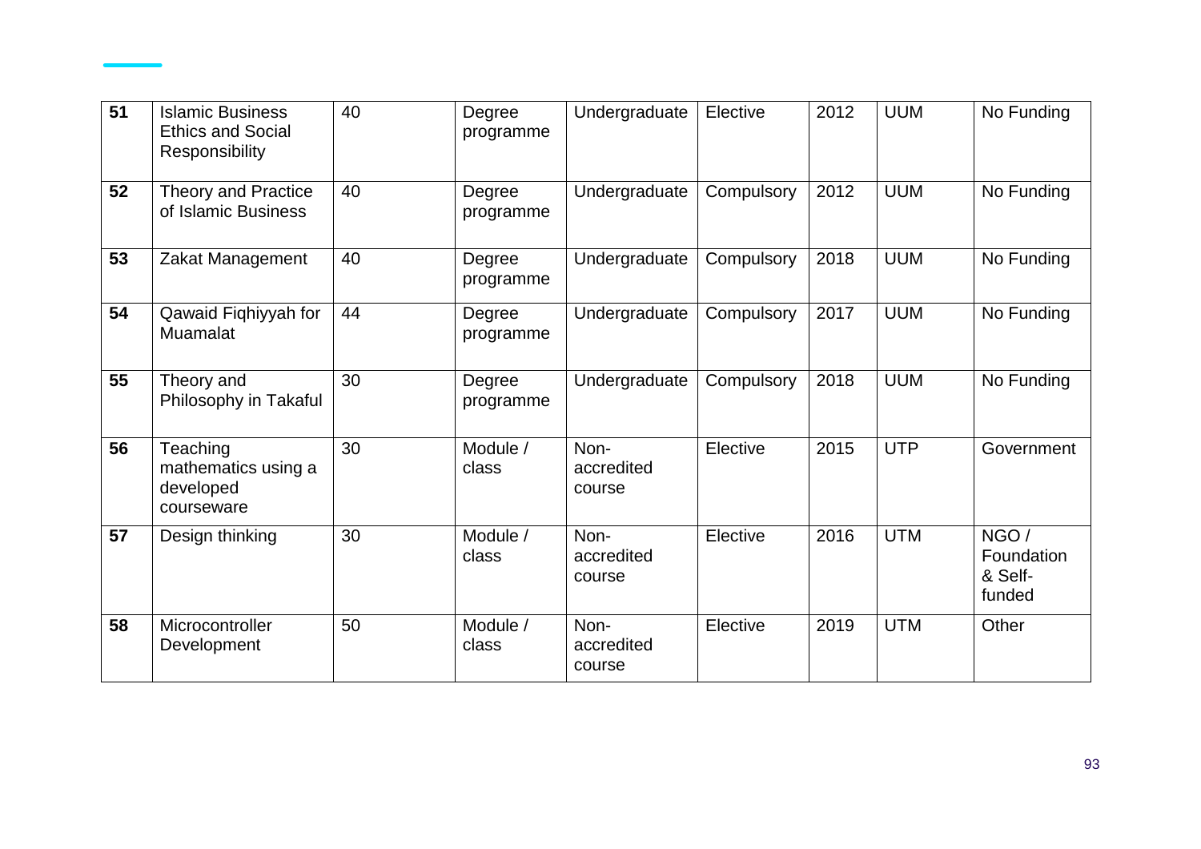| 51 | Islamic Business Ethics and Social Responsibility | 40 | Degree programme | Undergraduate | Elective | 2012 | UUM | No Funding |
|---|---|---|---|---|---|---|---|---|
| 52 | Theory and Practice of Islamic Business | 40 | Degree programme | Undergraduate | Compulsory | 2012 | UUM | No Funding |
| 53 | Zakat Management | 40 | Degree programme | Undergraduate | Compulsory | 2018 | UUM | No Funding |
| 54 | Qawaid Fiqhiyyah for Muamalat | 44 | Degree programme | Undergraduate | Compulsory | 2017 | UUM | No Funding |
| 55 | Theory and Philosophy in Takaful | 30 | Degree programme | Undergraduate | Compulsory | 2018 | UUM | No Funding |
| 56 | Teaching mathematics using a developed courseware | 30 | Module / class | Non-accredited course | Elective | 2015 | UTP | Government |
| 57 | Design thinking | 30 | Module / class | Non-accredited course | Elective | 2016 | UTM | NGO / Foundation & Self-funded |
| 58 | Microcontroller Development | 50 | Module / class | Non-accredited course | Elective | 2019 | UTM | Other |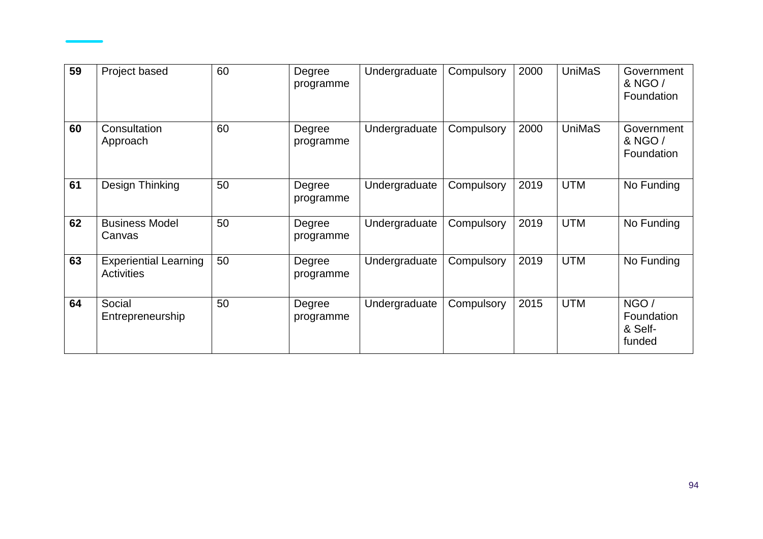| 59 | Project based | 60 | Degree programme | Undergraduate | Compulsory | 2000 | UniMaS | Government & NGO / Foundation |
|---|---|---|---|---|---|---|---|---|
| 60 | Consultation Approach | 60 | Degree programme | Undergraduate | Compulsory | 2000 | UniMaS | Government & NGO / Foundation |
| 61 | Design Thinking | 50 | Degree programme | Undergraduate | Compulsory | 2019 | UTM | No Funding |
| 62 | Business Model Canvas | 50 | Degree programme | Undergraduate | Compulsory | 2019 | UTM | No Funding |
| 63 | Experiential Learning Activities | 50 | Degree programme | Undergraduate | Compulsory | 2019 | UTM | No Funding |
| 64 | Social Entrepreneurship | 50 | Degree programme | Undergraduate | Compulsory | 2015 | UTM | NGO / Foundation & Self-funded |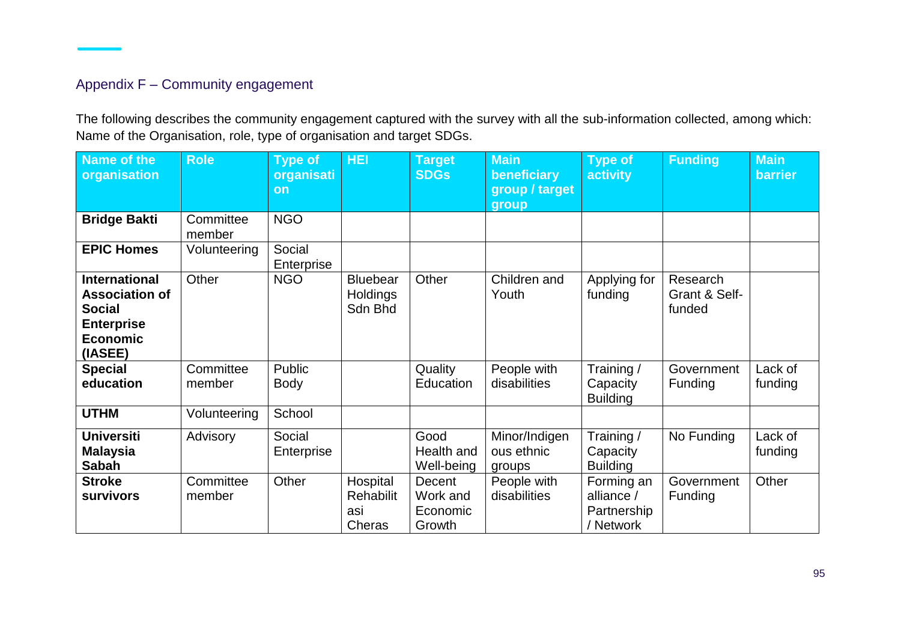## Appendix F – Community engagement

The following describes the community engagement captured with the survey with all the sub-information collected, among which: Name of the Organisation, role, type of organisation and target SDGs.

| Name of the organisation | Role | Type of organisation | HEI | Target SDGs | Main beneficiary group / target group | Type of activity | Funding | Main barrier |
|---|---|---|---|---|---|---|---|---|
| **Bridge Bakti** | Committee member | NGO | | | | | | |
| **EPIC Homes** | Volunteering | Social Enterprise | | | | | | |
| **International Association of Social Enterprise Economic (IASEE)** | Other | NGO | Bluebear Holdings Sdn Bhd | Other | Children and Youth | Applying for funding | Research Grant & Self-funded | |
| **Special education** | Committee member | Public Body | | Quality Education | People with disabilities | Training / Capacity Building | Government Funding | Lack of funding |
| **UTHM** | Volunteering | School | | | | | | |
| **Universiti Malaysia Sabah** | Advisory | Social Enterprise | | Good Health and Well-being | Minor/Indigenous ethnic groups | Training / Capacity Building | No Funding | Lack of funding |
| **Stroke survivors** | Committee member | Other | Hospital Rehabilitasi Cheras | Decent Work and Economic Growth | People with disabilities | Forming an alliance / Partnership / Network | Government Funding | Other |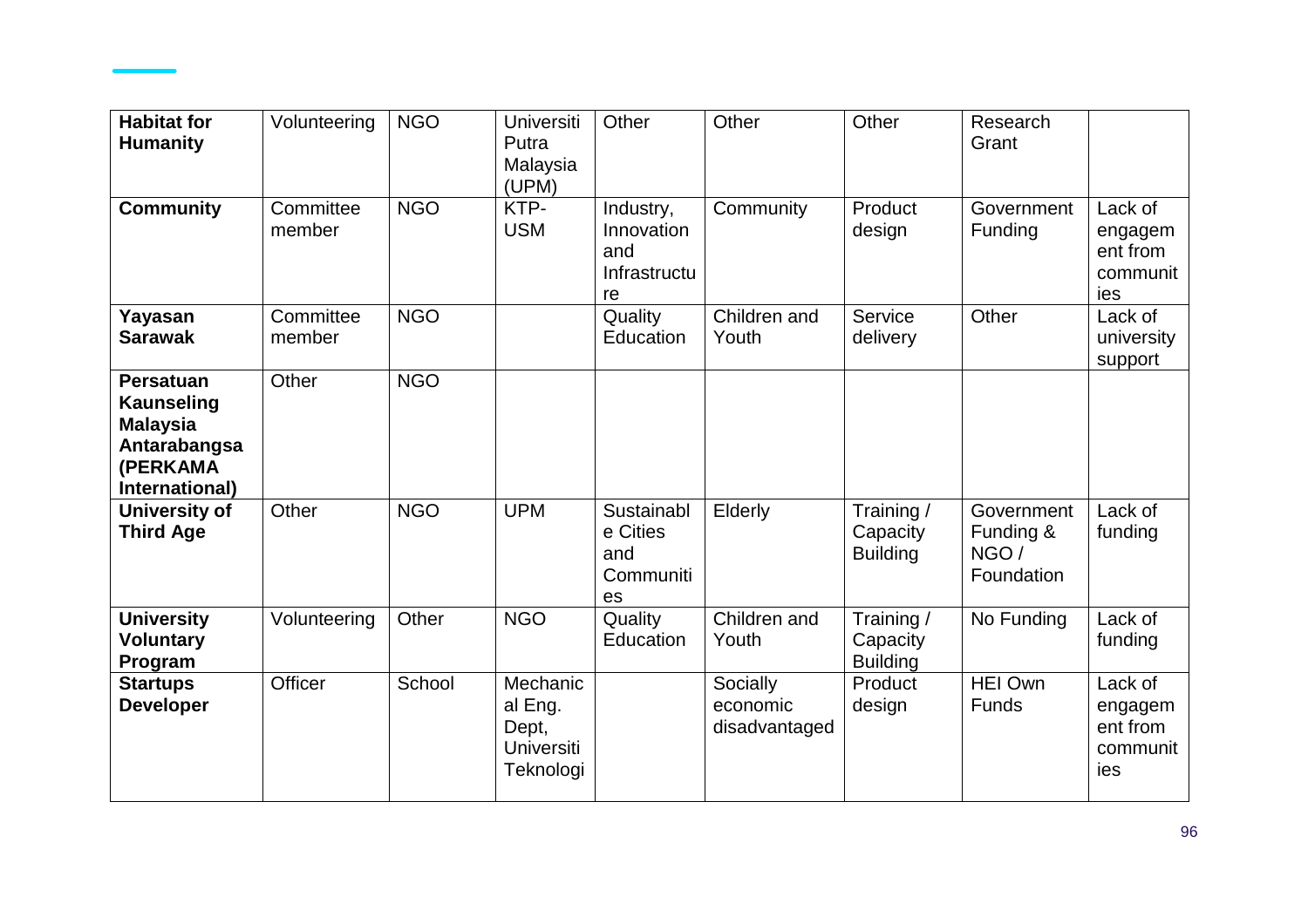| **Habitat for Humanity** | Volunteering | NGO | Universiti Putra Malaysia (UPM) | Other | Other | Other | Research Grant | |
|---|---|---|---|---|---|---|---|---|
| **Community** | Committee member | NGO | KTP-USM | Industry, Innovation and Infrastructure | Community | Product design | Government Funding | Lack of engagement from communities |
| **Yayasan Sarawak** | Committee member | NGO | | Quality Education | Children and Youth | Service delivery | Other | Lack of university support |
| **Persatuan Kaunseling Malaysia Antarabangsa (PERKAMA International)** | Other | NGO | | | | | | |
| **University of Third Age** | Other | NGO | UPM | Sustainable Cities and Communities | Elderly | Training / Capacity Building | Government Funding & NGO / Foundation | Lack of funding |
| **University Voluntary Program** | Volunteering | Other | NGO | Quality Education | Children and Youth | Training / Capacity Building | No Funding | Lack of funding |
| **Startups Developer** | Officer | School | Mechanical Eng. Dept, Universiti Teknologi | | Socially economic disadvantaged | Product design | HEI Own Funds | Lack of engagement from communities |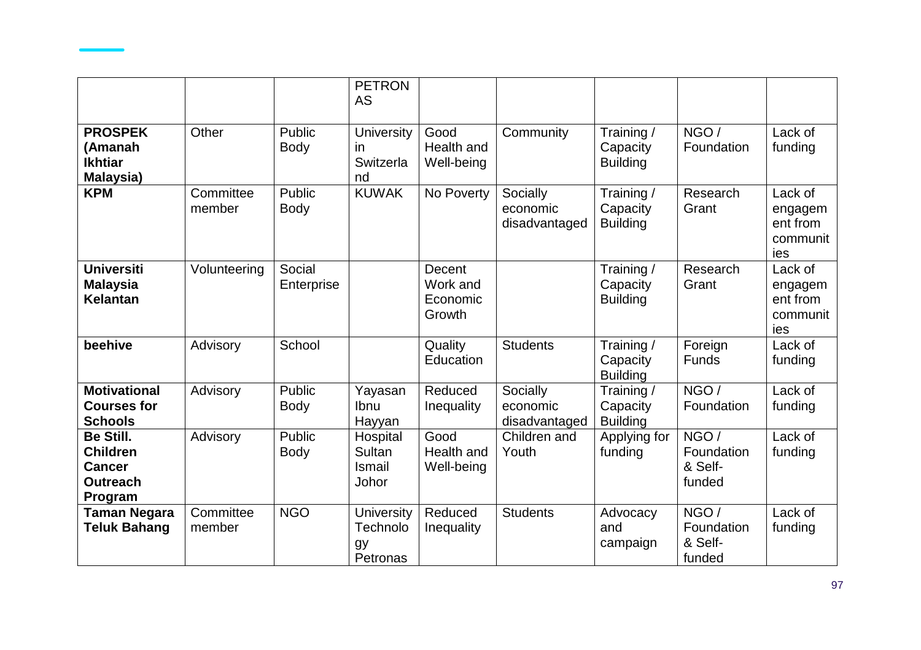| | | | PETRONAS | | | | | |
|---|---|---|---|---|---|---|---|---|
| **PROSPEK (Amanah Ikhtiar Malaysia)** | Other | Public Body | University in Switzerland | Good Health and Well-being | Community | Training / Capacity Building | NGO / Foundation | Lack of funding |
| **KPM** | Committee member | Public Body | KUWAK | No Poverty | Socially economic disadvantaged | Training / Capacity Building | Research Grant | Lack of engagement from communities |
| **Universiti Malaysia Kelantan** | Volunteering | Social Enterprise | | Decent Work and Economic Growth | | Training / Capacity Building | Research Grant | Lack of engagement from communities |
| **beehive** | Advisory | School | | Quality Education | Students | Training / Capacity Building | Foreign Funds | Lack of funding |
| **Motivational Courses for Schools** | Advisory | Public Body | Yayasan Ibnu Hayyan | Reduced Inequality | Socially economic disadvantaged | Training / Capacity Building | NGO / Foundation | Lack of funding |
| **Be Still. Children Cancer Outreach Program** | Advisory | Public Body | Hospital Sultan Ismail Johor | Good Health and Well-being | Children and Youth | Applying for funding | NGO / Foundation & Self-funded | Lack of funding |
| **Taman Negara Teluk Bahang** | Committee member | NGO | University Technology Petronas | Reduced Inequality | Students | Advocacy and campaign | NGO / Foundation & Self-funded | Lack of funding |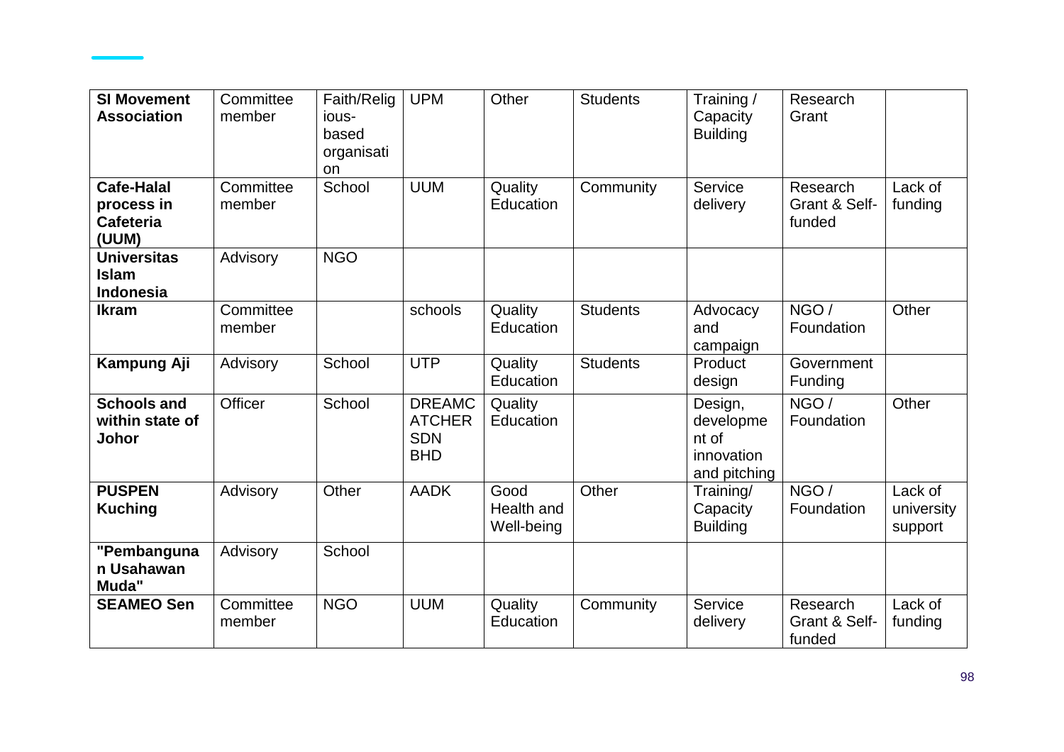| **SI Movement Association** | Committee member | Faith/Religious-based organisation | UPM | Other | Students | Training / Capacity Building | Research Grant | |
|---|---|---|---|---|---|---|---|---|
| **Cafe-Halal process in Cafeteria (UUM)** | Committee member | School | UUM | Quality Education | Community | Service delivery | Research Grant & Self-funded | Lack of funding |
| **Universitas Islam Indonesia** | Advisory | NGO | | | | | | |
| **Ikram** | Committee member | | schools | Quality Education | Students | Advocacy and campaign | NGO / Foundation | Other |
| **Kampung Aji** | Advisory | School | UTP | Quality Education | Students | Product design | Government Funding | |
| **Schools and within state of Johor** | Officer | School | DREAMCATCHER SDN BHD | Quality Education | | Design, development of innovation and pitching | NGO / Foundation | Other |
| **PUSPEN Kuching** | Advisory | Other | AADK | Good Health and Well-being | Other | Training/ Capacity Building | NGO / Foundation | Lack of university support |
| **"Pembangunan Usahawan Muda"** | Advisory | School | | | | | | |
| **SEAMEO Sen** | Committee member | NGO | UUM | Quality Education | Community | Service delivery | Research Grant & Self-funded | Lack of funding |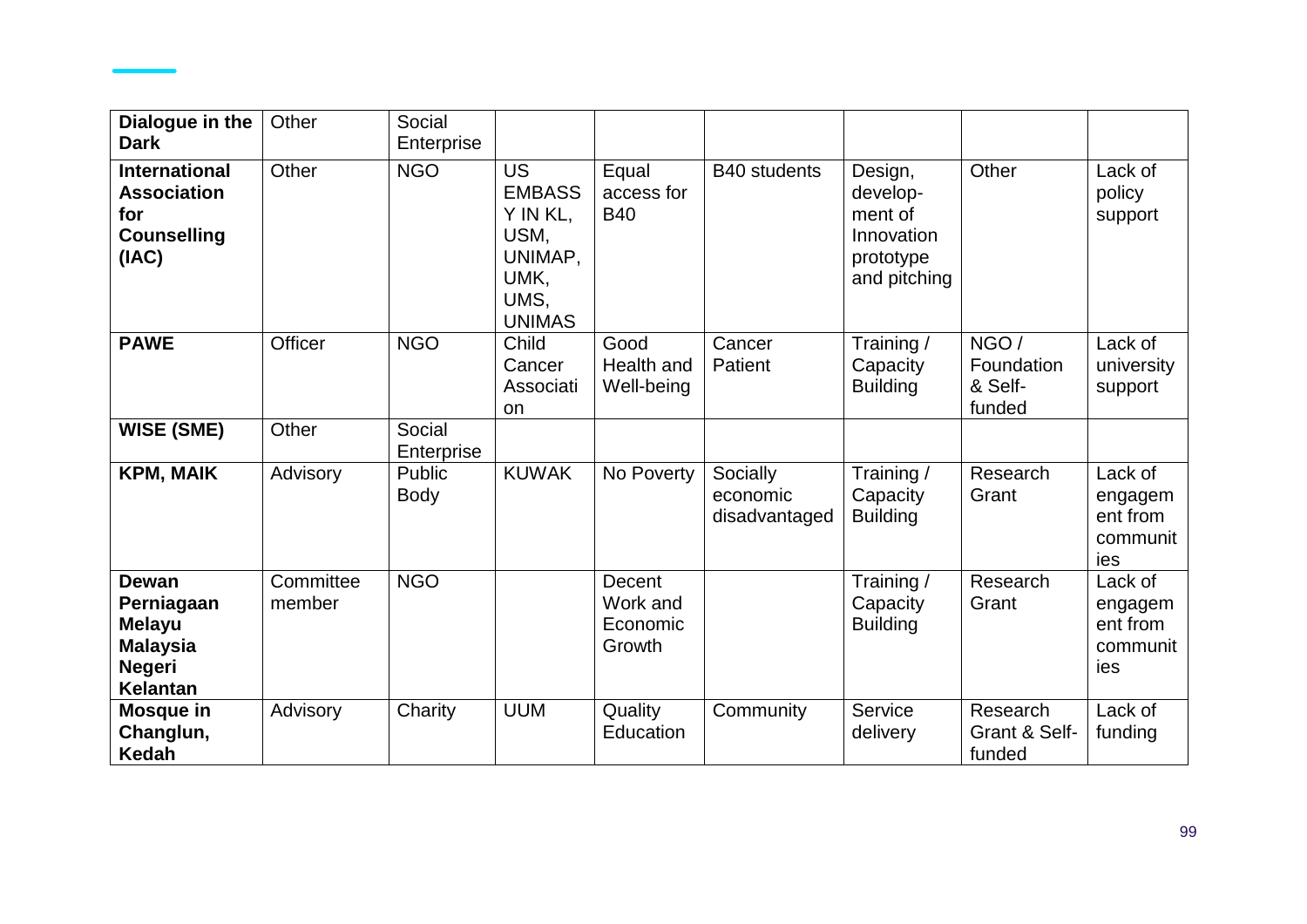| | | | | | | | | |
|---|---|---|---|---|---|---|---|---|
| **Dialogue in the Dark** | Other | Social Enterprise | | | | | | |
| **International Association for Counselling (IAC)** | Other | NGO | US EMBASSY IN KL, USM, UNIMAP, UMK, UMS, UNIMAS | Equal access for B40 | B40 students | Design, develop-ment of Innovation prototype and pitching | Other | Lack of policy support |
| **PAWE** | Officer | NGO | Child Cancer Association | Good Health and Well-being | Cancer Patient | Training / Capacity Building | NGO / Foundation & Self-funded | Lack of university support |
| **WISE (SME)** | Other | Social Enterprise | | | | | | |
| **KPM, MAIK** | Advisory | Public Body | KUWAK | No Poverty | Socially economic disadvantaged | Training / Capacity Building | Research Grant | Lack of engagement from communities |
| **Dewan Perniagaan Melayu Malaysia Negeri Kelantan** | Committee member | NGO | | Decent Work and Economic Growth | | Training / Capacity Building | Research Grant | Lack of engagement from communities |
| **Mosque in Changlun, Kedah** | Advisory | Charity | UUM | Quality Education | Community | Service delivery | Research Grant & Self-funded | Lack of funding |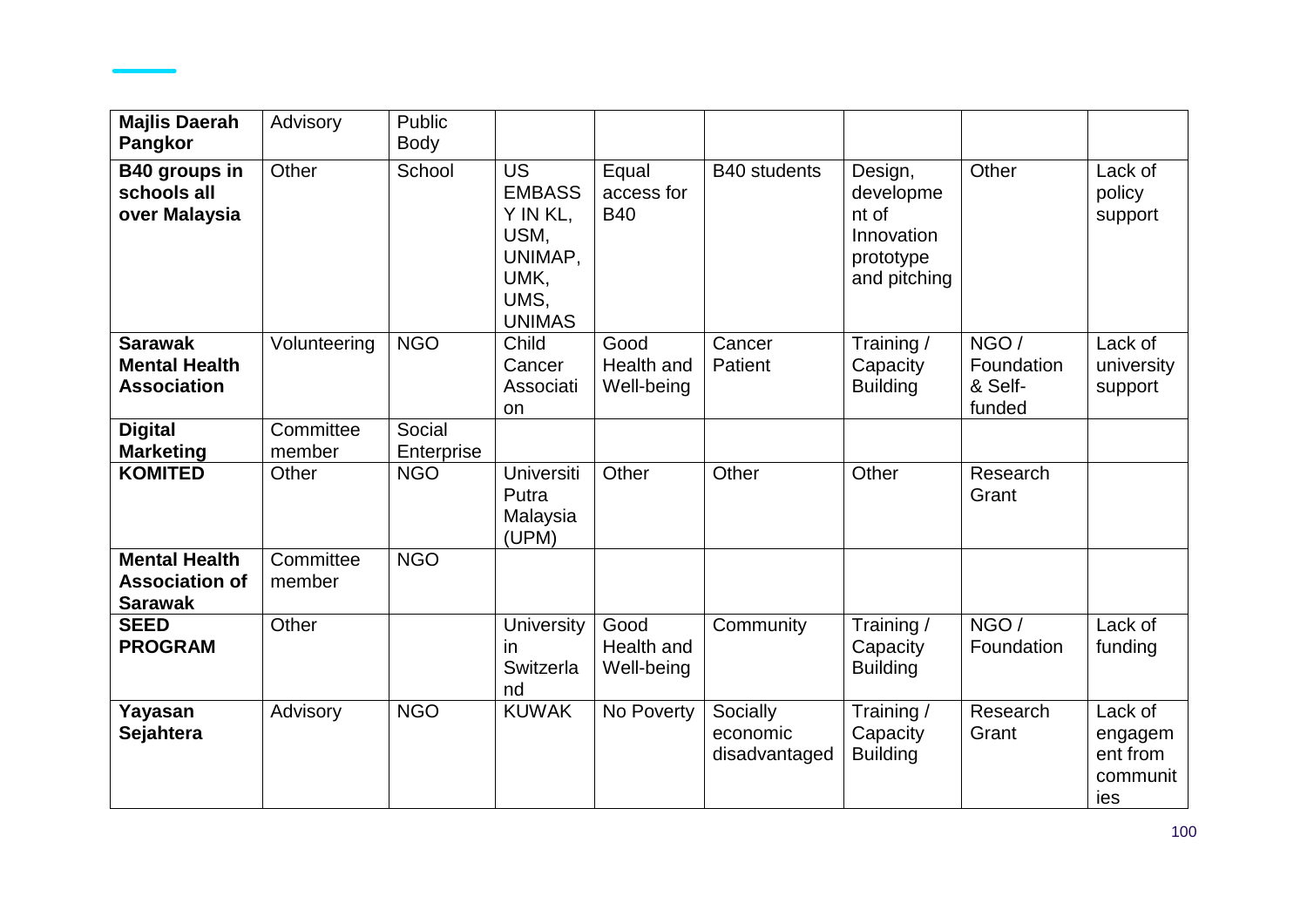| **Majlis Daerah Pangkor** | Advisory | Public Body | | | | | | |
|---|---|---|---|---|---|---|---|---|
| **B40 groups in schools all over Malaysia** | Other | School | US EMBASSY IN KL, USM, UNIMAP, UMK, UMS, UNIMAS | Equal access for B40 | B40 students | Design, development of Innovation prototype and pitching | Other | Lack of policy support |
| **Sarawak Mental Health Association** | Volunteering | NGO | Child Cancer Association | Good Health and Well-being | Cancer Patient | Training / Capacity Building | NGO / Foundation & Self-funded | Lack of university support |
| **Digital Marketing** | Committee member | Social Enterprise | | | | | | |
| **KOMITED** | Other | NGO | Universiti Putra Malaysia (UPM) | Other | Other | Other | Research Grant | |
| **Mental Health Association of Sarawak** | Committee member | NGO | | | | | | |
| **SEED PROGRAM** | Other | | University in Switzerland | Good Health and Well-being | Community | Training / Capacity Building | NGO / Foundation | Lack of funding |
| **Yayasan Sejahtera** | Advisory | NGO | KUWAK | No Poverty | Socially economic disadvantaged | Training / Capacity Building | Research Grant | Lack of engagement from communities |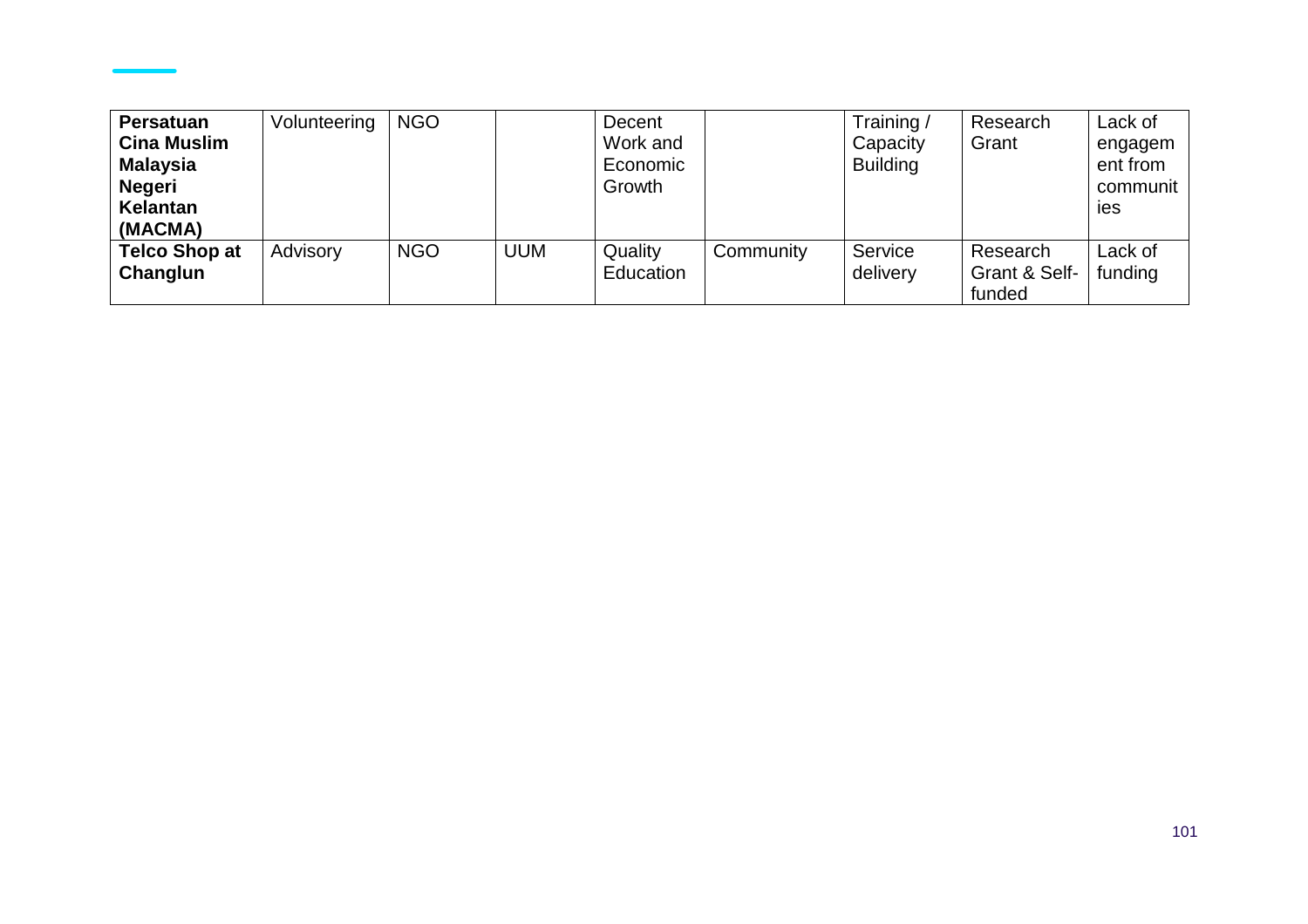| **Persatuan Cina Muslim Malaysia Negeri Kelantan (MACMA)** | Volunteering | NGO | | Decent Work and Economic Growth | | Training / Capacity Building | Research Grant | Lack of engagement from communities |
|---|---|---|---|---|---|---|---|---|
| **Telco Shop at Changlun** | Advisory | NGO | UUM | Quality Education | Community | Service delivery | Research Grant & Self-funded | Lack of funding |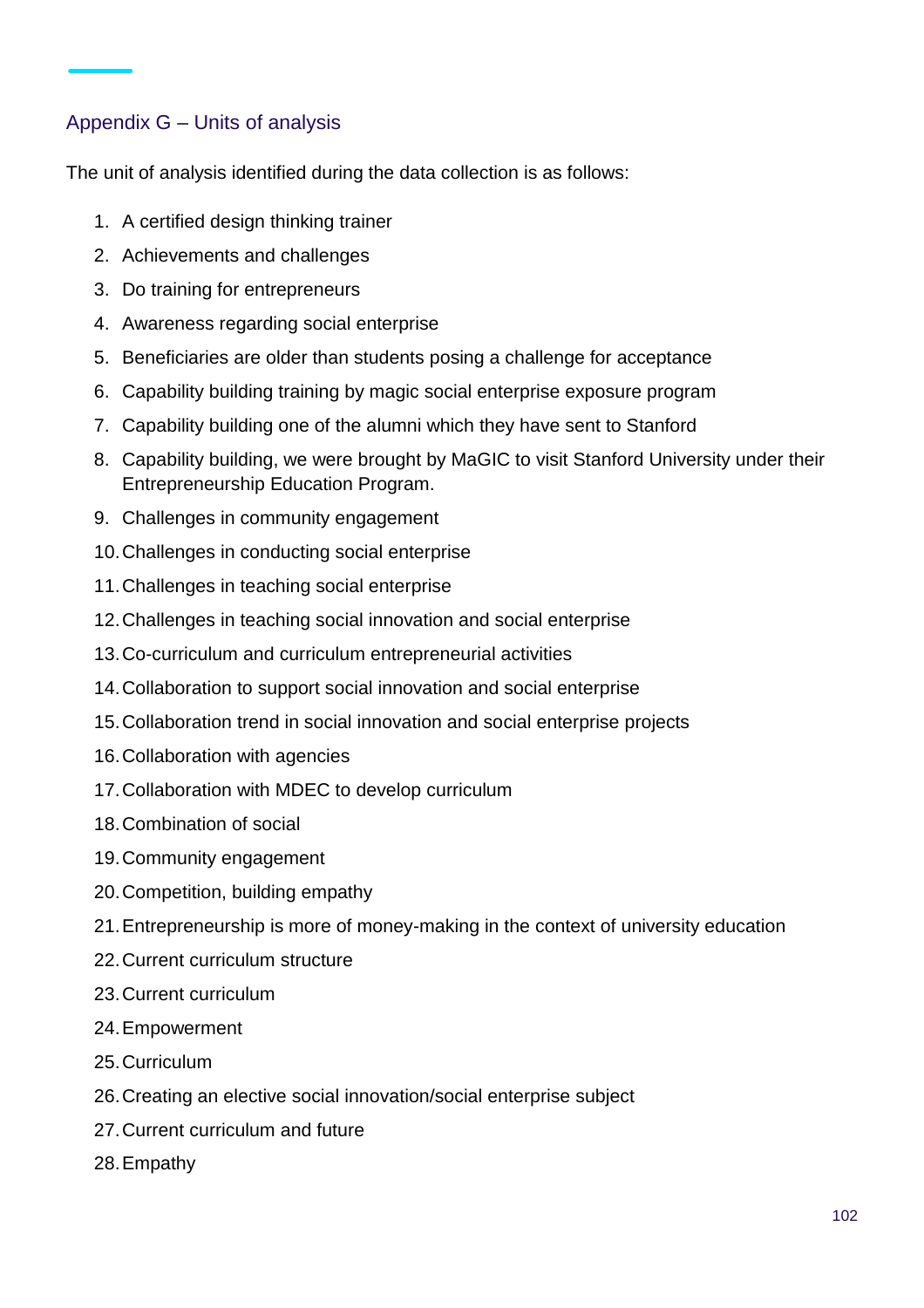## Appendix G – Units of analysis

The unit of analysis identified during the data collection is as follows:

1. A certified design thinking trainer
2. Achievements and challenges
3. Do training for entrepreneurs
4. Awareness regarding social enterprise
5. Beneficiaries are older than students posing a challenge for acceptance
6. Capability building training by magic social enterprise exposure program
7. Capability building one of the alumni which they have sent to Stanford
8. Capability building, we were brought by MaGIC to visit Stanford University under their Entrepreneurship Education Program.
9. Challenges in community engagement
10. Challenges in conducting social enterprise
11. Challenges in teaching social enterprise
12. Challenges in teaching social innovation and social enterprise
13. Co-curriculum and curriculum entrepreneurial activities
14. Collaboration to support social innovation and social enterprise
15. Collaboration trend in social innovation and social enterprise projects
16. Collaboration with agencies
17. Collaboration with MDEC to develop curriculum
18. Combination of social
19. Community engagement
20. Competition, building empathy
21. Entrepreneurship is more of money-making in the context of university education
22. Current curriculum structure
23. Current curriculum
24. Empowerment
25. Curriculum
26. Creating an elective social innovation/social enterprise subject
27. Current curriculum and future
28. Empathy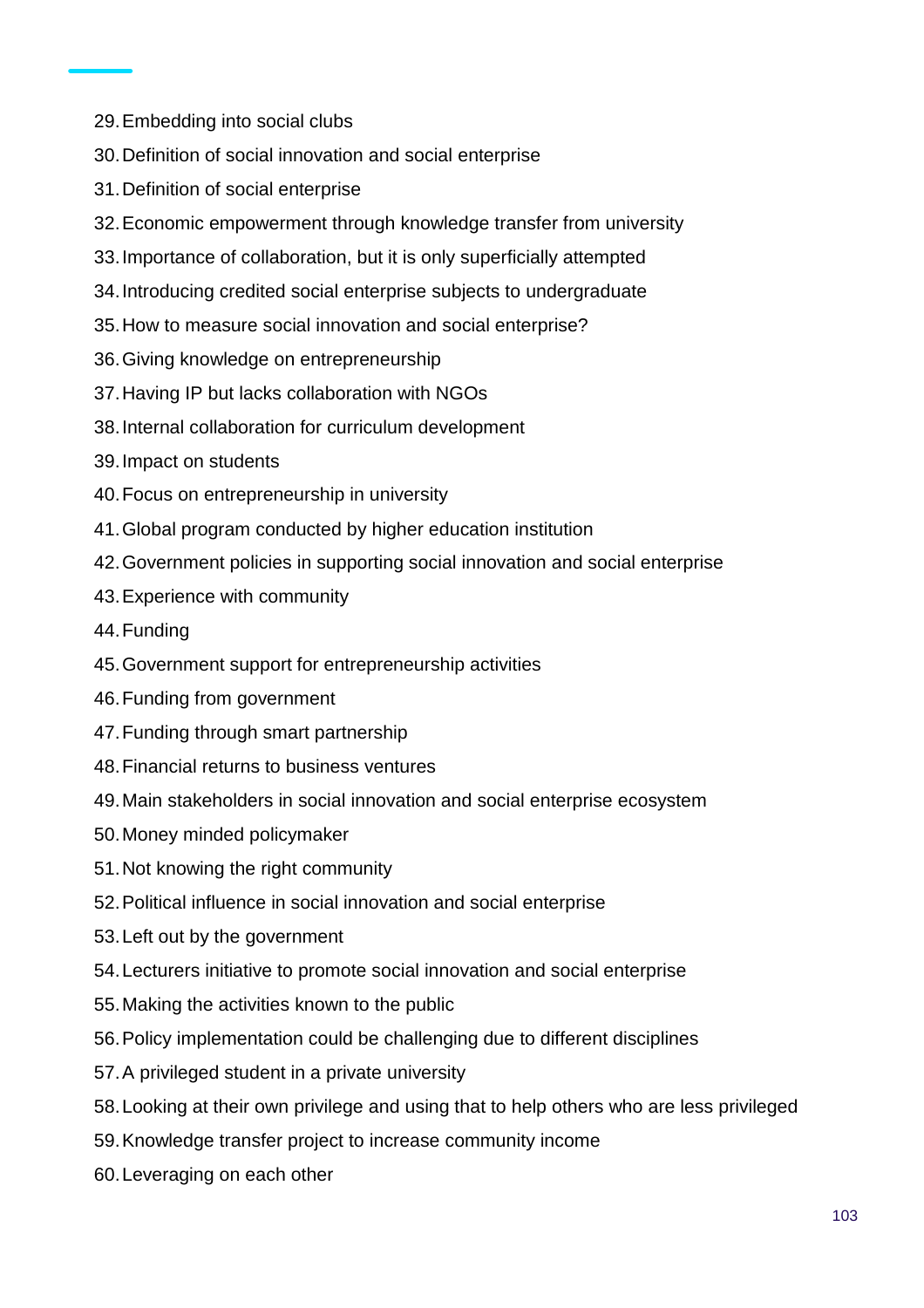29. Embedding into social clubs
30. Definition of social innovation and social enterprise
31. Definition of social enterprise
32. Economic empowerment through knowledge transfer from university
33. Importance of collaboration, but it is only superficially attempted
34. Introducing credited social enterprise subjects to undergraduate
35. How to measure social innovation and social enterprise?
36. Giving knowledge on entrepreneurship
37. Having IP but lacks collaboration with NGOs
38. Internal collaboration for curriculum development
39. Impact on students
40. Focus on entrepreneurship in university
41. Global program conducted by higher education institution
42. Government policies in supporting social innovation and social enterprise
43. Experience with community
44. Funding
45. Government support for entrepreneurship activities
46. Funding from government
47. Funding through smart partnership
48. Financial returns to business ventures
49. Main stakeholders in social innovation and social enterprise ecosystem
50. Money minded policymaker
51. Not knowing the right community
52. Political influence in social innovation and social enterprise
53. Left out by the government
54. Lecturers initiative to promote social innovation and social enterprise
55. Making the activities known to the public
56. Policy implementation could be challenging due to different disciplines
57. A privileged student in a private university
58. Looking at their own privilege and using that to help others who are less privileged
59. Knowledge transfer project to increase community income
60. Leveraging on each other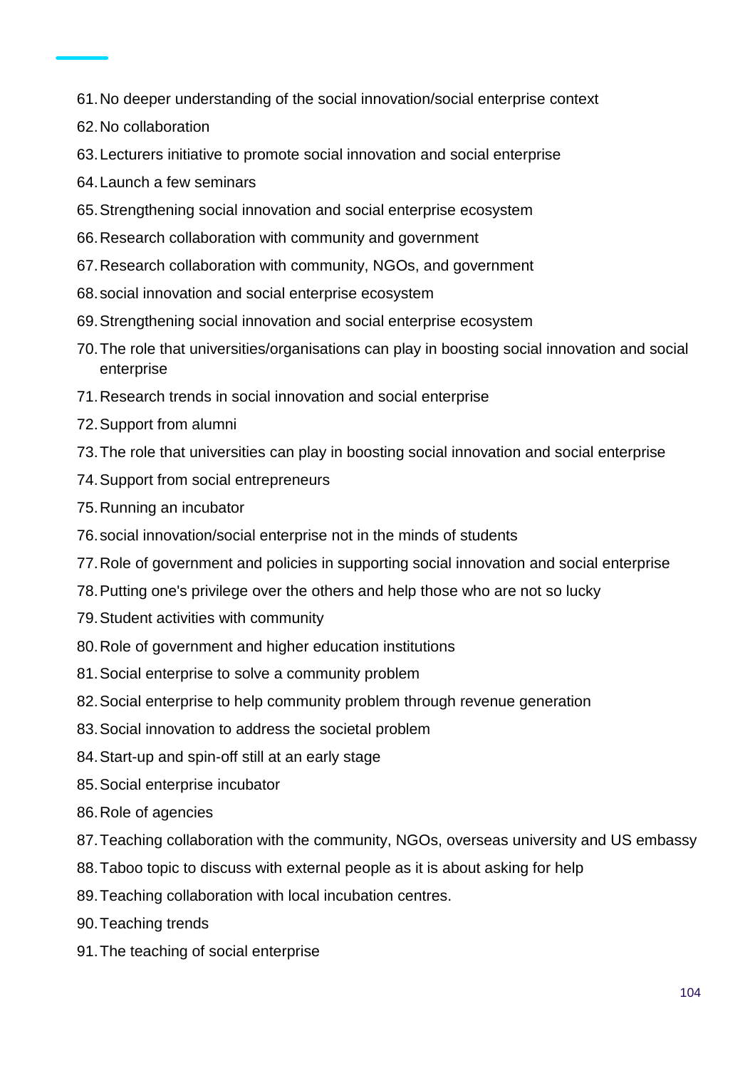61. No deeper understanding of the social innovation/social enterprise context
62. No collaboration
63. Lecturers initiative to promote social innovation and social enterprise
64. Launch a few seminars
65. Strengthening social innovation and social enterprise ecosystem
66. Research collaboration with community and government
67. Research collaboration with community, NGOs, and government
68. social innovation and social enterprise ecosystem
69. Strengthening social innovation and social enterprise ecosystem
70. The role that universities/organisations can play in boosting social innovation and social enterprise
71. Research trends in social innovation and social enterprise
72. Support from alumni
73. The role that universities can play in boosting social innovation and social enterprise
74. Support from social entrepreneurs
75. Running an incubator
76. social innovation/social enterprise not in the minds of students
77. Role of government and policies in supporting social innovation and social enterprise
78. Putting one's privilege over the others and help those who are not so lucky
79. Student activities with community
80. Role of government and higher education institutions
81. Social enterprise to solve a community problem
82. Social enterprise to help community problem through revenue generation
83. Social innovation to address the societal problem
84. Start-up and spin-off still at an early stage
85. Social enterprise incubator
86. Role of agencies
87. Teaching collaboration with the community, NGOs, overseas university and US embassy
88. Taboo topic to discuss with external people as it is about asking for help
89. Teaching collaboration with local incubation centres.
90. Teaching trends
91. The teaching of social enterprise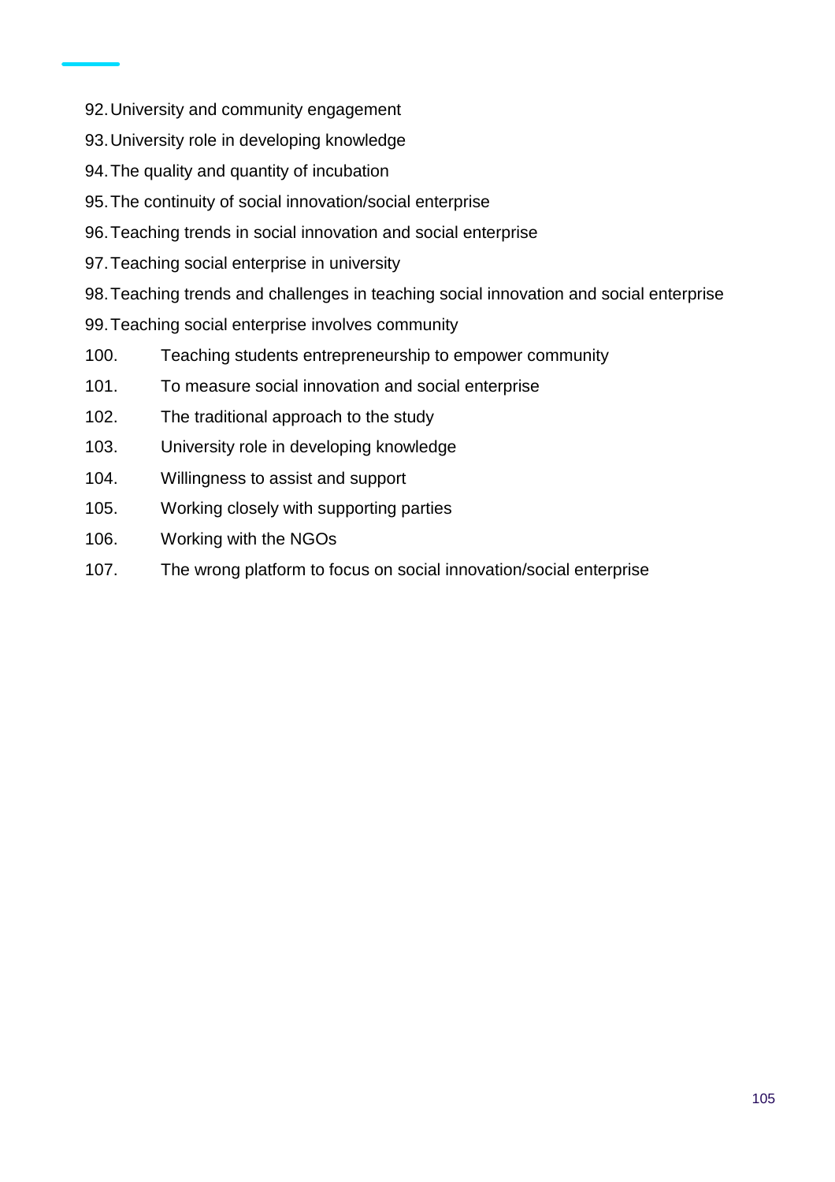92. University and community engagement
93. University role in developing knowledge
94. The quality and quantity of incubation
95. The continuity of social innovation/social enterprise
96. Teaching trends in social innovation and social enterprise
97. Teaching social enterprise in university
98. Teaching trends and challenges in teaching social innovation and social enterprise
99. Teaching social enterprise involves community
100. Teaching students entrepreneurship to empower community
101. To measure social innovation and social enterprise
102. The traditional approach to the study
103. University role in developing knowledge
104. Willingness to assist and support
105. Working closely with supporting parties
106. Working with the NGOs
107. The wrong platform to focus on social innovation/social enterprise